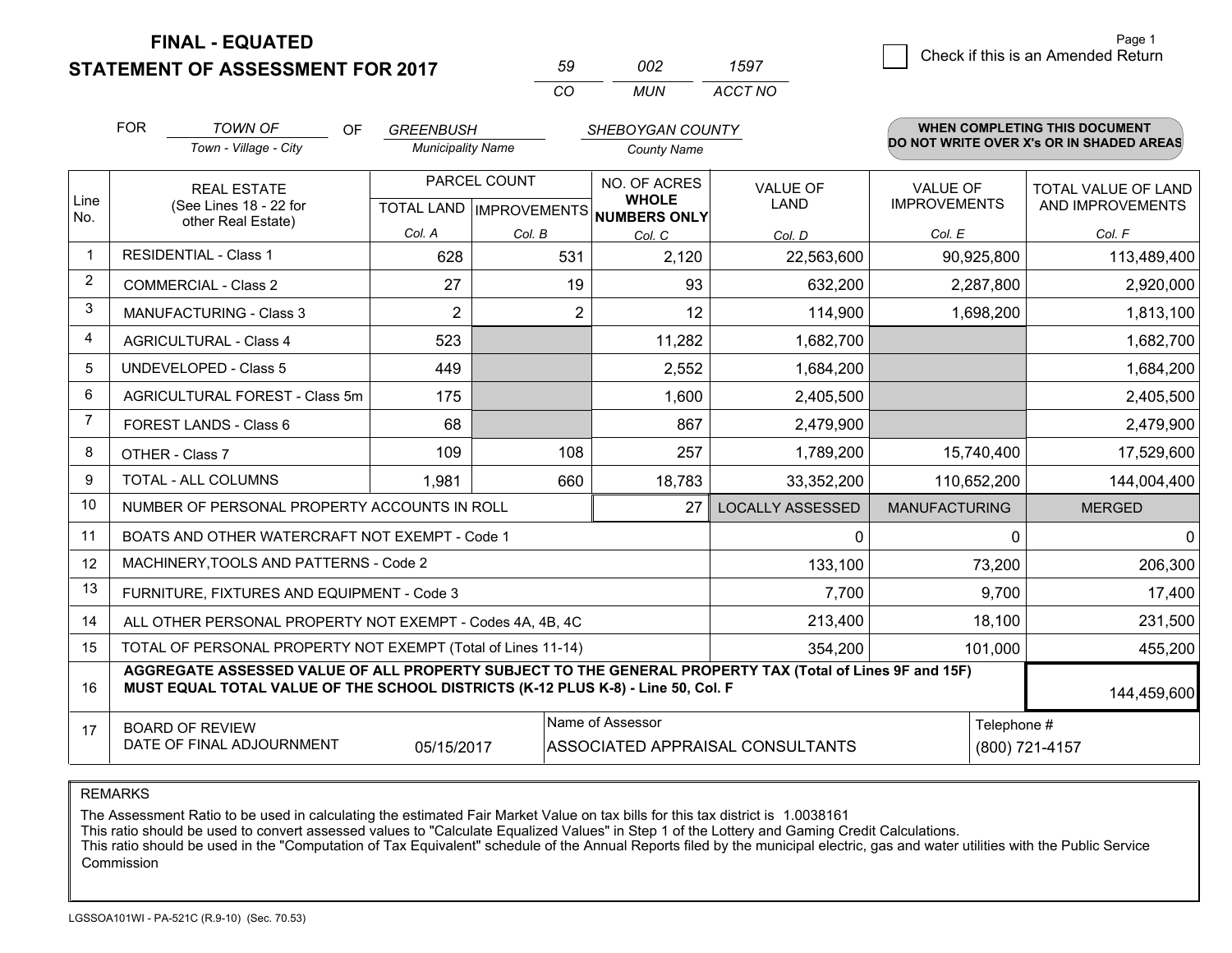# FINAL - EQUATED
## STATEMENT OF ASSESSMENT FOR 2017

| 59 | 002 | 1597 |
|---|---|---|
| CO | MUN | ACCT NO |

☐ Check if this is an Amended Return

FOR *TOWN OF* (Town - Village - City) OF *GREENBUSH* (Municipality Name) *SHEBOYGAN COUNTY* (County Name)

**WHEN COMPLETING THIS DOCUMENT DO NOT WRITE OVER X's OR IN SHADED AREAS**

| Line No. | REAL ESTATE (See Lines 18 - 22 for other Real Estate) | PARCEL COUNT TOTAL LAND Col. A | PARCEL COUNT IMPROVEMENTS Col. B | NO. OF ACRES WHOLE NUMBERS ONLY Col. C | VALUE OF LAND Col. D | VALUE OF IMPROVEMENTS Col. E | TOTAL VALUE OF LAND AND IMPROVEMENTS Col. F |
|---|---|---|---|---|---|---|---|
| 1 | RESIDENTIAL - Class 1 | 628 | 531 | 2,120 | 22,563,600 | 90,925,800 | 113,489,400 |
| 2 | COMMERCIAL - Class 2 | 27 | 19 | 93 | 632,200 | 2,287,800 | 2,920,000 |
| 3 | MANUFACTURING - Class 3 | 2 | 2 | 12 | 114,900 | 1,698,200 | 1,813,100 |
| 4 | AGRICULTURAL - Class 4 | 523 | | 11,282 | 1,682,700 | | 1,682,700 |
| 5 | UNDEVELOPED - Class 5 | 449 | | 2,552 | 1,684,200 | | 1,684,200 |
| 6 | AGRICULTURAL FOREST - Class 5m | 175 | | 1,600 | 2,405,500 | | 2,405,500 |
| 7 | FOREST LANDS - Class 6 | 68 | | 867 | 2,479,900 | | 2,479,900 |
| 8 | OTHER - Class 7 | 109 | 108 | 257 | 1,789,200 | 15,740,400 | 17,529,600 |
| 9 | TOTAL - ALL COLUMNS | 1,981 | 660 | 18,783 | 33,352,200 | 110,652,200 | 144,004,400 |
| 10 | NUMBER OF PERSONAL PROPERTY ACCOUNTS IN ROLL | | | 27 | LOCALLY ASSESSED | MANUFACTURING | MERGED |
| 11 | BOATS AND OTHER WATERCRAFT NOT EXEMPT - Code 1 | | | | 0 | 0 | 0 |
| 12 | MACHINERY,TOOLS AND PATTERNS - Code 2 | | | | 133,100 | 73,200 | 206,300 |
| 13 | FURNITURE, FIXTURES AND EQUIPMENT - Code 3 | | | | 7,700 | 9,700 | 17,400 |
| 14 | ALL OTHER PERSONAL PROPERTY NOT EXEMPT - Codes 4A, 4B, 4C | | | | 213,400 | 18,100 | 231,500 |
| 15 | TOTAL OF PERSONAL PROPERTY NOT EXEMPT (Total of Lines 11-14) | | | | 354,200 | 101,000 | 455,200 |
| 16 | **AGGREGATE ASSESSED VALUE OF ALL PROPERTY SUBJECT TO THE GENERAL PROPERTY TAX (Total of Lines 9F and 15F) MUST EQUAL TOTAL VALUE OF THE SCHOOL DISTRICTS (K-12 PLUS K-8) - Line 50, Col. F** | | | | | | 144,459,600 |
| 17 | BOARD OF REVIEW DATE OF FINAL ADJOURNMENT | 05/15/2017 | | Name of Assessor: ASSOCIATED APPRAISAL CONSULTANTS | | Telephone #: (800) 721-4157 | |

REMARKS

The Assessment Ratio to be used in calculating the estimated Fair Market Value on tax bills for this tax district is 1.0038161
This ratio should be used to convert assessed values to "Calculate Equalized Values" in Step 1 of the Lottery and Gaming Credit Calculations.
This ratio should be used in the "Computation of Tax Equivalent" schedule of the Annual Reports filed by the municipal electric, gas and water utilities with the Public Service Commission

LGSSOA101WI - PA-521C (R.9-10) (Sec. 70.53)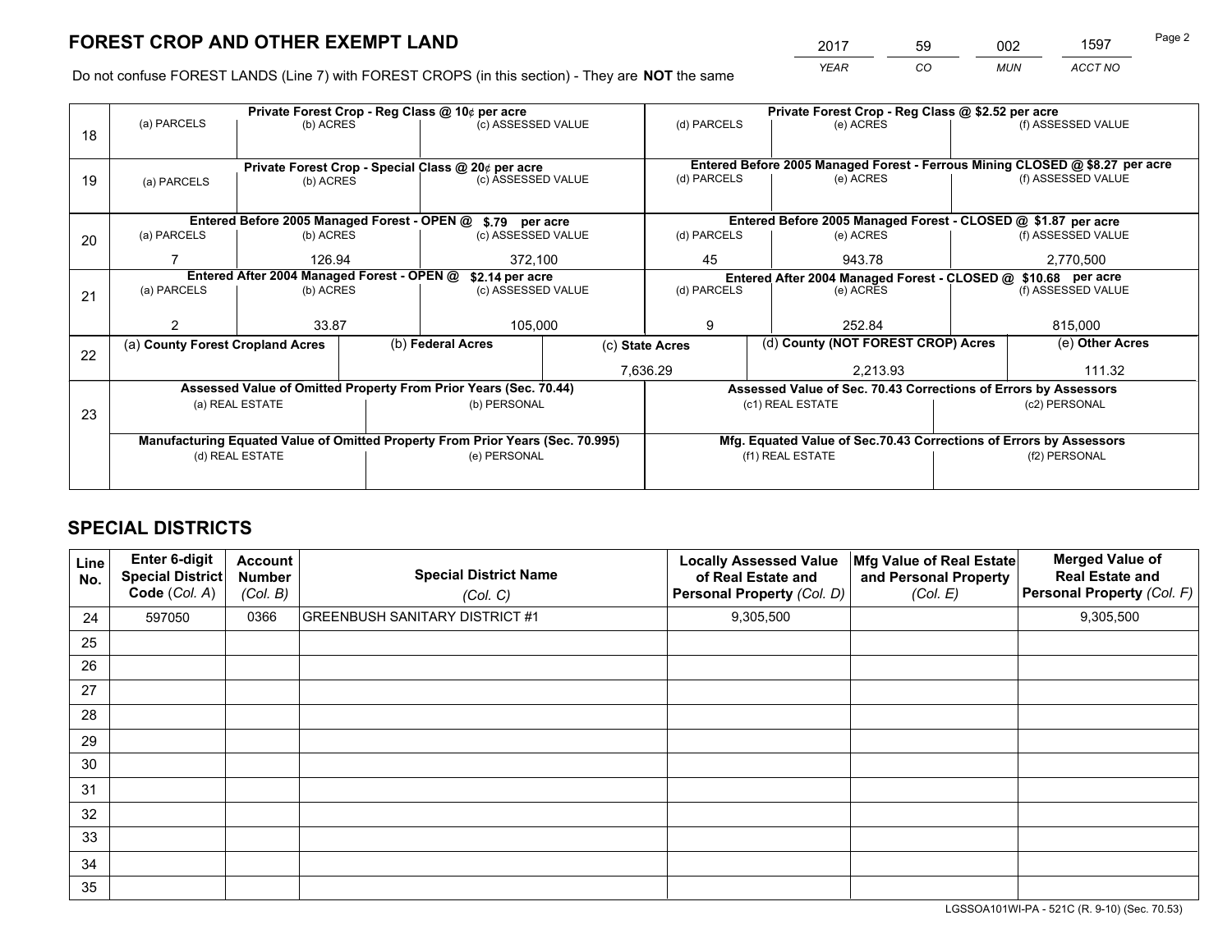# FOREST CROP AND OTHER EXEMPT LAND

| YEAR | CO | MUN | ACCT NO |
|---|---|---|---|
| 2017 | 59 | 002 | 1597 |

Do not confuse FOREST LANDS (Line 7) with FOREST CROPS (in this section) - They are **NOT** the same

| Line | (a) PARCELS | (b) ACRES | (c) ASSESSED VALUE | (d) PARCELS | (e) ACRES | (f) ASSESSED VALUE |
|---|---|---|---|---|---|---|
| 18 | Private Forest Crop - Reg Class @ 10¢ per acre | | | Private Forest Crop - Reg Class @ $2.52 per acre | | |
| | | | | | | |
| 19 | Private Forest Crop - Special Class @ 20¢ per acre | | | Entered Before 2005 Managed Forest - Ferrous Mining CLOSED @ $8.27 per acre | | |
| | | | | | | |
| 20 | Entered Before 2005 Managed Forest - OPEN @ $.79 per acre | | | Entered Before 2005 Managed Forest - CLOSED @ $1.87 per acre | | |
| | 7 | 126.94 | 372,100 | 45 | 943.78 | 2,770,500 |
| 21 | Entered After 2004 Managed Forest - OPEN @ $2.14 per acre | | | Entered After 2004 Managed Forest - CLOSED @ $10.68 per acre | | |
| | 2 | 33.87 | 105,000 | 9 | 252.84 | 815,000 |

| Line | (a) County Forest Cropland Acres | (b) Federal Acres | (c) State Acres | (d) County (NOT FOREST CROP) Acres | (e) Other Acres |
|---|---|---|---|---|---|
| 22 | | | 7,636.29 | 2,213.93 | 111.32 |

| Line | Assessed Value of Omitted Property From Prior Years (Sec. 70.44) | | Assessed Value of Sec. 70.43 Corrections of Errors by Assessors | |
|---|---|---|---|---|
| 23 | (a) REAL ESTATE | (b) PERSONAL | (c1) REAL ESTATE | (c2) PERSONAL |
| | | | | |
| | **Manufacturing Equated Value of Omitted Property From Prior Years (Sec. 70.995)** | | **Mfg. Equated Value of Sec.70.43 Corrections of Errors by Assessors** | |
| | (d) REAL ESTATE | (e) PERSONAL | (f1) REAL ESTATE | (f2) PERSONAL |
| | | | | |

# SPECIAL DISTRICTS

| Line No. | Enter 6-digit Special District Code (Col. A) | Account Number (Col. B) | Special District Name (Col. C) | Locally Assessed Value of Real Estate and Personal Property (Col. D) | Mfg Value of Real Estate and Personal Property (Col. E) | Merged Value of Real Estate and Personal Property (Col. F) |
|---|---|---|---|---|---|---|
| 24 | 597050 | 0366 | GREENBUSH SANITARY DISTRICT #1 | 9,305,500 | | 9,305,500 |
| 25 | | | | | | |
| 26 | | | | | | |
| 27 | | | | | | |
| 28 | | | | | | |
| 29 | | | | | | |
| 30 | | | | | | |
| 31 | | | | | | |
| 32 | | | | | | |
| 33 | | | | | | |
| 34 | | | | | | |
| 35 | | | | | | |

LGSSOA101WI-PA - 521C (R. 9-10) (Sec. 70.53)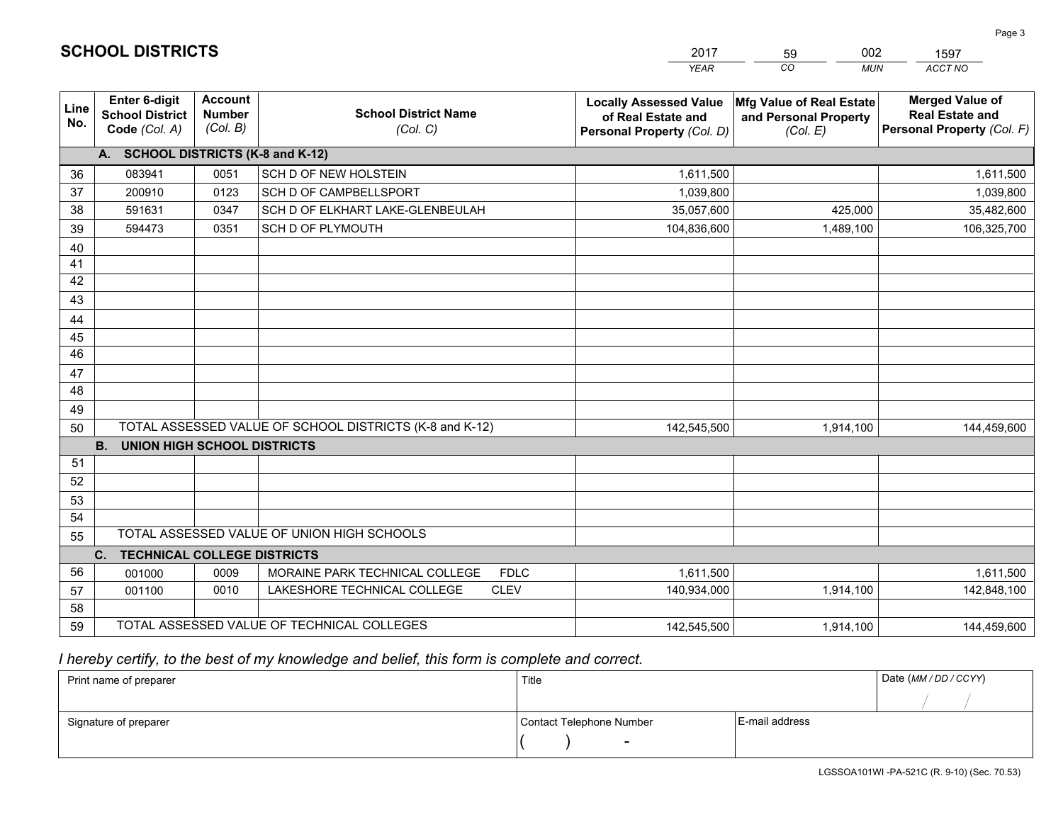# SCHOOL DISTRICTS

| 2017 | 59 | 002 | 1597 |
|---|---|---|---|
| *YEAR* | *CO* | *MUN* | *ACCT NO* |

| Line No. | Enter 6-digit School District Code *(Col. A)* | Account Number *(Col. B)* | School District Name *(Col. C)* | Locally Assessed Value of Real Estate and Personal Property *(Col. D)* | Mfg Value of Real Estate and Personal Property *(Col. E)* | Merged Value of Real Estate and Personal Property *(Col. F)* |
|---|---|---|---|---|---|---|
| **A. SCHOOL DISTRICTS (K-8 and K-12)** | | | | | | |
| 36 | 083941 | 0051 | SCH D OF NEW HOLSTEIN | 1,611,500 | | 1,611,500 |
| 37 | 200910 | 0123 | SCH D OF CAMPBELLSPORT | 1,039,800 | | 1,039,800 |
| 38 | 591631 | 0347 | SCH D OF ELKHART LAKE-GLENBEULAH | 35,057,600 | 425,000 | 35,482,600 |
| 39 | 594473 | 0351 | SCH D OF PLYMOUTH | 104,836,600 | 1,489,100 | 106,325,700 |
| 40 | | | | | | |
| 41 | | | | | | |
| 42 | | | | | | |
| 43 | | | | | | |
| 44 | | | | | | |
| 45 | | | | | | |
| 46 | | | | | | |
| 47 | | | | | | |
| 48 | | | | | | |
| 49 | | | | | | |
| 50 | TOTAL ASSESSED VALUE OF SCHOOL DISTRICTS (K-8 and K-12) | | | 142,545,500 | 1,914,100 | 144,459,600 |
| **B. UNION HIGH SCHOOL DISTRICTS** | | | | | | |
| 51 | | | | | | |
| 52 | | | | | | |
| 53 | | | | | | |
| 54 | | | | | | |
| 55 | TOTAL ASSESSED VALUE OF UNION HIGH SCHOOLS | | | | | |
| **C. TECHNICAL COLLEGE DISTRICTS** | | | | | | |
| 56 | 001000 | 0009 | MORAINE PARK TECHNICAL COLLEGE FDLC | 1,611,500 | | 1,611,500 |
| 57 | 001100 | 0010 | LAKESHORE TECHNICAL COLLEGE CLEV | 140,934,000 | 1,914,100 | 142,848,100 |
| 58 | | | | | | |
| 59 | TOTAL ASSESSED VALUE OF TECHNICAL COLLEGES | | | 142,545,500 | 1,914,100 | 144,459,600 |

*I hereby certify, to the best of my knowledge and belief, this form is complete and correct.*

| Print name of preparer | Title | | Date *(MM / DD / CCYY)* |
|---|---|---|---|
| | | | / / |
| Signature of preparer | Contact Telephone Number | E-mail address | |
| | ( ) - | | |

LGSSOA101WI -PA-521C (R. 9-10) (Sec. 70.53)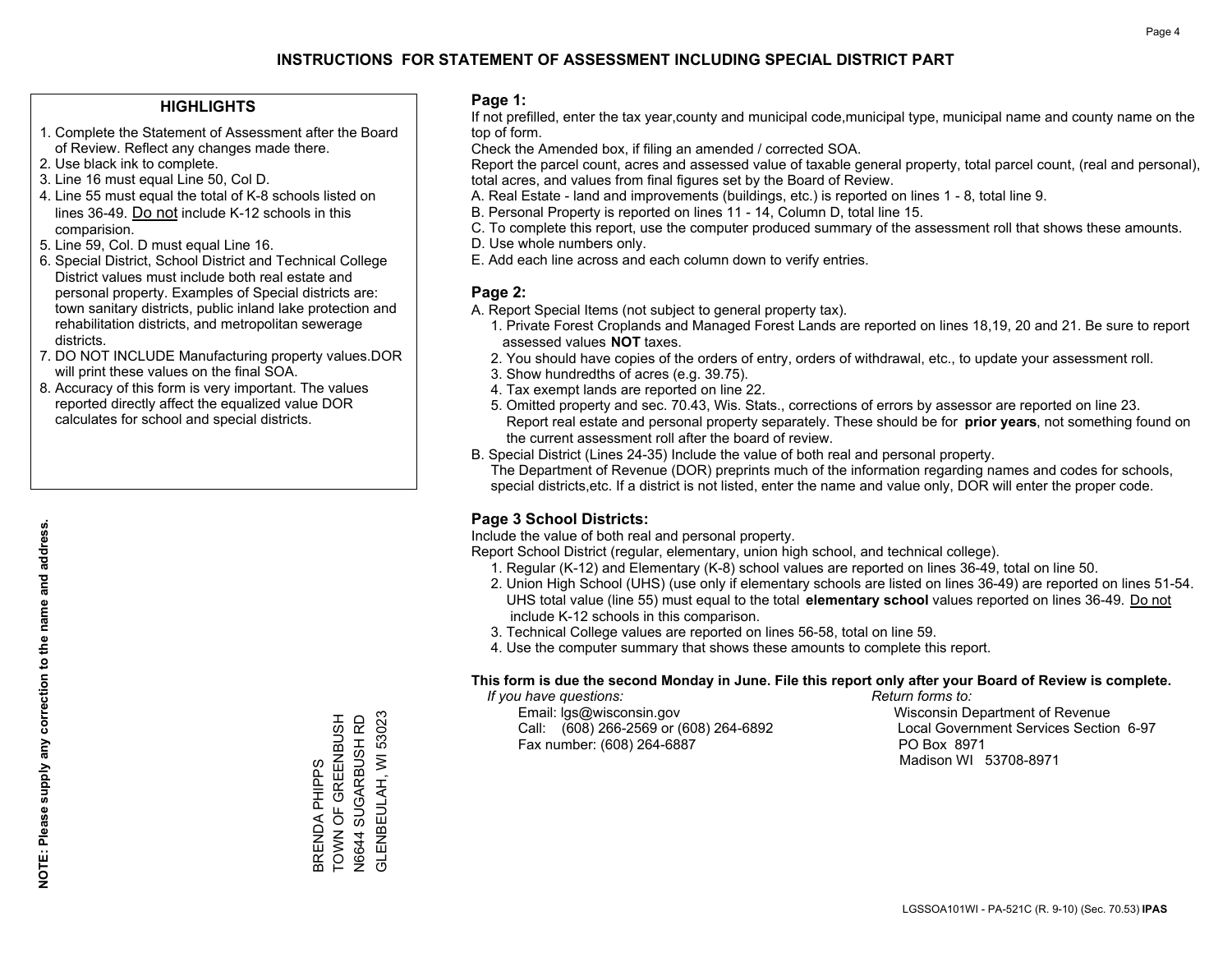# INSTRUCTIONS FOR STATEMENT OF ASSESSMENT INCLUDING SPECIAL DISTRICT PART

## HIGHLIGHTS

1. Complete the Statement of Assessment after the Board of Review. Reflect any changes made there.
2. Use black ink to complete.
3. Line 16 must equal Line 50, Col D.
4. Line 55 must equal the total of K-8 schools listed on lines 36-49. Do not include K-12 schools in this comparision.
5. Line 59, Col. D must equal Line 16.
6. Special District, School District and Technical College District values must include both real estate and personal property. Examples of Special districts are: town sanitary districts, public inland lake protection and rehabilitation districts, and metropolitan sewerage districts.
7. DO NOT INCLUDE Manufacturing property values.DOR will print these values on the final SOA.
8. Accuracy of this form is very important. The values reported directly affect the equalized value DOR calculates for school and special districts.

**NOTE: Please supply any correction to the name and address.**

BRENDA PHIPPS
TOWN OF GREENBUSH
N6644 SUGARBUSH RD
GLENBEULAH, WI 53023

## Page 1:

If not prefilled, enter the tax year,county and municipal code,municipal type, municipal name and county name on the top of form.

Check the Amended box, if filing an amended / corrected SOA.

Report the parcel count, acres and assessed value of taxable general property, total parcel count, (real and personal), total acres, and values from final figures set by the Board of Review.

A. Real Estate - land and improvements (buildings, etc.) is reported on lines 1 - 8, total line 9.
B. Personal Property is reported on lines 11 - 14, Column D, total line 15.
C. To complete this report, use the computer produced summary of the assessment roll that shows these amounts.
D. Use whole numbers only.
E. Add each line across and each column down to verify entries.

## Page 2:

A. Report Special Items (not subject to general property tax).
   1. Private Forest Croplands and Managed Forest Lands are reported on lines 18,19, 20 and 21. Be sure to report assessed values **NOT** taxes.
   2. You should have copies of the orders of entry, orders of withdrawal, etc., to update your assessment roll.
   3. Show hundredths of acres (e.g. 39.75).
   4. Tax exempt lands are reported on line 22.
   5. Omitted property and sec. 70.43, Wis. Stats., corrections of errors by assessor are reported on line 23. Report real estate and personal property separately. These should be for **prior years**, not something found on the current assessment roll after the board of review.

B. Special District (Lines 24-35) Include the value of both real and personal property.
   The Department of Revenue (DOR) preprints much of the information regarding names and codes for schools, special districts,etc. If a district is not listed, enter the name and value only, DOR will enter the proper code.

## Page 3 School Districts:

Include the value of both real and personal property.

Report School District (regular, elementary, union high school, and technical college).

1. Regular (K-12) and Elementary (K-8) school values are reported on lines 36-49, total on line 50.
2. Union High School (UHS) (use only if elementary schools are listed on lines 36-49) are reported on lines 51-54. UHS total value (line 55) must equal to the total **elementary school** values reported on lines 36-49. Do not include K-12 schools in this comparison.
3. Technical College values are reported on lines 56-58, total on line 59.
4. Use the computer summary that shows these amounts to complete this report.

**This form is due the second Monday in June. File this report only after your Board of Review is complete.**

*If you have questions:*
Email: lgs@wisconsin.gov
Call: (608) 266-2569 or (608) 264-6892
Fax number: (608) 264-6887

*Return forms to:*
Wisconsin Department of Revenue
Local Government Services Section 6-97
PO Box 8971
Madison WI 53708-8971

LGSSOA101WI - PA-521C (R. 9-10) (Sec. 70.53) **IPAS**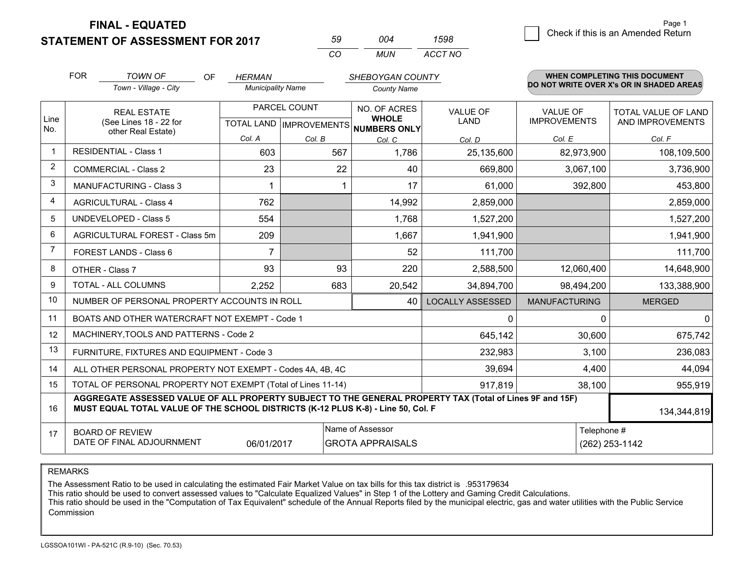# FINAL - EQUATED
## STATEMENT OF ASSESSMENT FOR 2017

| 59 | 004 | 1598 |
|---|---|---|
| CO | MUN | ACCT NO |

☐ Check if this is an Amended Return

FOR *TOWN OF* (Town - Village - City) OF *HERMAN* (Municipality Name) *SHEBOYGAN COUNTY* (County Name)

**WHEN COMPLETING THIS DOCUMENT DO NOT WRITE OVER X's OR IN SHADED AREAS**

| Line No. | REAL ESTATE (See Lines 18 - 22 for other Real Estate) | PARCEL COUNT TOTAL LAND Col. A | PARCEL COUNT IMPROVEMENTS Col. B | NO. OF ACRES WHOLE NUMBERS ONLY Col. C | VALUE OF LAND Col. D | VALUE OF IMPROVEMENTS Col. E | TOTAL VALUE OF LAND AND IMPROVEMENTS Col. F |
|---|---|---|---|---|---|---|---|
| 1 | RESIDENTIAL - Class 1 | 603 | 567 | 1,786 | 25,135,600 | 82,973,900 | 108,109,500 |
| 2 | COMMERCIAL - Class 2 | 23 | 22 | 40 | 669,800 | 3,067,100 | 3,736,900 |
| 3 | MANUFACTURING - Class 3 | 1 | 1 | 17 | 61,000 | 392,800 | 453,800 |
| 4 | AGRICULTURAL - Class 4 | 762 | | 14,992 | 2,859,000 | | 2,859,000 |
| 5 | UNDEVELOPED - Class 5 | 554 | | 1,768 | 1,527,200 | | 1,527,200 |
| 6 | AGRICULTURAL FOREST - Class 5m | 209 | | 1,667 | 1,941,900 | | 1,941,900 |
| 7 | FOREST LANDS - Class 6 | 7 | | 52 | 111,700 | | 111,700 |
| 8 | OTHER - Class 7 | 93 | 93 | 220 | 2,588,500 | 12,060,400 | 14,648,900 |
| 9 | TOTAL - ALL COLUMNS | 2,252 | 683 | 20,542 | 34,894,700 | 98,494,200 | 133,388,900 |
| 10 | NUMBER OF PERSONAL PROPERTY ACCOUNTS IN ROLL | | | 40 | LOCALLY ASSESSED | MANUFACTURING | MERGED |
| 11 | BOATS AND OTHER WATERCRAFT NOT EXEMPT - Code 1 | | | | 0 | 0 | 0 |
| 12 | MACHINERY,TOOLS AND PATTERNS - Code 2 | | | | 645,142 | 30,600 | 675,742 |
| 13 | FURNITURE, FIXTURES AND EQUIPMENT - Code 3 | | | | 232,983 | 3,100 | 236,083 |
| 14 | ALL OTHER PERSONAL PROPERTY NOT EXEMPT - Codes 4A, 4B, 4C | | | | 39,694 | 4,400 | 44,094 |
| 15 | TOTAL OF PERSONAL PROPERTY NOT EXEMPT (Total of Lines 11-14) | | | | 917,819 | 38,100 | 955,919 |
| 16 | **AGGREGATE ASSESSED VALUE OF ALL PROPERTY SUBJECT TO THE GENERAL PROPERTY TAX (Total of Lines 9F and 15F) MUST EQUAL TOTAL VALUE OF THE SCHOOL DISTRICTS (K-12 PLUS K-8) - Line 50, Col. F** | | | | | | 134,344,819 |
| 17 | BOARD OF REVIEW DATE OF FINAL ADJOURNMENT | 06/01/2017 | | Name of Assessor: GROTA APPRAISALS | | | Telephone #: (262) 253-1142 |

REMARKS

The Assessment Ratio to be used in calculating the estimated Fair Market Value on tax bills for this tax district is .953179634
This ratio should be used to convert assessed values to "Calculate Equalized Values" in Step 1 of the Lottery and Gaming Credit Calculations.
This ratio should be used in the "Computation of Tax Equivalent" schedule of the Annual Reports filed by the municipal electric, gas and water utilities with the Public Service Commission

LGSSOA101WI - PA-521C (R.9-10) (Sec. 70.53)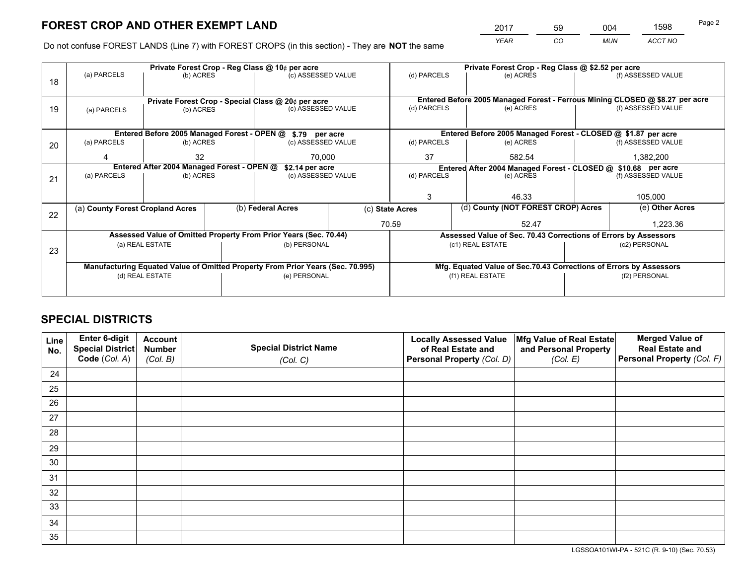# FOREST CROP AND OTHER EXEMPT LAND

| 2017 | 59 | 004 | 1598 |
|---|---|---|---|
| *YEAR* | *CO* | *MUN* | *ACCT NO* |

Do not confuse FOREST LANDS (Line 7) with FOREST CROPS (in this section) - They are **NOT** the same

| Line | Private Forest Crop - Reg Class @ 10¢ per acre | | | Private Forest Crop - Reg Class @ $2.52 per acre | | |
|---|---|---|---|---|---|---|
| 18 | (a) PARCELS | (b) ACRES | (c) ASSESSED VALUE | (d) PARCELS | (e) ACRES | (f) ASSESSED VALUE |
| | | | | | | |
| | **Private Forest Crop - Special Class @ 20¢ per acre** | | | **Entered Before 2005 Managed Forest - Ferrous Mining CLOSED @ $8.27 per acre** | | |
| 19 | (a) PARCELS | (b) ACRES | (c) ASSESSED VALUE | (d) PARCELS | (e) ACRES | (f) ASSESSED VALUE |
| | | | | | | |
| | **Entered Before 2005 Managed Forest - OPEN @ $.79 per acre** | | | **Entered Before 2005 Managed Forest - CLOSED @ $1.87 per acre** | | |
| 20 | (a) PARCELS | (b) ACRES | (c) ASSESSED VALUE | (d) PARCELS | (e) ACRES | (f) ASSESSED VALUE |
| | 4 | 32 | 70,000 | 37 | 582.54 | 1,382,200 |
| | **Entered After 2004 Managed Forest - OPEN @ $2.14 per acre** | | | **Entered After 2004 Managed Forest - CLOSED @ $10.68 per acre** | | |
| 21 | (a) PARCELS | (b) ACRES | (c) ASSESSED VALUE | (d) PARCELS | (e) ACRES | (f) ASSESSED VALUE |
| | | | | 3 | 46.33 | 105,000 |

| Line | (a) County Forest Cropland Acres | (b) Federal Acres | (c) State Acres | (d) County (NOT FOREST CROP) Acres | (e) Other Acres |
|---|---|---|---|---|---|
| 22 | | | 70.59 | 52.47 | 1,223.36 |

| Line | Assessed Value of Omitted Property From Prior Years (Sec. 70.44) | | Assessed Value of Sec. 70.43 Corrections of Errors by Assessors | |
|---|---|---|---|---|
| 23 | (a) REAL ESTATE | (b) PERSONAL | (c1) REAL ESTATE | (c2) PERSONAL |
| | | | | |
| | **Manufacturing Equated Value of Omitted Property From Prior Years (Sec. 70.995)** | | **Mfg. Equated Value of Sec.70.43 Corrections of Errors by Assessors** | |
| | (d) REAL ESTATE | (e) PERSONAL | (f1) REAL ESTATE | (f2) PERSONAL |
| | | | | |

# SPECIAL DISTRICTS

| Line No. | Enter 6-digit Special District Code (*Col. A*) | Account Number (*Col. B*) | Special District Name (*Col. C*) | Locally Assessed Value of Real Estate and Personal Property (*Col. D*) | Mfg Value of Real Estate and Personal Property (*Col. E*) | Merged Value of Real Estate and Personal Property (*Col. F*) |
|---|---|---|---|---|---|---|
| 24 | | | | | | |
| 25 | | | | | | |
| 26 | | | | | | |
| 27 | | | | | | |
| 28 | | | | | | |
| 29 | | | | | | |
| 30 | | | | | | |
| 31 | | | | | | |
| 32 | | | | | | |
| 33 | | | | | | |
| 34 | | | | | | |
| 35 | | | | | | |

LGSSOA101WI-PA - 521C (R. 9-10) (Sec. 70.53)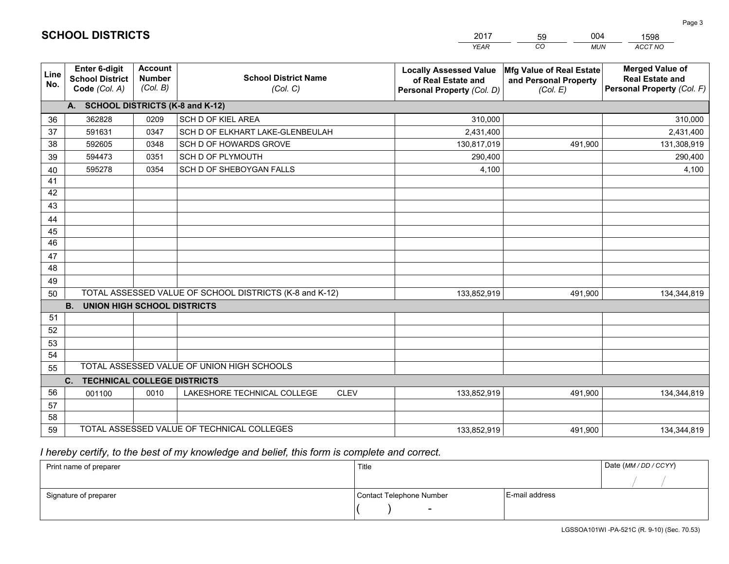# SCHOOL DISTRICTS

| 2017 | 59 | 004 | 1598 |
|---|---|---|---|
| *YEAR* | *CO* | *MUN* | *ACCT NO* |

| Line No. | Enter 6-digit School District Code *(Col. A)* | Account Number *(Col. B)* | School District Name *(Col. C)* | Locally Assessed Value of Real Estate and Personal Property *(Col. D)* | Mfg Value of Real Estate and Personal Property *(Col. E)* | Merged Value of Real Estate and Personal Property *(Col. F)* |
|---|---|---|---|---|---|---|
| **A. SCHOOL DISTRICTS (K-8 and K-12)** | | | | | | |
| 36 | 362828 | 0209 | SCH D OF KIEL AREA | 310,000 | | 310,000 |
| 37 | 591631 | 0347 | SCH D OF ELKHART LAKE-GLENBEULAH | 2,431,400 | | 2,431,400 |
| 38 | 592605 | 0348 | SCH D OF HOWARDS GROVE | 130,817,019 | 491,900 | 131,308,919 |
| 39 | 594473 | 0351 | SCH D OF PLYMOUTH | 290,400 | | 290,400 |
| 40 | 595278 | 0354 | SCH D OF SHEBOYGAN FALLS | 4,100 | | 4,100 |
| 41 | | | | | | |
| 42 | | | | | | |
| 43 | | | | | | |
| 44 | | | | | | |
| 45 | | | | | | |
| 46 | | | | | | |
| 47 | | | | | | |
| 48 | | | | | | |
| 49 | | | | | | |
| 50 | TOTAL ASSESSED VALUE OF SCHOOL DISTRICTS (K-8 and K-12) | | | 133,852,919 | 491,900 | 134,344,819 |
| **B. UNION HIGH SCHOOL DISTRICTS** | | | | | | |
| 51 | | | | | | |
| 52 | | | | | | |
| 53 | | | | | | |
| 54 | | | | | | |
| 55 | TOTAL ASSESSED VALUE OF UNION HIGH SCHOOLS | | | | | |
| **C. TECHNICAL COLLEGE DISTRICTS** | | | | | | |
| 56 | 001100 | 0010 | LAKESHORE TECHNICAL COLLEGE CLEV | 133,852,919 | 491,900 | 134,344,819 |
| 57 | | | | | | |
| 58 | | | | | | |
| 59 | TOTAL ASSESSED VALUE OF TECHNICAL COLLEGES | | | 133,852,919 | 491,900 | 134,344,819 |

*I hereby certify, to the best of my knowledge and belief, this form is complete and correct.*

| Print name of preparer | Title | | Date *(MM / DD / CCYY)* |
|---|---|---|---|
| | | | / / |
| Signature of preparer | Contact Telephone Number | E-mail address | |
| | ( ) - | | |

LGSSOA101WI -PA-521C (R. 9-10) (Sec. 70.53)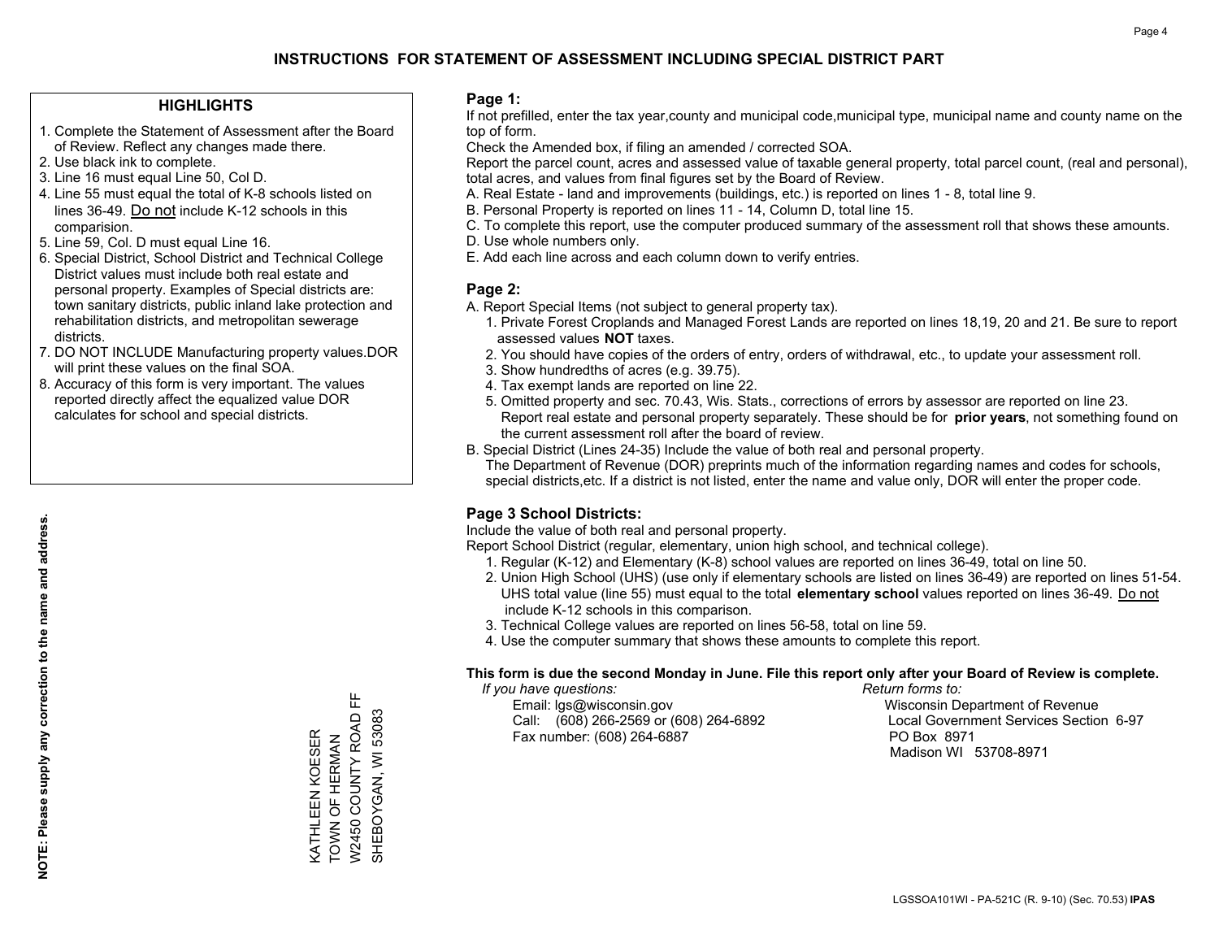# INSTRUCTIONS FOR STATEMENT OF ASSESSMENT INCLUDING SPECIAL DISTRICT PART

## HIGHLIGHTS

1. Complete the Statement of Assessment after the Board of Review. Reflect any changes made there.
2. Use black ink to complete.
3. Line 16 must equal Line 50, Col D.
4. Line 55 must equal the total of K-8 schools listed on lines 36-49. Do not include K-12 schools in this comparision.
5. Line 59, Col. D must equal Line 16.
6. Special District, School District and Technical College District values must include both real estate and personal property. Examples of Special districts are: town sanitary districts, public inland lake protection and rehabilitation districts, and metropolitan sewerage districts.
7. DO NOT INCLUDE Manufacturing property values.DOR will print these values on the final SOA.
8. Accuracy of this form is very important. The values reported directly affect the equalized value DOR calculates for school and special districts.

**NOTE: Please supply any correction to the name and address.**

KATHLEEN KOESER
TOWN OF HERMAN
W2450 COUNTY ROAD FF
SHEBOYGAN, WI 53083

## Page 1:

If not prefilled, enter the tax year,county and municipal code,municipal type, municipal name and county name on the top of form.

Check the Amended box, if filing an amended / corrected SOA.

Report the parcel count, acres and assessed value of taxable general property, total parcel count, (real and personal), total acres, and values from final figures set by the Board of Review.

A. Real Estate - land and improvements (buildings, etc.) is reported on lines 1 - 8, total line 9.
B. Personal Property is reported on lines 11 - 14, Column D, total line 15.
C. To complete this report, use the computer produced summary of the assessment roll that shows these amounts.
D. Use whole numbers only.
E. Add each line across and each column down to verify entries.

## Page 2:

A. Report Special Items (not subject to general property tax).
   1. Private Forest Croplands and Managed Forest Lands are reported on lines 18,19, 20 and 21. Be sure to report assessed values **NOT** taxes.
   2. You should have copies of the orders of entry, orders of withdrawal, etc., to update your assessment roll.
   3. Show hundredths of acres (e.g. 39.75).
   4. Tax exempt lands are reported on line 22.
   5. Omitted property and sec. 70.43, Wis. Stats., corrections of errors by assessor are reported on line 23. Report real estate and personal property separately. These should be for **prior years**, not something found on the current assessment roll after the board of review.
B. Special District (Lines 24-35) Include the value of both real and personal property.
   The Department of Revenue (DOR) preprints much of the information regarding names and codes for schools, special districts,etc. If a district is not listed, enter the name and value only, DOR will enter the proper code.

## Page 3 School Districts:

Include the value of both real and personal property.

Report School District (regular, elementary, union high school, and technical college).

1. Regular (K-12) and Elementary (K-8) school values are reported on lines 36-49, total on line 50.
2. Union High School (UHS) (use only if elementary schools are listed on lines 36-49) are reported on lines 51-54. UHS total value (line 55) must equal to the total **elementary school** values reported on lines 36-49. Do not include K-12 schools in this comparison.
3. Technical College values are reported on lines 56-58, total on line 59.
4. Use the computer summary that shows these amounts to complete this report.

**This form is due the second Monday in June. File this report only after your Board of Review is complete.**

*If you have questions:*
Email: lgs@wisconsin.gov
Call: (608) 266-2569 or (608) 264-6892
Fax number: (608) 264-6887

*Return forms to:*
Wisconsin Department of Revenue
Local Government Services Section 6-97
PO Box 8971
Madison WI 53708-8971

LGSSOA101WI - PA-521C (R. 9-10) (Sec. 70.53) **IPAS**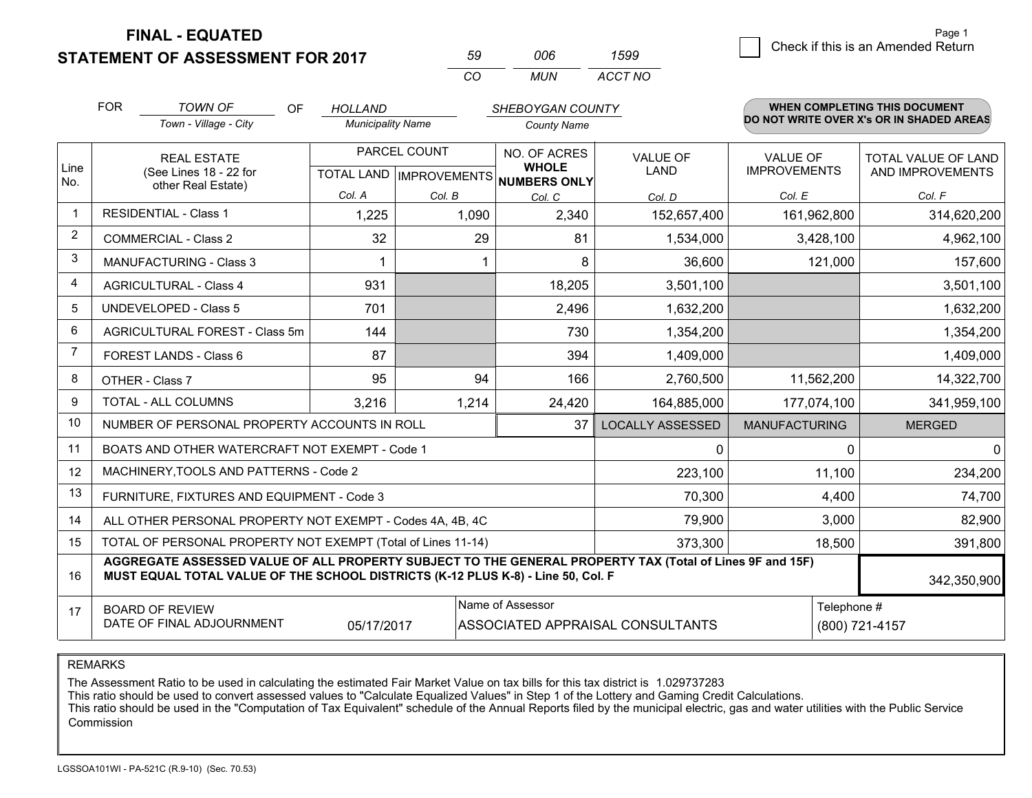**FINAL - EQUATED**
**STATEMENT OF ASSESSMENT FOR 2017**

| 59 | 006 | 1599 |
|---|---|---|
| CO | MUN | ACCT NO |

☐ Check if this is an Amended Return

FOR *TOWN OF* (Town - Village - City) OF *HOLLAND* (Municipality Name) *SHEBOYGAN COUNTY* (County Name)

**WHEN COMPLETING THIS DOCUMENT DO NOT WRITE OVER X's OR IN SHADED AREAS**

| Line No. | REAL ESTATE (See Lines 18 - 22 for other Real Estate) | PARCEL COUNT TOTAL LAND Col. A | PARCEL COUNT IMPROVEMENTS Col. B | NO. OF ACRES WHOLE NUMBERS ONLY Col. C | VALUE OF LAND Col. D | VALUE OF IMPROVEMENTS Col. E | TOTAL VALUE OF LAND AND IMPROVEMENTS Col. F |
|---|---|---|---|---|---|---|---|
| 1 | RESIDENTIAL - Class 1 | 1,225 | 1,090 | 2,340 | 152,657,400 | 161,962,800 | 314,620,200 |
| 2 | COMMERCIAL - Class 2 | 32 | 29 | 81 | 1,534,000 | 3,428,100 | 4,962,100 |
| 3 | MANUFACTURING - Class 3 | 1 | 1 | 8 | 36,600 | 121,000 | 157,600 |
| 4 | AGRICULTURAL - Class 4 | 931 | | 18,205 | 3,501,100 | | 3,501,100 |
| 5 | UNDEVELOPED - Class 5 | 701 | | 2,496 | 1,632,200 | | 1,632,200 |
| 6 | AGRICULTURAL FOREST - Class 5m | 144 | | 730 | 1,354,200 | | 1,354,200 |
| 7 | FOREST LANDS - Class 6 | 87 | | 394 | 1,409,000 | | 1,409,000 |
| 8 | OTHER - Class 7 | 95 | 94 | 166 | 2,760,500 | 11,562,200 | 14,322,700 |
| 9 | TOTAL - ALL COLUMNS | 3,216 | 1,214 | 24,420 | 164,885,000 | 177,074,100 | 341,959,100 |
| 10 | NUMBER OF PERSONAL PROPERTY ACCOUNTS IN ROLL | | | 37 | LOCALLY ASSESSED | MANUFACTURING | MERGED |
| 11 | BOATS AND OTHER WATERCRAFT NOT EXEMPT - Code 1 | | | | 0 | 0 | 0 |
| 12 | MACHINERY,TOOLS AND PATTERNS - Code 2 | | | | 223,100 | 11,100 | 234,200 |
| 13 | FURNITURE, FIXTURES AND EQUIPMENT - Code 3 | | | | 70,300 | 4,400 | 74,700 |
| 14 | ALL OTHER PERSONAL PROPERTY NOT EXEMPT - Codes 4A, 4B, 4C | | | | 79,900 | 3,000 | 82,900 |
| 15 | TOTAL OF PERSONAL PROPERTY NOT EXEMPT (Total of Lines 11-14) | | | | 373,300 | 18,500 | 391,800 |
| 16 | **AGGREGATE ASSESSED VALUE OF ALL PROPERTY SUBJECT TO THE GENERAL PROPERTY TAX (Total of Lines 9F and 15F) MUST EQUAL TOTAL VALUE OF THE SCHOOL DISTRICTS (K-12 PLUS K-8) - Line 50, Col. F** | | | | | | 342,350,900 |
| 17 | BOARD OF REVIEW DATE OF FINAL ADJOURNMENT | 05/17/2017 | Name of Assessor | ASSOCIATED APPRAISAL CONSULTANTS | | Telephone # | (800) 721-4157 |

REMARKS

The Assessment Ratio to be used in calculating the estimated Fair Market Value on tax bills for this tax district is 1.029737283
This ratio should be used to convert assessed values to "Calculate Equalized Values" in Step 1 of the Lottery and Gaming Credit Calculations.
This ratio should be used in the "Computation of Tax Equivalent" schedule of the Annual Reports filed by the municipal electric, gas and water utilities with the Public Service Commission

LGSSOA101WI - PA-521C (R.9-10) (Sec. 70.53)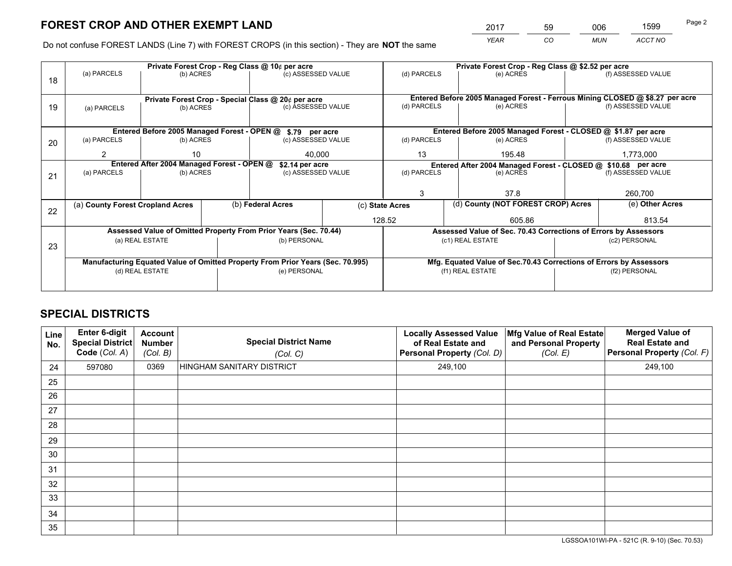# FOREST CROP AND OTHER EXEMPT LAND

| 2017 | 59 | 006 | 1599 |
|---|---|---|---|
| *YEAR* | *CO* | *MUN* | *ACCT NO* |

Do not confuse FOREST LANDS (Line 7) with FOREST CROPS (in this section) - They are **NOT** the same

| Line | | | | | | |
|---|---|---|---|---|---|---|
| 18 | Private Forest Crop - Reg Class @ 10¢ per acre | | | Private Forest Crop - Reg Class @ $2.52 per acre | | |
| | (a) PARCELS | (b) ACRES | (c) ASSESSED VALUE | (d) PARCELS | (e) ACRES | (f) ASSESSED VALUE |
| | | | | | | |
| 19 | Private Forest Crop - Special Class @ 20¢ per acre | | | Entered Before 2005 Managed Forest - Ferrous Mining CLOSED @ $8.27 per acre | | |
| | (a) PARCELS | (b) ACRES | (c) ASSESSED VALUE | (d) PARCELS | (e) ACRES | (f) ASSESSED VALUE |
| | | | | | | |
| 20 | Entered Before 2005 Managed Forest - OPEN @ $.79 per acre | | | Entered Before 2005 Managed Forest - CLOSED @ $1.87 per acre | | |
| | (a) PARCELS | (b) ACRES | (c) ASSESSED VALUE | (d) PARCELS | (e) ACRES | (f) ASSESSED VALUE |
| | 2 | 10 | 40,000 | 13 | 195.48 | 1,773,000 |
| 21 | Entered After 2004 Managed Forest - OPEN @ $2.14 per acre | | | Entered After 2004 Managed Forest - CLOSED @ $10.68 per acre | | |
| | (a) PARCELS | (b) ACRES | (c) ASSESSED VALUE | (d) PARCELS | (e) ACRES | (f) ASSESSED VALUE |
| | | | | 3 | 37.8 | 260,700 |

| Line | (a) County Forest Cropland Acres | (b) Federal Acres | (c) State Acres | (d) County (NOT FOREST CROP) Acres | (e) Other Acres |
|---|---|---|---|---|---|
| 22 | | | 128.52 | 605.86 | 813.54 |

| Line | | | | |
|---|---|---|---|---|
| 23 | Assessed Value of Omitted Property From Prior Years (Sec. 70.44) | | Assessed Value of Sec. 70.43 Corrections of Errors by Assessors | |
| | (a) REAL ESTATE | (b) PERSONAL | (c1) REAL ESTATE | (c2) PERSONAL |
| | | | | |
| | Manufacturing Equated Value of Omitted Property From Prior Years (Sec. 70.995) | | Mfg. Equated Value of Sec.70.43 Corrections of Errors by Assessors | |
| | (d) REAL ESTATE | (e) PERSONAL | (f1) REAL ESTATE | (f2) PERSONAL |
| | | | | |

# SPECIAL DISTRICTS

| Line No. | Enter 6-digit Special District Code (Col. A) | Account Number (Col. B) | Special District Name (Col. C) | Locally Assessed Value of Real Estate and Personal Property (Col. D) | Mfg Value of Real Estate and Personal Property (Col. E) | Merged Value of Real Estate and Personal Property (Col. F) |
|---|---|---|---|---|---|---|
| 24 | 597080 | 0369 | HINGHAM SANITARY DISTRICT | 249,100 | | 249,100 |
| 25 | | | | | | |
| 26 | | | | | | |
| 27 | | | | | | |
| 28 | | | | | | |
| 29 | | | | | | |
| 30 | | | | | | |
| 31 | | | | | | |
| 32 | | | | | | |
| 33 | | | | | | |
| 34 | | | | | | |
| 35 | | | | | | |

LGSSOA101WI-PA - 521C (R. 9-10) (Sec. 70.53)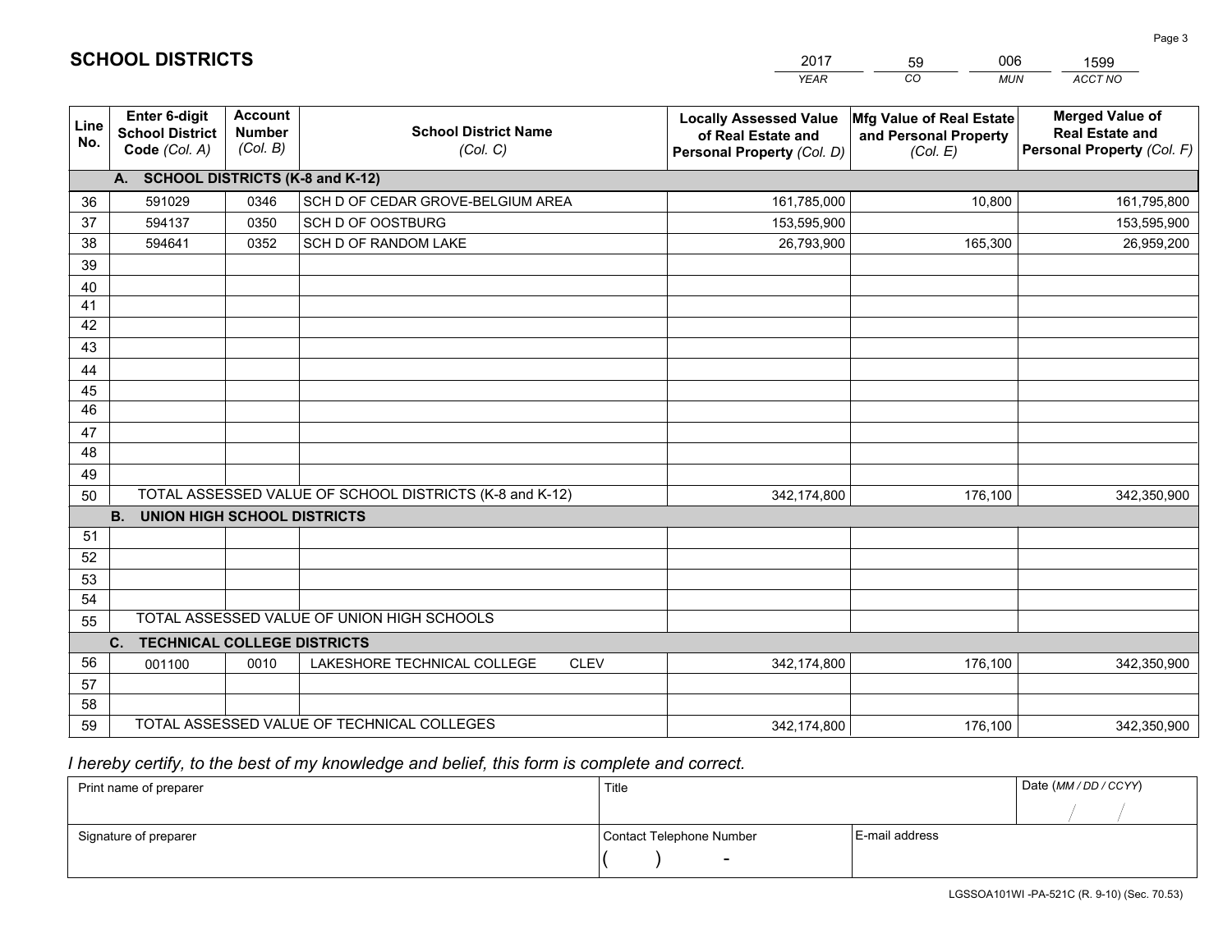# SCHOOL DISTRICTS

| 2017 | 59 | 006 | 1599 |
|---|---|---|---|
| *YEAR* | *CO* | *MUN* | *ACCT NO* |

| Line No. | Enter 6-digit School District Code *(Col. A)* | Account Number *(Col. B)* | School District Name *(Col. C)* | Locally Assessed Value of Real Estate and Personal Property *(Col. D)* | Mfg Value of Real Estate and Personal Property *(Col. E)* | Merged Value of Real Estate and Personal Property *(Col. F)* |
|---|---|---|---|---|---|---|
| **A.** | **SCHOOL DISTRICTS (K-8 and K-12)** | | | | | |
| 36 | 591029 | 0346 | SCH D OF CEDAR GROVE-BELGIUM AREA | 161,785,000 | 10,800 | 161,795,800 |
| 37 | 594137 | 0350 | SCH D OF OOSTBURG | 153,595,900 | | 153,595,900 |
| 38 | 594641 | 0352 | SCH D OF RANDOM LAKE | 26,793,900 | 165,300 | 26,959,200 |
| 39 | | | | | | |
| 40 | | | | | | |
| 41 | | | | | | |
| 42 | | | | | | |
| 43 | | | | | | |
| 44 | | | | | | |
| 45 | | | | | | |
| 46 | | | | | | |
| 47 | | | | | | |
| 48 | | | | | | |
| 49 | | | | | | |
| 50 | TOTAL ASSESSED VALUE OF SCHOOL DISTRICTS (K-8 and K-12) | | | 342,174,800 | 176,100 | 342,350,900 |
| **B.** | **UNION HIGH SCHOOL DISTRICTS** | | | | | |
| 51 | | | | | | |
| 52 | | | | | | |
| 53 | | | | | | |
| 54 | | | | | | |
| 55 | TOTAL ASSESSED VALUE OF UNION HIGH SCHOOLS | | | | | |
| **C.** | **TECHNICAL COLLEGE DISTRICTS** | | | | | |
| 56 | 001100 | 0010 | LAKESHORE TECHNICAL COLLEGE CLEV | 342,174,800 | 176,100 | 342,350,900 |
| 57 | | | | | | |
| 58 | | | | | | |
| 59 | TOTAL ASSESSED VALUE OF TECHNICAL COLLEGES | | | 342,174,800 | 176,100 | 342,350,900 |

*I hereby certify, to the best of my knowledge and belief, this form is complete and correct.*

| Print name of preparer | Title | | Date *(MM / DD / CCYY)* |
|---|---|---|---|
| | | | / / |
| Signature of preparer | Contact Telephone Number | E-mail address | |
| | ( ) - | | |

LGSSOA101WI -PA-521C (R. 9-10) (Sec. 70.53)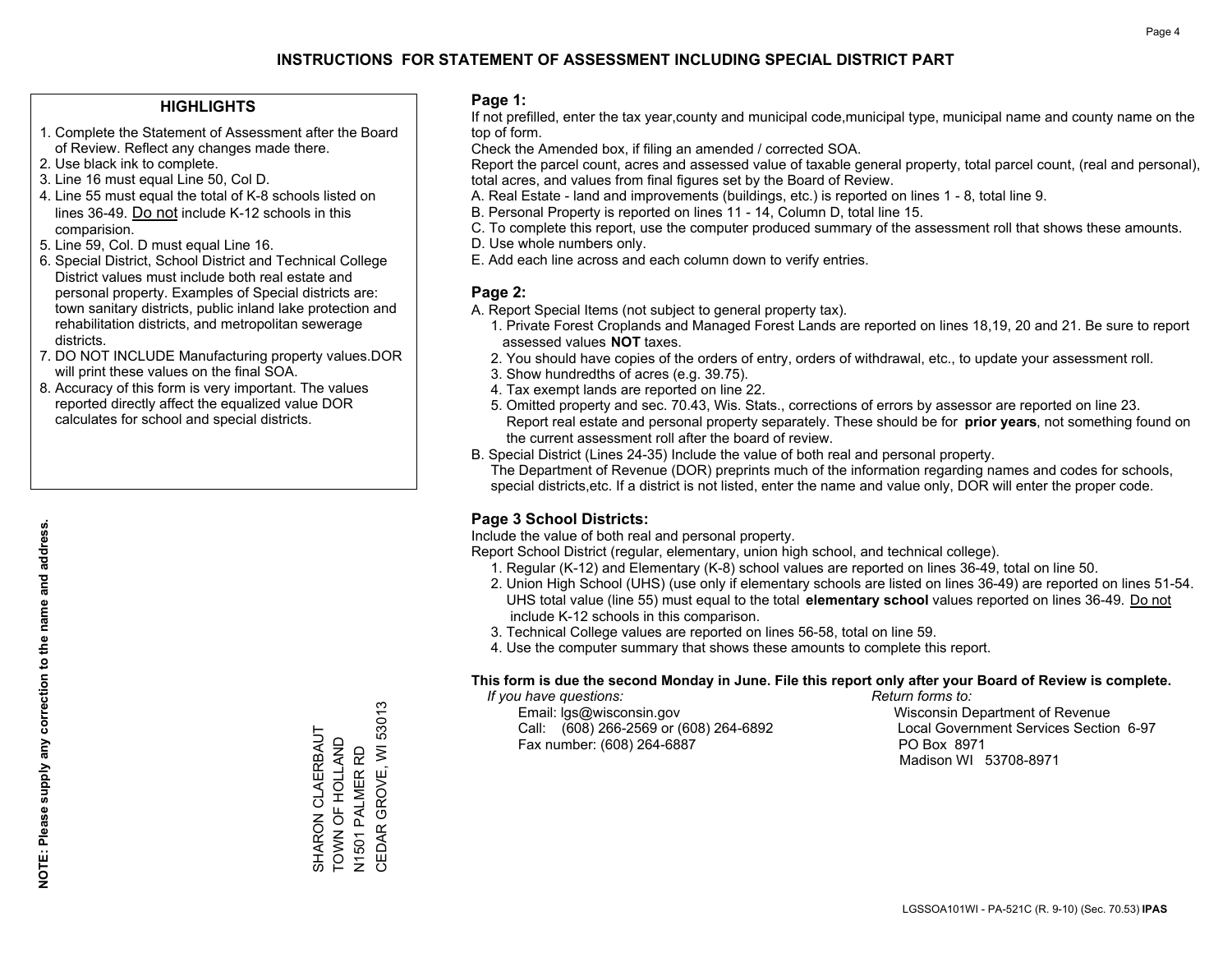# INSTRUCTIONS FOR STATEMENT OF ASSESSMENT INCLUDING SPECIAL DISTRICT PART

## HIGHLIGHTS

1. Complete the Statement of Assessment after the Board of Review. Reflect any changes made there.
2. Use black ink to complete.
3. Line 16 must equal Line 50, Col D.
4. Line 55 must equal the total of K-8 schools listed on lines 36-49. Do not include K-12 schools in this comparision.
5. Line 59, Col. D must equal Line 16.
6. Special District, School District and Technical College District values must include both real estate and personal property. Examples of Special districts are: town sanitary districts, public inland lake protection and rehabilitation districts, and metropolitan sewerage districts.
7. DO NOT INCLUDE Manufacturing property values.DOR will print these values on the final SOA.
8. Accuracy of this form is very important. The values reported directly affect the equalized value DOR calculates for school and special districts.

**NOTE: Please supply any correction to the name and address.**

SHARON CLAERBAUT
TOWN OF HOLLAND
N1501 PALMER RD
CEDAR GROVE, WI 53013

## Page 1:

If not prefilled, enter the tax year,county and municipal code,municipal type, municipal name and county name on the top of form.

Check the Amended box, if filing an amended / corrected SOA.

Report the parcel count, acres and assessed value of taxable general property, total parcel count, (real and personal), total acres, and values from final figures set by the Board of Review.

A. Real Estate - land and improvements (buildings, etc.) is reported on lines 1 - 8, total line 9.
B. Personal Property is reported on lines 11 - 14, Column D, total line 15.
C. To complete this report, use the computer produced summary of the assessment roll that shows these amounts.
D. Use whole numbers only.
E. Add each line across and each column down to verify entries.

## Page 2:

A. Report Special Items (not subject to general property tax).
  1. Private Forest Croplands and Managed Forest Lands are reported on lines 18,19, 20 and 21. Be sure to report assessed values **NOT** taxes.
  2. You should have copies of the orders of entry, orders of withdrawal, etc., to update your assessment roll.
  3. Show hundredths of acres (e.g. 39.75).
  4. Tax exempt lands are reported on line 22.
  5. Omitted property and sec. 70.43, Wis. Stats., corrections of errors by assessor are reported on line 23. Report real estate and personal property separately. These should be for **prior years**, not something found on the current assessment roll after the board of review.

B. Special District (Lines 24-35) Include the value of both real and personal property.
The Department of Revenue (DOR) preprints much of the information regarding names and codes for schools, special districts,etc. If a district is not listed, enter the name and value only, DOR will enter the proper code.

## Page 3 School Districts:

Include the value of both real and personal property.

Report School District (regular, elementary, union high school, and technical college).

1. Regular (K-12) and Elementary (K-8) school values are reported on lines 36-49, total on line 50.
2. Union High School (UHS) (use only if elementary schools are listed on lines 36-49) are reported on lines 51-54. UHS total value (line 55) must equal to the total **elementary school** values reported on lines 36-49. Do not include K-12 schools in this comparison.
3. Technical College values are reported on lines 56-58, total on line 59.
4. Use the computer summary that shows these amounts to complete this report.

**This form is due the second Monday in June. File this report only after your Board of Review is complete.**

*If you have questions:*
Email: lgs@wisconsin.gov
Call: (608) 266-2569 or (608) 264-6892
Fax number: (608) 264-6887

*Return forms to:*
Wisconsin Department of Revenue
Local Government Services Section 6-97
PO Box 8971
Madison WI 53708-8971

LGSSOA101WI - PA-521C (R. 9-10) (Sec. 70.53) **IPAS**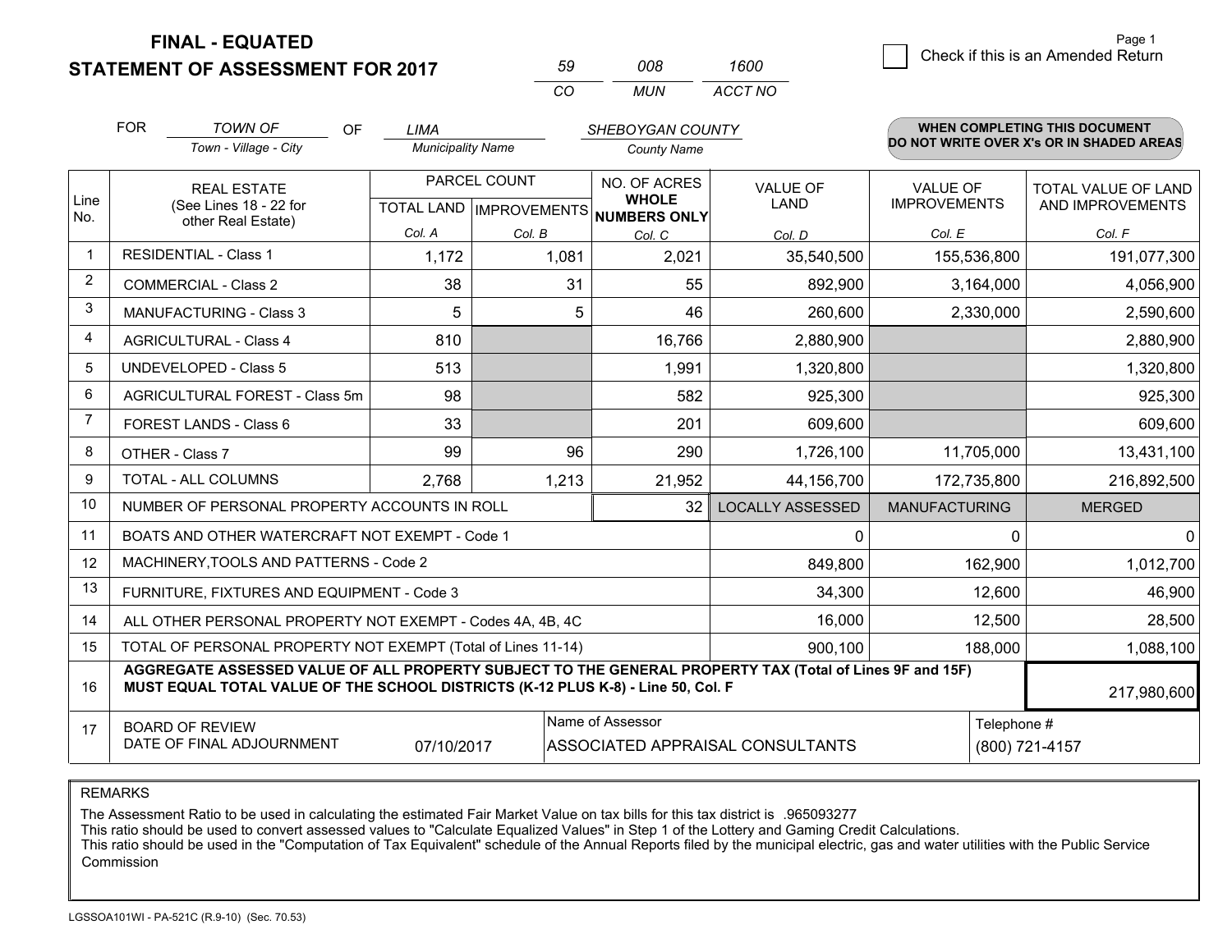# FINAL - EQUATED
# STATEMENT OF ASSESSMENT FOR 2017

| 59 | 008 | 1600 |
|---|---|---|
| CO | MUN | ACCT NO |

Page 1

☐ Check if this is an Amended Return

FOR *TOWN OF* (Town - Village - City) OF *LIMA* (Municipality Name) *SHEBOYGAN COUNTY* (County Name)

**WHEN COMPLETING THIS DOCUMENT DO NOT WRITE OVER X's OR IN SHADED AREAS**

| Line No. | REAL ESTATE (See Lines 18 - 22 for other Real Estate) | PARCEL COUNT TOTAL LAND Col. A | IMPROVEMENTS Col. B | NO. OF ACRES WHOLE NUMBERS ONLY Col. C | VALUE OF LAND Col. D | VALUE OF IMPROVEMENTS Col. E | TOTAL VALUE OF LAND AND IMPROVEMENTS Col. F |
|---|---|---|---|---|---|---|---|
| 1 | RESIDENTIAL - Class 1 | 1,172 | 1,081 | 2,021 | 35,540,500 | 155,536,800 | 191,077,300 |
| 2 | COMMERCIAL - Class 2 | 38 | 31 | 55 | 892,900 | 3,164,000 | 4,056,900 |
| 3 | MANUFACTURING - Class 3 | 5 | 5 | 46 | 260,600 | 2,330,000 | 2,590,600 |
| 4 | AGRICULTURAL - Class 4 | 810 | | 16,766 | 2,880,900 | | 2,880,900 |
| 5 | UNDEVELOPED - Class 5 | 513 | | 1,991 | 1,320,800 | | 1,320,800 |
| 6 | AGRICULTURAL FOREST - Class 5m | 98 | | 582 | 925,300 | | 925,300 |
| 7 | FOREST LANDS - Class 6 | 33 | | 201 | 609,600 | | 609,600 |
| 8 | OTHER - Class 7 | 99 | 96 | 290 | 1,726,100 | 11,705,000 | 13,431,100 |
| 9 | TOTAL - ALL COLUMNS | 2,768 | 1,213 | 21,952 | 44,156,700 | 172,735,800 | 216,892,500 |
| 10 | NUMBER OF PERSONAL PROPERTY ACCOUNTS IN ROLL | | | 32 | LOCALLY ASSESSED | MANUFACTURING | MERGED |
| 11 | BOATS AND OTHER WATERCRAFT NOT EXEMPT - Code 1 | | | | 0 | 0 | 0 |
| 12 | MACHINERY,TOOLS AND PATTERNS - Code 2 | | | | 849,800 | 162,900 | 1,012,700 |
| 13 | FURNITURE, FIXTURES AND EQUIPMENT - Code 3 | | | | 34,300 | 12,600 | 46,900 |
| 14 | ALL OTHER PERSONAL PROPERTY NOT EXEMPT - Codes 4A, 4B, 4C | | | | 16,000 | 12,500 | 28,500 |
| 15 | TOTAL OF PERSONAL PROPERTY NOT EXEMPT (Total of Lines 11-14) | | | | 900,100 | 188,000 | 1,088,100 |
| 16 | **AGGREGATE ASSESSED VALUE OF ALL PROPERTY SUBJECT TO THE GENERAL PROPERTY TAX (Total of Lines 9F and 15F) MUST EQUAL TOTAL VALUE OF THE SCHOOL DISTRICTS (K-12 PLUS K-8) - Line 50, Col. F** | | | | | | 217,980,600 |
| 17 | BOARD OF REVIEW DATE OF FINAL ADJOURNMENT | 07/10/2017 | Name of Assessor | ASSOCIATED APPRAISAL CONSULTANTS | | Telephone # | (800) 721-4157 |

REMARKS

The Assessment Ratio to be used in calculating the estimated Fair Market Value on tax bills for this tax district is .965093277
This ratio should be used to convert assessed values to "Calculate Equalized Values" in Step 1 of the Lottery and Gaming Credit Calculations.
This ratio should be used in the "Computation of Tax Equivalent" schedule of the Annual Reports filed by the municipal electric, gas and water utilities with the Public Service Commission

LGSSOA101WI - PA-521C (R.9-10) (Sec. 70.53)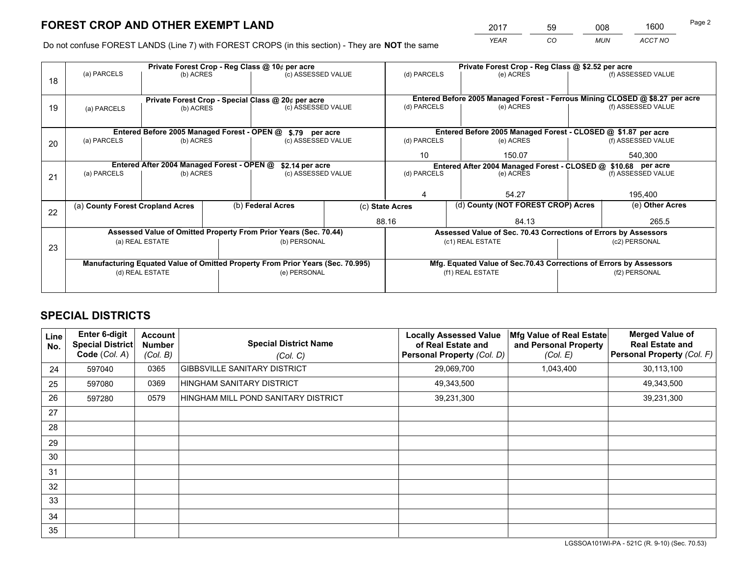# FOREST CROP AND OTHER EXEMPT LAND

| 2017 | 59 | 008 | 1600 |
|---|---|---|---|
| *YEAR* | *CO* | *MUN* | *ACCT NO* |

Do not confuse FOREST LANDS (Line 7) with FOREST CROPS (in this section) - They are **NOT** the same

| Line | | | | | | |
|---|---|---|---|---|---|---|
| 18 | Private Forest Crop - Reg Class @ 10¢ per acre | | | Private Forest Crop - Reg Class @ $2.52 per acre | | |
| | (a) PARCELS | (b) ACRES | (c) ASSESSED VALUE | (d) PARCELS | (e) ACRES | (f) ASSESSED VALUE |
| | | | | | | |
| 19 | Private Forest Crop - Special Class @ 20¢ per acre | | | Entered Before 2005 Managed Forest - Ferrous Mining CLOSED @ $8.27 per acre | | |
| | (a) PARCELS | (b) ACRES | (c) ASSESSED VALUE | (d) PARCELS | (e) ACRES | (f) ASSESSED VALUE |
| | | | | | | |
| 20 | Entered Before 2005 Managed Forest - OPEN @ $.79 per acre | | | Entered Before 2005 Managed Forest - CLOSED @ $1.87 per acre | | |
| | (a) PARCELS | (b) ACRES | (c) ASSESSED VALUE | (d) PARCELS | (e) ACRES | (f) ASSESSED VALUE |
| | | | | 10 | 150.07 | 540,300 |
| 21 | Entered After 2004 Managed Forest - OPEN @ $2.14 per acre | | | Entered After 2004 Managed Forest - CLOSED @ $10.68 per acre | | |
| | (a) PARCELS | (b) ACRES | (c) ASSESSED VALUE | (d) PARCELS | (e) ACRES | (f) ASSESSED VALUE |
| | | | | 4 | 54.27 | 195,400 |

| Line | (a) County Forest Cropland Acres | (b) Federal Acres | (c) State Acres | (d) County (NOT FOREST CROP) Acres | (e) Other Acres |
|---|---|---|---|---|---|
| 22 | | | 88.16 | 84.13 | 265.5 |

| Line | Assessed Value of Omitted Property From Prior Years (Sec. 70.44) | | Assessed Value of Sec. 70.43 Corrections of Errors by Assessors | |
|---|---|---|---|---|
| 23 | (a) REAL ESTATE | (b) PERSONAL | (c1) REAL ESTATE | (c2) PERSONAL |
| | | | | |
| | **Manufacturing Equated Value of Omitted Property From Prior Years (Sec. 70.995)** | | **Mfg. Equated Value of Sec.70.43 Corrections of Errors by Assessors** | |
| | (d) REAL ESTATE | (e) PERSONAL | (f1) REAL ESTATE | (f2) PERSONAL |
| | | | | |

# SPECIAL DISTRICTS

| Line No. | Enter 6-digit Special District Code (Col. A) | Account Number (Col. B) | Special District Name (Col. C) | Locally Assessed Value of Real Estate and Personal Property (Col. D) | Mfg Value of Real Estate and Personal Property (Col. E) | Merged Value of Real Estate and Personal Property (Col. F) |
|---|---|---|---|---|---|---|
| 24 | 597040 | 0365 | GIBBSVILLE SANITARY DISTRICT | 29,069,700 | 1,043,400 | 30,113,100 |
| 25 | 597080 | 0369 | HINGHAM SANITARY DISTRICT | 49,343,500 | | 49,343,500 |
| 26 | 597280 | 0579 | HINGHAM MILL POND SANITARY DISTRICT | 39,231,300 | | 39,231,300 |
| 27 | | | | | | |
| 28 | | | | | | |
| 29 | | | | | | |
| 30 | | | | | | |
| 31 | | | | | | |
| 32 | | | | | | |
| 33 | | | | | | |
| 34 | | | | | | |
| 35 | | | | | | |

LGSSOA101WI-PA - 521C (R. 9-10) (Sec. 70.53)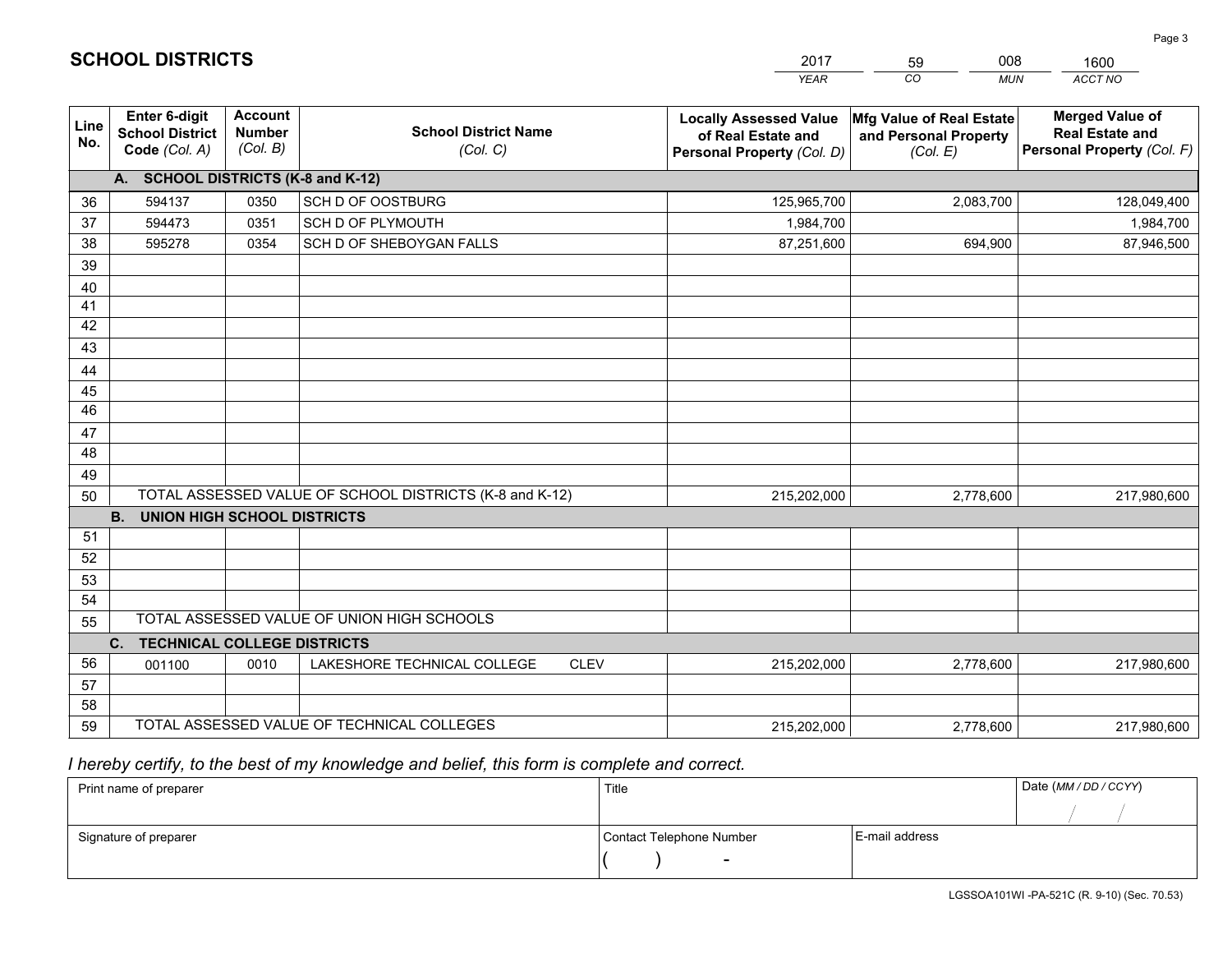# SCHOLL DISTRICTS

| 2017 | 59 | 008 | 1600 |
|---|---|---|---|
| *YEAR* | *CO* | *MUN* | *ACCT NO* |

| Line No. | Enter 6-digit School District Code *(Col. A)* | Account Number *(Col. B)* | School District Name *(Col. C)* | Locally Assessed Value of Real Estate and Personal Property *(Col. D)* | Mfg Value of Real Estate and Personal Property *(Col. E)* | Merged Value of Real Estate and Personal Property *(Col. F)* |
|---|---|---|---|---|---|---|
| **A. SCHOOL DISTRICTS (K-8 and K-12)** | | | | | | |
| 36 | 594137 | 0350 | SCH D OF OOSTBURG | 125,965,700 | 2,083,700 | 128,049,400 |
| 37 | 594473 | 0351 | SCH D OF PLYMOUTH | 1,984,700 | | 1,984,700 |
| 38 | 595278 | 0354 | SCH D OF SHEBOYGAN FALLS | 87,251,600 | 694,900 | 87,946,500 |
| 39 | | | | | | |
| 40 | | | | | | |
| 41 | | | | | | |
| 42 | | | | | | |
| 43 | | | | | | |
| 44 | | | | | | |
| 45 | | | | | | |
| 46 | | | | | | |
| 47 | | | | | | |
| 48 | | | | | | |
| 49 | | | | | | |
| 50 | TOTAL ASSESSED VALUE OF SCHOOL DISTRICTS (K-8 and K-12) | | | 215,202,000 | 2,778,600 | 217,980,600 |
| **B. UNION HIGH SCHOOL DISTRICTS** | | | | | | |
| 51 | | | | | | |
| 52 | | | | | | |
| 53 | | | | | | |
| 54 | | | | | | |
| 55 | TOTAL ASSESSED VALUE OF UNION HIGH SCHOOLS | | | | | |
| **C. TECHNICAL COLLEGE DISTRICTS** | | | | | | |
| 56 | 001100 | 0010 | LAKESHORE TECHNICAL COLLEGE CLEV | 215,202,000 | 2,778,600 | 217,980,600 |
| 57 | | | | | | |
| 58 | | | | | | |
| 59 | TOTAL ASSESSED VALUE OF TECHNICAL COLLEGES | | | 215,202,000 | 2,778,600 | 217,980,600 |

*I hereby certify, to the best of my knowledge and belief, this form is complete and correct.*

| Print name of preparer | Title | | Date *(MM / DD / CCYY)* |
|---|---|---|---|
| | | | / / |
| Signature of preparer | Contact Telephone Number | E-mail address | |
| | ( ) - | | |

LGSSOA101WI -PA-521C (R. 9-10) (Sec. 70.53)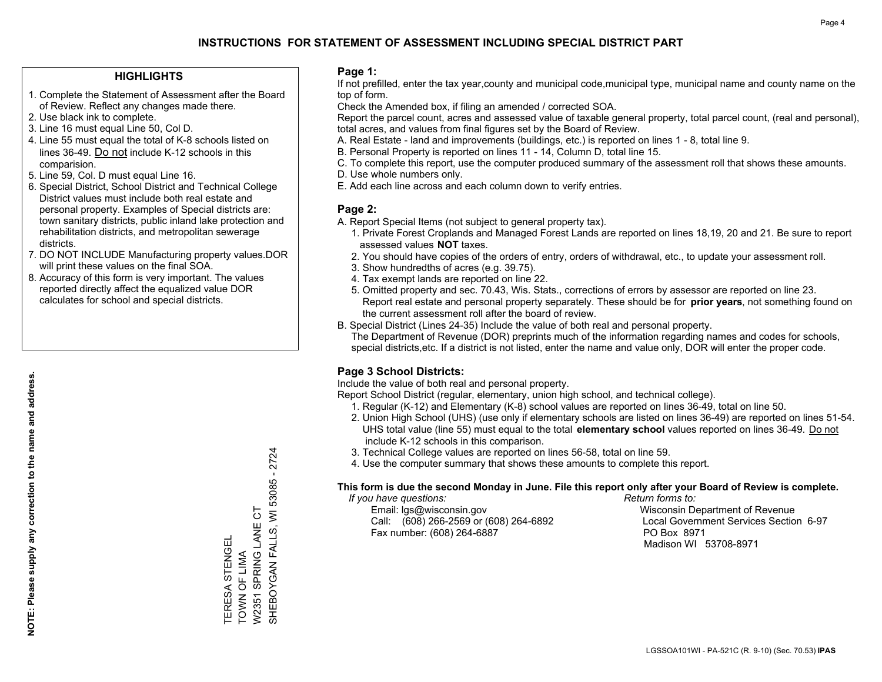# INSTRUCTIONS FOR STATEMENT OF ASSESSMENT INCLUDING SPECIAL DISTRICT PART

## HIGHLIGHTS

1. Complete the Statement of Assessment after the Board of Review. Reflect any changes made there.
2. Use black ink to complete.
3. Line 16 must equal Line 50, Col D.
4. Line 55 must equal the total of K-8 schools listed on lines 36-49. Do not include K-12 schools in this comparision.
5. Line 59, Col. D must equal Line 16.
6. Special District, School District and Technical College District values must include both real estate and personal property. Examples of Special districts are: town sanitary districts, public inland lake protection and rehabilitation districts, and metropolitan sewerage districts.
7. DO NOT INCLUDE Manufacturing property values.DOR will print these values on the final SOA.
8. Accuracy of this form is very important. The values reported directly affect the equalized value DOR calculates for school and special districts.

**NOTE: Please supply any correction to the name and address.**

TERESA STENGEL
TOWN OF LIMA
W2351 SPRING LANE CT
SHEBOYGAN FALLS, WI 53085 - 2724

## Page 1:

If not prefilled, enter the tax year,county and municipal code,municipal type, municipal name and county name on the top of form.

Check the Amended box, if filing an amended / corrected SOA.

Report the parcel count, acres and assessed value of taxable general property, total parcel count, (real and personal), total acres, and values from final figures set by the Board of Review.

A. Real Estate - land and improvements (buildings, etc.) is reported on lines 1 - 8, total line 9.
B. Personal Property is reported on lines 11 - 14, Column D, total line 15.
C. To complete this report, use the computer produced summary of the assessment roll that shows these amounts.
D. Use whole numbers only.
E. Add each line across and each column down to verify entries.

## Page 2:

A. Report Special Items (not subject to general property tax).
   1. Private Forest Croplands and Managed Forest Lands are reported on lines 18,19, 20 and 21. Be sure to report assessed values **NOT** taxes.
   2. You should have copies of the orders of entry, orders of withdrawal, etc., to update your assessment roll.
   3. Show hundredths of acres (e.g. 39.75).
   4. Tax exempt lands are reported on line 22.
   5. Omitted property and sec. 70.43, Wis. Stats., corrections of errors by assessor are reported on line 23. Report real estate and personal property separately. These should be for **prior years**, not something found on the current assessment roll after the board of review.
B. Special District (Lines 24-35) Include the value of both real and personal property.
   The Department of Revenue (DOR) preprints much of the information regarding names and codes for schools, special districts,etc. If a district is not listed, enter the name and value only, DOR will enter the proper code.

## Page 3 School Districts:

Include the value of both real and personal property.

Report School District (regular, elementary, union high school, and technical college).

1. Regular (K-12) and Elementary (K-8) school values are reported on lines 36-49, total on line 50.
2. Union High School (UHS) (use only if elementary schools are listed on lines 36-49) are reported on lines 51-54. UHS total value (line 55) must equal to the total **elementary school** values reported on lines 36-49. Do not include K-12 schools in this comparison.
3. Technical College values are reported on lines 56-58, total on line 59.
4. Use the computer summary that shows these amounts to complete this report.

**This form is due the second Monday in June. File this report only after your Board of Review is complete.**

*If you have questions:*
Email: lgs@wisconsin.gov
Call: (608) 266-2569 or (608) 264-6892
Fax number: (608) 264-6887

*Return forms to:*
Wisconsin Department of Revenue
Local Government Services Section 6-97
PO Box 8971
Madison WI 53708-8971

LGSSOA101WI - PA-521C (R. 9-10) (Sec. 70.53) **IPAS**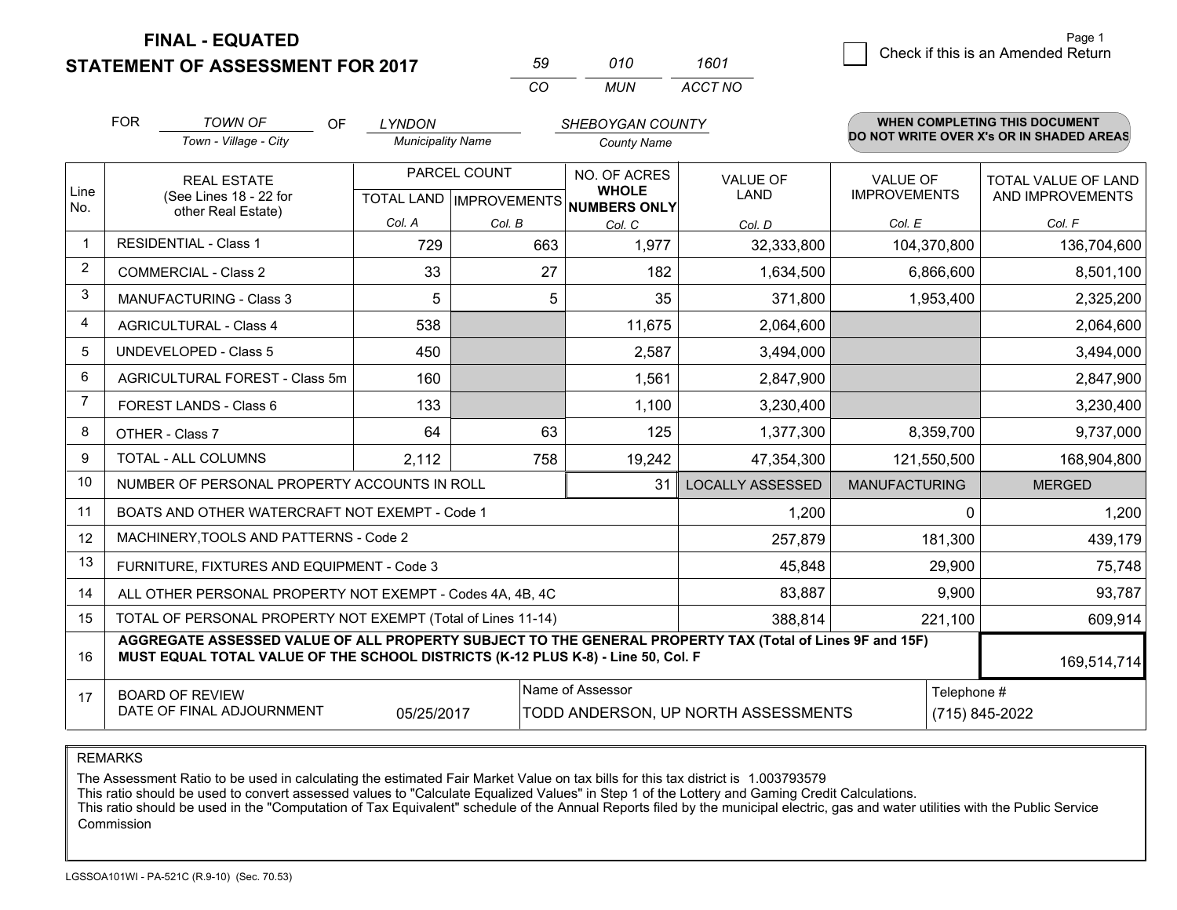# FINAL - EQUATED
## STATEMENT OF ASSESSMENT FOR 2017

| 59 | 010 | 1601 |
|---|---|---|
| CO | MUN | ACCT NO |

Check if this is an Amended Return

FOR *TOWN OF* (Town - Village - City) OF *LYNDON* (Municipality Name) *SHEBOYGAN COUNTY* (County Name)

**WHEN COMPLETING THIS DOCUMENT DO NOT WRITE OVER X's OR IN SHADED AREAS**

| Line No. | REAL ESTATE (See Lines 18 - 22 for other Real Estate) | PARCEL COUNT TOTAL LAND Col. A | PARCEL COUNT IMPROVEMENTS Col. B | NO. OF ACRES WHOLE NUMBERS ONLY Col. C | VALUE OF LAND Col. D | VALUE OF IMPROVEMENTS Col. E | TOTAL VALUE OF LAND AND IMPROVEMENTS Col. F |
|---|---|---|---|---|---|---|---|
| 1 | RESIDENTIAL - Class 1 | 729 | 663 | 1,977 | 32,333,800 | 104,370,800 | 136,704,600 |
| 2 | COMMERCIAL - Class 2 | 33 | 27 | 182 | 1,634,500 | 6,866,600 | 8,501,100 |
| 3 | MANUFACTURING - Class 3 | 5 | 5 | 35 | 371,800 | 1,953,400 | 2,325,200 |
| 4 | AGRICULTURAL - Class 4 | 538 | | 11,675 | 2,064,600 | | 2,064,600 |
| 5 | UNDEVELOPED - Class 5 | 450 | | 2,587 | 3,494,000 | | 3,494,000 |
| 6 | AGRICULTURAL FOREST - Class 5m | 160 | | 1,561 | 2,847,900 | | 2,847,900 |
| 7 | FOREST LANDS - Class 6 | 133 | | 1,100 | 3,230,400 | | 3,230,400 |
| 8 | OTHER - Class 7 | 64 | 63 | 125 | 1,377,300 | 8,359,700 | 9,737,000 |
| 9 | TOTAL - ALL COLUMNS | 2,112 | 758 | 19,242 | 47,354,300 | 121,550,500 | 168,904,800 |
| 10 | NUMBER OF PERSONAL PROPERTY ACCOUNTS IN ROLL | | | 31 | LOCALLY ASSESSED | MANUFACTURING | MERGED |
| 11 | BOATS AND OTHER WATERCRAFT NOT EXEMPT - Code 1 | | | | 1,200 | 0 | 1,200 |
| 12 | MACHINERY,TOOLS AND PATTERNS - Code 2 | | | | 257,879 | 181,300 | 439,179 |
| 13 | FURNITURE, FIXTURES AND EQUIPMENT - Code 3 | | | | 45,848 | 29,900 | 75,748 |
| 14 | ALL OTHER PERSONAL PROPERTY NOT EXEMPT - Codes 4A, 4B, 4C | | | | 83,887 | 9,900 | 93,787 |
| 15 | TOTAL OF PERSONAL PROPERTY NOT EXEMPT (Total of Lines 11-14) | | | | 388,814 | 221,100 | 609,914 |
| 16 | **AGGREGATE ASSESSED VALUE OF ALL PROPERTY SUBJECT TO THE GENERAL PROPERTY TAX (Total of Lines 9F and 15F) MUST EQUAL TOTAL VALUE OF THE SCHOOL DISTRICTS (K-12 PLUS K-8) - Line 50, Col. F** | | | | | | 169,514,714 |
| 17 | BOARD OF REVIEW DATE OF FINAL ADJOURNMENT | 05/25/2017 | Name of Assessor | TODD ANDERSON, UP NORTH ASSESSMENTS | | Telephone # | (715) 845-2022 |

REMARKS

The Assessment Ratio to be used in calculating the estimated Fair Market Value on tax bills for this tax district is 1.003793579
This ratio should be used to convert assessed values to "Calculate Equalized Values" in Step 1 of the Lottery and Gaming Credit Calculations.
This ratio should be used in the "Computation of Tax Equivalent" schedule of the Annual Reports filed by the municipal electric, gas and water utilities with the Public Service Commission

LGSSOA101WI - PA-521C (R.9-10) (Sec. 70.53)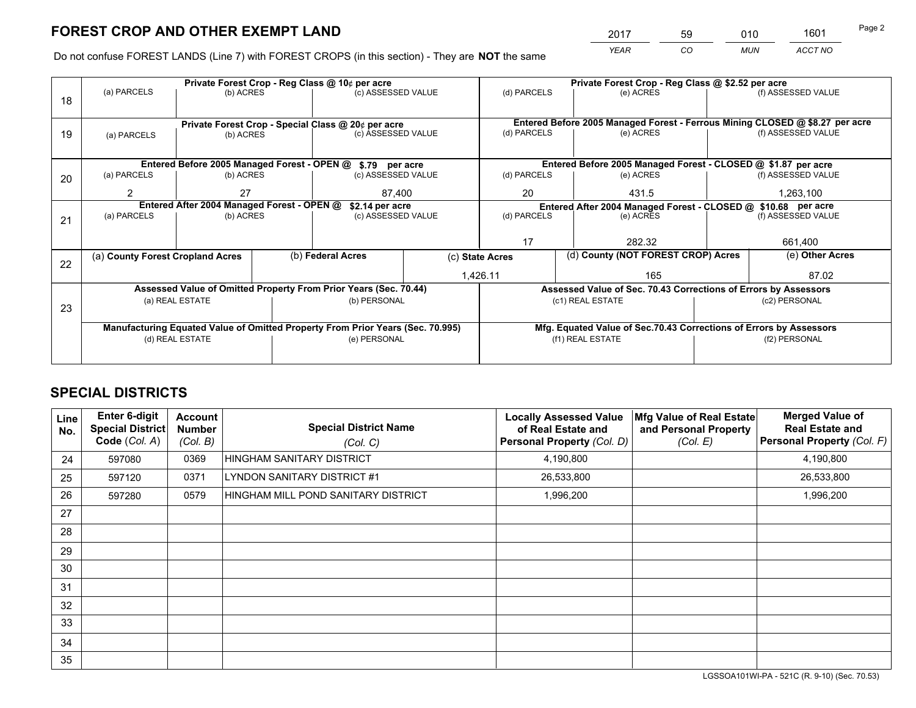# FOREST CROP AND OTHER EXEMPT LAND

| 2017 | 59 | 010 | 1601 |
|---|---|---|---|
| *YEAR* | *CO* | *MUN* | *ACCT NO* |

Do not confuse FOREST LANDS (Line 7) with FOREST CROPS (in this section) - They are **NOT** the same

| Line | Private Forest Crop - Reg Class @ 10¢ per acre | | | Private Forest Crop - Reg Class @ $2.52 per acre | | |
|---|---|---|---|---|---|---|
| | (a) PARCELS | (b) ACRES | (c) ASSESSED VALUE | (d) PARCELS | (e) ACRES | (f) ASSESSED VALUE |
| 18 | | | | | | |
| | **Private Forest Crop - Special Class @ 20¢ per acre** | | | **Entered Before 2005 Managed Forest - Ferrous Mining CLOSED @ $8.27 per acre** | | |
| | (a) PARCELS | (b) ACRES | (c) ASSESSED VALUE | (d) PARCELS | (e) ACRES | (f) ASSESSED VALUE |
| 19 | | | | | | |
| | **Entered Before 2005 Managed Forest - OPEN @ $.79 per acre** | | | **Entered Before 2005 Managed Forest - CLOSED @ $1.87 per acre** | | |
| | (a) PARCELS | (b) ACRES | (c) ASSESSED VALUE | (d) PARCELS | (e) ACRES | (f) ASSESSED VALUE |
| 20 | 2 | 27 | 87,400 | 20 | 431.5 | 1,263,100 |
| | **Entered After 2004 Managed Forest - OPEN @ $2.14 per acre** | | | **Entered After 2004 Managed Forest - CLOSED @ $10.68 per acre** | | |
| | (a) PARCELS | (b) ACRES | (c) ASSESSED VALUE | (d) PARCELS | (e) ACRES | (f) ASSESSED VALUE |
| 21 | | | | 17 | 282.32 | 661,400 |

| Line | (a) County Forest Cropland Acres | (b) Federal Acres | (c) State Acres | (d) County (NOT FOREST CROP) Acres | (e) Other Acres |
|---|---|---|---|---|---|
| 22 | | | 1,426.11 | 165 | 87.02 |

| Line | Assessed Value of Omitted Property From Prior Years (Sec. 70.44) | | Assessed Value of Sec. 70.43 Corrections of Errors by Assessors | |
|---|---|---|---|---|
| | (a) REAL ESTATE | (b) PERSONAL | (c1) REAL ESTATE | (c2) PERSONAL |
| 23 | | | | |
| | **Manufacturing Equated Value of Omitted Property From Prior Years (Sec. 70.995)** | | **Mfg. Equated Value of Sec.70.43 Corrections of Errors by Assessors** | |
| | (d) REAL ESTATE | (e) PERSONAL | (f1) REAL ESTATE | (f2) PERSONAL |
| | | | | |

# SPECIAL DISTRICTS

| Line No. | Enter 6-digit Special District Code (*Col. A*) | Account Number (*Col. B*) | Special District Name (*Col. C*) | Locally Assessed Value of Real Estate and Personal Property (*Col. D*) | Mfg Value of Real Estate and Personal Property (*Col. E*) | Merged Value of Real Estate and Personal Property (*Col. F*) |
|---|---|---|---|---|---|---|
| 24 | 597080 | 0369 | HINGHAM SANITARY DISTRICT | 4,190,800 | | 4,190,800 |
| 25 | 597120 | 0371 | LYNDON SANITARY DISTRICT #1 | 26,533,800 | | 26,533,800 |
| 26 | 597280 | 0579 | HINGHAM MILL POND SANITARY DISTRICT | 1,996,200 | | 1,996,200 |
| 27 | | | | | | |
| 28 | | | | | | |
| 29 | | | | | | |
| 30 | | | | | | |
| 31 | | | | | | |
| 32 | | | | | | |
| 33 | | | | | | |
| 34 | | | | | | |
| 35 | | | | | | |

LGSSOA101WI-PA - 521C (R. 9-10) (Sec. 70.53)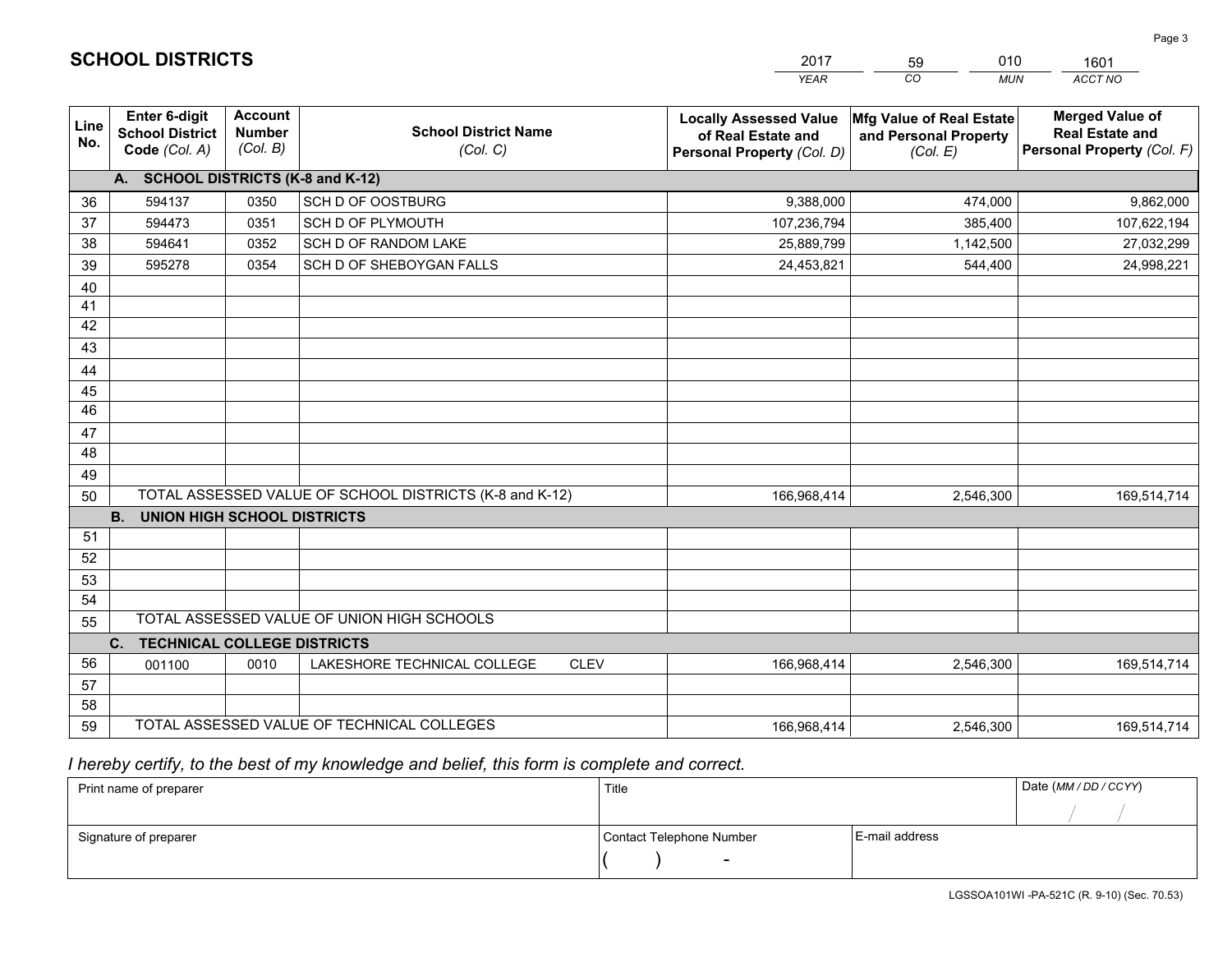# SCHOOL DISTRICTS

| 2017 | 59 | 010 | 1601 |
|---|---|---|---|
| *YEAR* | *CO* | *MUN* | *ACCT NO* |

| Line No. | Enter 6-digit School District Code (Col. A) | Account Number (Col. B) | School District Name (Col. C) | Locally Assessed Value of Real Estate and Personal Property (Col. D) | Mfg Value of Real Estate and Personal Property (Col. E) | Merged Value of Real Estate and Personal Property (Col. F) |
|---|---|---|---|---|---|---|
| | **A. SCHOOL DISTRICTS (K-8 and K-12)** | | | | | |
| 36 | 594137 | 0350 | SCH D OF OOSTBURG | 9,388,000 | 474,000 | 9,862,000 |
| 37 | 594473 | 0351 | SCH D OF PLYMOUTH | 107,236,794 | 385,400 | 107,622,194 |
| 38 | 594641 | 0352 | SCH D OF RANDOM LAKE | 25,889,799 | 1,142,500 | 27,032,299 |
| 39 | 595278 | 0354 | SCH D OF SHEBOYGAN FALLS | 24,453,821 | 544,400 | 24,998,221 |
| 40 | | | | | | |
| 41 | | | | | | |
| 42 | | | | | | |
| 43 | | | | | | |
| 44 | | | | | | |
| 45 | | | | | | |
| 46 | | | | | | |
| 47 | | | | | | |
| 48 | | | | | | |
| 49 | | | | | | |
| 50 | TOTAL ASSESSED VALUE OF SCHOOL DISTRICTS (K-8 and K-12) | | | 166,968,414 | 2,546,300 | 169,514,714 |
| | **B. UNION HIGH SCHOOL DISTRICTS** | | | | | |
| 51 | | | | | | |
| 52 | | | | | | |
| 53 | | | | | | |
| 54 | | | | | | |
| 55 | TOTAL ASSESSED VALUE OF UNION HIGH SCHOOLS | | | | | |
| | **C. TECHNICAL COLLEGE DISTRICTS** | | | | | |
| 56 | 001100 | 0010 | LAKESHORE TECHNICAL COLLEGE CLEV | 166,968,414 | 2,546,300 | 169,514,714 |
| 57 | | | | | | |
| 58 | | | | | | |
| 59 | TOTAL ASSESSED VALUE OF TECHNICAL COLLEGES | | | 166,968,414 | 2,546,300 | 169,514,714 |

*I hereby certify, to the best of my knowledge and belief, this form is complete and correct.*

| Print name of preparer | Title | | Date (MM / DD / CCYY) |
|---|---|---|---|
| | | | / / |
| Signature of preparer | Contact Telephone Number | E-mail address | |
| | ( ) - | | |

LGSSOA101WI -PA-521C (R. 9-10) (Sec. 70.53)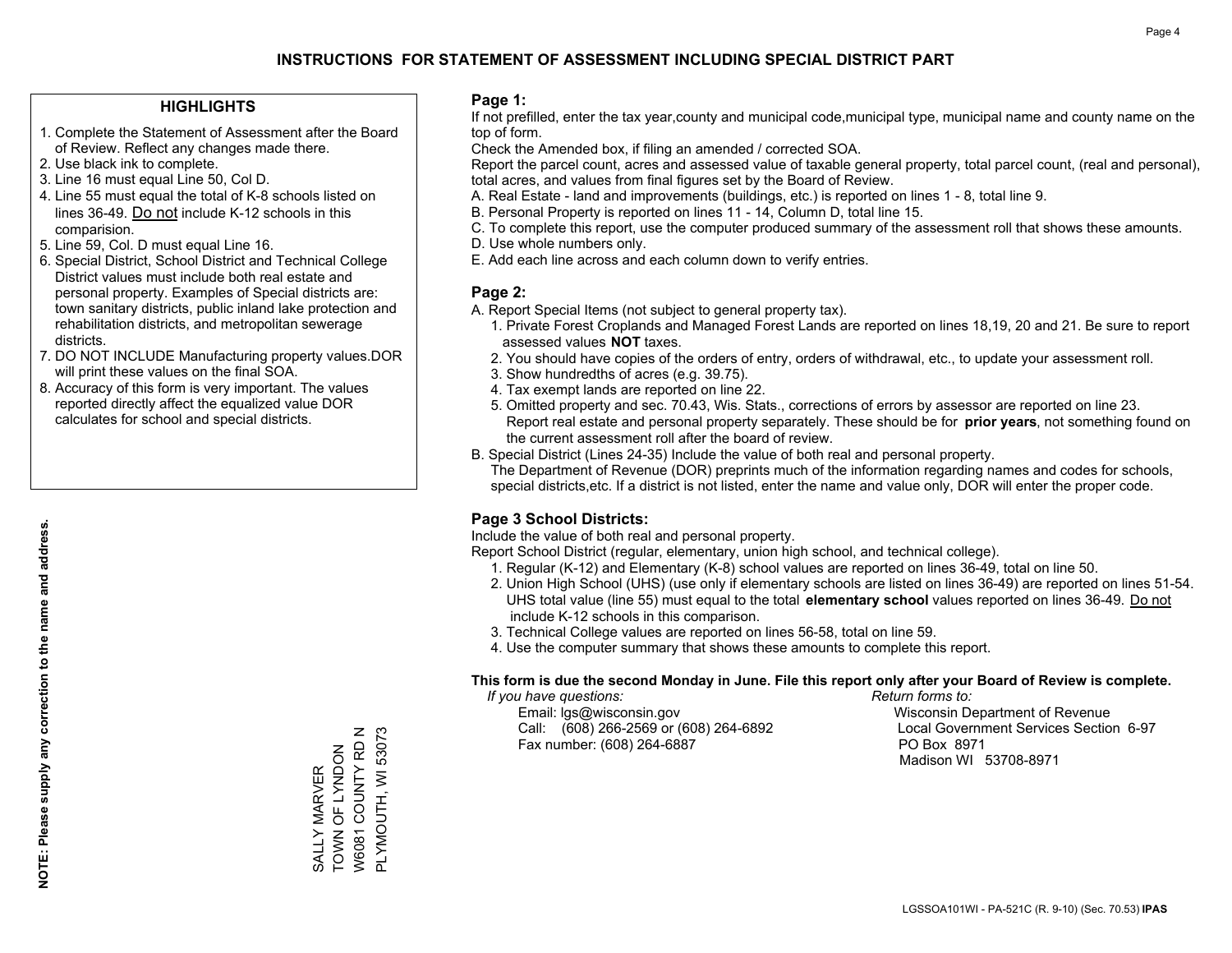# INSTRUCTIONS FOR STATEMENT OF ASSESSMENT INCLUDING SPECIAL DISTRICT PART

## HIGHLIGHTS

1. Complete the Statement of Assessment after the Board of Review. Reflect any changes made there.
2. Use black ink to complete.
3. Line 16 must equal Line 50, Col D.
4. Line 55 must equal the total of K-8 schools listed on lines 36-49. Do not include K-12 schools in this comparision.
5. Line 59, Col. D must equal Line 16.
6. Special District, School District and Technical College District values must include both real estate and personal property. Examples of Special districts are: town sanitary districts, public inland lake protection and rehabilitation districts, and metropolitan sewerage districts.
7. DO NOT INCLUDE Manufacturing property values.DOR will print these values on the final SOA.
8. Accuracy of this form is very important. The values reported directly affect the equalized value DOR calculates for school and special districts.

NOTE: Please supply any correction to the name and address.

SALLY MARVER
TOWN OF LYNDON
W6081 COUNTY RD N
PLYMOUTH, WI 53073

## Page 1:

If not prefilled, enter the tax year,county and municipal code,municipal type, municipal name and county name on the top of form.

Check the Amended box, if filing an amended / corrected SOA.

Report the parcel count, acres and assessed value of taxable general property, total parcel count, (real and personal), total acres, and values from final figures set by the Board of Review.

A. Real Estate - land and improvements (buildings, etc.) is reported on lines 1 - 8, total line 9.
B. Personal Property is reported on lines 11 - 14, Column D, total line 15.
C. To complete this report, use the computer produced summary of the assessment roll that shows these amounts.
D. Use whole numbers only.
E. Add each line across and each column down to verify entries.

## Page 2:

A. Report Special Items (not subject to general property tax).
   1. Private Forest Croplands and Managed Forest Lands are reported on lines 18,19, 20 and 21. Be sure to report assessed values **NOT** taxes.
   2. You should have copies of the orders of entry, orders of withdrawal, etc., to update your assessment roll.
   3. Show hundredths of acres (e.g. 39.75).
   4. Tax exempt lands are reported on line 22.
   5. Omitted property and sec. 70.43, Wis. Stats., corrections of errors by assessor are reported on line 23. Report real estate and personal property separately. These should be for **prior years**, not something found on the current assessment roll after the board of review.
B. Special District (Lines 24-35) Include the value of both real and personal property.
   The Department of Revenue (DOR) preprints much of the information regarding names and codes for schools, special districts,etc. If a district is not listed, enter the name and value only, DOR will enter the proper code.

## Page 3 School Districts:

Include the value of both real and personal property.

Report School District (regular, elementary, union high school, and technical college).

1. Regular (K-12) and Elementary (K-8) school values are reported on lines 36-49, total on line 50.
2. Union High School (UHS) (use only if elementary schools are listed on lines 36-49) are reported on lines 51-54. UHS total value (line 55) must equal to the total **elementary school** values reported on lines 36-49. Do not include K-12 schools in this comparison.
3. Technical College values are reported on lines 56-58, total on line 59.
4. Use the computer summary that shows these amounts to complete this report.

**This form is due the second Monday in June. File this report only after your Board of Review is complete.**

*If you have questions:*
Email: lgs@wisconsin.gov
Call: (608) 266-2569 or (608) 264-6892
Fax number: (608) 264-6887

*Return forms to:*
Wisconsin Department of Revenue
Local Government Services Section 6-97
PO Box 8971
Madison WI 53708-8971

LGSSOA101WI - PA-521C (R. 9-10) (Sec. 70.53) **IPAS**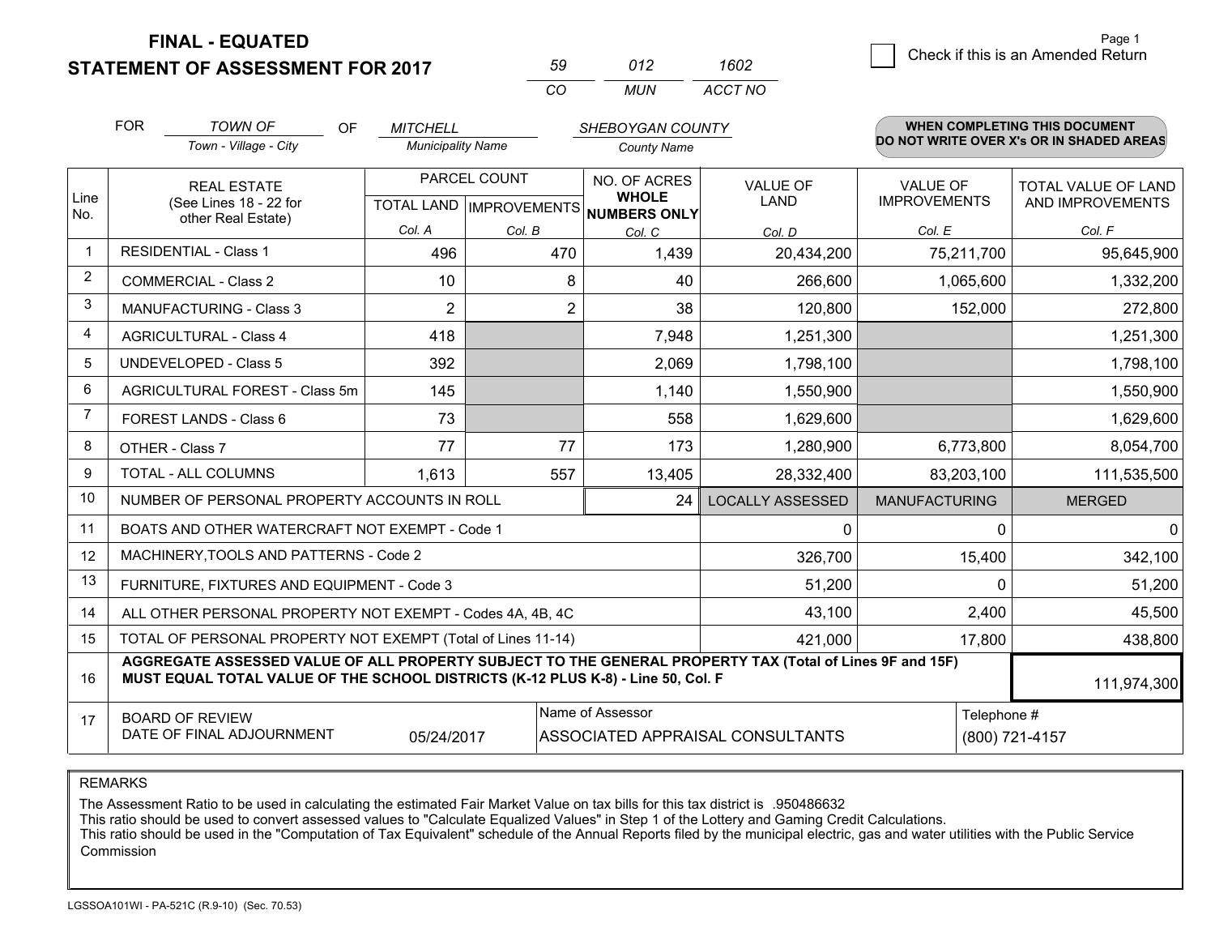# FINAL - EQUATED
# STATEMENT OF ASSESSMENT FOR 2017

| 59 | 012 | 1602 |
|---|---|---|
| CO | MUN | ACCT NO |

Check if this is an Amended Return

FOR *TOWN OF* (Town - Village - City) OF *MITCHELL* (Municipality Name) *SHEBOYGAN COUNTY* (County Name)

**WHEN COMPLETING THIS DOCUMENT DO NOT WRITE OVER X's OR IN SHADED AREAS**

| Line No. | REAL ESTATE (See Lines 18 - 22 for other Real Estate) | PARCEL COUNT TOTAL LAND Col. A | PARCEL COUNT IMPROVEMENTS Col. B | NO. OF ACRES WHOLE NUMBERS ONLY Col. C | VALUE OF LAND Col. D | VALUE OF IMPROVEMENTS Col. E | TOTAL VALUE OF LAND AND IMPROVEMENTS Col. F |
|---|---|---|---|---|---|---|---|
| 1 | RESIDENTIAL - Class 1 | 496 | 470 | 1,439 | 20,434,200 | 75,211,700 | 95,645,900 |
| 2 | COMMERCIAL - Class 2 | 10 | 8 | 40 | 266,600 | 1,065,600 | 1,332,200 |
| 3 | MANUFACTURING - Class 3 | 2 | 2 | 38 | 120,800 | 152,000 | 272,800 |
| 4 | AGRICULTURAL - Class 4 | 418 | | 7,948 | 1,251,300 | | 1,251,300 |
| 5 | UNDEVELOPED - Class 5 | 392 | | 2,069 | 1,798,100 | | 1,798,100 |
| 6 | AGRICULTURAL FOREST - Class 5m | 145 | | 1,140 | 1,550,900 | | 1,550,900 |
| 7 | FOREST LANDS - Class 6 | 73 | | 558 | 1,629,600 | | 1,629,600 |
| 8 | OTHER - Class 7 | 77 | 77 | 173 | 1,280,900 | 6,773,800 | 8,054,700 |
| 9 | TOTAL - ALL COLUMNS | 1,613 | 557 | 13,405 | 28,332,400 | 83,203,100 | 111,535,500 |
| 10 | NUMBER OF PERSONAL PROPERTY ACCOUNTS IN ROLL | | | 24 | LOCALLY ASSESSED | MANUFACTURING | MERGED |
| 11 | BOATS AND OTHER WATERCRAFT NOT EXEMPT - Code 1 | | | | 0 | 0 | 0 |
| 12 | MACHINERY,TOOLS AND PATTERNS - Code 2 | | | | 326,700 | 15,400 | 342,100 |
| 13 | FURNITURE, FIXTURES AND EQUIPMENT - Code 3 | | | | 51,200 | 0 | 51,200 |
| 14 | ALL OTHER PERSONAL PROPERTY NOT EXEMPT - Codes 4A, 4B, 4C | | | | 43,100 | 2,400 | 45,500 |
| 15 | TOTAL OF PERSONAL PROPERTY NOT EXEMPT (Total of Lines 11-14) | | | | 421,000 | 17,800 | 438,800 |
| 16 | AGGREGATE ASSESSED VALUE OF ALL PROPERTY SUBJECT TO THE GENERAL PROPERTY TAX (Total of Lines 9F and 15F) MUST EQUAL TOTAL VALUE OF THE SCHOOL DISTRICTS (K-12 PLUS K-8) - Line 50, Col. F | | | | | | 111,974,300 |
| 17 | BOARD OF REVIEW DATE OF FINAL ADJOURNMENT | 05/24/2017 | | Name of Assessor: ASSOCIATED APPRAISAL CONSULTANTS | | | Telephone #: (800) 721-4157 |

REMARKS

The Assessment Ratio to be used in calculating the estimated Fair Market Value on tax bills for this tax district is .950486632
This ratio should be used to convert assessed values to "Calculate Equalized Values" in Step 1 of the Lottery and Gaming Credit Calculations.
This ratio should be used in the "Computation of Tax Equivalent" schedule of the Annual Reports filed by the municipal electric, gas and water utilities with the Public Service Commission

LGSSOA101WI - PA-521C (R.9-10) (Sec. 70.53)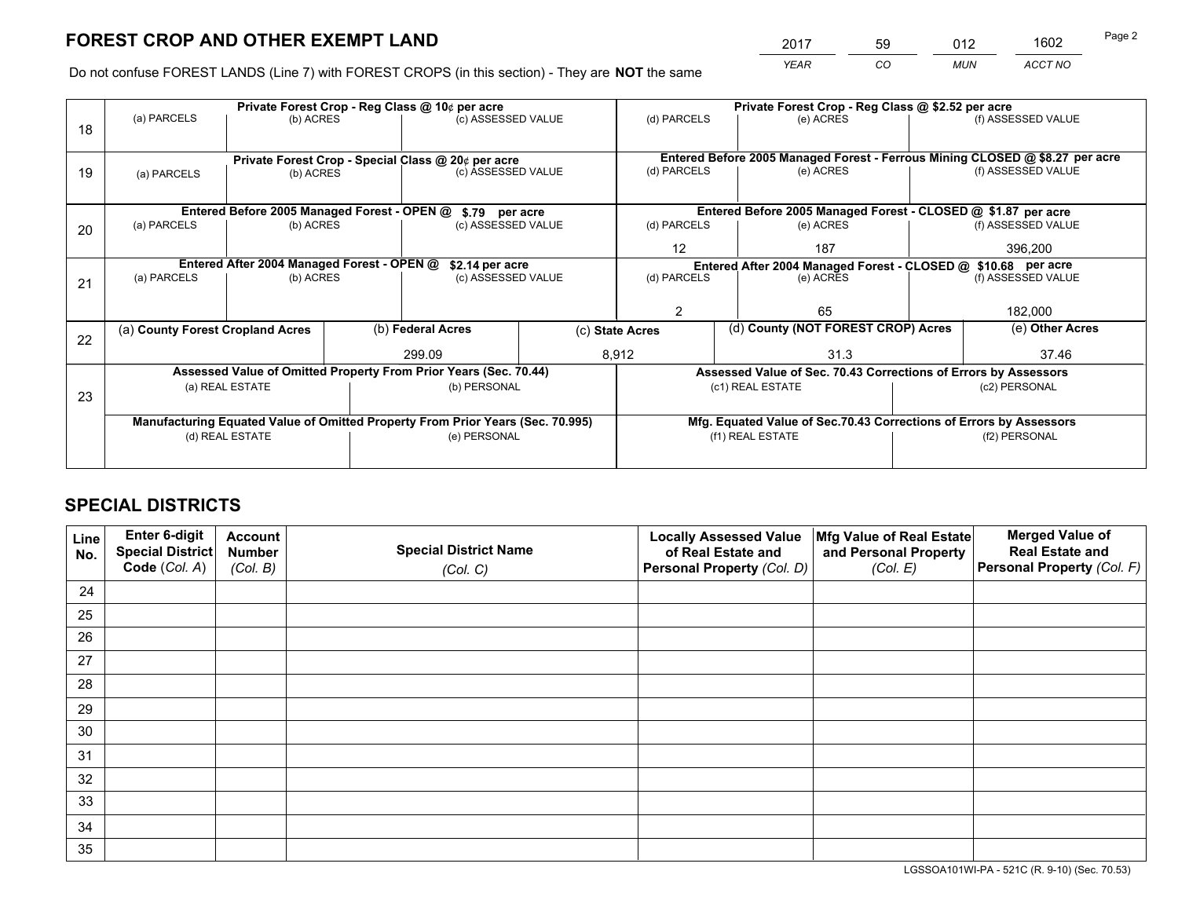# FOREST CROP AND OTHER EXEMPT LAND

| 2017 | 59 | 012 | 1602 |
|---|---|---|---|
| *YEAR* | *CO* | *MUN* | *ACCT NO* |

Do not confuse FOREST LANDS (Line 7) with FOREST CROPS (in this section) - They are **NOT** the same

| Line | Private Forest Crop - Reg Class @ 10¢ per acre | | | Private Forest Crop - Reg Class @ $2.52 per acre | | |
|---|---|---|---|---|---|---|
| 18 | (a) PARCELS | (b) ACRES | (c) ASSESSED VALUE | (d) PARCELS | (e) ACRES | (f) ASSESSED VALUE |
| | | | | | | |
| | **Private Forest Crop - Special Class @ 20¢ per acre** | | | **Entered Before 2005 Managed Forest - Ferrous Mining CLOSED @ $8.27 per acre** | | |
| 19 | (a) PARCELS | (b) ACRES | (c) ASSESSED VALUE | (d) PARCELS | (e) ACRES | (f) ASSESSED VALUE |
| | | | | | | |
| | **Entered Before 2005 Managed Forest - OPEN @ $.79 per acre** | | | **Entered Before 2005 Managed Forest - CLOSED @ $1.87 per acre** | | |
| 20 | (a) PARCELS | (b) ACRES | (c) ASSESSED VALUE | (d) PARCELS | (e) ACRES | (f) ASSESSED VALUE |
| | | | | 12 | 187 | 396,200 |
| | **Entered After 2004 Managed Forest - OPEN @ $2.14 per acre** | | | **Entered After 2004 Managed Forest - CLOSED @ $10.68 per acre** | | |
| 21 | (a) PARCELS | (b) ACRES | (c) ASSESSED VALUE | (d) PARCELS | (e) ACRES | (f) ASSESSED VALUE |
| | | | | 2 | 65 | 182,000 |

| Line | (a) County Forest Cropland Acres | (b) Federal Acres | (c) State Acres | (d) County (NOT FOREST CROP) Acres | (e) Other Acres |
|---|---|---|---|---|---|
| 22 | | 299.09 | 8,912 | 31.3 | 37.46 |

| Line | Assessed Value of Omitted Property From Prior Years (Sec. 70.44) | | Assessed Value of Sec. 70.43 Corrections of Errors by Assessors | |
|---|---|---|---|---|
| 23 | (a) REAL ESTATE | (b) PERSONAL | (c1) REAL ESTATE | (c2) PERSONAL |
| | | | | |
| | **Manufacturing Equated Value of Omitted Property From Prior Years (Sec. 70.995)** | | **Mfg. Equated Value of Sec.70.43 Corrections of Errors by Assessors** | |
| | (d) REAL ESTATE | (e) PERSONAL | (f1) REAL ESTATE | (f2) PERSONAL |
| | | | | |

# SPECIAL DISTRICTS

| Line No. | Enter 6-digit Special District Code (*Col. A*) | Account Number (*Col. B*) | Special District Name (*Col. C*) | Locally Assessed Value of Real Estate and Personal Property (*Col. D*) | Mfg Value of Real Estate and Personal Property (*Col. E*) | Merged Value of Real Estate and Personal Property (*Col. F*) |
|---|---|---|---|---|---|---|
| 24 | | | | | | |
| 25 | | | | | | |
| 26 | | | | | | |
| 27 | | | | | | |
| 28 | | | | | | |
| 29 | | | | | | |
| 30 | | | | | | |
| 31 | | | | | | |
| 32 | | | | | | |
| 33 | | | | | | |
| 34 | | | | | | |
| 35 | | | | | | |

LGSSOA101WI-PA - 521C (R. 9-10) (Sec. 70.53)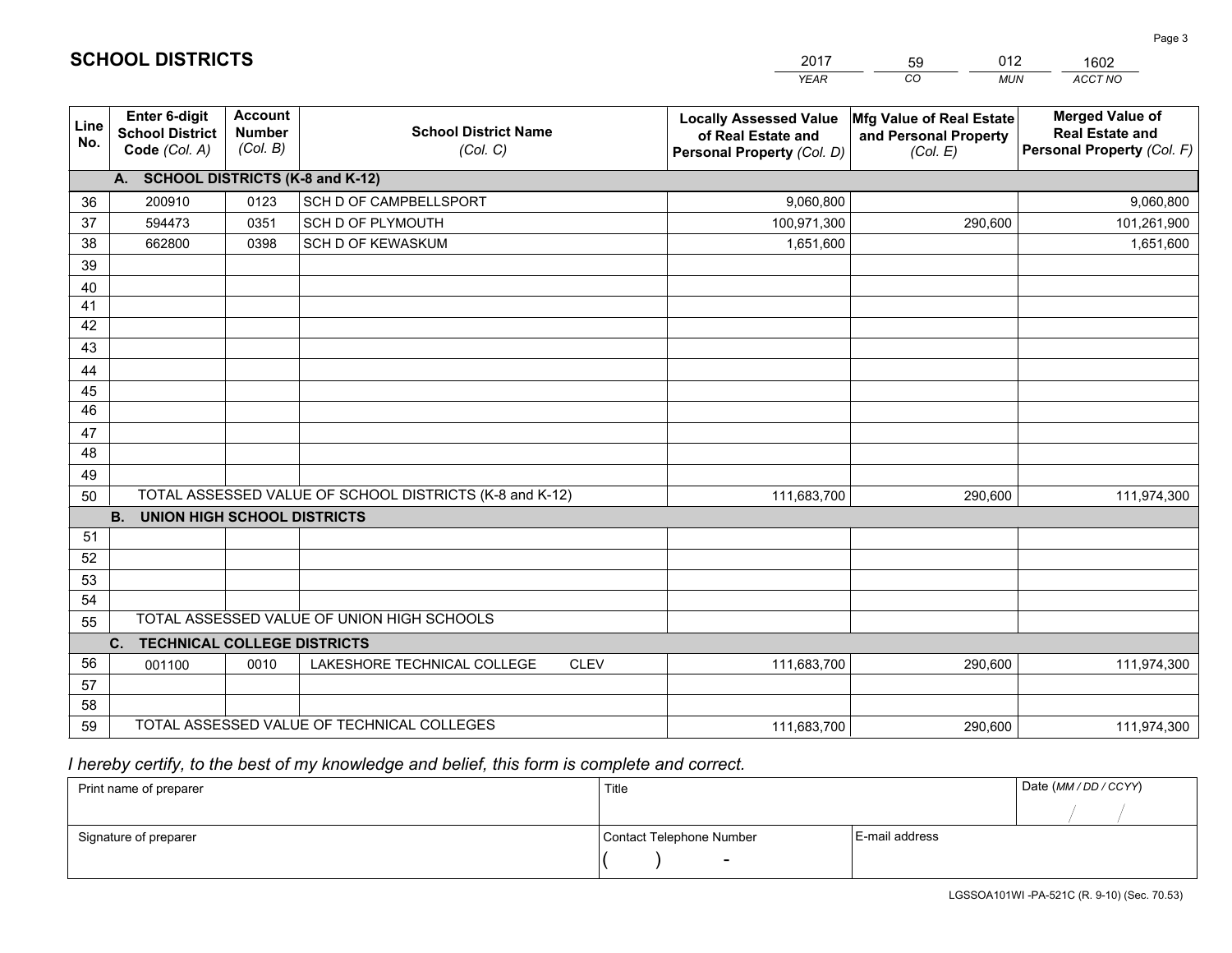# SCHOOL DISTRICTS

| 2017 | 59 | 012 | 1602 |
|---|---|---|---|
| *YEAR* | *CO* | *MUN* | *ACCT NO* |

| Line No. | Enter 6-digit School District Code *(Col. A)* | Account Number *(Col. B)* | School District Name *(Col. C)* | Locally Assessed Value of Real Estate and Personal Property *(Col. D)* | Mfg Value of Real Estate and Personal Property *(Col. E)* | Merged Value of Real Estate and Personal Property *(Col. F)* |
|---|---|---|---|---|---|---|
| | **A. SCHOOL DISTRICTS (K-8 and K-12)** | | | | | |
| 36 | 200910 | 0123 | SCH D OF CAMPBELLSPORT | 9,060,800 | | 9,060,800 |
| 37 | 594473 | 0351 | SCH D OF PLYMOUTH | 100,971,300 | 290,600 | 101,261,900 |
| 38 | 662800 | 0398 | SCH D OF KEWASKUM | 1,651,600 | | 1,651,600 |
| 39 | | | | | | |
| 40 | | | | | | |
| 41 | | | | | | |
| 42 | | | | | | |
| 43 | | | | | | |
| 44 | | | | | | |
| 45 | | | | | | |
| 46 | | | | | | |
| 47 | | | | | | |
| 48 | | | | | | |
| 49 | | | | | | |
| 50 | TOTAL ASSESSED VALUE OF SCHOOL DISTRICTS (K-8 and K-12) | | | 111,683,700 | 290,600 | 111,974,300 |
| | **B. UNION HIGH SCHOOL DISTRICTS** | | | | | |
| 51 | | | | | | |
| 52 | | | | | | |
| 53 | | | | | | |
| 54 | | | | | | |
| 55 | TOTAL ASSESSED VALUE OF UNION HIGH SCHOOLS | | | | | |
| | **C. TECHNICAL COLLEGE DISTRICTS** | | | | | |
| 56 | 001100 | 0010 | LAKESHORE TECHNICAL COLLEGE CLEV | 111,683,700 | 290,600 | 111,974,300 |
| 57 | | | | | | |
| 58 | | | | | | |
| 59 | TOTAL ASSESSED VALUE OF TECHNICAL COLLEGES | | | 111,683,700 | 290,600 | 111,974,300 |

*I hereby certify, to the best of my knowledge and belief, this form is complete and correct.*

| Print name of preparer | Title | | Date *(MM / DD / CCYY)* |
|---|---|---|---|
| | | | / / |
| Signature of preparer | Contact Telephone Number | E-mail address | |
| | ( ) - | | |

LGSSOA101WI -PA-521C (R. 9-10) (Sec. 70.53)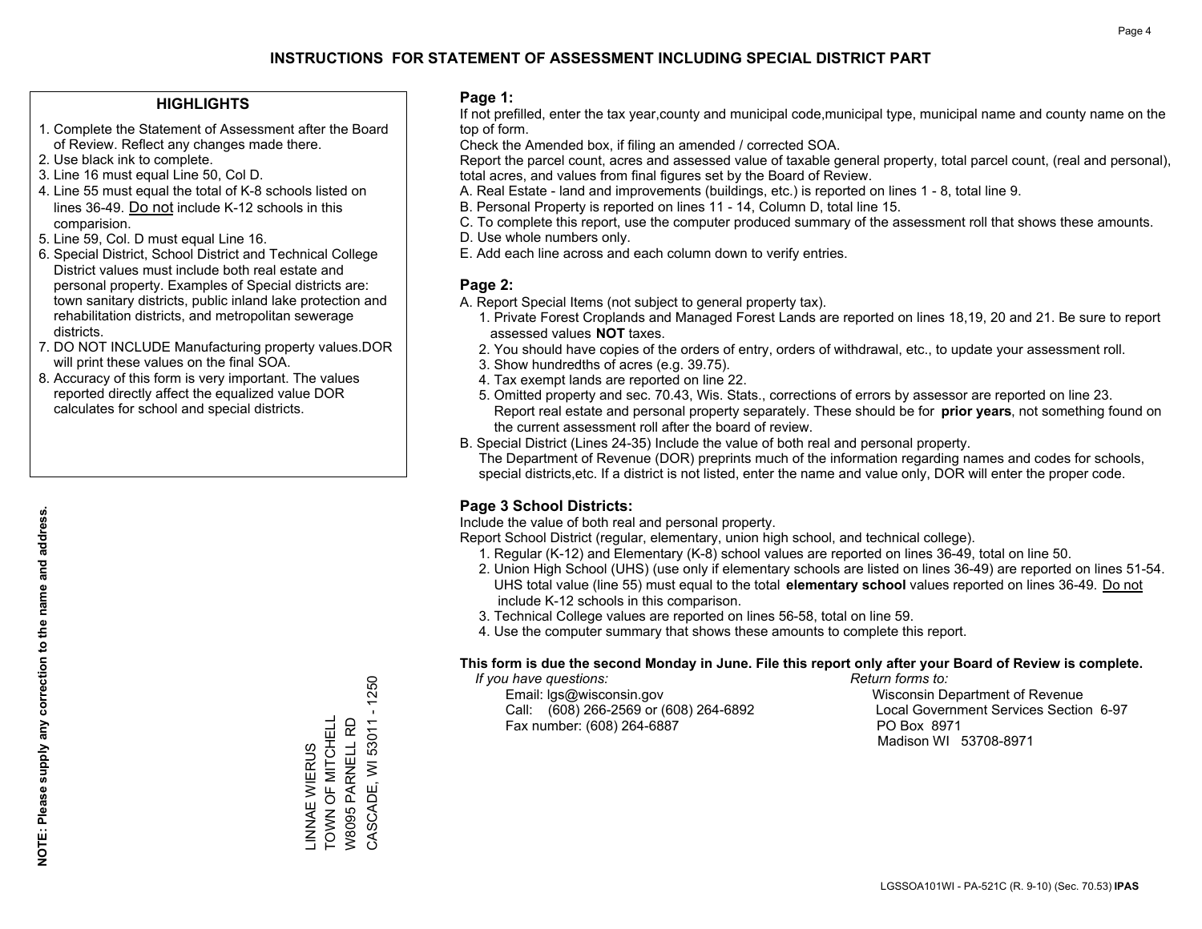# INSTRUCTIONS FOR STATEMENT OF ASSESSMENT INCLUDING SPECIAL DISTRICT PART

## HIGHLIGHTS

1. Complete the Statement of Assessment after the Board of Review. Reflect any changes made there.
2. Use black ink to complete.
3. Line 16 must equal Line 50, Col D.
4. Line 55 must equal the total of K-8 schools listed on lines 36-49. Do not include K-12 schools in this comparision.
5. Line 59, Col. D must equal Line 16.
6. Special District, School District and Technical College District values must include both real estate and personal property. Examples of Special districts are: town sanitary districts, public inland lake protection and rehabilitation districts, and metropolitan sewerage districts.
7. DO NOT INCLUDE Manufacturing property values.DOR will print these values on the final SOA.
8. Accuracy of this form is very important. The values reported directly affect the equalized value DOR calculates for school and special districts.

**NOTE: Please supply any correction to the name and address.**

LINNAE WIERUS
TOWN OF MITCHELL
W8095 PARNELL RD
CASCADE, WI 53011 - 1250

## Page 1:

If not prefilled, enter the tax year,county and municipal code,municipal type, municipal name and county name on the top of form.

Check the Amended box, if filing an amended / corrected SOA.

Report the parcel count, acres and assessed value of taxable general property, total parcel count, (real and personal), total acres, and values from final figures set by the Board of Review.

A. Real Estate - land and improvements (buildings, etc.) is reported on lines 1 - 8, total line 9.
B. Personal Property is reported on lines 11 - 14, Column D, total line 15.
C. To complete this report, use the computer produced summary of the assessment roll that shows these amounts.
D. Use whole numbers only.
E. Add each line across and each column down to verify entries.

## Page 2:

A. Report Special Items (not subject to general property tax).
   1. Private Forest Croplands and Managed Forest Lands are reported on lines 18,19, 20 and 21. Be sure to report assessed values **NOT** taxes.
   2. You should have copies of the orders of entry, orders of withdrawal, etc., to update your assessment roll.
   3. Show hundredths of acres (e.g. 39.75).
   4. Tax exempt lands are reported on line 22.
   5. Omitted property and sec. 70.43, Wis. Stats., corrections of errors by assessor are reported on line 23. Report real estate and personal property separately. These should be for **prior years**, not something found on the current assessment roll after the board of review.
B. Special District (Lines 24-35) Include the value of both real and personal property.
   The Department of Revenue (DOR) preprints much of the information regarding names and codes for schools, special districts,etc. If a district is not listed, enter the name and value only, DOR will enter the proper code.

## Page 3 School Districts:

Include the value of both real and personal property.

Report School District (regular, elementary, union high school, and technical college).

1. Regular (K-12) and Elementary (K-8) school values are reported on lines 36-49, total on line 50.
2. Union High School (UHS) (use only if elementary schools are listed on lines 36-49) are reported on lines 51-54. UHS total value (line 55) must equal to the total **elementary school** values reported on lines 36-49. Do not include K-12 schools in this comparison.
3. Technical College values are reported on lines 56-58, total on line 59.
4. Use the computer summary that shows these amounts to complete this report.

**This form is due the second Monday in June. File this report only after your Board of Review is complete.**

*If you have questions:*
Email: lgs@wisconsin.gov
Call: (608) 266-2569 or (608) 264-6892
Fax number: (608) 264-6887

*Return forms to:*
Wisconsin Department of Revenue
Local Government Services Section 6-97
PO Box 8971
Madison WI 53708-8971

LGSSOA101WI - PA-521C (R. 9-10) (Sec. 70.53) **IPAS**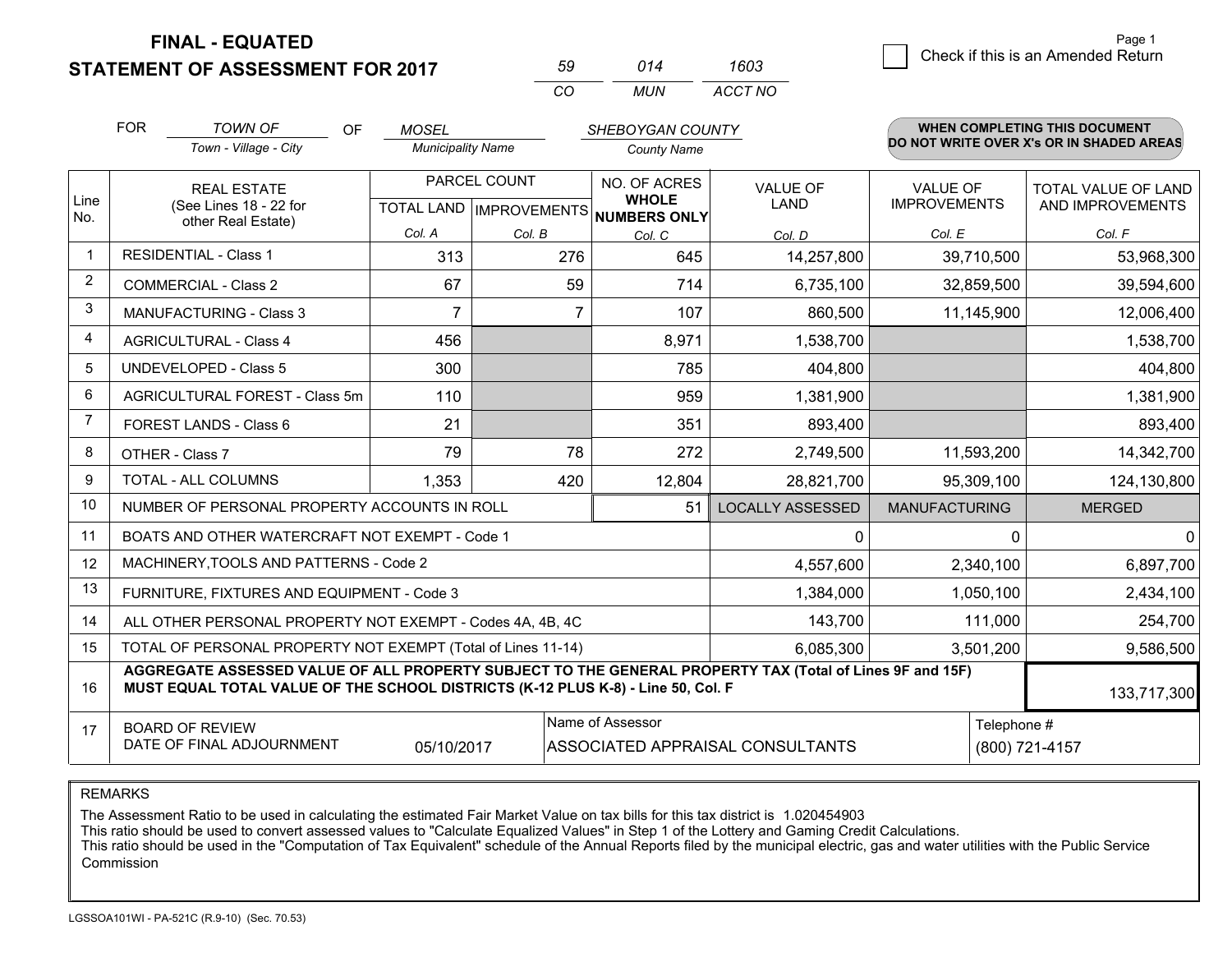# FINAL - EQUATED
# STATEMENT OF ASSESSMENT FOR 2017

| 59 | 014 | 1603 |
|---|---|---|
| CO | MUN | ACCT NO |

Page 1

☐ Check if this is an Amended Return

FOR *TOWN OF* (Town - Village - City) OF *MOSEL* (Municipality Name) *SHEBOYGAN COUNTY* (County Name)

**WHEN COMPLETING THIS DOCUMENT DO NOT WRITE OVER X's OR IN SHADED AREAS**

| Line No. | REAL ESTATE (See Lines 18 - 22 for other Real Estate) | PARCEL COUNT TOTAL LAND Col. A | PARCEL COUNT IMPROVEMENTS Col. B | NO. OF ACRES WHOLE NUMBERS ONLY Col. C | VALUE OF LAND Col. D | VALUE OF IMPROVEMENTS Col. E | TOTAL VALUE OF LAND AND IMPROVEMENTS Col. F |
|---|---|---|---|---|---|---|---|
| 1 | RESIDENTIAL - Class 1 | 313 | 276 | 645 | 14,257,800 | 39,710,500 | 53,968,300 |
| 2 | COMMERCIAL - Class 2 | 67 | 59 | 714 | 6,735,100 | 32,859,500 | 39,594,600 |
| 3 | MANUFACTURING - Class 3 | 7 | 7 | 107 | 860,500 | 11,145,900 | 12,006,400 |
| 4 | AGRICULTURAL - Class 4 | 456 | | 8,971 | 1,538,700 | | 1,538,700 |
| 5 | UNDEVELOPED - Class 5 | 300 | | 785 | 404,800 | | 404,800 |
| 6 | AGRICULTURAL FOREST - Class 5m | 110 | | 959 | 1,381,900 | | 1,381,900 |
| 7 | FOREST LANDS - Class 6 | 21 | | 351 | 893,400 | | 893,400 |
| 8 | OTHER - Class 7 | 79 | 78 | 272 | 2,749,500 | 11,593,200 | 14,342,700 |
| 9 | TOTAL - ALL COLUMNS | 1,353 | 420 | 12,804 | 28,821,700 | 95,309,100 | 124,130,800 |
| 10 | NUMBER OF PERSONAL PROPERTY ACCOUNTS IN ROLL | | | 51 | LOCALLY ASSESSED | MANUFACTURING | MERGED |
| 11 | BOATS AND OTHER WATERCRAFT NOT EXEMPT - Code 1 | | | | 0 | 0 | 0 |
| 12 | MACHINERY,TOOLS AND PATTERNS - Code 2 | | | | 4,557,600 | 2,340,100 | 6,897,700 |
| 13 | FURNITURE, FIXTURES AND EQUIPMENT - Code 3 | | | | 1,384,000 | 1,050,100 | 2,434,100 |
| 14 | ALL OTHER PERSONAL PROPERTY NOT EXEMPT - Codes 4A, 4B, 4C | | | | 143,700 | 111,000 | 254,700 |
| 15 | TOTAL OF PERSONAL PROPERTY NOT EXEMPT (Total of Lines 11-14) | | | | 6,085,300 | 3,501,200 | 9,586,500 |
| 16 | **AGGREGATE ASSESSED VALUE OF ALL PROPERTY SUBJECT TO THE GENERAL PROPERTY TAX (Total of Lines 9F and 15F) MUST EQUAL TOTAL VALUE OF THE SCHOOL DISTRICTS (K-12 PLUS K-8) - Line 50, Col. F** | | | | | | 133,717,300 |
| 17 | BOARD OF REVIEW DATE OF FINAL ADJOURNMENT | 05/10/2017 | Name of Assessor | ASSOCIATED APPRAISAL CONSULTANTS | | Telephone # | (800) 721-4157 |

REMARKS

The Assessment Ratio to be used in calculating the estimated Fair Market Value on tax bills for this tax district is 1.020454903
This ratio should be used to convert assessed values to "Calculate Equalized Values" in Step 1 of the Lottery and Gaming Credit Calculations.
This ratio should be used in the "Computation of Tax Equivalent" schedule of the Annual Reports filed by the municipal electric, gas and water utilities with the Public Service Commission

LGSSOA101WI - PA-521C (R.9-10) (Sec. 70.53)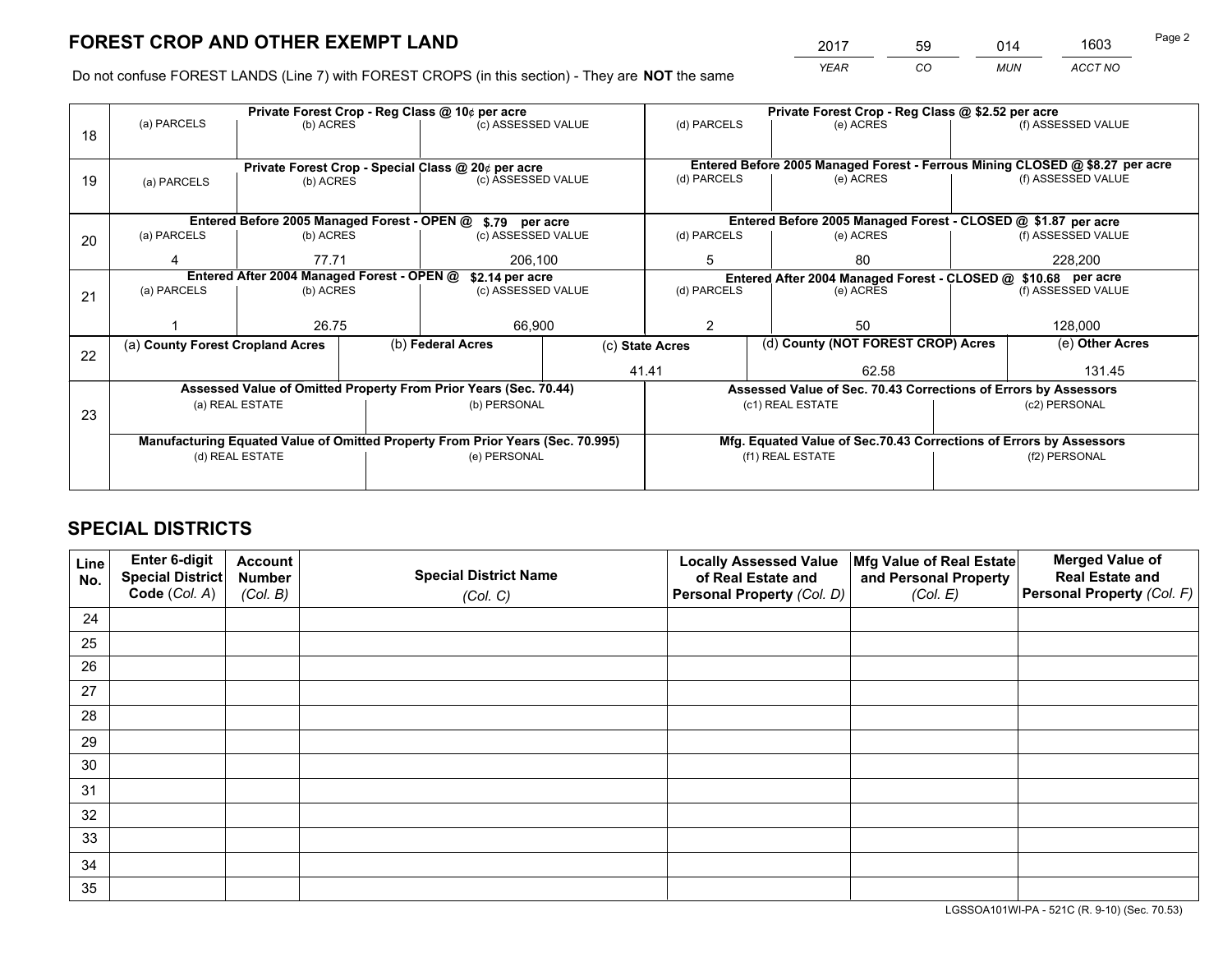# FOREST CROP AND OTHER EXEMPT LAND

| 2017 | 59 | 014 | 1603 |
|---|---|---|---|
| *YEAR* | *CO* | *MUN* | *ACCT NO* |

Do not confuse FOREST LANDS (Line 7) with FOREST CROPS (in this section) - They are **NOT** the same

| Line | Private Forest Crop - Reg Class @ 10¢ per acre | | | Private Forest Crop - Reg Class @ $2.52 per acre | | |
|---|---|---|---|---|---|---|
| | (a) PARCELS | (b) ACRES | (c) ASSESSED VALUE | (d) PARCELS | (e) ACRES | (f) ASSESSED VALUE |
| 18 | | | | | | |
| | **Private Forest Crop - Special Class @ 20¢ per acre** | | | **Entered Before 2005 Managed Forest - Ferrous Mining CLOSED @ $8.27 per acre** | | |
| | (a) PARCELS | (b) ACRES | (c) ASSESSED VALUE | (d) PARCELS | (e) ACRES | (f) ASSESSED VALUE |
| 19 | | | | | | |
| | **Entered Before 2005 Managed Forest - OPEN @ $.79 per acre** | | | **Entered Before 2005 Managed Forest - CLOSED @ $1.87 per acre** | | |
| | (a) PARCELS | (b) ACRES | (c) ASSESSED VALUE | (d) PARCELS | (e) ACRES | (f) ASSESSED VALUE |
| 20 | 4 | 77.71 | 206,100 | 5 | 80 | 228,200 |
| | **Entered After 2004 Managed Forest - OPEN @ $2.14 per acre** | | | **Entered After 2004 Managed Forest - CLOSED @ $10.68 per acre** | | |
| | (a) PARCELS | (b) ACRES | (c) ASSESSED VALUE | (d) PARCELS | (e) ACRES | (f) ASSESSED VALUE |
| 21 | 1 | 26.75 | 66,900 | 2 | 50 | 128,000 |

| Line | (a) County Forest Cropland Acres | (b) Federal Acres | (c) State Acres | (d) County (NOT FOREST CROP) Acres | (e) Other Acres |
|---|---|---|---|---|---|
| 22 | | | 41.41 | 62.58 | 131.45 |

| Line | Assessed Value of Omitted Property From Prior Years (Sec. 70.44) | | Assessed Value of Sec. 70.43 Corrections of Errors by Assessors | |
|---|---|---|---|---|
| | (a) REAL ESTATE | (b) PERSONAL | (c1) REAL ESTATE | (c2) PERSONAL |
| 23 | | | | |
| | **Manufacturing Equated Value of Omitted Property From Prior Years (Sec. 70.995)** | | **Mfg. Equated Value of Sec.70.43 Corrections of Errors by Assessors** | |
| | (d) REAL ESTATE | (e) PERSONAL | (f1) REAL ESTATE | (f2) PERSONAL |
| | | | | |

# SPECIAL DISTRICTS

| Line No. | Enter 6-digit Special District Code (*Col. A*) | Account Number (*Col. B*) | Special District Name (*Col. C*) | Locally Assessed Value of Real Estate and Personal Property (*Col. D*) | Mfg Value of Real Estate and Personal Property (*Col. E*) | Merged Value of Real Estate and Personal Property (*Col. F*) |
|---|---|---|---|---|---|---|
| 24 | | | | | | |
| 25 | | | | | | |
| 26 | | | | | | |
| 27 | | | | | | |
| 28 | | | | | | |
| 29 | | | | | | |
| 30 | | | | | | |
| 31 | | | | | | |
| 32 | | | | | | |
| 33 | | | | | | |
| 34 | | | | | | |
| 35 | | | | | | |

LGSSOA101WI-PA - 521C (R. 9-10) (Sec. 70.53)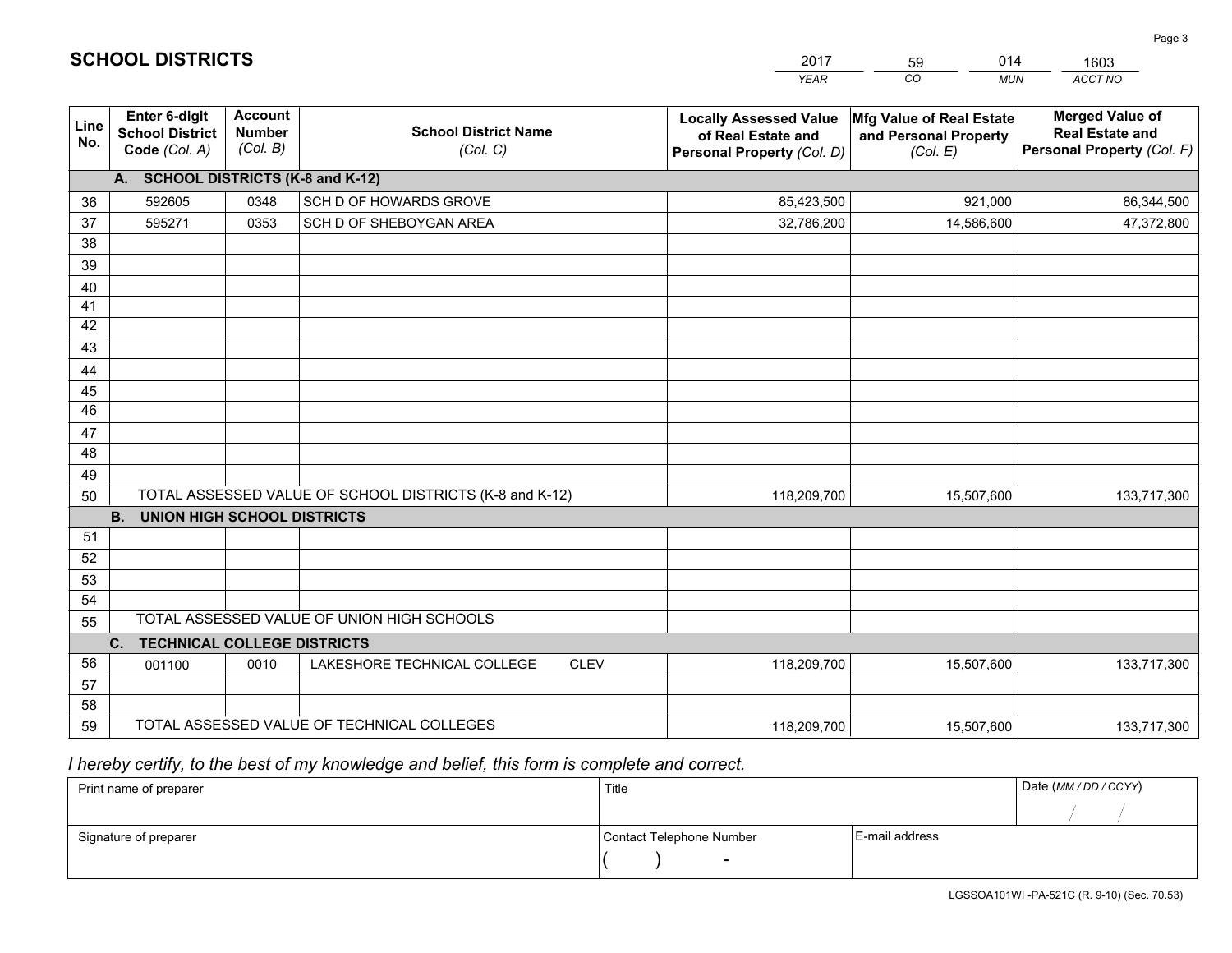# SCHOOL DISTRICTS

| 2017 | 59 | 014 | 1603 |
|---|---|---|---|
| *YEAR* | *CO* | *MUN* | *ACCT NO* |

| Line No. | Enter 6-digit School District Code *(Col. A)* | Account Number *(Col. B)* | School District Name *(Col. C)* | Locally Assessed Value of Real Estate and Personal Property *(Col. D)* | Mfg Value of Real Estate and Personal Property *(Col. E)* | Merged Value of Real Estate and Personal Property *(Col. F)* |
|---|---|---|---|---|---|---|
| **A. SCHOOL DISTRICTS (K-8 and K-12)** | | | | | | |
| 36 | 592605 | 0348 | SCH D OF HOWARDS GROVE | 85,423,500 | 921,000 | 86,344,500 |
| 37 | 595271 | 0353 | SCH D OF SHEBOYGAN AREA | 32,786,200 | 14,586,600 | 47,372,800 |
| 38 | | | | | | |
| 39 | | | | | | |
| 40 | | | | | | |
| 41 | | | | | | |
| 42 | | | | | | |
| 43 | | | | | | |
| 44 | | | | | | |
| 45 | | | | | | |
| 46 | | | | | | |
| 47 | | | | | | |
| 48 | | | | | | |
| 49 | | | | | | |
| 50 | TOTAL ASSESSED VALUE OF SCHOOL DISTRICTS (K-8 and K-12) | | | 118,209,700 | 15,507,600 | 133,717,300 |
| **B. UNION HIGH SCHOOL DISTRICTS** | | | | | | |
| 51 | | | | | | |
| 52 | | | | | | |
| 53 | | | | | | |
| 54 | | | | | | |
| 55 | TOTAL ASSESSED VALUE OF UNION HIGH SCHOOLS | | | | | |
| **C. TECHNICAL COLLEGE DISTRICTS** | | | | | | |
| 56 | 001100 | 0010 | LAKESHORE TECHNICAL COLLEGE CLEV | 118,209,700 | 15,507,600 | 133,717,300 |
| 57 | | | | | | |
| 58 | | | | | | |
| 59 | TOTAL ASSESSED VALUE OF TECHNICAL COLLEGES | | | 118,209,700 | 15,507,600 | 133,717,300 |

*I hereby certify, to the best of my knowledge and belief, this form is complete and correct.*

| Print name of preparer | Title | | Date *(MM / DD / CCYY)* |
|---|---|---|---|
| | | | / / |
| Signature of preparer | Contact Telephone Number | E-mail address | |
| | ( ) - | | |

LGSSOA101WI -PA-521C (R. 9-10) (Sec. 70.53)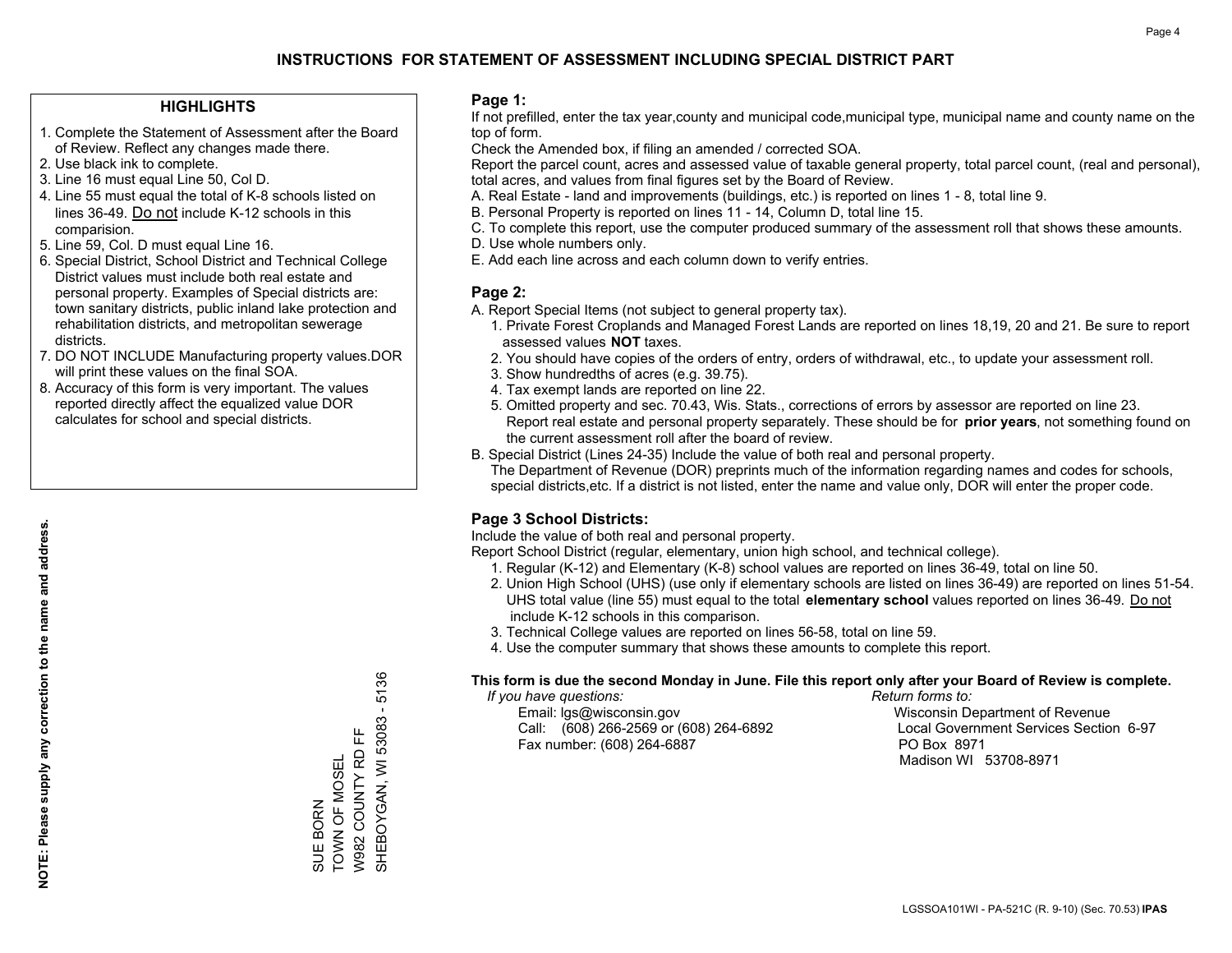# INSTRUCTIONS FOR STATEMENT OF ASSESSMENT INCLUDING SPECIAL DISTRICT PART

## HIGHLIGHTS

1. Complete the Statement of Assessment after the Board of Review. Reflect any changes made there.
2. Use black ink to complete.
3. Line 16 must equal Line 50, Col D.
4. Line 55 must equal the total of K-8 schools listed on lines 36-49. Do not include K-12 schools in this comparision.
5. Line 59, Col. D must equal Line 16.
6. Special District, School District and Technical College District values must include both real estate and personal property. Examples of Special districts are: town sanitary districts, public inland lake protection and rehabilitation districts, and metropolitan sewerage districts.
7. DO NOT INCLUDE Manufacturing property values.DOR will print these values on the final SOA.
8. Accuracy of this form is very important. The values reported directly affect the equalized value DOR calculates for school and special districts.

**NOTE: Please supply any correction to the name and address.**

SUE BORN
TOWN OF MOSEL
W982 COUNTY RD FF
SHEBOYGAN, WI 53083 - 5136

## Page 1:

If not prefilled, enter the tax year,county and municipal code,municipal type, municipal name and county name on the top of form.

Check the Amended box, if filing an amended / corrected SOA.

Report the parcel count, acres and assessed value of taxable general property, total parcel count, (real and personal), total acres, and values from final figures set by the Board of Review.

A. Real Estate - land and improvements (buildings, etc.) is reported on lines 1 - 8, total line 9.
B. Personal Property is reported on lines 11 - 14, Column D, total line 15.
C. To complete this report, use the computer produced summary of the assessment roll that shows these amounts.
D. Use whole numbers only.
E. Add each line across and each column down to verify entries.

## Page 2:

A. Report Special Items (not subject to general property tax).
   1. Private Forest Croplands and Managed Forest Lands are reported on lines 18,19, 20 and 21. Be sure to report assessed values **NOT** taxes.
   2. You should have copies of the orders of entry, orders of withdrawal, etc., to update your assessment roll.
   3. Show hundredths of acres (e.g. 39.75).
   4. Tax exempt lands are reported on line 22.
   5. Omitted property and sec. 70.43, Wis. Stats., corrections of errors by assessor are reported on line 23. Report real estate and personal property separately. These should be for **prior years**, not something found on the current assessment roll after the board of review.
B. Special District (Lines 24-35) Include the value of both real and personal property.
   The Department of Revenue (DOR) preprints much of the information regarding names and codes for schools, special districts,etc. If a district is not listed, enter the name and value only, DOR will enter the proper code.

## Page 3 School Districts:

Include the value of both real and personal property.

Report School District (regular, elementary, union high school, and technical college).

1. Regular (K-12) and Elementary (K-8) school values are reported on lines 36-49, total on line 50.
2. Union High School (UHS) (use only if elementary schools are listed on lines 36-49) are reported on lines 51-54. UHS total value (line 55) must equal to the total **elementary school** values reported on lines 36-49. Do not include K-12 schools in this comparison.
3. Technical College values are reported on lines 56-58, total on line 59.
4. Use the computer summary that shows these amounts to complete this report.

**This form is due the second Monday in June. File this report only after your Board of Review is complete.**

*If you have questions:*
Email: lgs@wisconsin.gov
Call: (608) 266-2569 or (608) 264-6892
Fax number: (608) 264-6887

*Return forms to:*
Wisconsin Department of Revenue
Local Government Services Section 6-97
PO Box 8971
Madison WI 53708-8971

LGSSOA101WI - PA-521C (R. 9-10) (Sec. 70.53) **IPAS**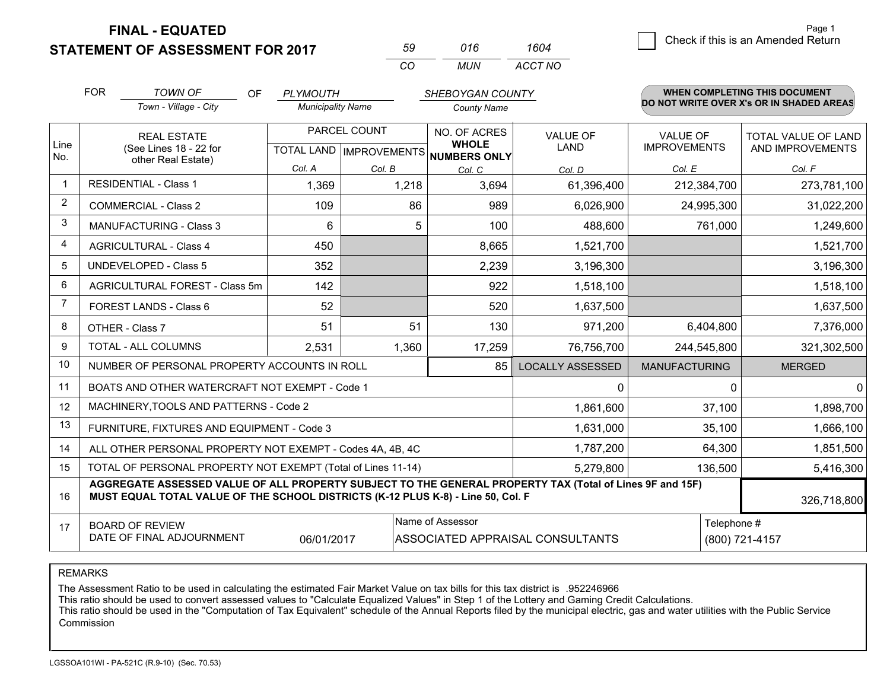**FINAL - EQUATED**
**STATEMENT OF ASSESSMENT FOR 2017**

| 59 | 016 | 1604 |
|---|---|---|
| CO | MUN | ACCT NO |

Page 1

☐ Check if this is an Amended Return

FOR *TOWN OF* (Town - Village - City) OF *PLYMOUTH* (Municipality Name) *SHEBOYGAN COUNTY* (County Name)

**WHEN COMPLETING THIS DOCUMENT DO NOT WRITE OVER X's OR IN SHADED AREAS**

| Line No. | REAL ESTATE (See Lines 18 - 22 for other Real Estate) | PARCEL COUNT TOTAL LAND Col. A | PARCEL COUNT IMPROVEMENTS Col. B | NO. OF ACRES WHOLE NUMBERS ONLY Col. C | VALUE OF LAND Col. D | VALUE OF IMPROVEMENTS Col. E | TOTAL VALUE OF LAND AND IMPROVEMENTS Col. F |
|---|---|---|---|---|---|---|---|
| 1 | RESIDENTIAL - Class 1 | 1,369 | 1,218 | 3,694 | 61,396,400 | 212,384,700 | 273,781,100 |
| 2 | COMMERCIAL - Class 2 | 109 | 86 | 989 | 6,026,900 | 24,995,300 | 31,022,200 |
| 3 | MANUFACTURING - Class 3 | 6 | 5 | 100 | 488,600 | 761,000 | 1,249,600 |
| 4 | AGRICULTURAL - Class 4 | 450 | | 8,665 | 1,521,700 | | 1,521,700 |
| 5 | UNDEVELOPED - Class 5 | 352 | | 2,239 | 3,196,300 | | 3,196,300 |
| 6 | AGRICULTURAL FOREST - Class 5m | 142 | | 922 | 1,518,100 | | 1,518,100 |
| 7 | FOREST LANDS - Class 6 | 52 | | 520 | 1,637,500 | | 1,637,500 |
| 8 | OTHER - Class 7 | 51 | 51 | 130 | 971,200 | 6,404,800 | 7,376,000 |
| 9 | TOTAL - ALL COLUMNS | 2,531 | 1,360 | 17,259 | 76,756,700 | 244,545,800 | 321,302,500 |
| 10 | NUMBER OF PERSONAL PROPERTY ACCOUNTS IN ROLL | | | 85 | LOCALLY ASSESSED | MANUFACTURING | MERGED |
| 11 | BOATS AND OTHER WATERCRAFT NOT EXEMPT - Code 1 | | | | 0 | 0 | 0 |
| 12 | MACHINERY,TOOLS AND PATTERNS - Code 2 | | | | 1,861,600 | 37,100 | 1,898,700 |
| 13 | FURNITURE, FIXTURES AND EQUIPMENT - Code 3 | | | | 1,631,000 | 35,100 | 1,666,100 |
| 14 | ALL OTHER PERSONAL PROPERTY NOT EXEMPT - Codes 4A, 4B, 4C | | | | 1,787,200 | 64,300 | 1,851,500 |
| 15 | TOTAL OF PERSONAL PROPERTY NOT EXEMPT (Total of Lines 11-14) | | | | 5,279,800 | 136,500 | 5,416,300 |
| 16 | **AGGREGATE ASSESSED VALUE OF ALL PROPERTY SUBJECT TO THE GENERAL PROPERTY TAX (Total of Lines 9F and 15F) MUST EQUAL TOTAL VALUE OF THE SCHOOL DISTRICTS (K-12 PLUS K-8) - Line 50, Col. F** | | | | | | 326,718,800 |
| 17 | BOARD OF REVIEW DATE OF FINAL ADJOURNMENT | 06/01/2017 | | Name of Assessor: ASSOCIATED APPRAISAL CONSULTANTS | | | Telephone #: (800) 721-4157 |

REMARKS

The Assessment Ratio to be used in calculating the estimated Fair Market Value on tax bills for this tax district is .952246966
This ratio should be used to convert assessed values to "Calculate Equalized Values" in Step 1 of the Lottery and Gaming Credit Calculations.
This ratio should be used in the "Computation of Tax Equivalent" schedule of the Annual Reports filed by the municipal electric, gas and water utilities with the Public Service Commission

LGSSOA101WI - PA-521C (R.9-10) (Sec. 70.53)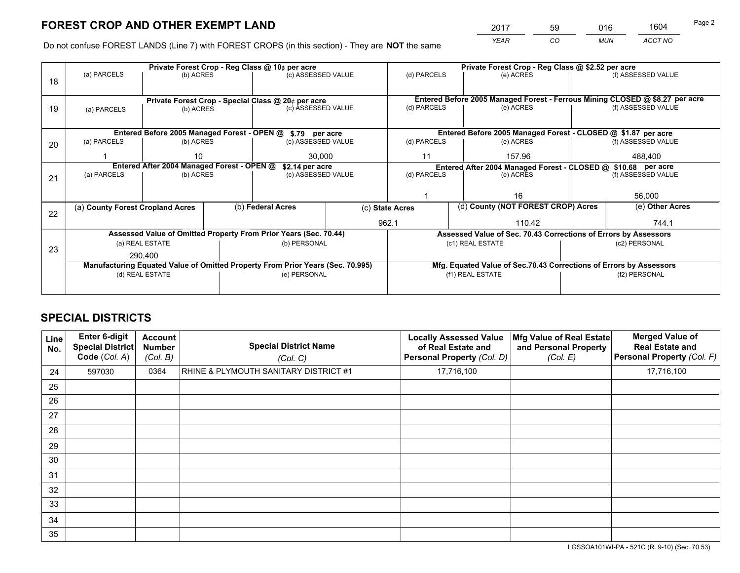# FOREST CROP AND OTHER EXEMPT LAND

| 2017 | 59 | 016 | 1604 |
|---|---|---|---|
| *YEAR* | *CO* | *MUN* | *ACCT NO* |

Do not confuse FOREST LANDS (Line 7) with FOREST CROPS (in this section) - They are **NOT** the same

| Line | Private Forest Crop - Reg Class @ 10¢ per acre | | | Private Forest Crop - Reg Class @ $2.52 per acre | | |
|---|---|---|---|---|---|---|
| | (a) PARCELS | (b) ACRES | (c) ASSESSED VALUE | (d) PARCELS | (e) ACRES | (f) ASSESSED VALUE |
| 18 | | | | | | |
| | **Private Forest Crop - Special Class @ 20¢ per acre** | | | **Entered Before 2005 Managed Forest - Ferrous Mining CLOSED @ $8.27 per acre** | | |
| 19 | (a) PARCELS | (b) ACRES | (c) ASSESSED VALUE | (d) PARCELS | (e) ACRES | (f) ASSESSED VALUE |
| | | | | | | |
| | **Entered Before 2005 Managed Forest - OPEN @ $.79 per acre** | | | **Entered Before 2005 Managed Forest - CLOSED @ $1.87 per acre** | | |
| 20 | (a) PARCELS | (b) ACRES | (c) ASSESSED VALUE | (d) PARCELS | (e) ACRES | (f) ASSESSED VALUE |
| | 1 | 10 | 30,000 | 11 | 157.96 | 488,400 |
| | **Entered After 2004 Managed Forest - OPEN @ $2.14 per acre** | | | **Entered After 2004 Managed Forest - CLOSED @ $10.68 per acre** | | |
| 21 | (a) PARCELS | (b) ACRES | (c) ASSESSED VALUE | (d) PARCELS | (e) ACRES | (f) ASSESSED VALUE |
| | | | | 1 | 16 | 56,000 |

| Line | (a) County Forest Cropland Acres | (b) Federal Acres | (c) State Acres | (d) County (NOT FOREST CROP) Acres | (e) Other Acres |
|---|---|---|---|---|---|
| 22 | | | 962.1 | 110.42 | 744.1 |

| Line | Assessed Value of Omitted Property From Prior Years (Sec. 70.44) | | Assessed Value of Sec. 70.43 Corrections of Errors by Assessors | |
|---|---|---|---|---|
| | (a) REAL ESTATE | (b) PERSONAL | (c1) REAL ESTATE | (c2) PERSONAL |
| 23 | 290,400 | | | |
| | **Manufacturing Equated Value of Omitted Property From Prior Years (Sec. 70.995)** | | **Mfg. Equated Value of Sec.70.43 Corrections of Errors by Assessors** | |
| | (d) REAL ESTATE | (e) PERSONAL | (f1) REAL ESTATE | (f2) PERSONAL |
| | | | | |

# SPECIAL DISTRICTS

| Line No. | Enter 6-digit Special District Code (Col. A) | Account Number (Col. B) | Special District Name (Col. C) | Locally Assessed Value of Real Estate and Personal Property (Col. D) | Mfg Value of Real Estate and Personal Property (Col. E) | Merged Value of Real Estate and Personal Property (Col. F) |
|---|---|---|---|---|---|---|
| 24 | 597030 | 0364 | RHINE & PLYMOUTH SANITARY DISTRICT #1 | 17,716,100 | | 17,716,100 |
| 25 | | | | | | |
| 26 | | | | | | |
| 27 | | | | | | |
| 28 | | | | | | |
| 29 | | | | | | |
| 30 | | | | | | |
| 31 | | | | | | |
| 32 | | | | | | |
| 33 | | | | | | |
| 34 | | | | | | |
| 35 | | | | | | |

LGSSOA101WI-PA - 521C (R. 9-10) (Sec. 70.53)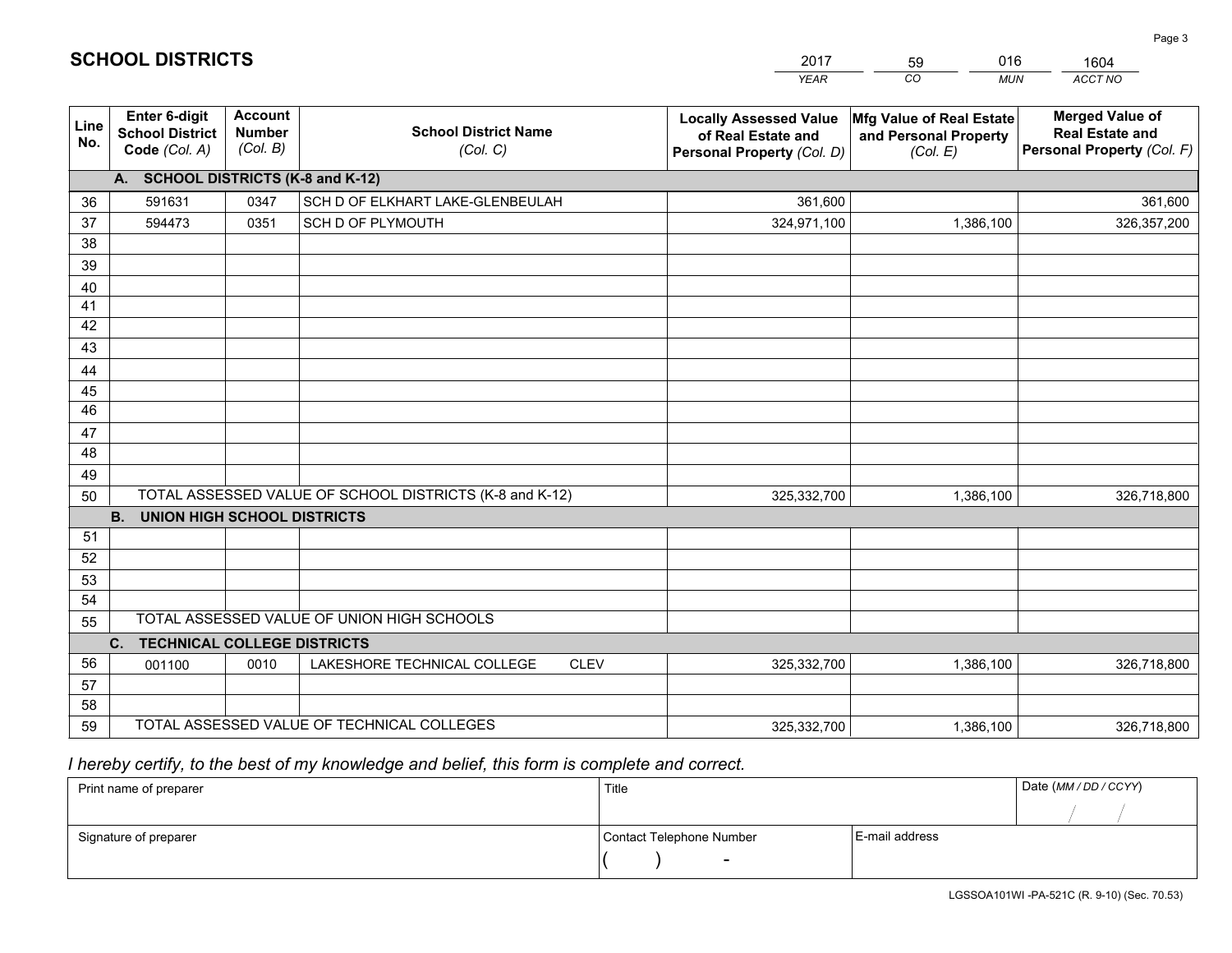# SCHOOL DISTRICTS

| 2017 | 59 | 016 | 1604 |
|---|---|---|---|
| *YEAR* | *CO* | *MUN* | *ACCT NO* |

| Line No. | Enter 6-digit School District Code *(Col. A)* | Account Number *(Col. B)* | School District Name *(Col. C)* | Locally Assessed Value of Real Estate and Personal Property *(Col. D)* | Mfg Value of Real Estate and Personal Property *(Col. E)* | Merged Value of Real Estate and Personal Property *(Col. F)* |
|---|---|---|---|---|---|---|
| | **A. SCHOOL DISTRICTS (K-8 and K-12)** | | | | | |
| 36 | 591631 | 0347 | SCH D OF ELKHART LAKE-GLENBEULAH | 361,600 | | 361,600 |
| 37 | 594473 | 0351 | SCH D OF PLYMOUTH | 324,971,100 | 1,386,100 | 326,357,200 |
| 38 | | | | | | |
| 39 | | | | | | |
| 40 | | | | | | |
| 41 | | | | | | |
| 42 | | | | | | |
| 43 | | | | | | |
| 44 | | | | | | |
| 45 | | | | | | |
| 46 | | | | | | |
| 47 | | | | | | |
| 48 | | | | | | |
| 49 | | | | | | |
| 50 | TOTAL ASSESSED VALUE OF SCHOOL DISTRICTS (K-8 and K-12) | | | 325,332,700 | 1,386,100 | 326,718,800 |
| | **B. UNION HIGH SCHOOL DISTRICTS** | | | | | |
| 51 | | | | | | |
| 52 | | | | | | |
| 53 | | | | | | |
| 54 | | | | | | |
| 55 | TOTAL ASSESSED VALUE OF UNION HIGH SCHOOLS | | | | | |
| | **C. TECHNICAL COLLEGE DISTRICTS** | | | | | |
| 56 | 001100 | 0010 | LAKESHORE TECHNICAL COLLEGE CLEV | 325,332,700 | 1,386,100 | 326,718,800 |
| 57 | | | | | | |
| 58 | | | | | | |
| 59 | TOTAL ASSESSED VALUE OF TECHNICAL COLLEGES | | | 325,332,700 | 1,386,100 | 326,718,800 |

*I hereby certify, to the best of my knowledge and belief, this form is complete and correct.*

| Print name of preparer | Title | | Date *(MM / DD / CCYY)* |
|---|---|---|---|
| | | | / / |
| Signature of preparer | Contact Telephone Number | E-mail address | |
| | ( ) - | | |

LGSSOA101WI -PA-521C (R. 9-10) (Sec. 70.53)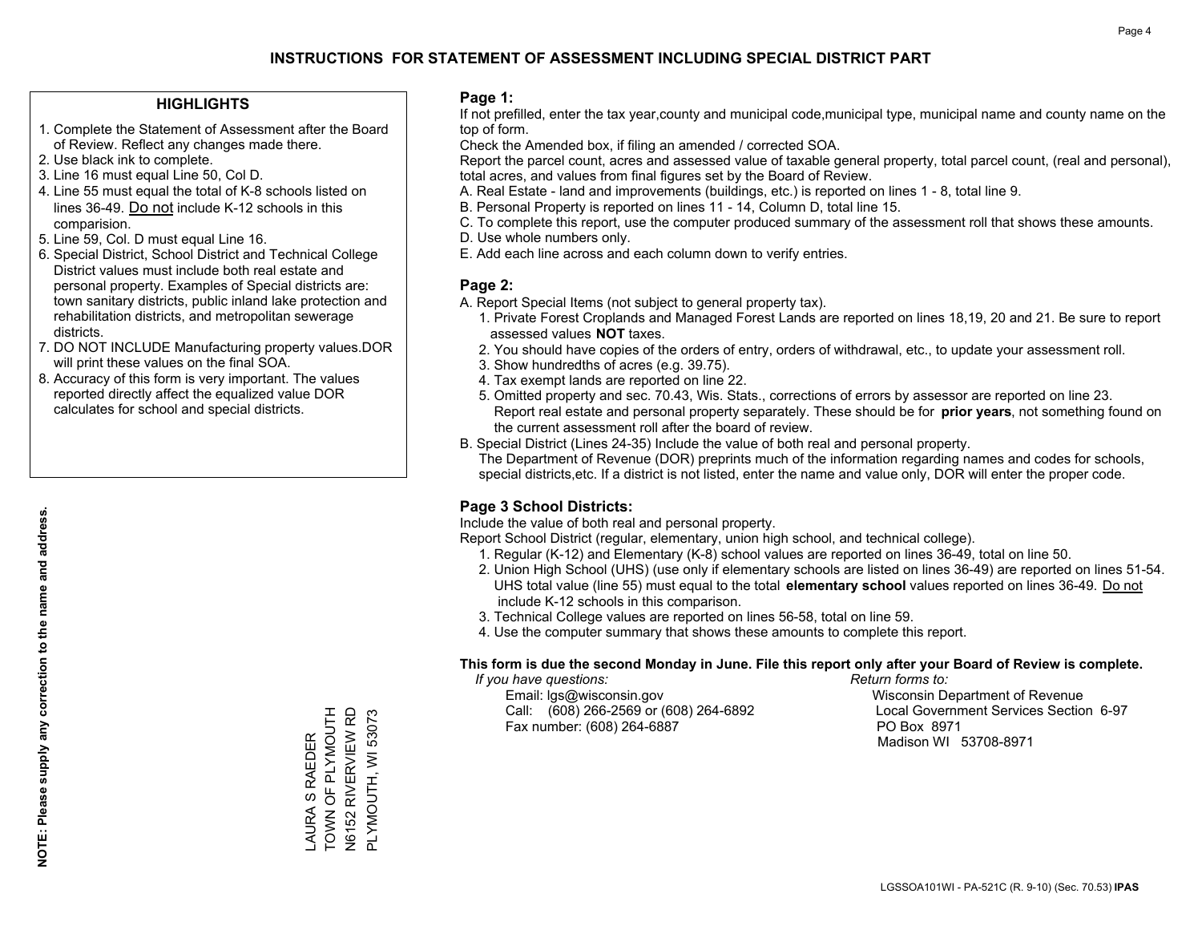# INSTRUCTIONS FOR STATEMENT OF ASSESSMENT INCLUDING SPECIAL DISTRICT PART

## HIGHLIGHTS

1. Complete the Statement of Assessment after the Board of Review. Reflect any changes made there.
2. Use black ink to complete.
3. Line 16 must equal Line 50, Col D.
4. Line 55 must equal the total of K-8 schools listed on lines 36-49. Do not include K-12 schools in this comparision.
5. Line 59, Col. D must equal Line 16.
6. Special District, School District and Technical College District values must include both real estate and personal property. Examples of Special districts are: town sanitary districts, public inland lake protection and rehabilitation districts, and metropolitan sewerage districts.
7. DO NOT INCLUDE Manufacturing property values.DOR will print these values on the final SOA.
8. Accuracy of this form is very important. The values reported directly affect the equalized value DOR calculates for school and special districts.

**NOTE: Please supply any correction to the name and address.**

LAURA S RAEDER
TOWN OF PLYMOUTH
N6152 RIVERVIEW RD
PLYMOUTH, WI 53073

## Page 1:

If not prefilled, enter the tax year,county and municipal code,municipal type, municipal name and county name on the top of form.

Check the Amended box, if filing an amended / corrected SOA.

Report the parcel count, acres and assessed value of taxable general property, total parcel count, (real and personal), total acres, and values from final figures set by the Board of Review.

A. Real Estate - land and improvements (buildings, etc.) is reported on lines 1 - 8, total line 9.
B. Personal Property is reported on lines 11 - 14, Column D, total line 15.
C. To complete this report, use the computer produced summary of the assessment roll that shows these amounts.
D. Use whole numbers only.
E. Add each line across and each column down to verify entries.

## Page 2:

A. Report Special Items (not subject to general property tax).
   1. Private Forest Croplands and Managed Forest Lands are reported on lines 18,19, 20 and 21. Be sure to report assessed values **NOT** taxes.
   2. You should have copies of the orders of entry, orders of withdrawal, etc., to update your assessment roll.
   3. Show hundredths of acres (e.g. 39.75).
   4. Tax exempt lands are reported on line 22.
   5. Omitted property and sec. 70.43, Wis. Stats., corrections of errors by assessor are reported on line 23. Report real estate and personal property separately. These should be for **prior years**, not something found on the current assessment roll after the board of review.
B. Special District (Lines 24-35) Include the value of both real and personal property.
   The Department of Revenue (DOR) preprints much of the information regarding names and codes for schools, special districts,etc. If a district is not listed, enter the name and value only, DOR will enter the proper code.

## Page 3 School Districts:

Include the value of both real and personal property.

Report School District (regular, elementary, union high school, and technical college).

1. Regular (K-12) and Elementary (K-8) school values are reported on lines 36-49, total on line 50.
2. Union High School (UHS) (use only if elementary schools are listed on lines 36-49) are reported on lines 51-54. UHS total value (line 55) must equal to the total **elementary school** values reported on lines 36-49. Do not include K-12 schools in this comparison.
3. Technical College values are reported on lines 56-58, total on line 59.
4. Use the computer summary that shows these amounts to complete this report.

**This form is due the second Monday in June. File this report only after your Board of Review is complete.**

*If you have questions:*
Email: lgs@wisconsin.gov
Call: (608) 266-2569 or (608) 264-6892
Fax number: (608) 264-6887

*Return forms to:*
Wisconsin Department of Revenue
Local Government Services Section 6-97
PO Box 8971
Madison WI 53708-8971

LGSSOA101WI - PA-521C (R. 9-10) (Sec. 70.53) **IPAS**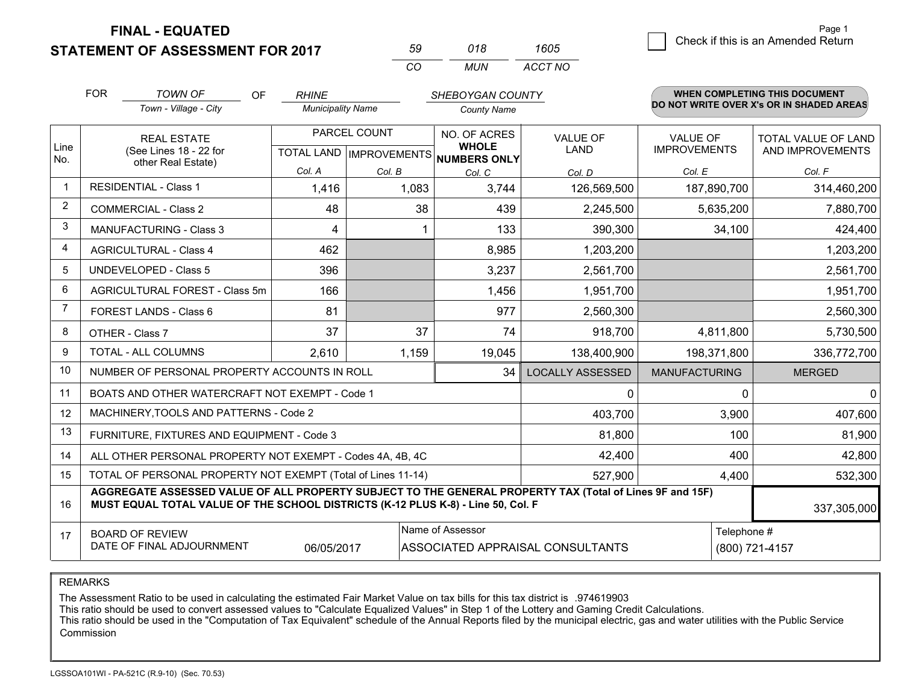**FINAL - EQUATED**
**STATEMENT OF ASSESSMENT FOR 2017**

| 59 | 018 | 1605 |
|---|---|---|
| CO | MUN | ACCT NO |

Page 1

☐ Check if this is an Amended Return

FOR *TOWN OF* (Town - Village - City) OF *RHINE* (Municipality Name) *SHEBOYGAN COUNTY* (County Name)

**WHEN COMPLETING THIS DOCUMENT DO NOT WRITE OVER X's OR IN SHADED AREAS**

| Line No. | REAL ESTATE (See Lines 18 - 22 for other Real Estate) | PARCEL COUNT TOTAL LAND Col. A | PARCEL COUNT IMPROVEMENTS Col. B | NO. OF ACRES WHOLE NUMBERS ONLY Col. C | VALUE OF LAND Col. D | VALUE OF IMPROVEMENTS Col. E | TOTAL VALUE OF LAND AND IMPROVEMENTS Col. F |
|---|---|---|---|---|---|---|---|
| 1 | RESIDENTIAL - Class 1 | 1,416 | 1,083 | 3,744 | 126,569,500 | 187,890,700 | 314,460,200 |
| 2 | COMMERCIAL - Class 2 | 48 | 38 | 439 | 2,245,500 | 5,635,200 | 7,880,700 |
| 3 | MANUFACTURING - Class 3 | 4 | 1 | 133 | 390,300 | 34,100 | 424,400 |
| 4 | AGRICULTURAL - Class 4 | 462 | | 8,985 | 1,203,200 | | 1,203,200 |
| 5 | UNDEVELOPED - Class 5 | 396 | | 3,237 | 2,561,700 | | 2,561,700 |
| 6 | AGRICULTURAL FOREST - Class 5m | 166 | | 1,456 | 1,951,700 | | 1,951,700 |
| 7 | FOREST LANDS - Class 6 | 81 | | 977 | 2,560,300 | | 2,560,300 |
| 8 | OTHER - Class 7 | 37 | 37 | 74 | 918,700 | 4,811,800 | 5,730,500 |
| 9 | TOTAL - ALL COLUMNS | 2,610 | 1,159 | 19,045 | 138,400,900 | 198,371,800 | 336,772,700 |
| 10 | NUMBER OF PERSONAL PROPERTY ACCOUNTS IN ROLL | | | 34 | LOCALLY ASSESSED | MANUFACTURING | MERGED |
| 11 | BOATS AND OTHER WATERCRAFT NOT EXEMPT - Code 1 | | | | 0 | 0 | 0 |
| 12 | MACHINERY,TOOLS AND PATTERNS - Code 2 | | | | 403,700 | 3,900 | 407,600 |
| 13 | FURNITURE, FIXTURES AND EQUIPMENT - Code 3 | | | | 81,800 | 100 | 81,900 |
| 14 | ALL OTHER PERSONAL PROPERTY NOT EXEMPT - Codes 4A, 4B, 4C | | | | 42,400 | 400 | 42,800 |
| 15 | TOTAL OF PERSONAL PROPERTY NOT EXEMPT (Total of Lines 11-14) | | | | 527,900 | 4,400 | 532,300 |
| 16 | **AGGREGATE ASSESSED VALUE OF ALL PROPERTY SUBJECT TO THE GENERAL PROPERTY TAX (Total of Lines 9F and 15F) MUST EQUAL TOTAL VALUE OF THE SCHOOL DISTRICTS (K-12 PLUS K-8) - Line 50, Col. F** | | | | | | 337,305,000 |
| 17 | BOARD OF REVIEW DATE OF FINAL ADJOURNMENT | 06/05/2017 | Name of Assessor: ASSOCIATED APPRAISAL CONSULTANTS | | | Telephone #: (800) 721-4157 | |

REMARKS

The Assessment Ratio to be used in calculating the estimated Fair Market Value on tax bills for this tax district is .974619903
This ratio should be used to convert assessed values to "Calculate Equalized Values" in Step 1 of the Lottery and Gaming Credit Calculations.
This ratio should be used in the "Computation of Tax Equivalent" schedule of the Annual Reports filed by the municipal electric, gas and water utilities with the Public Service Commission

LGSSOA101WI - PA-521C (R.9-10) (Sec. 70.53)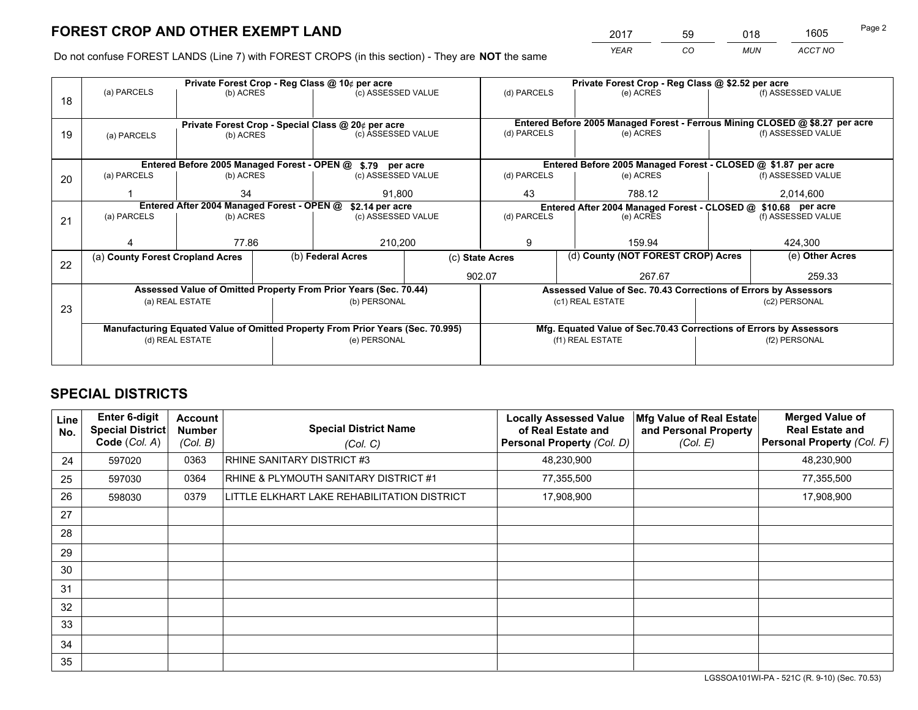# FOREST CROP AND OTHER EXEMPT LAND

| 2017 | 59 | 018 | 1605 |
|---|---|---|---|
| *YEAR* | *CO* | *MUN* | *ACCT NO* |

Do not confuse FOREST LANDS (Line 7) with FOREST CROPS (in this section) - They are **NOT** the same

| Line | | | | | | |
|---|---|---|---|---|---|---|
| 18 | Private Forest Crop - Reg Class @ 10¢ per acre | | | Private Forest Crop - Reg Class @ $2.52 per acre | | |
| | (a) PARCELS | (b) ACRES | (c) ASSESSED VALUE | (d) PARCELS | (e) ACRES | (f) ASSESSED VALUE |
| | | | | | | |
| 19 | Private Forest Crop - Special Class @ 20¢ per acre | | | Entered Before 2005 Managed Forest - Ferrous Mining CLOSED @ $8.27 per acre | | |
| | (a) PARCELS | (b) ACRES | (c) ASSESSED VALUE | (d) PARCELS | (e) ACRES | (f) ASSESSED VALUE |
| | | | | | | |
| 20 | Entered Before 2005 Managed Forest - OPEN @ $.79 per acre | | | Entered Before 2005 Managed Forest - CLOSED @ $1.87 per acre | | |
| | (a) PARCELS | (b) ACRES | (c) ASSESSED VALUE | (d) PARCELS | (e) ACRES | (f) ASSESSED VALUE |
| | 1 | 34 | 91,800 | 43 | 788.12 | 2,014,600 |
| 21 | Entered After 2004 Managed Forest - OPEN @ $2.14 per acre | | | Entered After 2004 Managed Forest - CLOSED @ $10.68 per acre | | |
| | (a) PARCELS | (b) ACRES | (c) ASSESSED VALUE | (d) PARCELS | (e) ACRES | (f) ASSESSED VALUE |
| | 4 | 77.86 | 210,200 | 9 | 159.94 | 424,300 |

| Line | (a) County Forest Cropland Acres | (b) Federal Acres | (c) State Acres | (d) County (NOT FOREST CROP) Acres | (e) Other Acres |
|---|---|---|---|---|---|
| 22 | | | 902.07 | 267.67 | 259.33 |

| Line | | | | |
|---|---|---|---|---|
| 23 | Assessed Value of Omitted Property From Prior Years (Sec. 70.44) | | Assessed Value of Sec. 70.43 Corrections of Errors by Assessors | |
| | (a) REAL ESTATE | (b) PERSONAL | (c1) REAL ESTATE | (c2) PERSONAL |
| | | | | |
| | Manufacturing Equated Value of Omitted Property From Prior Years (Sec. 70.995) | | Mfg. Equated Value of Sec.70.43 Corrections of Errors by Assessors | |
| | (d) REAL ESTATE | (e) PERSONAL | (f1) REAL ESTATE | (f2) PERSONAL |
| | | | | |

# SPECIAL DISTRICTS

| Line No. | Enter 6-digit Special District Code (Col. A) | Account Number (Col. B) | Special District Name (Col. C) | Locally Assessed Value of Real Estate and Personal Property (Col. D) | Mfg Value of Real Estate and Personal Property (Col. E) | Merged Value of Real Estate and Personal Property (Col. F) |
|---|---|---|---|---|---|---|
| 24 | 597020 | 0363 | RHINE SANITARY DISTRICT #3 | 48,230,900 | | 48,230,900 |
| 25 | 597030 | 0364 | RHINE & PLYMOUTH SANITARY DISTRICT #1 | 77,355,500 | | 77,355,500 |
| 26 | 598030 | 0379 | LITTLE ELKHART LAKE REHABILITATION DISTRICT | 17,908,900 | | 17,908,900 |
| 27 | | | | | | |
| 28 | | | | | | |
| 29 | | | | | | |
| 30 | | | | | | |
| 31 | | | | | | |
| 32 | | | | | | |
| 33 | | | | | | |
| 34 | | | | | | |
| 35 | | | | | | |

LGSSOA101WI-PA - 521C (R. 9-10) (Sec. 70.53)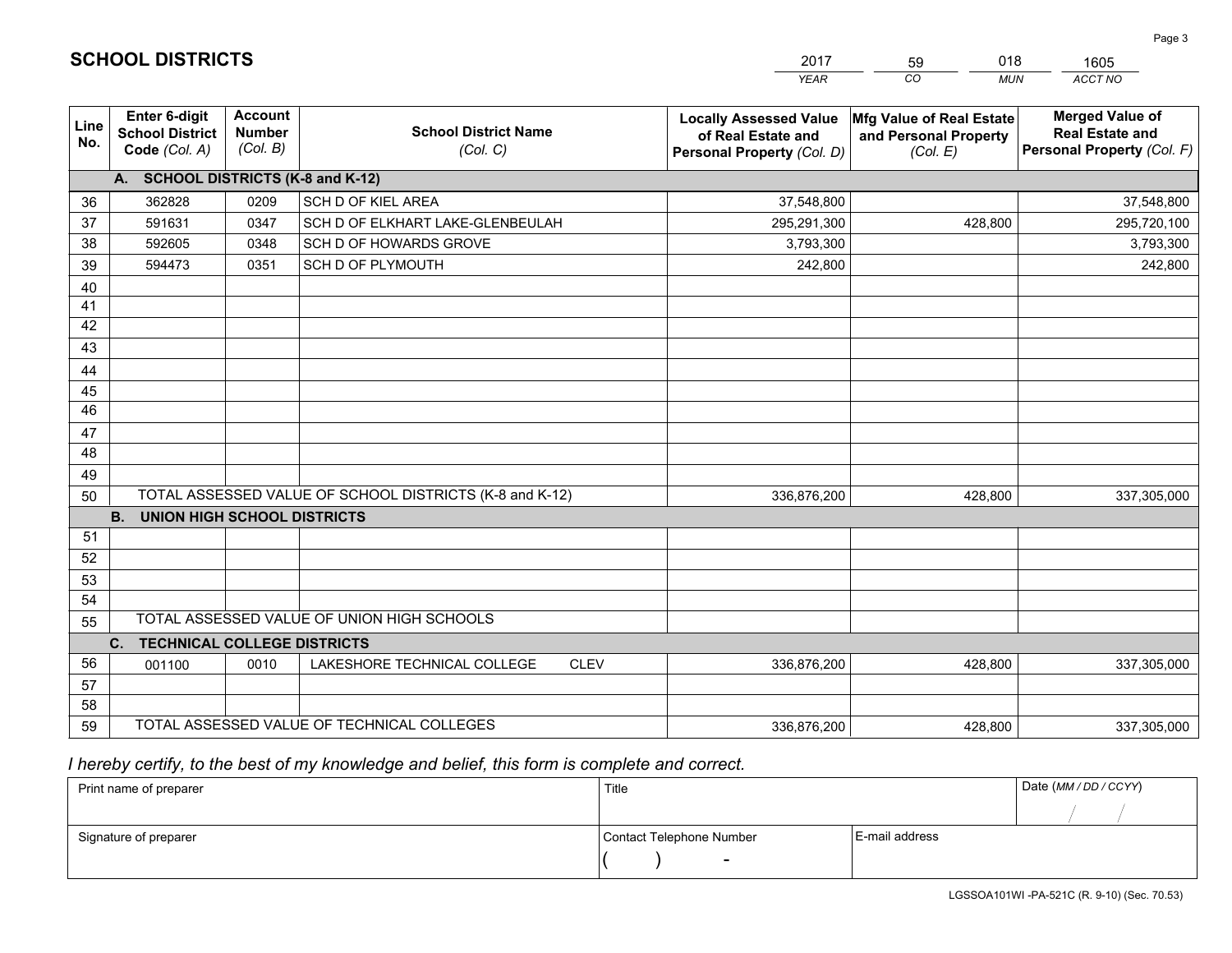## SCHOOL DISTRICTS

| 2017 | 59 | 018 | 1605 |
|---|---|---|---|
| *YEAR* | *CO* | *MUN* | *ACCT NO* |

| Line No. | Enter 6-digit School District Code *(Col. A)* | Account Number *(Col. B)* | School District Name *(Col. C)* | Locally Assessed Value of Real Estate and Personal Property *(Col. D)* | Mfg Value of Real Estate and Personal Property *(Col. E)* | Merged Value of Real Estate and Personal Property *(Col. F)* |
|---|---|---|---|---|---|---|
| | **A. SCHOOL DISTRICTS (K-8 and K-12)** | | | | | |
| 36 | 362828 | 0209 | SCH D OF KIEL AREA | 37,548,800 | | 37,548,800 |
| 37 | 591631 | 0347 | SCH D OF ELKHART LAKE-GLENBEULAH | 295,291,300 | 428,800 | 295,720,100 |
| 38 | 592605 | 0348 | SCH D OF HOWARDS GROVE | 3,793,300 | | 3,793,300 |
| 39 | 594473 | 0351 | SCH D OF PLYMOUTH | 242,800 | | 242,800 |
| 40 | | | | | | |
| 41 | | | | | | |
| 42 | | | | | | |
| 43 | | | | | | |
| 44 | | | | | | |
| 45 | | | | | | |
| 46 | | | | | | |
| 47 | | | | | | |
| 48 | | | | | | |
| 49 | | | | | | |
| 50 | TOTAL ASSESSED VALUE OF SCHOOL DISTRICTS (K-8 and K-12) | | | 336,876,200 | 428,800 | 337,305,000 |
| | **B. UNION HIGH SCHOOL DISTRICTS** | | | | | |
| 51 | | | | | | |
| 52 | | | | | | |
| 53 | | | | | | |
| 54 | | | | | | |
| 55 | TOTAL ASSESSED VALUE OF UNION HIGH SCHOOLS | | | | | |
| | **C. TECHNICAL COLLEGE DISTRICTS** | | | | | |
| 56 | 001100 | 0010 | LAKESHORE TECHNICAL COLLEGE CLEV | 336,876,200 | 428,800 | 337,305,000 |
| 57 | | | | | | |
| 58 | | | | | | |
| 59 | TOTAL ASSESSED VALUE OF TECHNICAL COLLEGES | | | 336,876,200 | 428,800 | 337,305,000 |

*I hereby certify, to the best of my knowledge and belief, this form is complete and correct.*

| Print name of preparer | Title | | Date *(MM / DD / CCYY)* |
|---|---|---|---|
| | | | / / |
| Signature of preparer | Contact Telephone Number | E-mail address | |
| | ( ) - | | |

LGSSOA101WI -PA-521C (R. 9-10) (Sec. 70.53)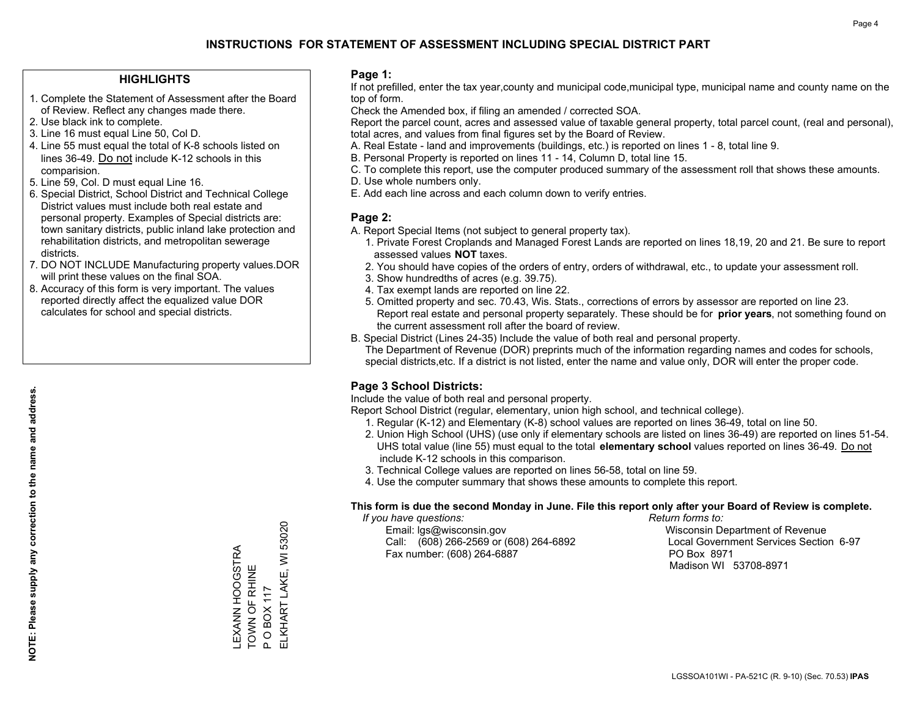# INSTRUCTIONS FOR STATEMENT OF ASSESSMENT INCLUDING SPECIAL DISTRICT PART

## HIGHLIGHTS

1. Complete the Statement of Assessment after the Board of Review. Reflect any changes made there.
2. Use black ink to complete.
3. Line 16 must equal Line 50, Col D.
4. Line 55 must equal the total of K-8 schools listed on lines 36-49. Do not include K-12 schools in this comparision.
5. Line 59, Col. D must equal Line 16.
6. Special District, School District and Technical College District values must include both real estate and personal property. Examples of Special districts are: town sanitary districts, public inland lake protection and rehabilitation districts, and metropolitan sewerage districts.
7. DO NOT INCLUDE Manufacturing property values.DOR will print these values on the final SOA.
8. Accuracy of this form is very important. The values reported directly affect the equalized value DOR calculates for school and special districts.

**NOTE: Please supply any correction to the name and address.**

LEXANN HOOGSTRA
TOWN OF RHINE
P O BOX 117
ELKHART LAKE, WI 53020

## Page 1:

If not prefilled, enter the tax year,county and municipal code,municipal type, municipal name and county name on the top of form.

Check the Amended box, if filing an amended / corrected SOA.

Report the parcel count, acres and assessed value of taxable general property, total parcel count, (real and personal), total acres, and values from final figures set by the Board of Review.

A. Real Estate - land and improvements (buildings, etc.) is reported on lines 1 - 8, total line 9.
B. Personal Property is reported on lines 11 - 14, Column D, total line 15.
C. To complete this report, use the computer produced summary of the assessment roll that shows these amounts.
D. Use whole numbers only.
E. Add each line across and each column down to verify entries.

## Page 2:

A. Report Special Items (not subject to general property tax).
  1. Private Forest Croplands and Managed Forest Lands are reported on lines 18,19, 20 and 21. Be sure to report assessed values **NOT** taxes.
  2. You should have copies of the orders of entry, orders of withdrawal, etc., to update your assessment roll.
  3. Show hundredths of acres (e.g. 39.75).
  4. Tax exempt lands are reported on line 22.
  5. Omitted property and sec. 70.43, Wis. Stats., corrections of errors by assessor are reported on line 23. Report real estate and personal property separately. These should be for **prior years**, not something found on the current assessment roll after the board of review.

B. Special District (Lines 24-35) Include the value of both real and personal property.
The Department of Revenue (DOR) preprints much of the information regarding names and codes for schools, special districts,etc. If a district is not listed, enter the name and value only, DOR will enter the proper code.

## Page 3 School Districts:

Include the value of both real and personal property.

Report School District (regular, elementary, union high school, and technical college).

1. Regular (K-12) and Elementary (K-8) school values are reported on lines 36-49, total on line 50.
2. Union High School (UHS) (use only if elementary schools are listed on lines 36-49) are reported on lines 51-54. UHS total value (line 55) must equal to the total **elementary school** values reported on lines 36-49. Do not include K-12 schools in this comparison.
3. Technical College values are reported on lines 56-58, total on line 59.
4. Use the computer summary that shows these amounts to complete this report.

**This form is due the second Monday in June. File this report only after your Board of Review is complete.**

*If you have questions:*
Email: lgs@wisconsin.gov
Call: (608) 266-2569 or (608) 264-6892
Fax number: (608) 264-6887

*Return forms to:*
Wisconsin Department of Revenue
Local Government Services Section 6-97
PO Box 8971
Madison WI 53708-8971

LGSSOA101WI - PA-521C (R. 9-10) (Sec. 70.53) **IPAS**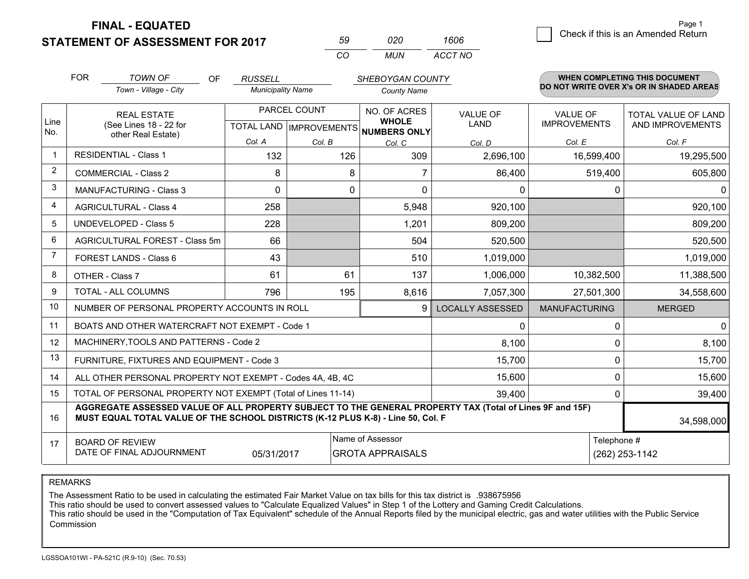**FINAL - EQUATED**
**STATEMENT OF ASSESSMENT FOR 2017**

| 59 | 020 | 1606 |
|---|---|---|
| CO | MUN | ACCT NO |

☐ Check if this is an Amended Return

FOR *TOWN OF* (Town - Village - City) OF *RUSSELL* (Municipality Name) *SHEBOYGAN COUNTY* (County Name)

**WHEN COMPLETING THIS DOCUMENT DO NOT WRITE OVER X's OR IN SHADED AREAS**

| Line No. | REAL ESTATE (See Lines 18 - 22 for other Real Estate) | PARCEL COUNT TOTAL LAND Col. A | PARCEL COUNT IMPROVEMENTS Col. B | NO. OF ACRES WHOLE NUMBERS ONLY Col. C | VALUE OF LAND Col. D | VALUE OF IMPROVEMENTS Col. E | TOTAL VALUE OF LAND AND IMPROVEMENTS Col. F |
|---|---|---|---|---|---|---|---|
| 1 | RESIDENTIAL - Class 1 | 132 | 126 | 309 | 2,696,100 | 16,599,400 | 19,295,500 |
| 2 | COMMERCIAL - Class 2 | 8 | 8 | 7 | 86,400 | 519,400 | 605,800 |
| 3 | MANUFACTURING - Class 3 | 0 | 0 | 0 | 0 | 0 | 0 |
| 4 | AGRICULTURAL - Class 4 | 258 | | 5,948 | 920,100 | | 920,100 |
| 5 | UNDEVELOPED - Class 5 | 228 | | 1,201 | 809,200 | | 809,200 |
| 6 | AGRICULTURAL FOREST - Class 5m | 66 | | 504 | 520,500 | | 520,500 |
| 7 | FOREST LANDS - Class 6 | 43 | | 510 | 1,019,000 | | 1,019,000 |
| 8 | OTHER - Class 7 | 61 | 61 | 137 | 1,006,000 | 10,382,500 | 11,388,500 |
| 9 | TOTAL - ALL COLUMNS | 796 | 195 | 8,616 | 7,057,300 | 27,501,300 | 34,558,600 |
| 10 | NUMBER OF PERSONAL PROPERTY ACCOUNTS IN ROLL | | | 9 | LOCALLY ASSESSED | MANUFACTURING | MERGED |
| 11 | BOATS AND OTHER WATERCRAFT NOT EXEMPT - Code 1 | | | | 0 | 0 | 0 |
| 12 | MACHINERY,TOOLS AND PATTERNS - Code 2 | | | | 8,100 | 0 | 8,100 |
| 13 | FURNITURE, FIXTURES AND EQUIPMENT - Code 3 | | | | 15,700 | 0 | 15,700 |
| 14 | ALL OTHER PERSONAL PROPERTY NOT EXEMPT - Codes 4A, 4B, 4C | | | | 15,600 | 0 | 15,600 |
| 15 | TOTAL OF PERSONAL PROPERTY NOT EXEMPT (Total of Lines 11-14) | | | | 39,400 | 0 | 39,400 |
| 16 | **AGGREGATE ASSESSED VALUE OF ALL PROPERTY SUBJECT TO THE GENERAL PROPERTY TAX (Total of Lines 9F and 15F) MUST EQUAL TOTAL VALUE OF THE SCHOOL DISTRICTS (K-12 PLUS K-8) - Line 50, Col. F** | | | | | | 34,598,000 |
| 17 | BOARD OF REVIEW DATE OF FINAL ADJOURNMENT | 05/31/2017 | | Name of Assessor: GROTA APPRAISALS | | Telephone #: (262) 253-1142 | |

REMARKS

The Assessment Ratio to be used in calculating the estimated Fair Market Value on tax bills for this tax district is .938675956
This ratio should be used to convert assessed values to "Calculate Equalized Values" in Step 1 of the Lottery and Gaming Credit Calculations.
This ratio should be used in the "Computation of Tax Equivalent" schedule of the Annual Reports filed by the municipal electric, gas and water utilities with the Public Service Commission

LGSSOA101WI - PA-521C (R.9-10) (Sec. 70.53)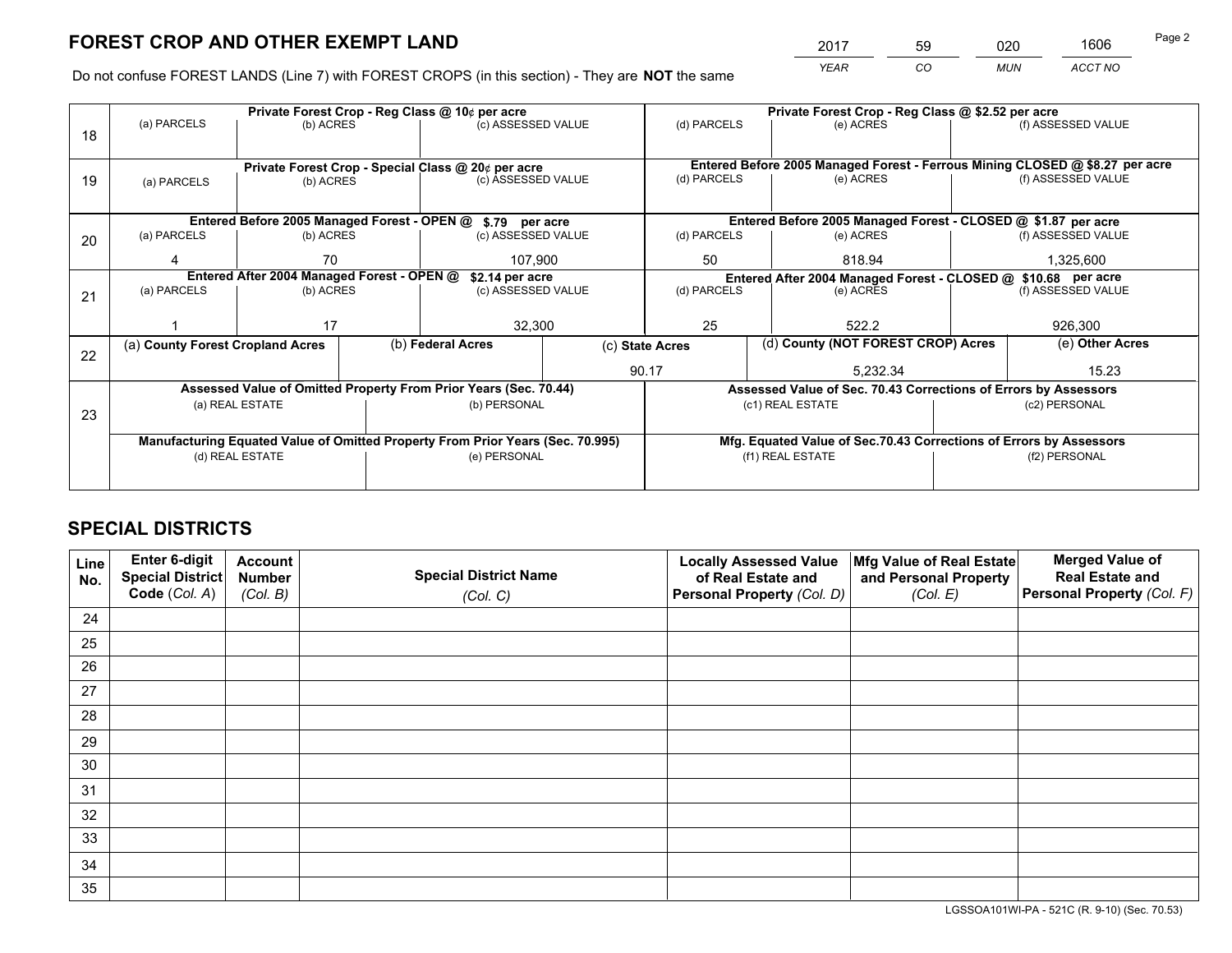# FOREST CROP AND OTHER EXEMPT LAND

| 2017 | 59 | 020 | 1606 |
|---|---|---|---|
| YEAR | CO | MUN | ACCT NO |

Do not confuse FOREST LANDS (Line 7) with FOREST CROPS (in this section) - They are **NOT** the same

| Line | Private Forest Crop - Reg Class @ 10¢ per acre | | | Private Forest Crop - Reg Class @ $2.52 per acre | | |
|---|---|---|---|---|---|---|
| 18 | (a) PARCELS | (b) ACRES | (c) ASSESSED VALUE | (d) PARCELS | (e) ACRES | (f) ASSESSED VALUE |
| | | | | | | |
| | **Private Forest Crop - Special Class @ 20¢ per acre** | | | **Entered Before 2005 Managed Forest - Ferrous Mining CLOSED @ $8.27 per acre** | | |
| 19 | (a) PARCELS | (b) ACRES | (c) ASSESSED VALUE | (d) PARCELS | (e) ACRES | (f) ASSESSED VALUE |
| | | | | | | |
| | **Entered Before 2005 Managed Forest - OPEN @ $.79 per acre** | | | **Entered Before 2005 Managed Forest - CLOSED @ $1.87 per acre** | | |
| 20 | (a) PARCELS | (b) ACRES | (c) ASSESSED VALUE | (d) PARCELS | (e) ACRES | (f) ASSESSED VALUE |
| | 4 | 70 | 107,900 | 50 | 818.94 | 1,325,600 |
| | **Entered After 2004 Managed Forest - OPEN @ $2.14 per acre** | | | **Entered After 2004 Managed Forest - CLOSED @ $10.68 per acre** | | |
| 21 | (a) PARCELS | (b) ACRES | (c) ASSESSED VALUE | (d) PARCELS | (e) ACRES | (f) ASSESSED VALUE |
| | 1 | 17 | 32,300 | 25 | 522.2 | 926,300 |

| Line | (a) County Forest Cropland Acres | (b) Federal Acres | (c) State Acres | (d) County (NOT FOREST CROP) Acres | (e) Other Acres |
|---|---|---|---|---|---|
| 22 | | | 90.17 | 5,232.34 | 15.23 |

| Line | Assessed Value of Omitted Property From Prior Years (Sec. 70.44) | | Assessed Value of Sec. 70.43 Corrections of Errors by Assessors | |
|---|---|---|---|---|
| 23 | (a) REAL ESTATE | (b) PERSONAL | (c1) REAL ESTATE | (c2) PERSONAL |
| | | | | |
| | **Manufacturing Equated Value of Omitted Property From Prior Years (Sec. 70.995)** | | **Mfg. Equated Value of Sec.70.43 Corrections of Errors by Assessors** | |
| | (d) REAL ESTATE | (e) PERSONAL | (f1) REAL ESTATE | (f2) PERSONAL |
| | | | | |

## SPECIAL DISTRICTS

| Line No. | Enter 6-digit Special District Code (Col. A) | Account Number (Col. B) | Special District Name (Col. C) | Locally Assessed Value of Real Estate and Personal Property (Col. D) | Mfg Value of Real Estate and Personal Property (Col. E) | Merged Value of Real Estate and Personal Property (Col. F) |
|---|---|---|---|---|---|---|
| 24 | | | | | | |
| 25 | | | | | | |
| 26 | | | | | | |
| 27 | | | | | | |
| 28 | | | | | | |
| 29 | | | | | | |
| 30 | | | | | | |
| 31 | | | | | | |
| 32 | | | | | | |
| 33 | | | | | | |
| 34 | | | | | | |
| 35 | | | | | | |

LGSSOA101WI-PA - 521C (R. 9-10) (Sec. 70.53)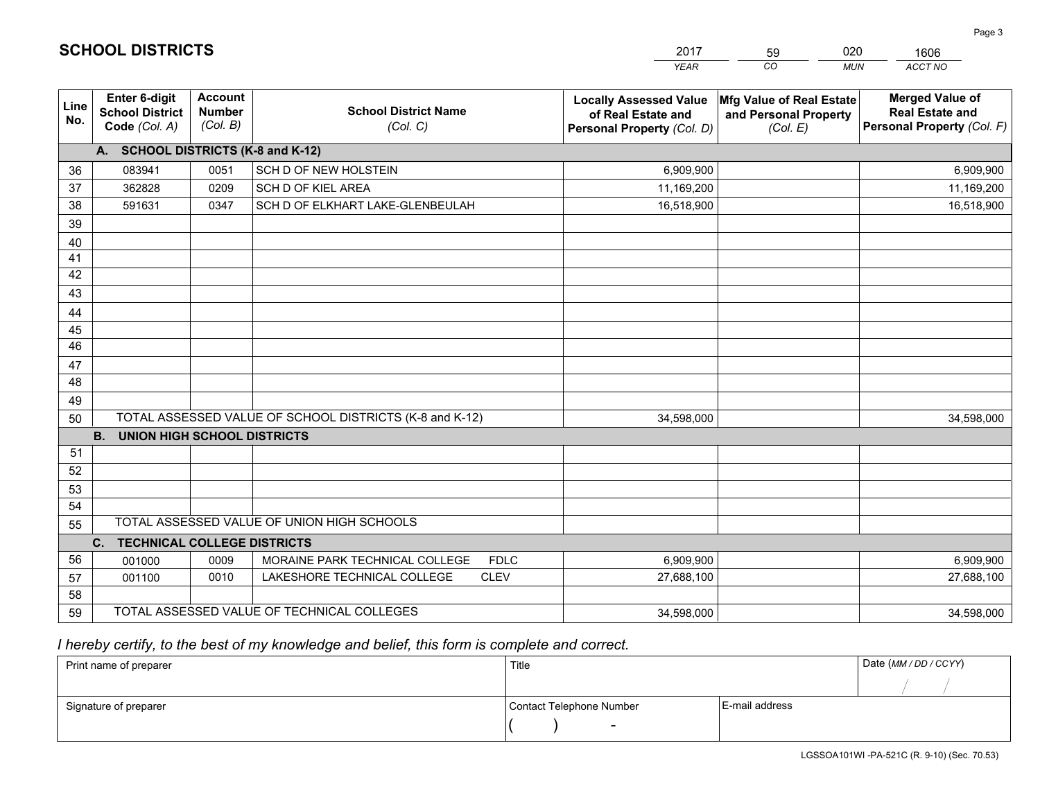# SCHOOL DISTRICTS

| 2017 | 59 | 020 | 1606 |
|---|---|---|---|
| YEAR | CO | MUN | ACCT NO |

| Line No. | Enter 6-digit School District Code (Col. A) | Account Number (Col. B) | School District Name (Col. C) | Locally Assessed Value of Real Estate and Personal Property (Col. D) | Mfg Value of Real Estate and Personal Property (Col. E) | Merged Value of Real Estate and Personal Property (Col. F) |
|---|---|---|---|---|---|---|
| | **A. SCHOOL DISTRICTS (K-8 and K-12)** | | | | | |
| 36 | 083941 | 0051 | SCH D OF NEW HOLSTEIN | 6,909,900 | | 6,909,900 |
| 37 | 362828 | 0209 | SCH D OF KIEL AREA | 11,169,200 | | 11,169,200 |
| 38 | 591631 | 0347 | SCH D OF ELKHART LAKE-GLENBEULAH | 16,518,900 | | 16,518,900 |
| 39 | | | | | | |
| 40 | | | | | | |
| 41 | | | | | | |
| 42 | | | | | | |
| 43 | | | | | | |
| 44 | | | | | | |
| 45 | | | | | | |
| 46 | | | | | | |
| 47 | | | | | | |
| 48 | | | | | | |
| 49 | | | | | | |
| 50 | TOTAL ASSESSED VALUE OF SCHOOL DISTRICTS (K-8 and K-12) | | | 34,598,000 | | 34,598,000 |
| | **B. UNION HIGH SCHOOL DISTRICTS** | | | | | |
| 51 | | | | | | |
| 52 | | | | | | |
| 53 | | | | | | |
| 54 | | | | | | |
| 55 | TOTAL ASSESSED VALUE OF UNION HIGH SCHOOLS | | | | | |
| | **C. TECHNICAL COLLEGE DISTRICTS** | | | | | |
| 56 | 001000 | 0009 | MORAINE PARK TECHNICAL COLLEGE FDLC | 6,909,900 | | 6,909,900 |
| 57 | 001100 | 0010 | LAKESHORE TECHNICAL COLLEGE CLEV | 27,688,100 | | 27,688,100 |
| 58 | | | | | | |
| 59 | TOTAL ASSESSED VALUE OF TECHNICAL COLLEGES | | | 34,598,000 | | 34,598,000 |

*I hereby certify, to the best of my knowledge and belief, this form is complete and correct.*

| Print name of preparer | Title | | Date (MM / DD / CCYY) |
|---|---|---|---|
| | | | / / |
| Signature of preparer | Contact Telephone Number | E-mail address | |
| | ( ) - | | |

LGSSOA101WI -PA-521C (R. 9-10) (Sec. 70.53)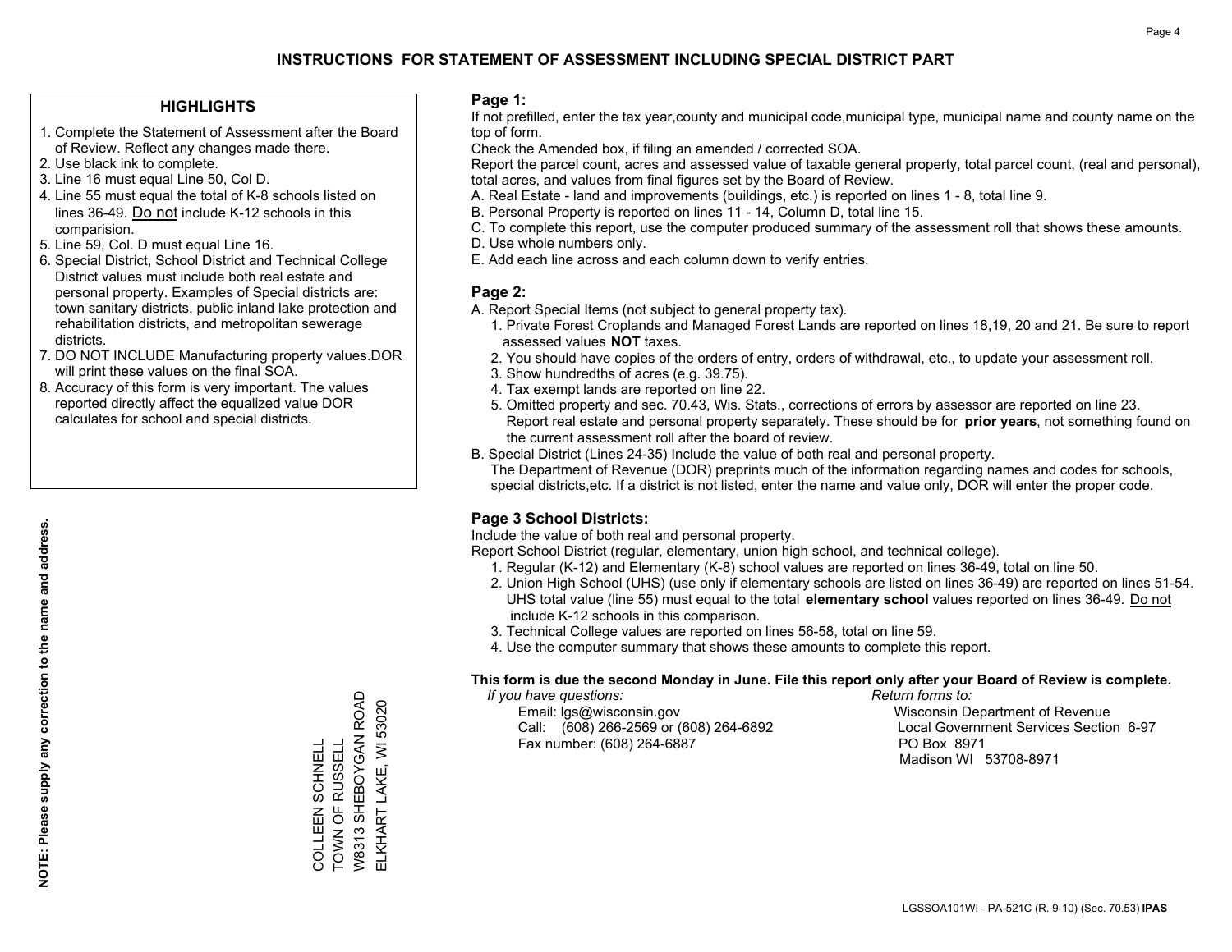# INSTRUCTIONS FOR STATEMENT OF ASSESSMENT INCLUDING SPECIAL DISTRICT PART

## HIGHLIGHTS

1. Complete the Statement of Assessment after the Board of Review. Reflect any changes made there.
2. Use black ink to complete.
3. Line 16 must equal Line 50, Col D.
4. Line 55 must equal the total of K-8 schools listed on lines 36-49. Do not include K-12 schools in this comparision.
5. Line 59, Col. D must equal Line 16.
6. Special District, School District and Technical College District values must include both real estate and personal property. Examples of Special districts are: town sanitary districts, public inland lake protection and rehabilitation districts, and metropolitan sewerage districts.
7. DO NOT INCLUDE Manufacturing property values.DOR will print these values on the final SOA.
8. Accuracy of this form is very important. The values reported directly affect the equalized value DOR calculates for school and special districts.

**NOTE: Please supply any correction to the name and address.**

COLLEEN SCHNELL
TOWN OF RUSSELL
W8313 SHEBOYGAN ROAD
ELKHART LAKE, WI 53020

## Page 1:

If not prefilled, enter the tax year,county and municipal code,municipal type, municipal name and county name on the top of form.

Check the Amended box, if filing an amended / corrected SOA.

Report the parcel count, acres and assessed value of taxable general property, total parcel count, (real and personal), total acres, and values from final figures set by the Board of Review.

A. Real Estate - land and improvements (buildings, etc.) is reported on lines 1 - 8, total line 9.
B. Personal Property is reported on lines 11 - 14, Column D, total line 15.
C. To complete this report, use the computer produced summary of the assessment roll that shows these amounts.
D. Use whole numbers only.
E. Add each line across and each column down to verify entries.

## Page 2:

A. Report Special Items (not subject to general property tax).
   1. Private Forest Croplands and Managed Forest Lands are reported on lines 18,19, 20 and 21. Be sure to report assessed values **NOT** taxes.
   2. You should have copies of the orders of entry, orders of withdrawal, etc., to update your assessment roll.
   3. Show hundredths of acres (e.g. 39.75).
   4. Tax exempt lands are reported on line 22.
   5. Omitted property and sec. 70.43, Wis. Stats., corrections of errors by assessor are reported on line 23. Report real estate and personal property separately. These should be for **prior years**, not something found on the current assessment roll after the board of review.
B. Special District (Lines 24-35) Include the value of both real and personal property.
   The Department of Revenue (DOR) preprints much of the information regarding names and codes for schools, special districts,etc. If a district is not listed, enter the name and value only, DOR will enter the proper code.

## Page 3 School Districts:

Include the value of both real and personal property.

Report School District (regular, elementary, union high school, and technical college).

1. Regular (K-12) and Elementary (K-8) school values are reported on lines 36-49, total on line 50.
2. Union High School (UHS) (use only if elementary schools are listed on lines 36-49) are reported on lines 51-54. UHS total value (line 55) must equal to the total **elementary school** values reported on lines 36-49. Do not include K-12 schools in this comparison.
3. Technical College values are reported on lines 56-58, total on line 59.
4. Use the computer summary that shows these amounts to complete this report.

**This form is due the second Monday in June. File this report only after your Board of Review is complete.**

*If you have questions:*
Email: lgs@wisconsin.gov
Call: (608) 266-2569 or (608) 264-6892
Fax number: (608) 264-6887

*Return forms to:*
Wisconsin Department of Revenue
Local Government Services Section 6-97
PO Box 8971
Madison WI 53708-8971

LGSSOA101WI - PA-521C (R. 9-10) (Sec. 70.53) **IPAS**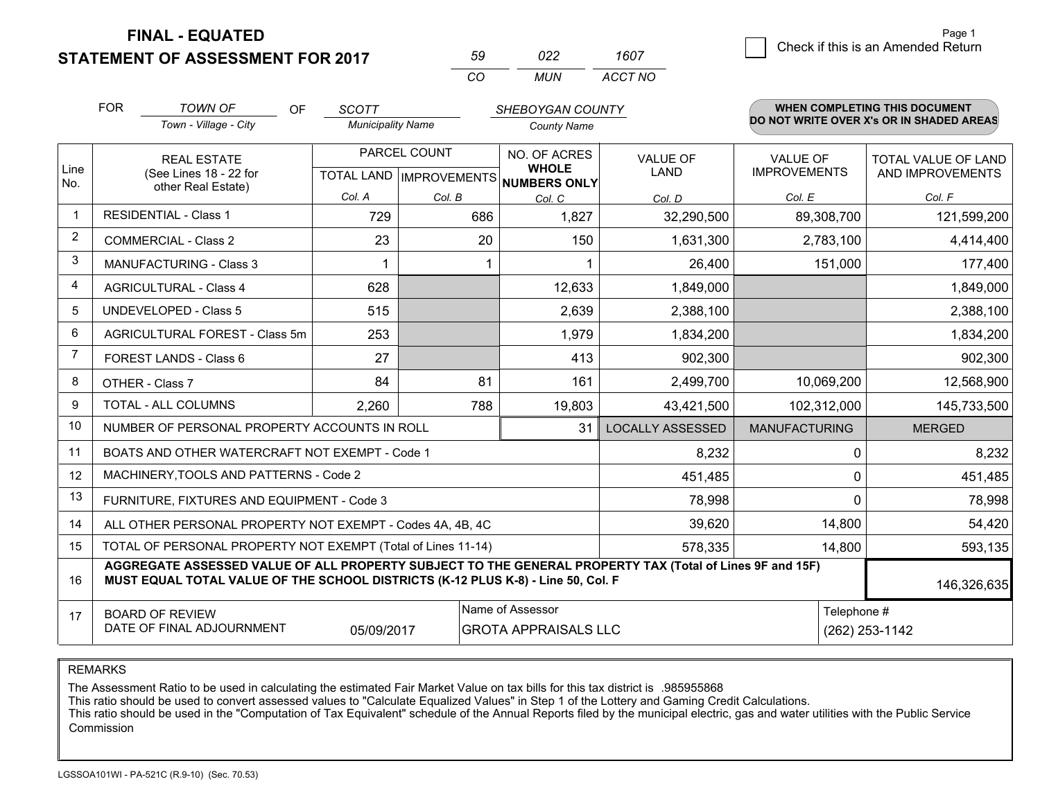**FINAL - EQUATED**
**STATEMENT OF ASSESSMENT FOR 2017**

| 59 | 022 | 1607 |
|---|---|---|
| CO | MUN | ACCT NO |

Check if this is an Amended Return

FOR *TOWN OF* (Town - Village - City) OF *SCOTT* (Municipality Name) *SHEBOYGAN COUNTY* (County Name)

**WHEN COMPLETING THIS DOCUMENT DO NOT WRITE OVER X's OR IN SHADED AREAS**

| Line No. | REAL ESTATE (See Lines 18 - 22 for other Real Estate) | PARCEL COUNT TOTAL LAND Col. A | PARCEL COUNT IMPROVEMENTS Col. B | NO. OF ACRES WHOLE NUMBERS ONLY Col. C | VALUE OF LAND Col. D | VALUE OF IMPROVEMENTS Col. E | TOTAL VALUE OF LAND AND IMPROVEMENTS Col. F |
|---|---|---|---|---|---|---|---|
| 1 | RESIDENTIAL - Class 1 | 729 | 686 | 1,827 | 32,290,500 | 89,308,700 | 121,599,200 |
| 2 | COMMERCIAL - Class 2 | 23 | 20 | 150 | 1,631,300 | 2,783,100 | 4,414,400 |
| 3 | MANUFACTURING - Class 3 | 1 | 1 | 1 | 26,400 | 151,000 | 177,400 |
| 4 | AGRICULTURAL - Class 4 | 628 | | 12,633 | 1,849,000 | | 1,849,000 |
| 5 | UNDEVELOPED - Class 5 | 515 | | 2,639 | 2,388,100 | | 2,388,100 |
| 6 | AGRICULTURAL FOREST - Class 5m | 253 | | 1,979 | 1,834,200 | | 1,834,200 |
| 7 | FOREST LANDS - Class 6 | 27 | | 413 | 902,300 | | 902,300 |
| 8 | OTHER - Class 7 | 84 | 81 | 161 | 2,499,700 | 10,069,200 | 12,568,900 |
| 9 | TOTAL - ALL COLUMNS | 2,260 | 788 | 19,803 | 43,421,500 | 102,312,000 | 145,733,500 |
| 10 | NUMBER OF PERSONAL PROPERTY ACCOUNTS IN ROLL | | | 31 | LOCALLY ASSESSED | MANUFACTURING | MERGED |
| 11 | BOATS AND OTHER WATERCRAFT NOT EXEMPT - Code 1 | | | | 8,232 | 0 | 8,232 |
| 12 | MACHINERY,TOOLS AND PATTERNS - Code 2 | | | | 451,485 | 0 | 451,485 |
| 13 | FURNITURE, FIXTURES AND EQUIPMENT - Code 3 | | | | 78,998 | 0 | 78,998 |
| 14 | ALL OTHER PERSONAL PROPERTY NOT EXEMPT - Codes 4A, 4B, 4C | | | | 39,620 | 14,800 | 54,420 |
| 15 | TOTAL OF PERSONAL PROPERTY NOT EXEMPT (Total of Lines 11-14) | | | | 578,335 | 14,800 | 593,135 |
| 16 | **AGGREGATE ASSESSED VALUE OF ALL PROPERTY SUBJECT TO THE GENERAL PROPERTY TAX (Total of Lines 9F and 15F) MUST EQUAL TOTAL VALUE OF THE SCHOOL DISTRICTS (K-12 PLUS K-8) - Line 50, Col. F** | | | | | | 146,326,635 |
| 17 | BOARD OF REVIEW DATE OF FINAL ADJOURNMENT | 05/09/2017 | Name of Assessor | GROTA APPRAISALS LLC | | Telephone # | (262) 253-1142 |

REMARKS

The Assessment Ratio to be used in calculating the estimated Fair Market Value on tax bills for this tax district is .985955868
This ratio should be used to convert assessed values to "Calculate Equalized Values" in Step 1 of the Lottery and Gaming Credit Calculations.
This ratio should be used in the "Computation of Tax Equivalent" schedule of the Annual Reports filed by the municipal electric, gas and water utilities with the Public Service Commission

LGSSOA101WI - PA-521C (R.9-10) (Sec. 70.53)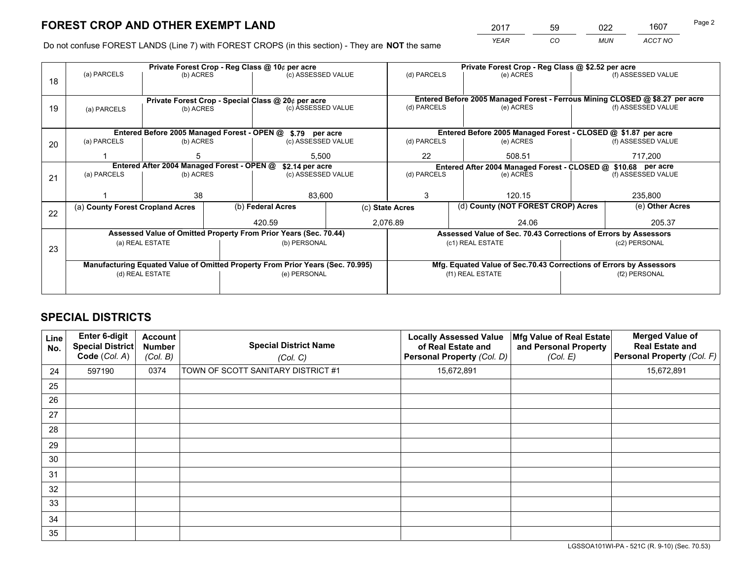# FOREST CROP AND OTHER EXEMPT LAND

| 2017 | 59 | 022 | 1607 |
|---|---|---|---|
| *YEAR* | *CO* | *MUN* | *ACCT NO* |

Do not confuse FOREST LANDS (Line 7) with FOREST CROPS (in this section) - They are **NOT** the same

| Line | Private Forest Crop - Reg Class @ 10¢ per acre | | | Private Forest Crop - Reg Class @ $2.52 per acre | | |
|---|---|---|---|---|---|---|
| | (a) PARCELS | (b) ACRES | (c) ASSESSED VALUE | (d) PARCELS | (e) ACRES | (f) ASSESSED VALUE |
| 18 | | | | | | |
| | **Private Forest Crop - Special Class @ 20¢ per acre** | | | **Entered Before 2005 Managed Forest - Ferrous Mining CLOSED @ $8.27 per acre** | | |
| 19 | (a) PARCELS | (b) ACRES | (c) ASSESSED VALUE | (d) PARCELS | (e) ACRES | (f) ASSESSED VALUE |
| | | | | | | |
| | **Entered Before 2005 Managed Forest - OPEN @ $.79 per acre** | | | **Entered Before 2005 Managed Forest - CLOSED @ $1.87 per acre** | | |
| 20 | (a) PARCELS | (b) ACRES | (c) ASSESSED VALUE | (d) PARCELS | (e) ACRES | (f) ASSESSED VALUE |
| | 1 | 5 | 5,500 | 22 | 508.51 | 717,200 |
| | **Entered After 2004 Managed Forest - OPEN @ $2.14 per acre** | | | **Entered After 2004 Managed Forest - CLOSED @ $10.68 per acre** | | |
| 21 | (a) PARCELS | (b) ACRES | (c) ASSESSED VALUE | (d) PARCELS | (e) ACRES | (f) ASSESSED VALUE |
| | 1 | 38 | 83,600 | 3 | 120.15 | 235,800 |

| Line | (a) County Forest Cropland Acres | (b) Federal Acres | (c) State Acres | (d) County (NOT FOREST CROP) Acres | (e) Other Acres |
|---|---|---|---|---|---|
| 22 | | 420.59 | 2,076.89 | 24.06 | 205.37 |

| Line | Assessed Value of Omitted Property From Prior Years (Sec. 70.44) | | Assessed Value of Sec. 70.43 Corrections of Errors by Assessors | |
|---|---|---|---|---|
| 23 | (a) REAL ESTATE | (b) PERSONAL | (c1) REAL ESTATE | (c2) PERSONAL |
| | | | | |
| | **Manufacturing Equated Value of Omitted Property From Prior Years (Sec. 70.995)** | | **Mfg. Equated Value of Sec.70.43 Corrections of Errors by Assessors** | |
| | (d) REAL ESTATE | (e) PERSONAL | (f1) REAL ESTATE | (f2) PERSONAL |
| | | | | |

# SPECIAL DISTRICTS

| Line No. | Enter 6-digit Special District Code (Col. A) | Account Number (Col. B) | Special District Name (Col. C) | Locally Assessed Value of Real Estate and Personal Property (Col. D) | Mfg Value of Real Estate and Personal Property (Col. E) | Merged Value of Real Estate and Personal Property (Col. F) |
|---|---|---|---|---|---|---|
| 24 | 597190 | 0374 | TOWN OF SCOTT SANITARY DISTRICT #1 | 15,672,891 | | 15,672,891 |
| 25 | | | | | | |
| 26 | | | | | | |
| 27 | | | | | | |
| 28 | | | | | | |
| 29 | | | | | | |
| 30 | | | | | | |
| 31 | | | | | | |
| 32 | | | | | | |
| 33 | | | | | | |
| 34 | | | | | | |
| 35 | | | | | | |

LGSSOA101WI-PA - 521C (R. 9-10) (Sec. 70.53)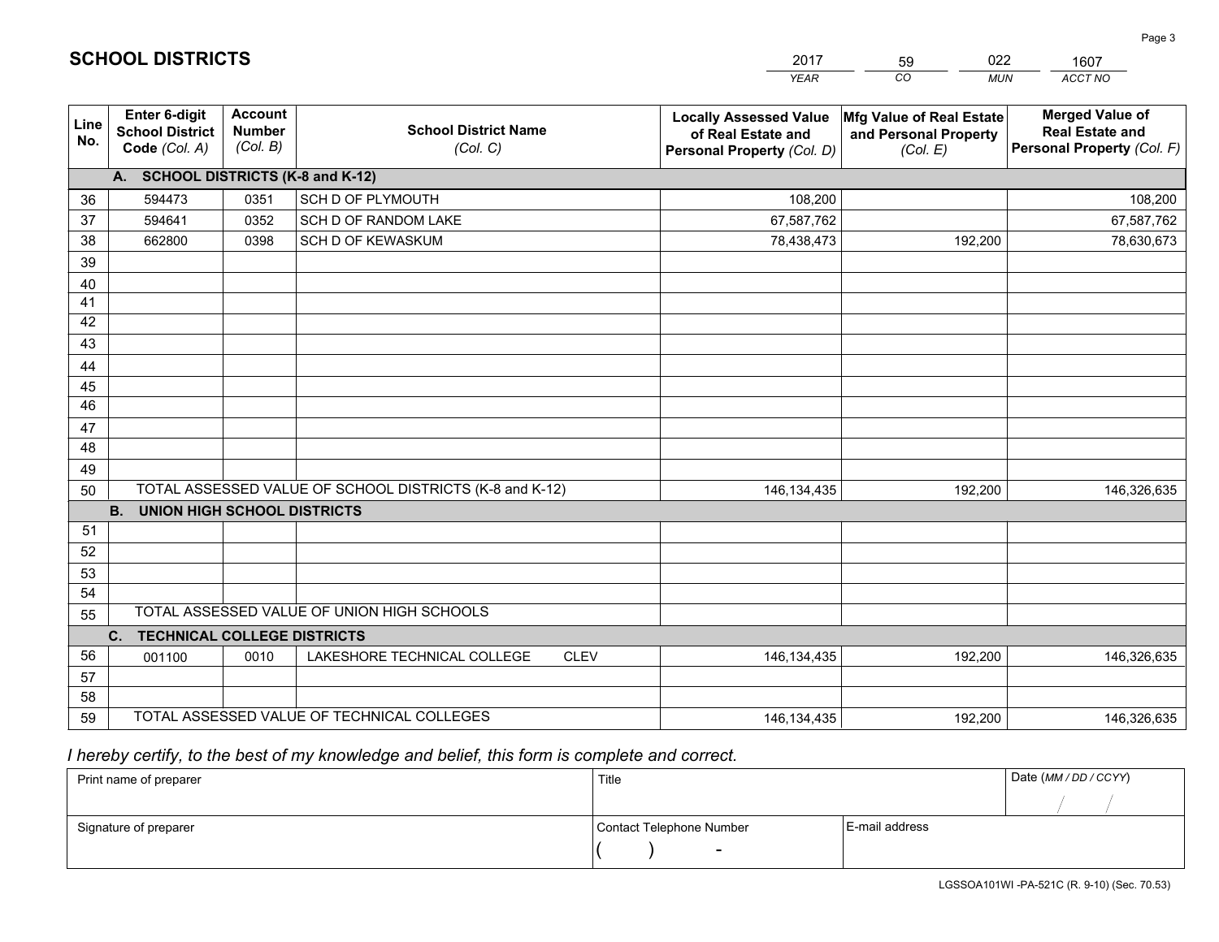# SCHOOL DISTRICTS

| 2017 | 59 | 022 | 1607 |
|---|---|---|---|
| *YEAR* | *CO* | *MUN* | *ACCT NO* |

| Line No. | Enter 6-digit School District Code *(Col. A)* | Account Number *(Col. B)* | School District Name *(Col. C)* | Locally Assessed Value of Real Estate and Personal Property *(Col. D)* | Mfg Value of Real Estate and Personal Property *(Col. E)* | Merged Value of Real Estate and Personal Property *(Col. F)* |
|---|---|---|---|---|---|---|
| | **A. SCHOOL DISTRICTS (K-8 and K-12)** | | | | | |
| 36 | 594473 | 0351 | SCH D OF PLYMOUTH | 108,200 | | 108,200 |
| 37 | 594641 | 0352 | SCH D OF RANDOM LAKE | 67,587,762 | | 67,587,762 |
| 38 | 662800 | 0398 | SCH D OF KEWASKUM | 78,438,473 | 192,200 | 78,630,673 |
| 39 | | | | | | |
| 40 | | | | | | |
| 41 | | | | | | |
| 42 | | | | | | |
| 43 | | | | | | |
| 44 | | | | | | |
| 45 | | | | | | |
| 46 | | | | | | |
| 47 | | | | | | |
| 48 | | | | | | |
| 49 | | | | | | |
| 50 | TOTAL ASSESSED VALUE OF SCHOOL DISTRICTS (K-8 and K-12) | | | 146,134,435 | 192,200 | 146,326,635 |
| | **B. UNION HIGH SCHOOL DISTRICTS** | | | | | |
| 51 | | | | | | |
| 52 | | | | | | |
| 53 | | | | | | |
| 54 | | | | | | |
| 55 | TOTAL ASSESSED VALUE OF UNION HIGH SCHOOLS | | | | | |
| | **C. TECHNICAL COLLEGE DISTRICTS** | | | | | |
| 56 | 001100 | 0010 | LAKESHORE TECHNICAL COLLEGE CLEV | 146,134,435 | 192,200 | 146,326,635 |
| 57 | | | | | | |
| 58 | | | | | | |
| 59 | TOTAL ASSESSED VALUE OF TECHNICAL COLLEGES | | | 146,134,435 | 192,200 | 146,326,635 |

*I hereby certify, to the best of my knowledge and belief, this form is complete and correct.*

| Print name of preparer | Title | | Date *(MM / DD / CCYY)* |
|---|---|---|---|
| | | | / / |
| Signature of preparer | Contact Telephone Number | E-mail address | |
| | ( ) - | | |

LGSSOA101WI -PA-521C (R. 9-10) (Sec. 70.53)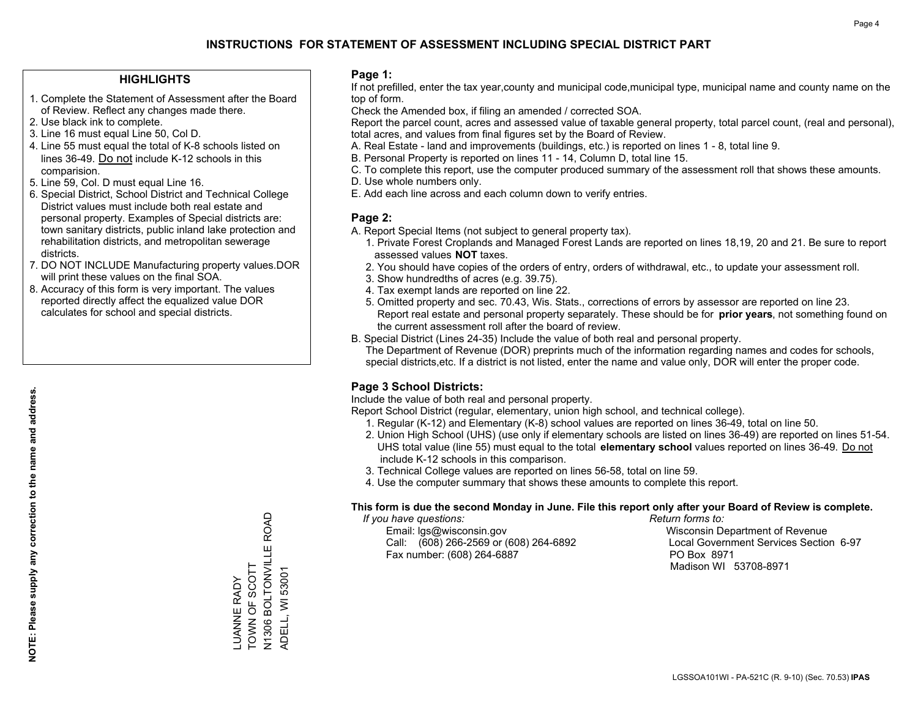# INSTRUCTIONS FOR STATEMENT OF ASSESSMENT INCLUDING SPECIAL DISTRICT PART

## HIGHLIGHTS

1. Complete the Statement of Assessment after the Board of Review. Reflect any changes made there.
2. Use black ink to complete.
3. Line 16 must equal Line 50, Col D.
4. Line 55 must equal the total of K-8 schools listed on lines 36-49. Do not include K-12 schools in this comparision.
5. Line 59, Col. D must equal Line 16.
6. Special District, School District and Technical College District values must include both real estate and personal property. Examples of Special districts are: town sanitary districts, public inland lake protection and rehabilitation districts, and metropolitan sewerage districts.
7. DO NOT INCLUDE Manufacturing property values.DOR will print these values on the final SOA.
8. Accuracy of this form is very important. The values reported directly affect the equalized value DOR calculates for school and special districts.

**NOTE: Please supply any correction to the name and address.**

LUANNE RADY
TOWN OF SCOTT
N1306 BOLTONVILLE ROAD
ADELL, WI 53001

## Page 1:

If not prefilled, enter the tax year,county and municipal code,municipal type, municipal name and county name on the top of form.

Check the Amended box, if filing an amended / corrected SOA.

Report the parcel count, acres and assessed value of taxable general property, total parcel count, (real and personal), total acres, and values from final figures set by the Board of Review.

A. Real Estate - land and improvements (buildings, etc.) is reported on lines 1 - 8, total line 9.
B. Personal Property is reported on lines 11 - 14, Column D, total line 15.
C. To complete this report, use the computer produced summary of the assessment roll that shows these amounts.
D. Use whole numbers only.
E. Add each line across and each column down to verify entries.

## Page 2:

A. Report Special Items (not subject to general property tax).
   1. Private Forest Croplands and Managed Forest Lands are reported on lines 18,19, 20 and 21. Be sure to report assessed values **NOT** taxes.
   2. You should have copies of the orders of entry, orders of withdrawal, etc., to update your assessment roll.
   3. Show hundredths of acres (e.g. 39.75).
   4. Tax exempt lands are reported on line 22.
   5. Omitted property and sec. 70.43, Wis. Stats., corrections of errors by assessor are reported on line 23. Report real estate and personal property separately. These should be for **prior years**, not something found on the current assessment roll after the board of review.
B. Special District (Lines 24-35) Include the value of both real and personal property.
   The Department of Revenue (DOR) preprints much of the information regarding names and codes for schools, special districts,etc. If a district is not listed, enter the name and value only, DOR will enter the proper code.

## Page 3 School Districts:

Include the value of both real and personal property.

Report School District (regular, elementary, union high school, and technical college).

1. Regular (K-12) and Elementary (K-8) school values are reported on lines 36-49, total on line 50.
2. Union High School (UHS) (use only if elementary schools are listed on lines 36-49) are reported on lines 51-54. UHS total value (line 55) must equal to the total **elementary school** values reported on lines 36-49. Do not include K-12 schools in this comparison.
3. Technical College values are reported on lines 56-58, total on line 59.
4. Use the computer summary that shows these amounts to complete this report.

**This form is due the second Monday in June. File this report only after your Board of Review is complete.**

*If you have questions:*
Email: lgs@wisconsin.gov
Call: (608) 266-2569 or (608) 264-6892
Fax number: (608) 264-6887

*Return forms to:*
Wisconsin Department of Revenue
Local Government Services Section 6-97
PO Box 8971
Madison WI 53708-8971

LGSSOA101WI - PA-521C (R. 9-10) (Sec. 70.53) **IPAS**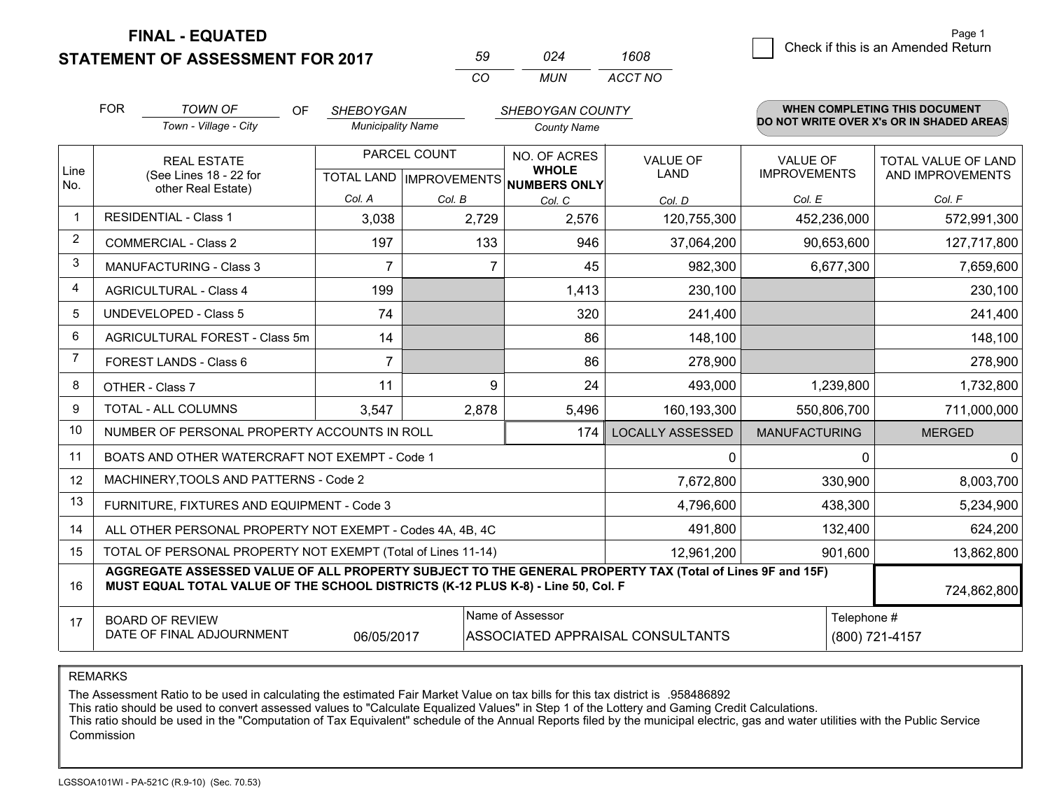# FINAL - EQUATED
## STATEMENT OF ASSESSMENT FOR 2017

| 59 | 024 | 1608 |
|---|---|---|
| CO | MUN | ACCT NO |

Check if this is an Amended Return

FOR *TOWN OF* (Town - Village - City) OF *SHEBOYGAN* (Municipality Name) *SHEBOYGAN COUNTY* (County Name)

**WHEN COMPLETING THIS DOCUMENT DO NOT WRITE OVER X's OR IN SHADED AREAS**

| Line No. | REAL ESTATE (See Lines 18 - 22 for other Real Estate) | PARCEL COUNT TOTAL LAND Col. A | PARCEL COUNT IMPROVEMENTS Col. B | NO. OF ACRES WHOLE NUMBERS ONLY Col. C | VALUE OF LAND Col. D | VALUE OF IMPROVEMENTS Col. E | TOTAL VALUE OF LAND AND IMPROVEMENTS Col. F |
|---|---|---|---|---|---|---|---|
| 1 | RESIDENTIAL - Class 1 | 3,038 | 2,729 | 2,576 | 120,755,300 | 452,236,000 | 572,991,300 |
| 2 | COMMERCIAL - Class 2 | 197 | 133 | 946 | 37,064,200 | 90,653,600 | 127,717,800 |
| 3 | MANUFACTURING - Class 3 | 7 | 7 | 45 | 982,300 | 6,677,300 | 7,659,600 |
| 4 | AGRICULTURAL - Class 4 | 199 | | 1,413 | 230,100 | | 230,100 |
| 5 | UNDEVELOPED - Class 5 | 74 | | 320 | 241,400 | | 241,400 |
| 6 | AGRICULTURAL FOREST - Class 5m | 14 | | 86 | 148,100 | | 148,100 |
| 7 | FOREST LANDS - Class 6 | 7 | | 86 | 278,900 | | 278,900 |
| 8 | OTHER - Class 7 | 11 | 9 | 24 | 493,000 | 1,239,800 | 1,732,800 |
| 9 | TOTAL - ALL COLUMNS | 3,547 | 2,878 | 5,496 | 160,193,300 | 550,806,700 | 711,000,000 |
| 10 | NUMBER OF PERSONAL PROPERTY ACCOUNTS IN ROLL | | | 174 | LOCALLY ASSESSED | MANUFACTURING | MERGED |
| 11 | BOATS AND OTHER WATERCRAFT NOT EXEMPT - Code 1 | | | | 0 | 0 | 0 |
| 12 | MACHINERY,TOOLS AND PATTERNS - Code 2 | | | | 7,672,800 | 330,900 | 8,003,700 |
| 13 | FURNITURE, FIXTURES AND EQUIPMENT - Code 3 | | | | 4,796,600 | 438,300 | 5,234,900 |
| 14 | ALL OTHER PERSONAL PROPERTY NOT EXEMPT - Codes 4A, 4B, 4C | | | | 491,800 | 132,400 | 624,200 |
| 15 | TOTAL OF PERSONAL PROPERTY NOT EXEMPT (Total of Lines 11-14) | | | | 12,961,200 | 901,600 | 13,862,800 |
| 16 | **AGGREGATE ASSESSED VALUE OF ALL PROPERTY SUBJECT TO THE GENERAL PROPERTY TAX (Total of Lines 9F and 15F) MUST EQUAL TOTAL VALUE OF THE SCHOOL DISTRICTS (K-12 PLUS K-8) - Line 50, Col. F** | | | | | | 724,862,800 |
| 17 | BOARD OF REVIEW DATE OF FINAL ADJOURNMENT | 06/05/2017 | Name of Assessor: ASSOCIATED APPRAISAL CONSULTANTS | | | Telephone #: (800) 721-4157 | |

REMARKS

The Assessment Ratio to be used in calculating the estimated Fair Market Value on tax bills for this tax district is .958486892
This ratio should be used to convert assessed values to "Calculate Equalized Values" in Step 1 of the Lottery and Gaming Credit Calculations.
This ratio should be used in the "Computation of Tax Equivalent" schedule of the Annual Reports filed by the municipal electric, gas and water utilities with the Public Service Commission

LGSSOA101WI - PA-521C (R.9-10) (Sec. 70.53)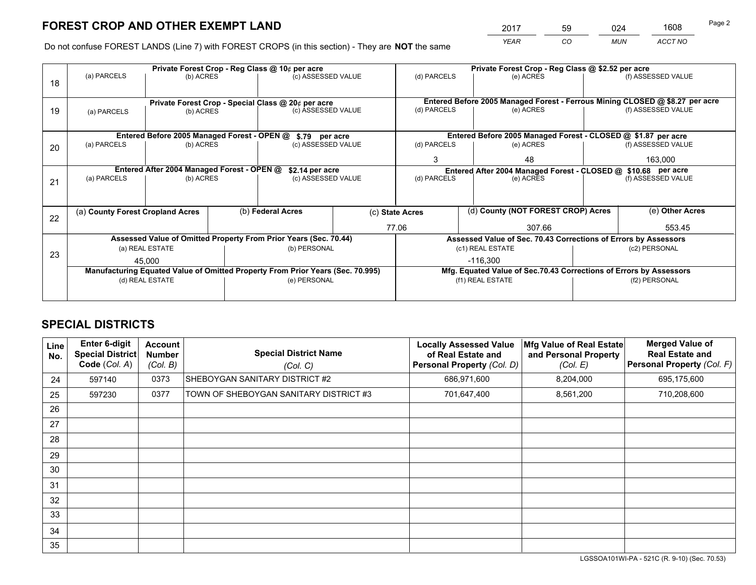# FOREST CROP AND OTHER EXEMPT LAND

| 2017 | 59 | 024 | 1608 |
|---|---|---|---|
| YEAR | CO | MUN | ACCT NO |

Do not confuse FOREST LANDS (Line 7) with FOREST CROPS (in this section) - They are **NOT** the same

| Line | Private Forest Crop - Reg Class @ 10¢ per acre | | | Private Forest Crop - Reg Class @ $2.52 per acre | | |
|---|---|---|---|---|---|---|
| 18 | (a) PARCELS | (b) ACRES | (c) ASSESSED VALUE | (d) PARCELS | (e) ACRES | (f) ASSESSED VALUE |
| | | | | | | |
| | **Private Forest Crop - Special Class @ 20¢ per acre** | | | **Entered Before 2005 Managed Forest - Ferrous Mining CLOSED @ $8.27 per acre** | | |
| 19 | (a) PARCELS | (b) ACRES | (c) ASSESSED VALUE | (d) PARCELS | (e) ACRES | (f) ASSESSED VALUE |
| | | | | | | |
| | **Entered Before 2005 Managed Forest - OPEN @ $.79 per acre** | | | **Entered Before 2005 Managed Forest - CLOSED @ $1.87 per acre** | | |
| 20 | (a) PARCELS | (b) ACRES | (c) ASSESSED VALUE | (d) PARCELS | (e) ACRES | (f) ASSESSED VALUE |
| | | | | 3 | 48 | 163,000 |
| | **Entered After 2004 Managed Forest - OPEN @ $2.14 per acre** | | | **Entered After 2004 Managed Forest - CLOSED @ $10.68 per acre** | | |
| 21 | (a) PARCELS | (b) ACRES | (c) ASSESSED VALUE | (d) PARCELS | (e) ACRES | (f) ASSESSED VALUE |
| | | | | | | |

| Line | (a) County Forest Cropland Acres | (b) Federal Acres | (c) State Acres | (d) County (NOT FOREST CROP) Acres | (e) Other Acres |
|---|---|---|---|---|---|
| 22 | | | 77.06 | 307.66 | 553.45 |

| Line | Assessed Value of Omitted Property From Prior Years (Sec. 70.44) | | Assessed Value of Sec. 70.43 Corrections of Errors by Assessors | |
|---|---|---|---|---|
| 23 | (a) REAL ESTATE | (b) PERSONAL | (c1) REAL ESTATE | (c2) PERSONAL |
| | 45,000 | | -116,300 | |
| | **Manufacturing Equated Value of Omitted Property From Prior Years (Sec. 70.995)** | | **Mfg. Equated Value of Sec.70.43 Corrections of Errors by Assessors** | |
| | (d) REAL ESTATE | (e) PERSONAL | (f1) REAL ESTATE | (f2) PERSONAL |
| | | | | |

# SPECIAL DISTRICTS

| Line No. | Enter 6-digit Special District Code (Col. A) | Account Number (Col. B) | Special District Name (Col. C) | Locally Assessed Value of Real Estate and Personal Property (Col. D) | Mfg Value of Real Estate and Personal Property (Col. E) | Merged Value of Real Estate and Personal Property (Col. F) |
|---|---|---|---|---|---|---|
| 24 | 597140 | 0373 | SHEBOYGAN SANITARY DISTRICT #2 | 686,971,600 | 8,204,000 | 695,175,600 |
| 25 | 597230 | 0377 | TOWN OF SHEBOYGAN SANITARY DISTRICT #3 | 701,647,400 | 8,561,200 | 710,208,600 |
| 26 | | | | | | |
| 27 | | | | | | |
| 28 | | | | | | |
| 29 | | | | | | |
| 30 | | | | | | |
| 31 | | | | | | |
| 32 | | | | | | |
| 33 | | | | | | |
| 34 | | | | | | |
| 35 | | | | | | |

LGSSOA101WI-PA - 521C (R. 9-10) (Sec. 70.53)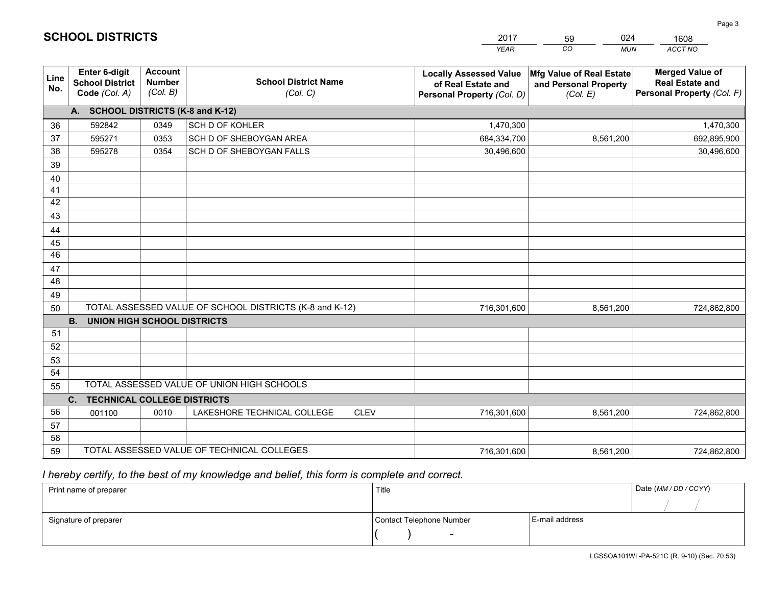# SCHOOL DISTRICTS

| 2017 | 59 | 024 | 1608 |
|---|---|---|---|
| YEAR | CO | MUN | ACCT NO |

| Line No. | Enter 6-digit School District Code (Col. A) | Account Number (Col. B) | School District Name (Col. C) | Locally Assessed Value of Real Estate and Personal Property (Col. D) | Mfg Value of Real Estate and Personal Property (Col. E) | Merged Value of Real Estate and Personal Property (Col. F) |
|---|---|---|---|---|---|---|
| | **A. SCHOOL DISTRICTS (K-8 and K-12)** | | | | | |
| 36 | 592842 | 0349 | SCH D OF KOHLER | 1,470,300 | | 1,470,300 |
| 37 | 595271 | 0353 | SCH D OF SHEBOYGAN AREA | 684,334,700 | 8,561,200 | 692,895,900 |
| 38 | 595278 | 0354 | SCH D OF SHEBOYGAN FALLS | 30,496,600 | | 30,496,600 |
| 39 | | | | | | |
| 40 | | | | | | |
| 41 | | | | | | |
| 42 | | | | | | |
| 43 | | | | | | |
| 44 | | | | | | |
| 45 | | | | | | |
| 46 | | | | | | |
| 47 | | | | | | |
| 48 | | | | | | |
| 49 | | | | | | |
| 50 | TOTAL ASSESSED VALUE OF SCHOOL DISTRICTS (K-8 and K-12) | | | 716,301,600 | 8,561,200 | 724,862,800 |
| | **B. UNION HIGH SCHOOL DISTRICTS** | | | | | |
| 51 | | | | | | |
| 52 | | | | | | |
| 53 | | | | | | |
| 54 | | | | | | |
| 55 | TOTAL ASSESSED VALUE OF UNION HIGH SCHOOLS | | | | | |
| | **C. TECHNICAL COLLEGE DISTRICTS** | | | | | |
| 56 | 001100 | 0010 | LAKESHORE TECHNICAL COLLEGE CLEV | 716,301,600 | 8,561,200 | 724,862,800 |
| 57 | | | | | | |
| 58 | | | | | | |
| 59 | TOTAL ASSESSED VALUE OF TECHNICAL COLLEGES | | | 716,301,600 | 8,561,200 | 724,862,800 |

*I hereby certify, to the best of my knowledge and belief, this form is complete and correct.*

| Print name of preparer | Title | | Date (MM / DD / CCYY) |
|---|---|---|---|
| | | | / / |
| Signature of preparer | Contact Telephone Number | E-mail address | |
| | ( ) - | | |

LGSSOA101WI -PA-521C (R. 9-10) (Sec. 70.53)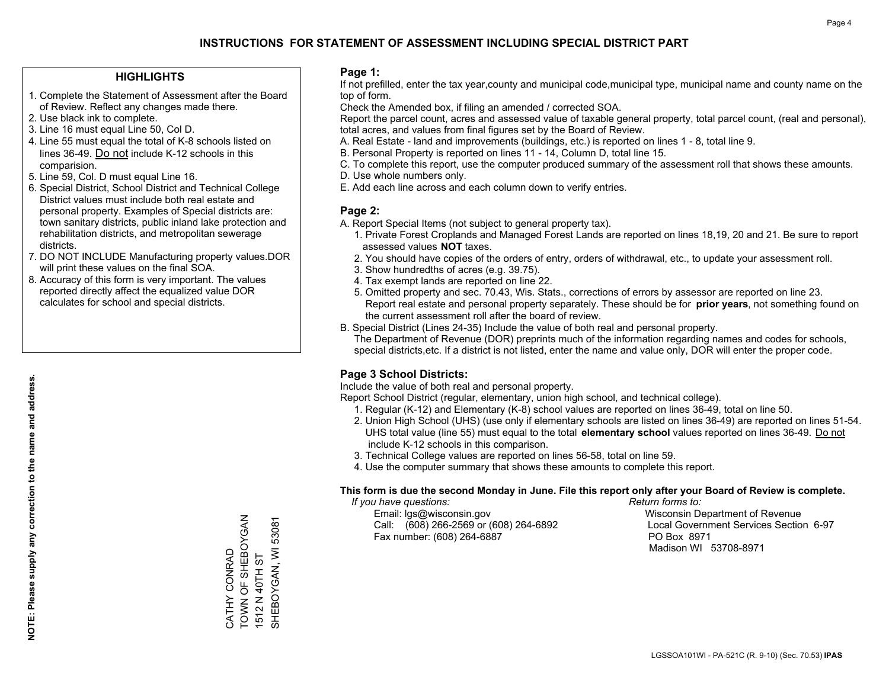# INSTRUCTIONS FOR STATEMENT OF ASSESSMENT INCLUDING SPECIAL DISTRICT PART

## HIGHLIGHTS

1. Complete the Statement of Assessment after the Board of Review. Reflect any changes made there.
2. Use black ink to complete.
3. Line 16 must equal Line 50, Col D.
4. Line 55 must equal the total of K-8 schools listed on lines 36-49. Do not include K-12 schools in this comparision.
5. Line 59, Col. D must equal Line 16.
6. Special District, School District and Technical College District values must include both real estate and personal property. Examples of Special districts are: town sanitary districts, public inland lake protection and rehabilitation districts, and metropolitan sewerage districts.
7. DO NOT INCLUDE Manufacturing property values.DOR will print these values on the final SOA.
8. Accuracy of this form is very important. The values reported directly affect the equalized value DOR calculates for school and special districts.

**NOTE: Please supply any correction to the name and address.**

CATHY CONRAD
TOWN OF SHEBOYGAN
1512 N 40TH ST
SHEBOYGAN, WI 53081

## Page 1:

If not prefilled, enter the tax year,county and municipal code,municipal type, municipal name and county name on the top of form.

Check the Amended box, if filing an amended / corrected SOA.

Report the parcel count, acres and assessed value of taxable general property, total parcel count, (real and personal), total acres, and values from final figures set by the Board of Review.

A. Real Estate - land and improvements (buildings, etc.) is reported on lines 1 - 8, total line 9.
B. Personal Property is reported on lines 11 - 14, Column D, total line 15.
C. To complete this report, use the computer produced summary of the assessment roll that shows these amounts.
D. Use whole numbers only.
E. Add each line across and each column down to verify entries.

## Page 2:

A. Report Special Items (not subject to general property tax).
   1. Private Forest Croplands and Managed Forest Lands are reported on lines 18,19, 20 and 21. Be sure to report assessed values **NOT** taxes.
   2. You should have copies of the orders of entry, orders of withdrawal, etc., to update your assessment roll.
   3. Show hundredths of acres (e.g. 39.75).
   4. Tax exempt lands are reported on line 22.
   5. Omitted property and sec. 70.43, Wis. Stats., corrections of errors by assessor are reported on line 23. Report real estate and personal property separately. These should be for **prior years**, not something found on the current assessment roll after the board of review.
B. Special District (Lines 24-35) Include the value of both real and personal property.
   The Department of Revenue (DOR) preprints much of the information regarding names and codes for schools, special districts,etc. If a district is not listed, enter the name and value only, DOR will enter the proper code.

## Page 3 School Districts:

Include the value of both real and personal property.

Report School District (regular, elementary, union high school, and technical college).

1. Regular (K-12) and Elementary (K-8) school values are reported on lines 36-49, total on line 50.
2. Union High School (UHS) (use only if elementary schools are listed on lines 36-49) are reported on lines 51-54. UHS total value (line 55) must equal to the total **elementary school** values reported on lines 36-49. Do not include K-12 schools in this comparison.
3. Technical College values are reported on lines 56-58, total on line 59.
4. Use the computer summary that shows these amounts to complete this report.

**This form is due the second Monday in June. File this report only after your Board of Review is complete.**

*If you have questions:*
Email: lgs@wisconsin.gov
Call: (608) 266-2569 or (608) 264-6892
Fax number: (608) 264-6887

*Return forms to:*
Wisconsin Department of Revenue
Local Government Services Section 6-97
PO Box 8971
Madison WI 53708-8971

LGSSOA101WI - PA-521C (R. 9-10) (Sec. 70.53) **IPAS**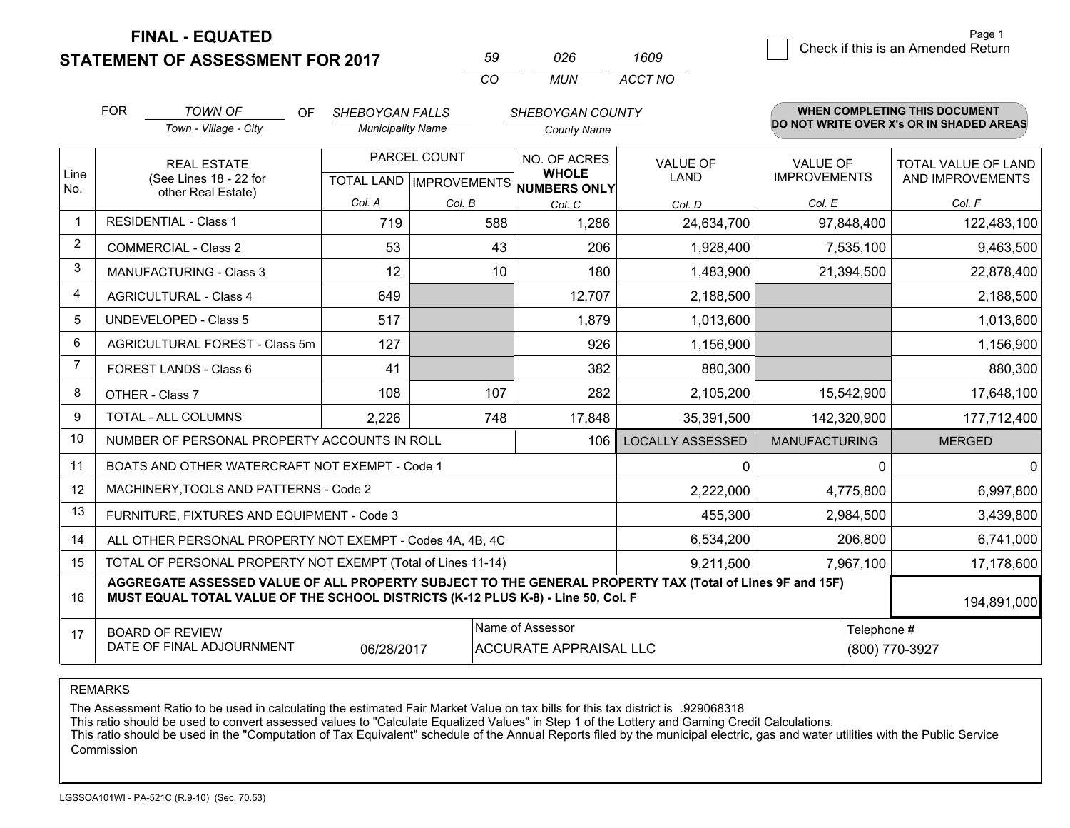# FINAL - EQUATED
# STATEMENT OF ASSESSMENT FOR 2017

| 59 | 026 | 1609 |
|---|---|---|
| CO | MUN | ACCT NO |

Check if this is an Amended Return

FOR *TOWN OF* (Town - Village - City) OF *SHEBOYGAN FALLS* (Municipality Name) *SHEBOYGAN COUNTY* (County Name)

**WHEN COMPLETING THIS DOCUMENT DO NOT WRITE OVER X's OR IN SHADED AREAS**

| Line No. | REAL ESTATE (See Lines 18 - 22 for other Real Estate) | PARCEL COUNT TOTAL LAND Col. A | PARCEL COUNT IMPROVEMENTS Col. B | NO. OF ACRES WHOLE NUMBERS ONLY Col. C | VALUE OF LAND Col. D | VALUE OF IMPROVEMENTS Col. E | TOTAL VALUE OF LAND AND IMPROVEMENTS Col. F |
|---|---|---|---|---|---|---|---|
| 1 | RESIDENTIAL - Class 1 | 719 | 588 | 1,286 | 24,634,700 | 97,848,400 | 122,483,100 |
| 2 | COMMERCIAL - Class 2 | 53 | 43 | 206 | 1,928,400 | 7,535,100 | 9,463,500 |
| 3 | MANUFACTURING - Class 3 | 12 | 10 | 180 | 1,483,900 | 21,394,500 | 22,878,400 |
| 4 | AGRICULTURAL - Class 4 | 649 | | 12,707 | 2,188,500 | | 2,188,500 |
| 5 | UNDEVELOPED - Class 5 | 517 | | 1,879 | 1,013,600 | | 1,013,600 |
| 6 | AGRICULTURAL FOREST - Class 5m | 127 | | 926 | 1,156,900 | | 1,156,900 |
| 7 | FOREST LANDS - Class 6 | 41 | | 382 | 880,300 | | 880,300 |
| 8 | OTHER - Class 7 | 108 | 107 | 282 | 2,105,200 | 15,542,900 | 17,648,100 |
| 9 | TOTAL - ALL COLUMNS | 2,226 | 748 | 17,848 | 35,391,500 | 142,320,900 | 177,712,400 |
| 10 | NUMBER OF PERSONAL PROPERTY ACCOUNTS IN ROLL | | | 106 | LOCALLY ASSESSED | MANUFACTURING | MERGED |
| 11 | BOATS AND OTHER WATERCRAFT NOT EXEMPT - Code 1 | | | | 0 | 0 | 0 |
| 12 | MACHINERY,TOOLS AND PATTERNS - Code 2 | | | | 2,222,000 | 4,775,800 | 6,997,800 |
| 13 | FURNITURE, FIXTURES AND EQUIPMENT - Code 3 | | | | 455,300 | 2,984,500 | 3,439,800 |
| 14 | ALL OTHER PERSONAL PROPERTY NOT EXEMPT - Codes 4A, 4B, 4C | | | | 6,534,200 | 206,800 | 6,741,000 |
| 15 | TOTAL OF PERSONAL PROPERTY NOT EXEMPT (Total of Lines 11-14) | | | | 9,211,500 | 7,967,100 | 17,178,600 |
| 16 | **AGGREGATE ASSESSED VALUE OF ALL PROPERTY SUBJECT TO THE GENERAL PROPERTY TAX (Total of Lines 9F and 15F) MUST EQUAL TOTAL VALUE OF THE SCHOOL DISTRICTS (K-12 PLUS K-8) - Line 50, Col. F** | | | | | | 194,891,000 |
| 17 | BOARD OF REVIEW DATE OF FINAL ADJOURNMENT | 06/28/2017 | | Name of Assessor: ACCURATE APPRAISAL LLC | | | Telephone #: (800) 770-3927 |

REMARKS

The Assessment Ratio to be used in calculating the estimated Fair Market Value on tax bills for this tax district is .929068318
This ratio should be used to convert assessed values to "Calculate Equalized Values" in Step 1 of the Lottery and Gaming Credit Calculations.
This ratio should be used in the "Computation of Tax Equivalent" schedule of the Annual Reports filed by the municipal electric, gas and water utilities with the Public Service Commission

LGSSOA101WI - PA-521C (R.9-10) (Sec. 70.53)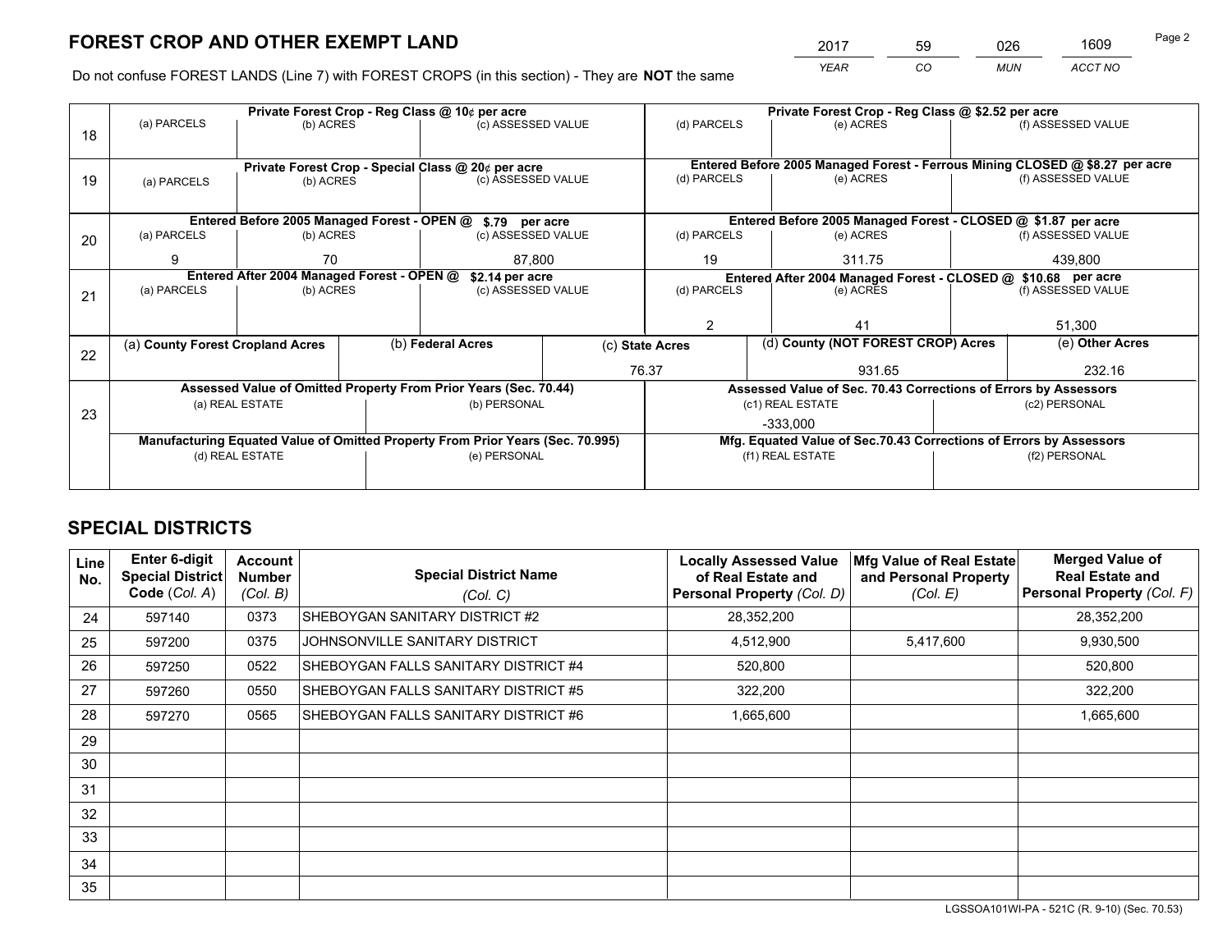# FOREST CROP AND OTHER EXEMPT LAND

| 2017 | 59 | 026 | 1609 |
|---|---|---|---|
| YEAR | CO | MUN | ACCT NO |

Do not confuse FOREST LANDS (Line 7) with FOREST CROPS (in this section) - They are **NOT** the same

| Line | (a) PARCELS | (b) ACRES | (c) ASSESSED VALUE | (d) PARCELS | (e) ACRES | (f) ASSESSED VALUE |
|---|---|---|---|---|---|---|
| 18 | Private Forest Crop - Reg Class @ 10¢ per acre | | | Private Forest Crop - Reg Class @ $2.52 per acre | | |
| 18 | | | | | | |
| 19 | Private Forest Crop - Special Class @ 20¢ per acre | | | Entered Before 2005 Managed Forest - Ferrous Mining CLOSED @ $8.27 per acre | | |
| 19 | | | | | | |
| 20 | Entered Before 2005 Managed Forest - OPEN @ $.79 per acre | | | Entered Before 2005 Managed Forest - CLOSED @ $1.87 per acre | | |
| 20 | 9 | 70 | 87,800 | 19 | 311.75 | 439,800 |
| 21 | Entered After 2004 Managed Forest - OPEN @ $2.14 per acre | | | Entered After 2004 Managed Forest - CLOSED @ $10.68 per acre | | |
| 21 | | | | 2 | 41 | 51,300 |

| Line | (a) County Forest Cropland Acres | (b) Federal Acres | (c) State Acres | (d) County (NOT FOREST CROP) Acres | (e) Other Acres |
|---|---|---|---|---|---|
| 22 | | | 76.37 | 931.65 | 232.16 |

| Line | Assessed Value of Omitted Property From Prior Years (Sec. 70.44) | | Assessed Value of Sec. 70.43 Corrections of Errors by Assessors | |
|---|---|---|---|---|
| 23 | (a) REAL ESTATE | (b) PERSONAL | (c1) REAL ESTATE | (c2) PERSONAL |
| | | | -333,000 | |
| | **Manufacturing Equated Value of Omitted Property From Prior Years (Sec. 70.995)** | | **Mfg. Equated Value of Sec.70.43 Corrections of Errors by Assessors** | |
| | (d) REAL ESTATE | (e) PERSONAL | (f1) REAL ESTATE | (f2) PERSONAL |
| | | | | |

# SPECIAL DISTRICTS

| Line No. | Enter 6-digit Special District Code (Col. A) | Account Number (Col. B) | Special District Name (Col. C) | Locally Assessed Value of Real Estate and Personal Property (Col. D) | Mfg Value of Real Estate and Personal Property (Col. E) | Merged Value of Real Estate and Personal Property (Col. F) |
|---|---|---|---|---|---|---|
| 24 | 597140 | 0373 | SHEBOYGAN SANITARY DISTRICT #2 | 28,352,200 | | 28,352,200 |
| 25 | 597200 | 0375 | JOHNSONVILLE SANITARY DISTRICT | 4,512,900 | 5,417,600 | 9,930,500 |
| 26 | 597250 | 0522 | SHEBOYGAN FALLS SANITARY DISTRICT #4 | 520,800 | | 520,800 |
| 27 | 597260 | 0550 | SHEBOYGAN FALLS SANITARY DISTRICT #5 | 322,200 | | 322,200 |
| 28 | 597270 | 0565 | SHEBOYGAN FALLS SANITARY DISTRICT #6 | 1,665,600 | | 1,665,600 |
| 29 | | | | | | |
| 30 | | | | | | |
| 31 | | | | | | |
| 32 | | | | | | |
| 33 | | | | | | |
| 34 | | | | | | |
| 35 | | | | | | |

LGSSOA101WI-PA - 521C (R. 9-10) (Sec. 70.53)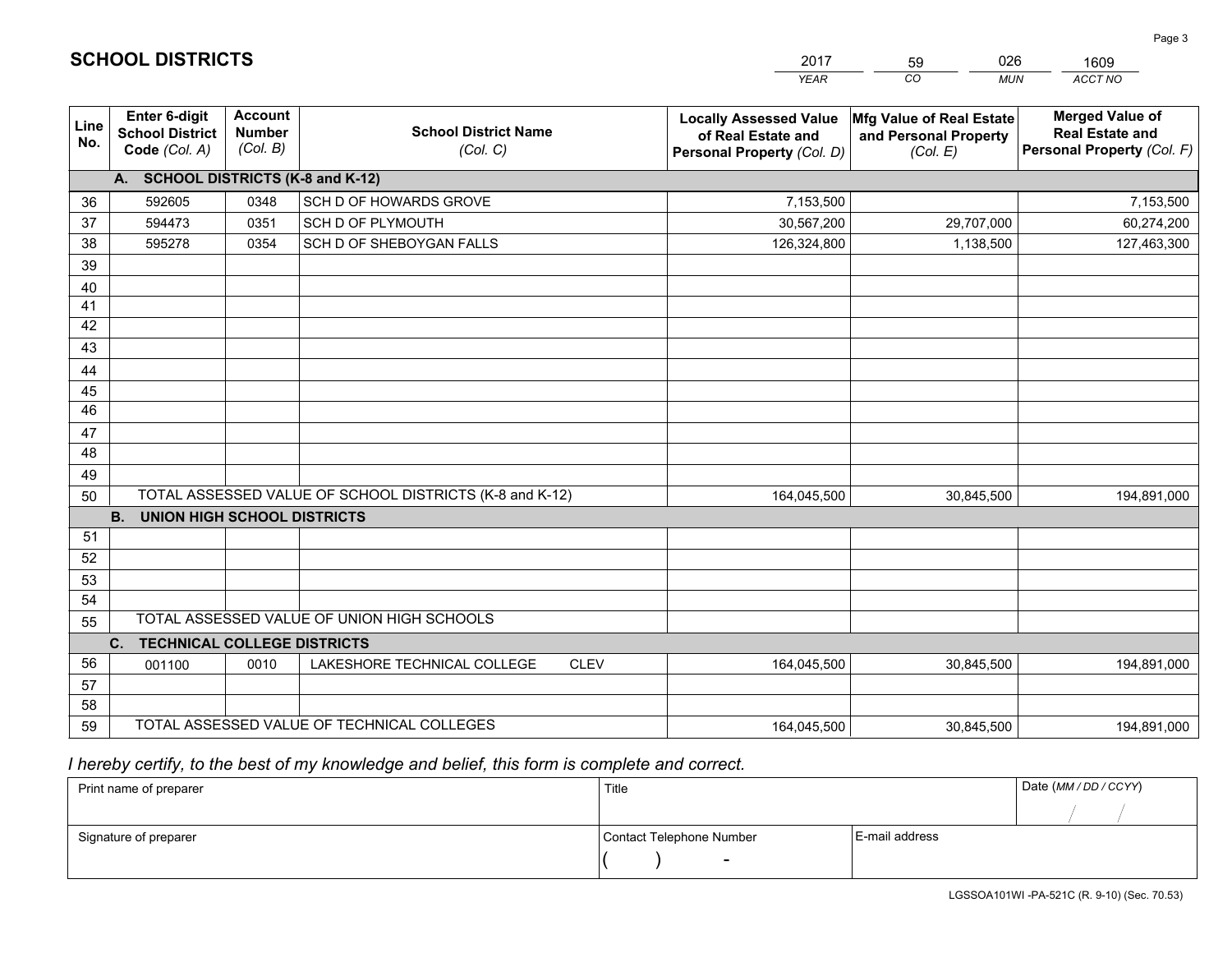## SCHOOL DISTRICTS

| 2017 | 59 | 026 | 1609 |
|---|---|---|---|
| *YEAR* | *CO* | *MUN* | *ACCT NO* |

| Line No. | Enter 6-digit School District Code *(Col. A)* | Account Number *(Col. B)* | School District Name *(Col. C)* | Locally Assessed Value of Real Estate and Personal Property *(Col. D)* | Mfg Value of Real Estate and Personal Property *(Col. E)* | Merged Value of Real Estate and Personal Property *(Col. F)* |
|---|---|---|---|---|---|---|
| | **A. SCHOOL DISTRICTS (K-8 and K-12)** | | | | | |
| 36 | 592605 | 0348 | SCH D OF HOWARDS GROVE | 7,153,500 | | 7,153,500 |
| 37 | 594473 | 0351 | SCH D OF PLYMOUTH | 30,567,200 | 29,707,000 | 60,274,200 |
| 38 | 595278 | 0354 | SCH D OF SHEBOYGAN FALLS | 126,324,800 | 1,138,500 | 127,463,300 |
| 39 | | | | | | |
| 40 | | | | | | |
| 41 | | | | | | |
| 42 | | | | | | |
| 43 | | | | | | |
| 44 | | | | | | |
| 45 | | | | | | |
| 46 | | | | | | |
| 47 | | | | | | |
| 48 | | | | | | |
| 49 | | | | | | |
| 50 | TOTAL ASSESSED VALUE OF SCHOOL DISTRICTS (K-8 and K-12) | | | 164,045,500 | 30,845,500 | 194,891,000 |
| | **B. UNION HIGH SCHOOL DISTRICTS** | | | | | |
| 51 | | | | | | |
| 52 | | | | | | |
| 53 | | | | | | |
| 54 | | | | | | |
| 55 | TOTAL ASSESSED VALUE OF UNION HIGH SCHOOLS | | | | | |
| | **C. TECHNICAL COLLEGE DISTRICTS** | | | | | |
| 56 | 001100 | 0010 | LAKESHORE TECHNICAL COLLEGE CLEV | 164,045,500 | 30,845,500 | 194,891,000 |
| 57 | | | | | | |
| 58 | | | | | | |
| 59 | TOTAL ASSESSED VALUE OF TECHNICAL COLLEGES | | | 164,045,500 | 30,845,500 | 194,891,000 |

*I hereby certify, to the best of my knowledge and belief, this form is complete and correct.*

| Print name of preparer | Title | | Date *(MM / DD / CCYY)* |
|---|---|---|---|
| | | | / / |
| Signature of preparer | Contact Telephone Number | E-mail address | |
| | ( ) - | | |

LGSSOA101WI -PA-521C (R. 9-10) (Sec. 70.53)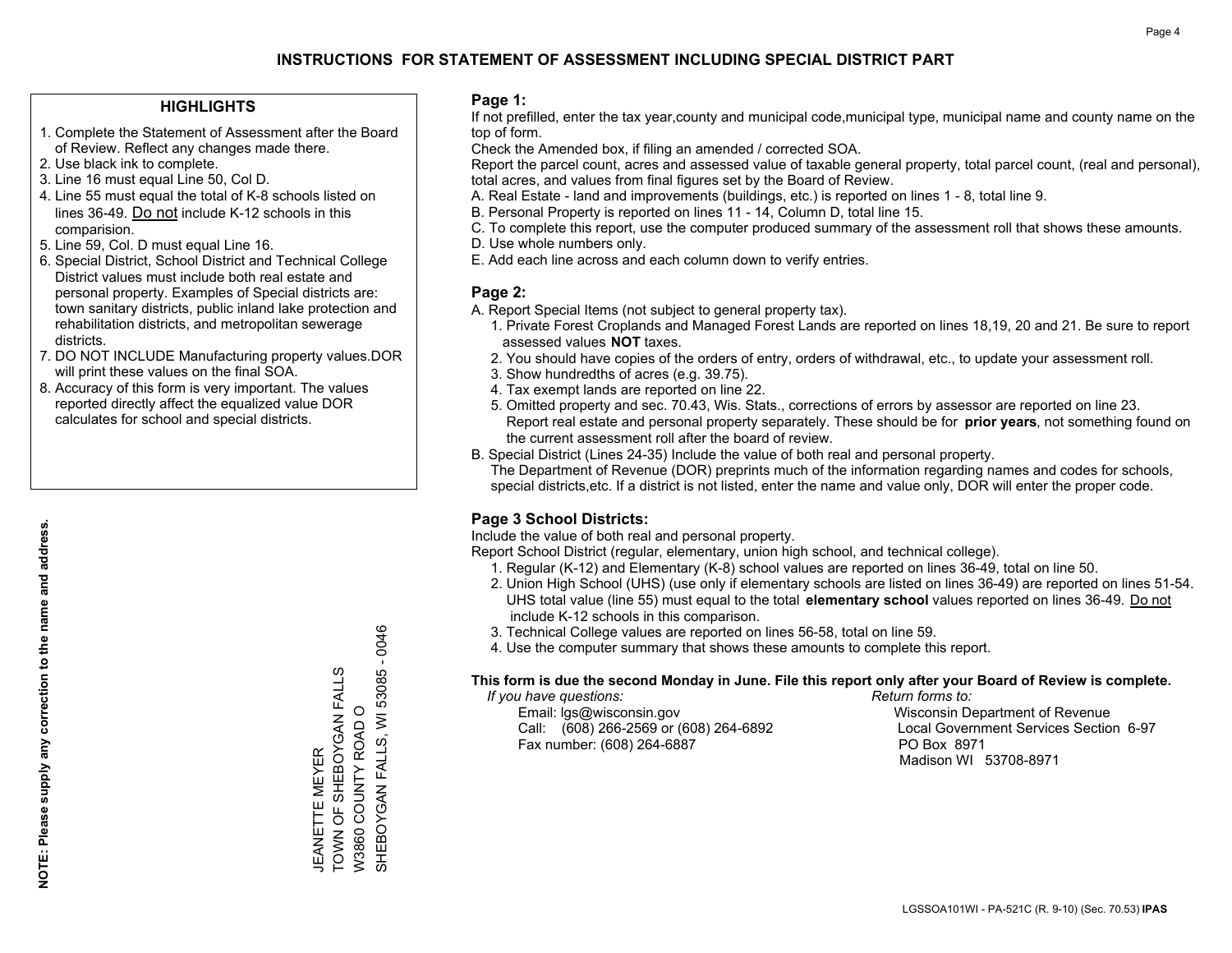# INSTRUCTIONS FOR STATEMENT OF ASSESSMENT INCLUDING SPECIAL DISTRICT PART

## HIGHLIGHTS

1. Complete the Statement of Assessment after the Board of Review. Reflect any changes made there.
2. Use black ink to complete.
3. Line 16 must equal Line 50, Col D.
4. Line 55 must equal the total of K-8 schools listed on lines 36-49. Do not include K-12 schools in this comparision.
5. Line 59, Col. D must equal Line 16.
6. Special District, School District and Technical College District values must include both real estate and personal property. Examples of Special districts are: town sanitary districts, public inland lake protection and rehabilitation districts, and metropolitan sewerage districts.
7. DO NOT INCLUDE Manufacturing property values.DOR will print these values on the final SOA.
8. Accuracy of this form is very important. The values reported directly affect the equalized value DOR calculates for school and special districts.

**NOTE: Please supply any correction to the name and address.**

JEANETTE MEYER
TOWN OF SHEBOYGAN FALLS
W3860 COUNTY ROAD O
SHEBOYGAN FALLS, WI 53085 - 0046

## Page 1:

If not prefilled, enter the tax year,county and municipal code,municipal type, municipal name and county name on the top of form.

Check the Amended box, if filing an amended / corrected SOA.

Report the parcel count, acres and assessed value of taxable general property, total parcel count, (real and personal), total acres, and values from final figures set by the Board of Review.

A. Real Estate - land and improvements (buildings, etc.) is reported on lines 1 - 8, total line 9.
B. Personal Property is reported on lines 11 - 14, Column D, total line 15.
C. To complete this report, use the computer produced summary of the assessment roll that shows these amounts.
D. Use whole numbers only.
E. Add each line across and each column down to verify entries.

## Page 2:

A. Report Special Items (not subject to general property tax).
   1. Private Forest Croplands and Managed Forest Lands are reported on lines 18,19, 20 and 21. Be sure to report assessed values **NOT** taxes.
   2. You should have copies of the orders of entry, orders of withdrawal, etc., to update your assessment roll.
   3. Show hundredths of acres (e.g. 39.75).
   4. Tax exempt lands are reported on line 22.
   5. Omitted property and sec. 70.43, Wis. Stats., corrections of errors by assessor are reported on line 23. Report real estate and personal property separately. These should be for **prior years**, not something found on the current assessment roll after the board of review.
B. Special District (Lines 24-35) Include the value of both real and personal property.
   The Department of Revenue (DOR) preprints much of the information regarding names and codes for schools, special districts,etc. If a district is not listed, enter the name and value only, DOR will enter the proper code.

## Page 3 School Districts:

Include the value of both real and personal property.

Report School District (regular, elementary, union high school, and technical college).

1. Regular (K-12) and Elementary (K-8) school values are reported on lines 36-49, total on line 50.
2. Union High School (UHS) (use only if elementary schools are listed on lines 36-49) are reported on lines 51-54. UHS total value (line 55) must equal to the total **elementary school** values reported on lines 36-49. Do not include K-12 schools in this comparison.
3. Technical College values are reported on lines 56-58, total on line 59.
4. Use the computer summary that shows these amounts to complete this report.

**This form is due the second Monday in June. File this report only after your Board of Review is complete.**

*If you have questions:*
Email: lgs@wisconsin.gov
Call: (608) 266-2569 or (608) 264-6892
Fax number: (608) 264-6887

*Return forms to:*
Wisconsin Department of Revenue
Local Government Services Section 6-97
PO Box 8971
Madison WI 53708-8971

LGSSOA101WI - PA-521C (R. 9-10) (Sec. 70.53) **IPAS**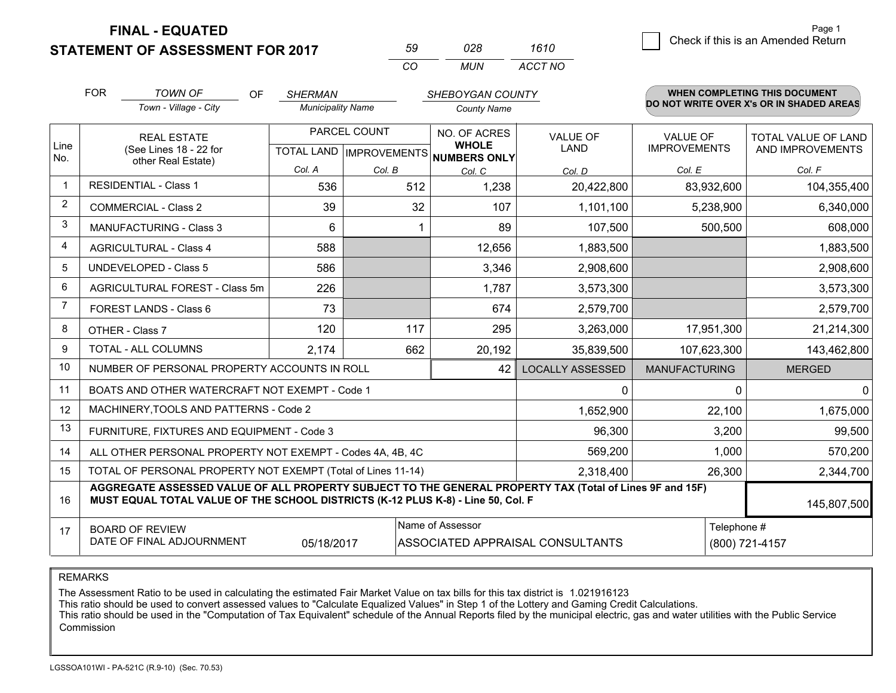**FINAL - EQUATED**
**STATEMENT OF ASSESSMENT FOR 2017**

| 59 | 028 | 1610 |
|---|---|---|
| CO | MUN | ACCT NO |

☐ Check if this is an Amended Return

FOR *TOWN OF* (Town - Village - City) OF *SHERMAN* (Municipality Name) *SHEBOYGAN COUNTY* (County Name)

**WHEN COMPLETING THIS DOCUMENT DO NOT WRITE OVER X's OR IN SHADED AREAS**

| Line No. | REAL ESTATE (See Lines 18 - 22 for other Real Estate) | PARCEL COUNT TOTAL LAND Col. A | PARCEL COUNT IMPROVEMENTS Col. B | NO. OF ACRES WHOLE NUMBERS ONLY Col. C | VALUE OF LAND Col. D | VALUE OF IMPROVEMENTS Col. E | TOTAL VALUE OF LAND AND IMPROVEMENTS Col. F |
|---|---|---|---|---|---|---|---|
| 1 | RESIDENTIAL - Class 1 | 536 | 512 | 1,238 | 20,422,800 | 83,932,600 | 104,355,400 |
| 2 | COMMERCIAL - Class 2 | 39 | 32 | 107 | 1,101,100 | 5,238,900 | 6,340,000 |
| 3 | MANUFACTURING - Class 3 | 6 | 1 | 89 | 107,500 | 500,500 | 608,000 |
| 4 | AGRICULTURAL - Class 4 | 588 | | 12,656 | 1,883,500 | | 1,883,500 |
| 5 | UNDEVELOPED - Class 5 | 586 | | 3,346 | 2,908,600 | | 2,908,600 |
| 6 | AGRICULTURAL FOREST - Class 5m | 226 | | 1,787 | 3,573,300 | | 3,573,300 |
| 7 | FOREST LANDS - Class 6 | 73 | | 674 | 2,579,700 | | 2,579,700 |
| 8 | OTHER - Class 7 | 120 | 117 | 295 | 3,263,000 | 17,951,300 | 21,214,300 |
| 9 | TOTAL - ALL COLUMNS | 2,174 | 662 | 20,192 | 35,839,500 | 107,623,300 | 143,462,800 |
| 10 | NUMBER OF PERSONAL PROPERTY ACCOUNTS IN ROLL | | | 42 | LOCALLY ASSESSED | MANUFACTURING | MERGED |
| 11 | BOATS AND OTHER WATERCRAFT NOT EXEMPT - Code 1 | | | | 0 | 0 | 0 |
| 12 | MACHINERY,TOOLS AND PATTERNS - Code 2 | | | | 1,652,900 | 22,100 | 1,675,000 |
| 13 | FURNITURE, FIXTURES AND EQUIPMENT - Code 3 | | | | 96,300 | 3,200 | 99,500 |
| 14 | ALL OTHER PERSONAL PROPERTY NOT EXEMPT - Codes 4A, 4B, 4C | | | | 569,200 | 1,000 | 570,200 |
| 15 | TOTAL OF PERSONAL PROPERTY NOT EXEMPT (Total of Lines 11-14) | | | | 2,318,400 | 26,300 | 2,344,700 |
| 16 | **AGGREGATE ASSESSED VALUE OF ALL PROPERTY SUBJECT TO THE GENERAL PROPERTY TAX (Total of Lines 9F and 15F) MUST EQUAL TOTAL VALUE OF THE SCHOOL DISTRICTS (K-12 PLUS K-8) - Line 50, Col. F** | | | | | | 145,807,500 |
| 17 | BOARD OF REVIEW DATE OF FINAL ADJOURNMENT | 05/18/2017 | | Name of Assessor: ASSOCIATED APPRAISAL CONSULTANTS | | | Telephone #: (800) 721-4157 |

REMARKS

The Assessment Ratio to be used in calculating the estimated Fair Market Value on tax bills for this tax district is 1.021916123
This ratio should be used to convert assessed values to "Calculate Equalized Values" in Step 1 of the Lottery and Gaming Credit Calculations.
This ratio should be used in the "Computation of Tax Equivalent" schedule of the Annual Reports filed by the municipal electric, gas and water utilities with the Public Service Commission

LGSSOA101WI - PA-521C (R.9-10) (Sec. 70.53)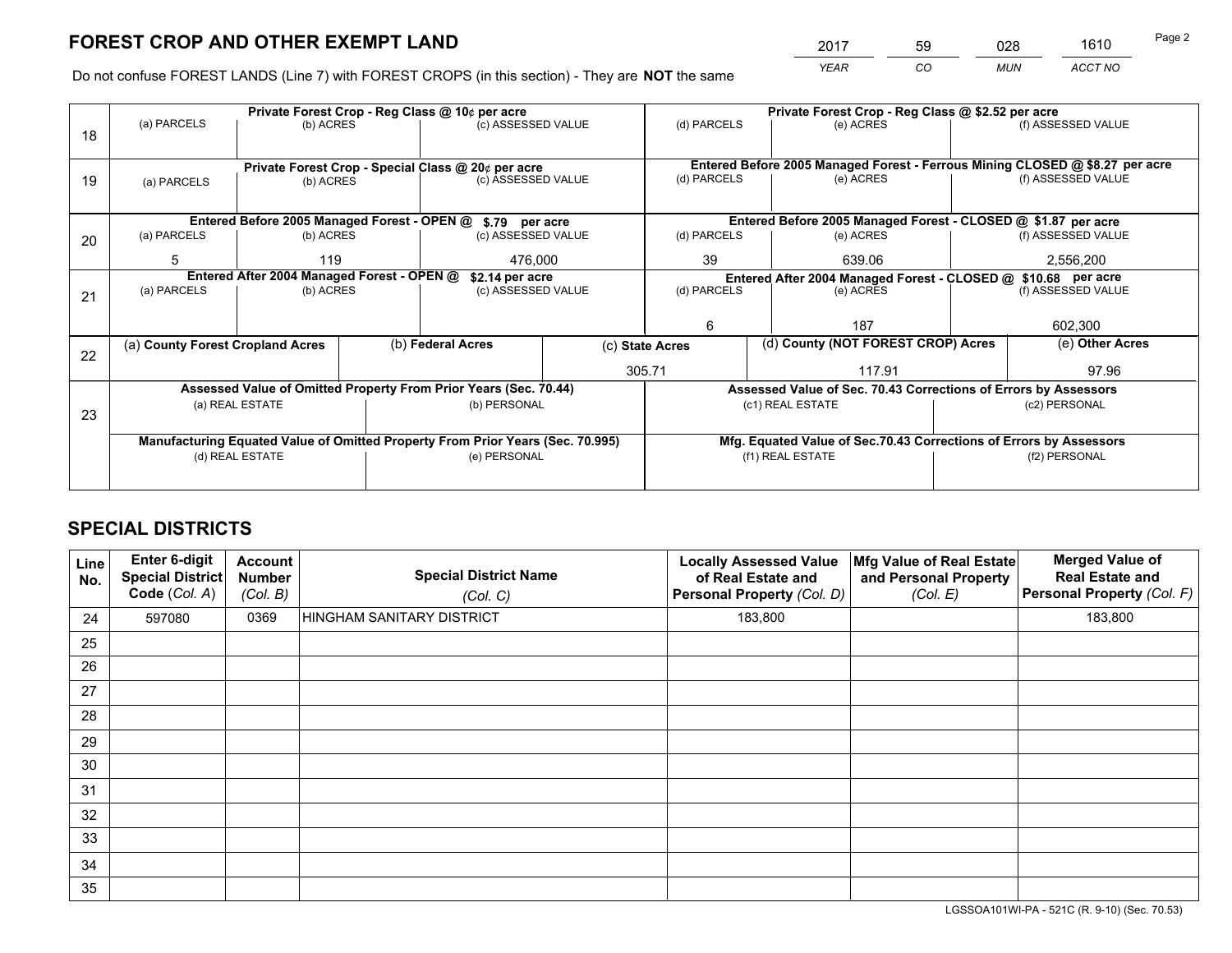# FOREST CROP AND OTHER EXEMPT LAND

| 2017 | 59 | 028 | 1610 |
|---|---|---|---|
| *YEAR* | *CO* | *MUN* | *ACCT NO* |

Do not confuse FOREST LANDS (Line 7) with FOREST CROPS (in this section) - They are **NOT** the same

| Line | Private Forest Crop - Reg Class @ 10¢ per acre | | | Private Forest Crop - Reg Class @ $2.52 per acre | | |
|---|---|---|---|---|---|---|
| 18 | (a) PARCELS | (b) ACRES | (c) ASSESSED VALUE | (d) PARCELS | (e) ACRES | (f) ASSESSED VALUE |
| | | | | | | |
| | **Private Forest Crop - Special Class @ 20¢ per acre** | | | **Entered Before 2005 Managed Forest - Ferrous Mining CLOSED @ $8.27 per acre** | | |
| 19 | (a) PARCELS | (b) ACRES | (c) ASSESSED VALUE | (d) PARCELS | (e) ACRES | (f) ASSESSED VALUE |
| | | | | | | |
| | **Entered Before 2005 Managed Forest - OPEN @ $.79 per acre** | | | **Entered Before 2005 Managed Forest - CLOSED @ $1.87 per acre** | | |
| 20 | (a) PARCELS | (b) ACRES | (c) ASSESSED VALUE | (d) PARCELS | (e) ACRES | (f) ASSESSED VALUE |
| | 5 | 119 | 476,000 | 39 | 639.06 | 2,556,200 |
| | **Entered After 2004 Managed Forest - OPEN @ $2.14 per acre** | | | **Entered After 2004 Managed Forest - CLOSED @ $10.68 per acre** | | |
| 21 | (a) PARCELS | (b) ACRES | (c) ASSESSED VALUE | (d) PARCELS | (e) ACRES | (f) ASSESSED VALUE |
| | | | | 6 | 187 | 602,300 |

| Line | (a) County Forest Cropland Acres | (b) Federal Acres | (c) State Acres | (d) County (NOT FOREST CROP) Acres | (e) Other Acres |
|---|---|---|---|---|---|
| 22 | | | 305.71 | 117.91 | 97.96 |

| Line | Assessed Value of Omitted Property From Prior Years (Sec. 70.44) | | Assessed Value of Sec. 70.43 Corrections of Errors by Assessors | |
|---|---|---|---|---|
| 23 | (a) REAL ESTATE | (b) PERSONAL | (c1) REAL ESTATE | (c2) PERSONAL |
| | | | | |
| | **Manufacturing Equated Value of Omitted Property From Prior Years (Sec. 70.995)** | | **Mfg. Equated Value of Sec.70.43 Corrections of Errors by Assessors** | |
| | (d) REAL ESTATE | (e) PERSONAL | (f1) REAL ESTATE | (f2) PERSONAL |
| | | | | |

# SPECIAL DISTRICTS

| Line No. | Enter 6-digit Special District Code (*Col. A*) | Account Number (*Col. B*) | Special District Name (*Col. C*) | Locally Assessed Value of Real Estate and Personal Property (*Col. D*) | Mfg Value of Real Estate and Personal Property (*Col. E*) | Merged Value of Real Estate and Personal Property (*Col. F*) |
|---|---|---|---|---|---|---|
| 24 | 597080 | 0369 | HINGHAM SANITARY DISTRICT | 183,800 | | 183,800 |
| 25 | | | | | | |
| 26 | | | | | | |
| 27 | | | | | | |
| 28 | | | | | | |
| 29 | | | | | | |
| 30 | | | | | | |
| 31 | | | | | | |
| 32 | | | | | | |
| 33 | | | | | | |
| 34 | | | | | | |
| 35 | | | | | | |

LGSSOA101WI-PA - 521C (R. 9-10) (Sec. 70.53)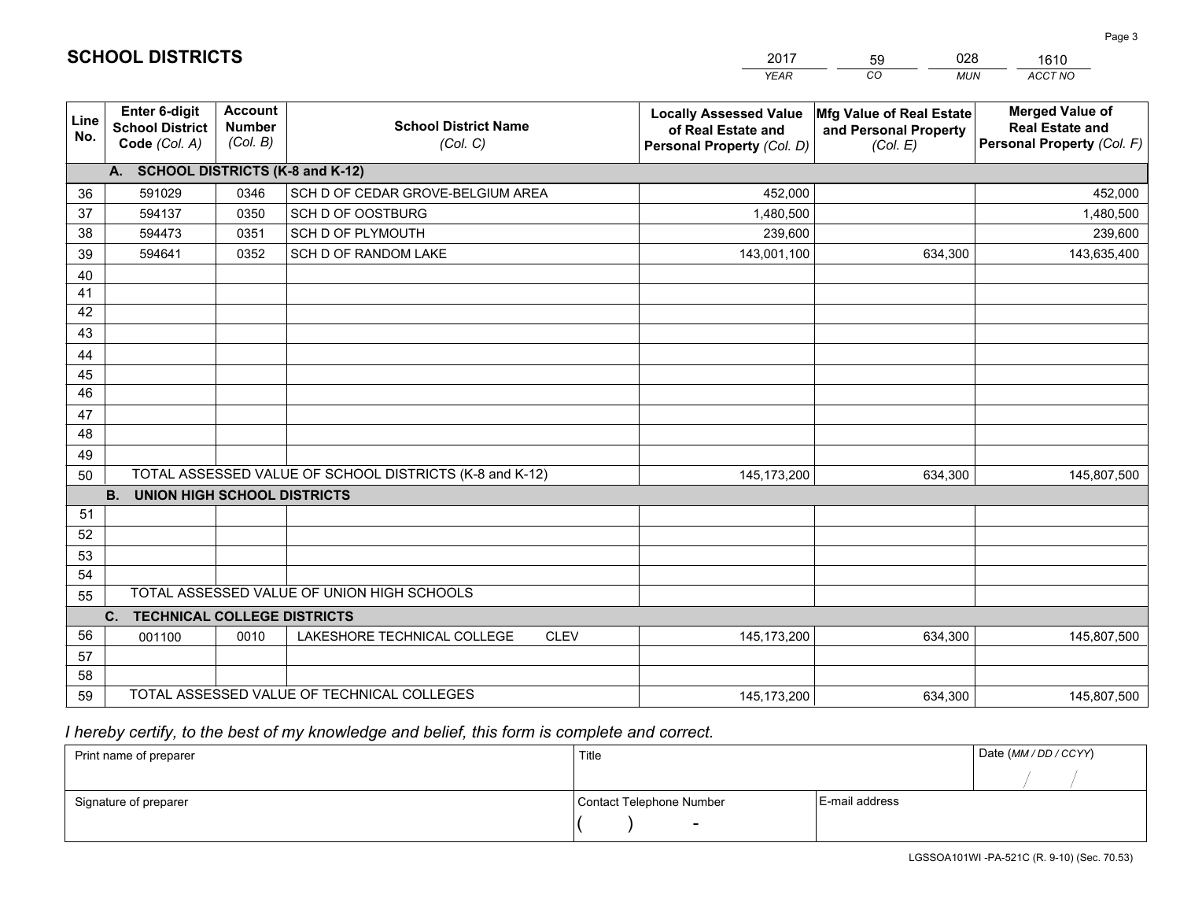# SCHOOL DISTRICTS

| 2017 | 59 | 028 | 1610 |
|---|---|---|---|
| *YEAR* | *CO* | *MUN* | *ACCT NO* |

| Line No. | Enter 6-digit School District Code *(Col. A)* | Account Number *(Col. B)* | School District Name *(Col. C)* | Locally Assessed Value of Real Estate and Personal Property *(Col. D)* | Mfg Value of Real Estate and Personal Property *(Col. E)* | Merged Value of Real Estate and Personal Property *(Col. F)* |
|---|---|---|---|---|---|---|
| | **A. SCHOOL DISTRICTS (K-8 and K-12)** | | | | | |
| 36 | 591029 | 0346 | SCH D OF CEDAR GROVE-BELGIUM AREA | 452,000 | | 452,000 |
| 37 | 594137 | 0350 | SCH D OF OOSTBURG | 1,480,500 | | 1,480,500 |
| 38 | 594473 | 0351 | SCH D OF PLYMOUTH | 239,600 | | 239,600 |
| 39 | 594641 | 0352 | SCH D OF RANDOM LAKE | 143,001,100 | 634,300 | 143,635,400 |
| 40 | | | | | | |
| 41 | | | | | | |
| 42 | | | | | | |
| 43 | | | | | | |
| 44 | | | | | | |
| 45 | | | | | | |
| 46 | | | | | | |
| 47 | | | | | | |
| 48 | | | | | | |
| 49 | | | | | | |
| 50 | TOTAL ASSESSED VALUE OF SCHOOL DISTRICTS (K-8 and K-12) | | | 145,173,200 | 634,300 | 145,807,500 |
| | **B. UNION HIGH SCHOOL DISTRICTS** | | | | | |
| 51 | | | | | | |
| 52 | | | | | | |
| 53 | | | | | | |
| 54 | | | | | | |
| 55 | TOTAL ASSESSED VALUE OF UNION HIGH SCHOOLS | | | | | |
| | **C. TECHNICAL COLLEGE DISTRICTS** | | | | | |
| 56 | 001100 | 0010 | LAKESHORE TECHNICAL COLLEGE CLEV | 145,173,200 | 634,300 | 145,807,500 |
| 57 | | | | | | |
| 58 | | | | | | |
| 59 | TOTAL ASSESSED VALUE OF TECHNICAL COLLEGES | | | 145,173,200 | 634,300 | 145,807,500 |

*I hereby certify, to the best of my knowledge and belief, this form is complete and correct.*

| Print name of preparer | Title | | Date *(MM / DD / CCYY)* |
|---|---|---|---|
| | | | / / |
| Signature of preparer | Contact Telephone Number | E-mail address | |
| | ( ) - | | |

LGSSOA101WI -PA-521C (R. 9-10) (Sec. 70.53)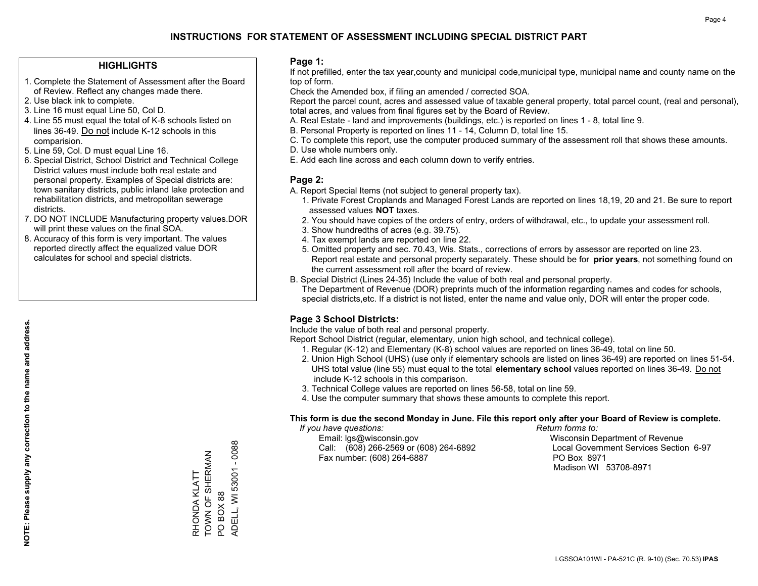# INSTRUCTIONS FOR STATEMENT OF ASSESSMENT INCLUDING SPECIAL DISTRICT PART

## HIGHLIGHTS

1. Complete the Statement of Assessment after the Board of Review. Reflect any changes made there.
2. Use black ink to complete.
3. Line 16 must equal Line 50, Col D.
4. Line 55 must equal the total of K-8 schools listed on lines 36-49. Do not include K-12 schools in this comparision.
5. Line 59, Col. D must equal Line 16.
6. Special District, School District and Technical College District values must include both real estate and personal property. Examples of Special districts are: town sanitary districts, public inland lake protection and rehabilitation districts, and metropolitan sewerage districts.
7. DO NOT INCLUDE Manufacturing property values.DOR will print these values on the final SOA.
8. Accuracy of this form is very important. The values reported directly affect the equalized value DOR calculates for school and special districts.

**NOTE: Please supply any correction to the name and address.**

RHONDA KLATT
TOWN OF SHERMAN
PO BOX 88
ADELL, WI 53001 - 0088

## Page 1:

If not prefilled, enter the tax year,county and municipal code,municipal type, municipal name and county name on the top of form.

Check the Amended box, if filing an amended / corrected SOA.

Report the parcel count, acres and assessed value of taxable general property, total parcel count, (real and personal), total acres, and values from final figures set by the Board of Review.

A. Real Estate - land and improvements (buildings, etc.) is reported on lines 1 - 8, total line 9.
B. Personal Property is reported on lines 11 - 14, Column D, total line 15.
C. To complete this report, use the computer produced summary of the assessment roll that shows these amounts.
D. Use whole numbers only.
E. Add each line across and each column down to verify entries.

## Page 2:

A. Report Special Items (not subject to general property tax).
   1. Private Forest Croplands and Managed Forest Lands are reported on lines 18,19, 20 and 21. Be sure to report assessed values **NOT** taxes.
   2. You should have copies of the orders of entry, orders of withdrawal, etc., to update your assessment roll.
   3. Show hundredths of acres (e.g. 39.75).
   4. Tax exempt lands are reported on line 22.
   5. Omitted property and sec. 70.43, Wis. Stats., corrections of errors by assessor are reported on line 23. Report real estate and personal property separately. These should be for **prior years**, not something found on the current assessment roll after the board of review.
B. Special District (Lines 24-35) Include the value of both real and personal property.
   The Department of Revenue (DOR) preprints much of the information regarding names and codes for schools, special districts,etc. If a district is not listed, enter the name and value only, DOR will enter the proper code.

## Page 3 School Districts:

Include the value of both real and personal property.

Report School District (regular, elementary, union high school, and technical college).

1. Regular (K-12) and Elementary (K-8) school values are reported on lines 36-49, total on line 50.
2. Union High School (UHS) (use only if elementary schools are listed on lines 36-49) are reported on lines 51-54. UHS total value (line 55) must equal to the total **elementary school** values reported on lines 36-49. Do not include K-12 schools in this comparison.
3. Technical College values are reported on lines 56-58, total on line 59.
4. Use the computer summary that shows these amounts to complete this report.

**This form is due the second Monday in June. File this report only after your Board of Review is complete.**

*If you have questions:*
Email: lgs@wisconsin.gov
Call: (608) 266-2569 or (608) 264-6892
Fax number: (608) 264-6887

*Return forms to:*
Wisconsin Department of Revenue
Local Government Services Section 6-97
PO Box 8971
Madison WI 53708-8971

LGSSOA101WI - PA-521C (R. 9-10) (Sec. 70.53) **IPAS**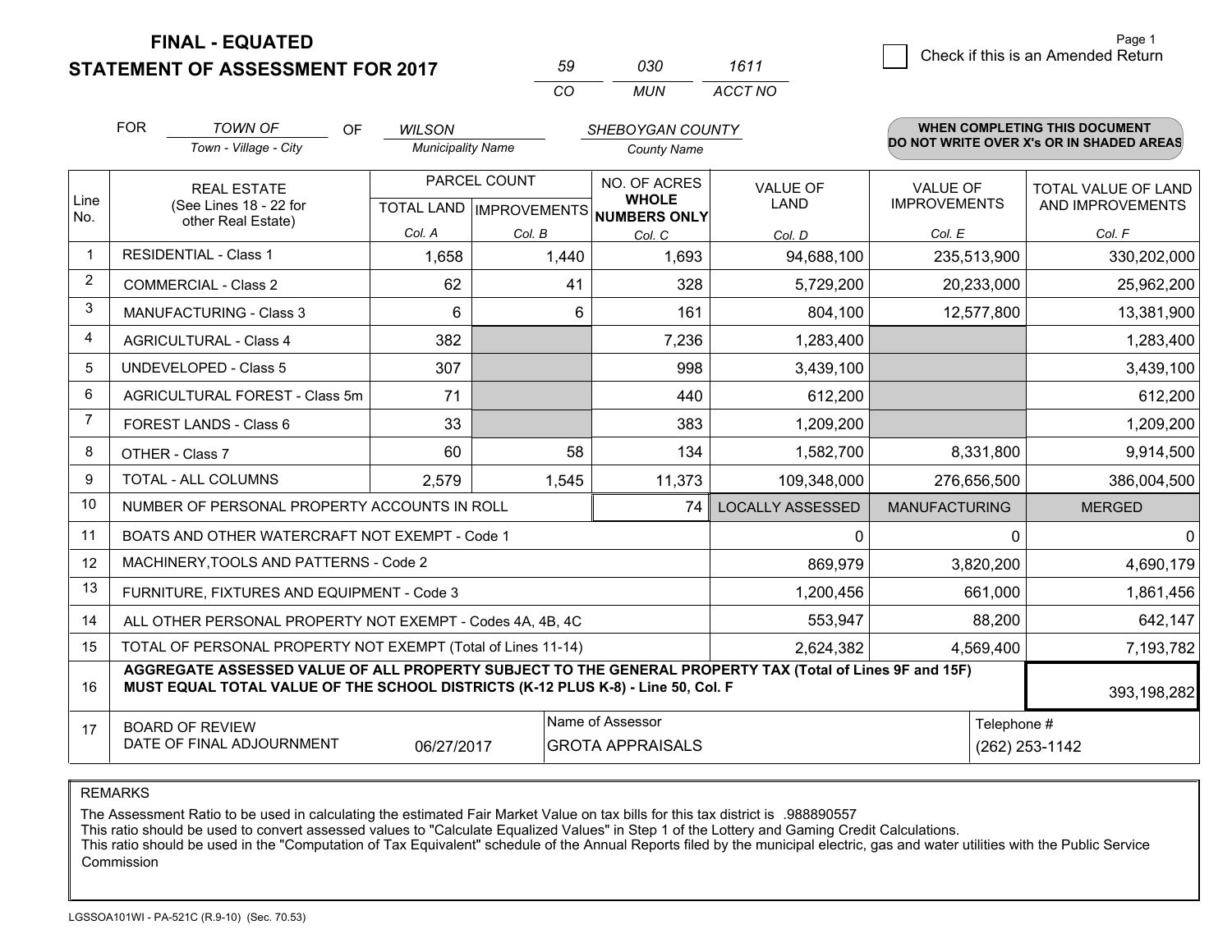**FINAL - EQUATED**
**STATEMENT OF ASSESSMENT FOR 2017**

| 59 | 030 | 1611 |
|---|---|---|
| CO | MUN | ACCT NO |

☐ Check if this is an Amended Return

FOR *TOWN OF* (Town - Village - City) OF *WILSON* (Municipality Name) *SHEBOYGAN COUNTY* (County Name)

**WHEN COMPLETING THIS DOCUMENT DO NOT WRITE OVER X's OR IN SHADED AREAS**

| Line No. | REAL ESTATE (See Lines 18 - 22 for other Real Estate) | PARCEL COUNT TOTAL LAND Col. A | PARCEL COUNT IMPROVEMENTS Col. B | NO. OF ACRES WHOLE NUMBERS ONLY Col. C | VALUE OF LAND Col. D | VALUE OF IMPROVEMENTS Col. E | TOTAL VALUE OF LAND AND IMPROVEMENTS Col. F |
|---|---|---|---|---|---|---|---|
| 1 | RESIDENTIAL - Class 1 | 1,658 | 1,440 | 1,693 | 94,688,100 | 235,513,900 | 330,202,000 |
| 2 | COMMERCIAL - Class 2 | 62 | 41 | 328 | 5,729,200 | 20,233,000 | 25,962,200 |
| 3 | MANUFACTURING - Class 3 | 6 | 6 | 161 | 804,100 | 12,577,800 | 13,381,900 |
| 4 | AGRICULTURAL - Class 4 | 382 | | 7,236 | 1,283,400 | | 1,283,400 |
| 5 | UNDEVELOPED - Class 5 | 307 | | 998 | 3,439,100 | | 3,439,100 |
| 6 | AGRICULTURAL FOREST - Class 5m | 71 | | 440 | 612,200 | | 612,200 |
| 7 | FOREST LANDS - Class 6 | 33 | | 383 | 1,209,200 | | 1,209,200 |
| 8 | OTHER - Class 7 | 60 | 58 | 134 | 1,582,700 | 8,331,800 | 9,914,500 |
| 9 | TOTAL - ALL COLUMNS | 2,579 | 1,545 | 11,373 | 109,348,000 | 276,656,500 | 386,004,500 |
| 10 | NUMBER OF PERSONAL PROPERTY ACCOUNTS IN ROLL | | | 74 | LOCALLY ASSESSED | MANUFACTURING | MERGED |
| 11 | BOATS AND OTHER WATERCRAFT NOT EXEMPT - Code 1 | | | | 0 | 0 | 0 |
| 12 | MACHINERY,TOOLS AND PATTERNS - Code 2 | | | | 869,979 | 3,820,200 | 4,690,179 |
| 13 | FURNITURE, FIXTURES AND EQUIPMENT - Code 3 | | | | 1,200,456 | 661,000 | 1,861,456 |
| 14 | ALL OTHER PERSONAL PROPERTY NOT EXEMPT - Codes 4A, 4B, 4C | | | | 553,947 | 88,200 | 642,147 |
| 15 | TOTAL OF PERSONAL PROPERTY NOT EXEMPT (Total of Lines 11-14) | | | | 2,624,382 | 4,569,400 | 7,193,782 |
| 16 | **AGGREGATE ASSESSED VALUE OF ALL PROPERTY SUBJECT TO THE GENERAL PROPERTY TAX (Total of Lines 9F and 15F) MUST EQUAL TOTAL VALUE OF THE SCHOOL DISTRICTS (K-12 PLUS K-8) - Line 50, Col. F** | | | | | | 393,198,282 |
| 17 | BOARD OF REVIEW DATE OF FINAL ADJOURNMENT | 06/27/2017 | | Name of Assessor: GROTA APPRAISALS | | | Telephone #: (262) 253-1142 |

REMARKS

The Assessment Ratio to be used in calculating the estimated Fair Market Value on tax bills for this tax district is .988890557
This ratio should be used to convert assessed values to "Calculate Equalized Values" in Step 1 of the Lottery and Gaming Credit Calculations.
This ratio should be used in the "Computation of Tax Equivalent" schedule of the Annual Reports filed by the municipal electric, gas and water utilities with the Public Service Commission

LGSSOA101WI - PA-521C (R.9-10) (Sec. 70.53)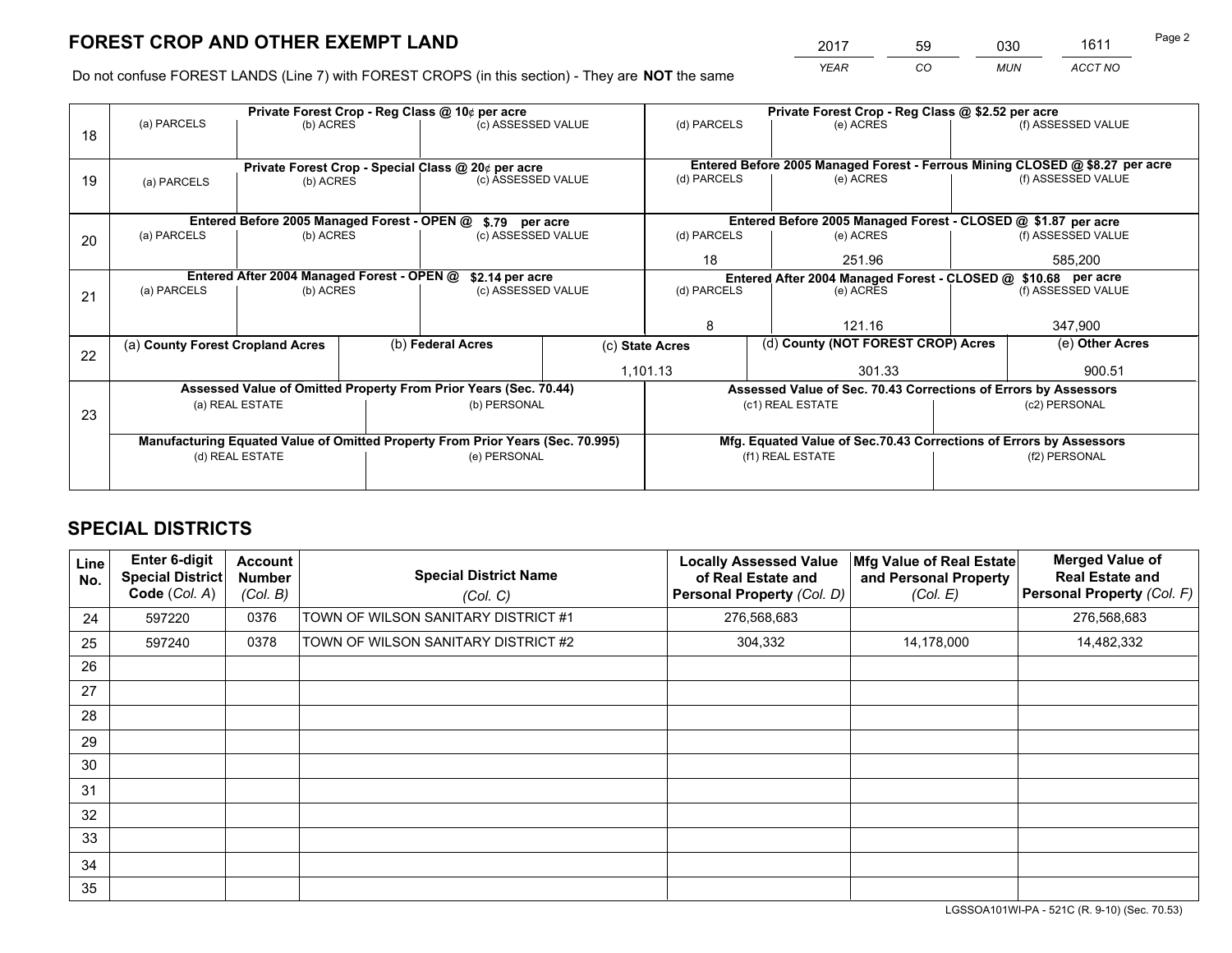# FOREST CROP AND OTHER EXEMPT LAND

| 2017 | 59 | 030 | 1611 |
|---|---|---|---|
| YEAR | CO | MUN | ACCT NO |

Do not confuse FOREST LANDS (Line 7) with FOREST CROPS (in this section) - They are **NOT** the same

| Line | Private Forest Crop - Reg Class @ 10¢ per acre | | | Private Forest Crop - Reg Class @ $2.52 per acre | | |
|---|---|---|---|---|---|---|
| 18 | (a) PARCELS | (b) ACRES | (c) ASSESSED VALUE | (d) PARCELS | (e) ACRES | (f) ASSESSED VALUE |
| | | | | | | |
| | **Private Forest Crop - Special Class @ 20¢ per acre** | | | **Entered Before 2005 Managed Forest - Ferrous Mining CLOSED @ $8.27 per acre** | | |
| 19 | (a) PARCELS | (b) ACRES | (c) ASSESSED VALUE | (d) PARCELS | (e) ACRES | (f) ASSESSED VALUE |
| | | | | | | |
| | **Entered Before 2005 Managed Forest - OPEN @ $.79 per acre** | | | **Entered Before 2005 Managed Forest - CLOSED @ $1.87 per acre** | | |
| 20 | (a) PARCELS | (b) ACRES | (c) ASSESSED VALUE | (d) PARCELS | (e) ACRES | (f) ASSESSED VALUE |
| | | | | 18 | 251.96 | 585,200 |
| | **Entered After 2004 Managed Forest - OPEN @ $2.14 per acre** | | | **Entered After 2004 Managed Forest - CLOSED @ $10.68 per acre** | | |
| 21 | (a) PARCELS | (b) ACRES | (c) ASSESSED VALUE | (d) PARCELS | (e) ACRES | (f) ASSESSED VALUE |
| | | | | 8 | 121.16 | 347,900 |

| Line | (a) County Forest Cropland Acres | (b) Federal Acres | (c) State Acres | (d) County (NOT FOREST CROP) Acres | (e) Other Acres |
|---|---|---|---|---|---|
| 22 | | | 1,101.13 | 301.33 | 900.51 |

| Line | Assessed Value of Omitted Property From Prior Years (Sec. 70.44) | | Assessed Value of Sec. 70.43 Corrections of Errors by Assessors | |
|---|---|---|---|---|
| 23 | (a) REAL ESTATE | (b) PERSONAL | (c1) REAL ESTATE | (c2) PERSONAL |
| | | | | |
| | **Manufacturing Equated Value of Omitted Property From Prior Years (Sec. 70.995)** | | **Mfg. Equated Value of Sec.70.43 Corrections of Errors by Assessors** | |
| | (d) REAL ESTATE | (e) PERSONAL | (f1) REAL ESTATE | (f2) PERSONAL |
| | | | | |

# SPECIAL DISTRICTS

| Line No. | Enter 6-digit Special District Code (Col. A) | Account Number (Col. B) | Special District Name (Col. C) | Locally Assessed Value of Real Estate and Personal Property (Col. D) | Mfg Value of Real Estate and Personal Property (Col. E) | Merged Value of Real Estate and Personal Property (Col. F) |
|---|---|---|---|---|---|---|
| 24 | 597220 | 0376 | TOWN OF WILSON SANITARY DISTRICT #1 | 276,568,683 | | 276,568,683 |
| 25 | 597240 | 0378 | TOWN OF WILSON SANITARY DISTRICT #2 | 304,332 | 14,178,000 | 14,482,332 |
| 26 | | | | | | |
| 27 | | | | | | |
| 28 | | | | | | |
| 29 | | | | | | |
| 30 | | | | | | |
| 31 | | | | | | |
| 32 | | | | | | |
| 33 | | | | | | |
| 34 | | | | | | |
| 35 | | | | | | |

LGSSOA101WI-PA - 521C (R. 9-10) (Sec. 70.53)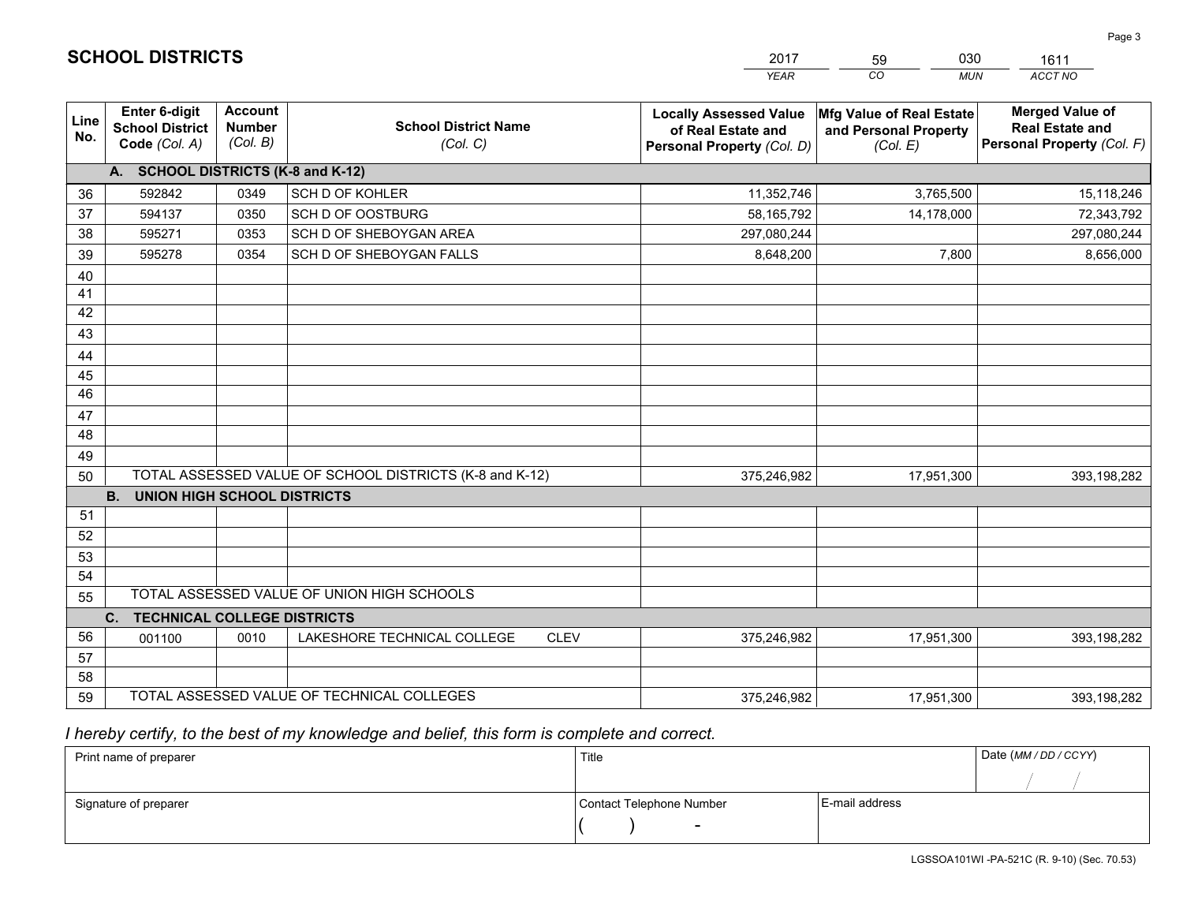# SCHOOL DISTRICTS

| 2017 | 59 | 030 | 1611 |
|---|---|---|---|
| *YEAR* | *CO* | *MUN* | *ACCT NO* |

| Line No. | Enter 6-digit School District Code *(Col. A)* | Account Number *(Col. B)* | School District Name *(Col. C)* | Locally Assessed Value of Real Estate and Personal Property *(Col. D)* | Mfg Value of Real Estate and Personal Property *(Col. E)* | Merged Value of Real Estate and Personal Property *(Col. F)* |
|---|---|---|---|---|---|---|
| | **A. SCHOOL DISTRICTS (K-8 and K-12)** | | | | | |
| 36 | 592842 | 0349 | SCH D OF KOHLER | 11,352,746 | 3,765,500 | 15,118,246 |
| 37 | 594137 | 0350 | SCH D OF OOSTBURG | 58,165,792 | 14,178,000 | 72,343,792 |
| 38 | 595271 | 0353 | SCH D OF SHEBOYGAN AREA | 297,080,244 | | 297,080,244 |
| 39 | 595278 | 0354 | SCH D OF SHEBOYGAN FALLS | 8,648,200 | 7,800 | 8,656,000 |
| 40 | | | | | | |
| 41 | | | | | | |
| 42 | | | | | | |
| 43 | | | | | | |
| 44 | | | | | | |
| 45 | | | | | | |
| 46 | | | | | | |
| 47 | | | | | | |
| 48 | | | | | | |
| 49 | | | | | | |
| 50 | TOTAL ASSESSED VALUE OF SCHOOL DISTRICTS (K-8 and K-12) | | | 375,246,982 | 17,951,300 | 393,198,282 |
| | **B. UNION HIGH SCHOOL DISTRICTS** | | | | | |
| 51 | | | | | | |
| 52 | | | | | | |
| 53 | | | | | | |
| 54 | | | | | | |
| 55 | TOTAL ASSESSED VALUE OF UNION HIGH SCHOOLS | | | | | |
| | **C. TECHNICAL COLLEGE DISTRICTS** | | | | | |
| 56 | 001100 | 0010 | LAKESHORE TECHNICAL COLLEGE CLEV | 375,246,982 | 17,951,300 | 393,198,282 |
| 57 | | | | | | |
| 58 | | | | | | |
| 59 | TOTAL ASSESSED VALUE OF TECHNICAL COLLEGES | | | 375,246,982 | 17,951,300 | 393,198,282 |

*I hereby certify, to the best of my knowledge and belief, this form is complete and correct.*

| Print name of preparer | Title | | Date *(MM / DD / CCYY)* |
|---|---|---|---|
| | | | / / |
| Signature of preparer | Contact Telephone Number | E-mail address | |
| | ( ) - | | |

LGSSOA101WI -PA-521C (R. 9-10) (Sec. 70.53)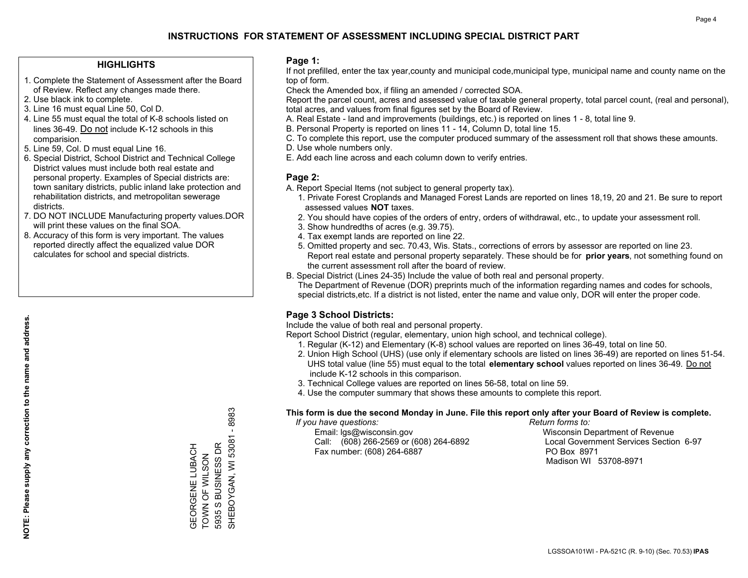# INSTRUCTIONS FOR STATEMENT OF ASSESSMENT INCLUDING SPECIAL DISTRICT PART

## HIGHLIGHTS

1. Complete the Statement of Assessment after the Board of Review. Reflect any changes made there.
2. Use black ink to complete.
3. Line 16 must equal Line 50, Col D.
4. Line 55 must equal the total of K-8 schools listed on lines 36-49. Do not include K-12 schools in this comparision.
5. Line 59, Col. D must equal Line 16.
6. Special District, School District and Technical College District values must include both real estate and personal property. Examples of Special districts are: town sanitary districts, public inland lake protection and rehabilitation districts, and metropolitan sewerage districts.
7. DO NOT INCLUDE Manufacturing property values.DOR will print these values on the final SOA.
8. Accuracy of this form is very important. The values reported directly affect the equalized value DOR calculates for school and special districts.

**NOTE: Please supply any correction to the name and address.**

GEORGENE LUBACH
TOWN OF WILSON
5935 S BUSINESS DR
SHEBOYGAN, WI 53081 - 8983

## Page 1:

If not prefilled, enter the tax year,county and municipal code,municipal type, municipal name and county name on the top of form.

Check the Amended box, if filing an amended / corrected SOA.

Report the parcel count, acres and assessed value of taxable general property, total parcel count, (real and personal), total acres, and values from final figures set by the Board of Review.

A. Real Estate - land and improvements (buildings, etc.) is reported on lines 1 - 8, total line 9.
B. Personal Property is reported on lines 11 - 14, Column D, total line 15.
C. To complete this report, use the computer produced summary of the assessment roll that shows these amounts.
D. Use whole numbers only.
E. Add each line across and each column down to verify entries.

## Page 2:

A. Report Special Items (not subject to general property tax).
   1. Private Forest Croplands and Managed Forest Lands are reported on lines 18,19, 20 and 21. Be sure to report assessed values **NOT** taxes.
   2. You should have copies of the orders of entry, orders of withdrawal, etc., to update your assessment roll.
   3. Show hundredths of acres (e.g. 39.75).
   4. Tax exempt lands are reported on line 22.
   5. Omitted property and sec. 70.43, Wis. Stats., corrections of errors by assessor are reported on line 23. Report real estate and personal property separately. These should be for **prior years**, not something found on the current assessment roll after the board of review.
B. Special District (Lines 24-35) Include the value of both real and personal property.
   The Department of Revenue (DOR) preprints much of the information regarding names and codes for schools, special districts,etc. If a district is not listed, enter the name and value only, DOR will enter the proper code.

## Page 3 School Districts:

Include the value of both real and personal property.

Report School District (regular, elementary, union high school, and technical college).

1. Regular (K-12) and Elementary (K-8) school values are reported on lines 36-49, total on line 50.
2. Union High School (UHS) (use only if elementary schools are listed on lines 36-49) are reported on lines 51-54. UHS total value (line 55) must equal to the total **elementary school** values reported on lines 36-49. Do not include K-12 schools in this comparison.
3. Technical College values are reported on lines 56-58, total on line 59.
4. Use the computer summary that shows these amounts to complete this report.

**This form is due the second Monday in June. File this report only after your Board of Review is complete.**

*If you have questions:*
Email: lgs@wisconsin.gov
Call: (608) 266-2569 or (608) 264-6892
Fax number: (608) 264-6887

*Return forms to:*
Wisconsin Department of Revenue
Local Government Services Section 6-97
PO Box 8971
Madison WI 53708-8971

LGSSOA101WI - PA-521C (R. 9-10) (Sec. 70.53) **IPAS**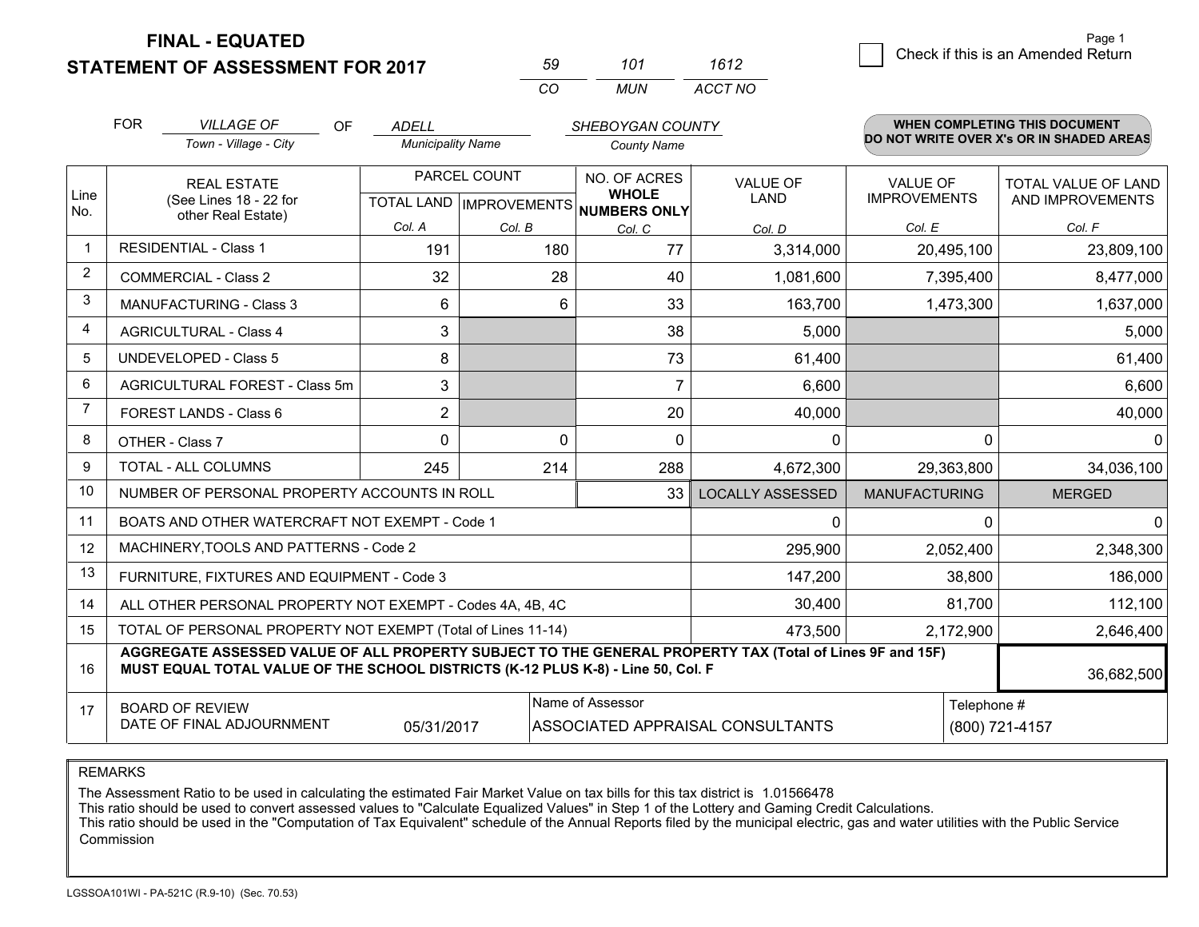# FINAL - EQUATED
## STATEMENT OF ASSESSMENT FOR 2017

| 59 | 101 | 1612 |
|---|---|---|
| CO | MUN | ACCT NO |

Page 1

☐ Check if this is an Amended Return

FOR *VILLAGE OF* (Town - Village - City) OF *ADELL* (Municipality Name) *SHEBOYGAN COUNTY* (County Name)

**WHEN COMPLETING THIS DOCUMENT DO NOT WRITE OVER X's OR IN SHADED AREAS**

| Line No. | REAL ESTATE (See Lines 18 - 22 for other Real Estate) | PARCEL COUNT | | NO. OF ACRES WHOLE NUMBERS ONLY | VALUE OF LAND | VALUE OF IMPROVEMENTS | TOTAL VALUE OF LAND AND IMPROVEMENTS |
|---|---|---|---|---|---|---|---|
| | | TOTAL LAND | IMPROVEMENTS | | | | |
| | | Col. A | Col. B | Col. C | Col. D | Col. E | Col. F |
| 1 | RESIDENTIAL - Class 1 | 191 | 180 | 77 | 3,314,000 | 20,495,100 | 23,809,100 |
| 2 | COMMERCIAL - Class 2 | 32 | 28 | 40 | 1,081,600 | 7,395,400 | 8,477,000 |
| 3 | MANUFACTURING - Class 3 | 6 | 6 | 33 | 163,700 | 1,473,300 | 1,637,000 |
| 4 | AGRICULTURAL - Class 4 | 3 | | 38 | 5,000 | | 5,000 |
| 5 | UNDEVELOPED - Class 5 | 8 | | 73 | 61,400 | | 61,400 |
| 6 | AGRICULTURAL FOREST - Class 5m | 3 | | 7 | 6,600 | | 6,600 |
| 7 | FOREST LANDS - Class 6 | 2 | | 20 | 40,000 | | 40,000 |
| 8 | OTHER - Class 7 | 0 | 0 | 0 | 0 | 0 | 0 |
| 9 | TOTAL - ALL COLUMNS | 245 | 214 | 288 | 4,672,300 | 29,363,800 | 34,036,100 |
| 10 | NUMBER OF PERSONAL PROPERTY ACCOUNTS IN ROLL | | | 33 | LOCALLY ASSESSED | MANUFACTURING | MERGED |
| 11 | BOATS AND OTHER WATERCRAFT NOT EXEMPT - Code 1 | | | | 0 | 0 | 0 |
| 12 | MACHINERY,TOOLS AND PATTERNS - Code 2 | | | | 295,900 | 2,052,400 | 2,348,300 |
| 13 | FURNITURE, FIXTURES AND EQUIPMENT - Code 3 | | | | 147,200 | 38,800 | 186,000 |
| 14 | ALL OTHER PERSONAL PROPERTY NOT EXEMPT - Codes 4A, 4B, 4C | | | | 30,400 | 81,700 | 112,100 |
| 15 | TOTAL OF PERSONAL PROPERTY NOT EXEMPT (Total of Lines 11-14) | | | | 473,500 | 2,172,900 | 2,646,400 |
| 16 | **AGGREGATE ASSESSED VALUE OF ALL PROPERTY SUBJECT TO THE GENERAL PROPERTY TAX (Total of Lines 9F and 15F) MUST EQUAL TOTAL VALUE OF THE SCHOOL DISTRICTS (K-12 PLUS K-8) - Line 50, Col. F** | | | | | | 36,682,500 |
| 17 | BOARD OF REVIEW DATE OF FINAL ADJOURNMENT | 05/31/2017 | | Name of Assessor: ASSOCIATED APPRAISAL CONSULTANTS | | | Telephone #: (800) 721-4157 |

REMARKS

The Assessment Ratio to be used in calculating the estimated Fair Market Value on tax bills for this tax district is 1.01566478
This ratio should be used to convert assessed values to "Calculate Equalized Values" in Step 1 of the Lottery and Gaming Credit Calculations.
This ratio should be used in the "Computation of Tax Equivalent" schedule of the Annual Reports filed by the municipal electric, gas and water utilities with the Public Service Commission

LGSSOA101WI - PA-521C (R.9-10) (Sec. 70.53)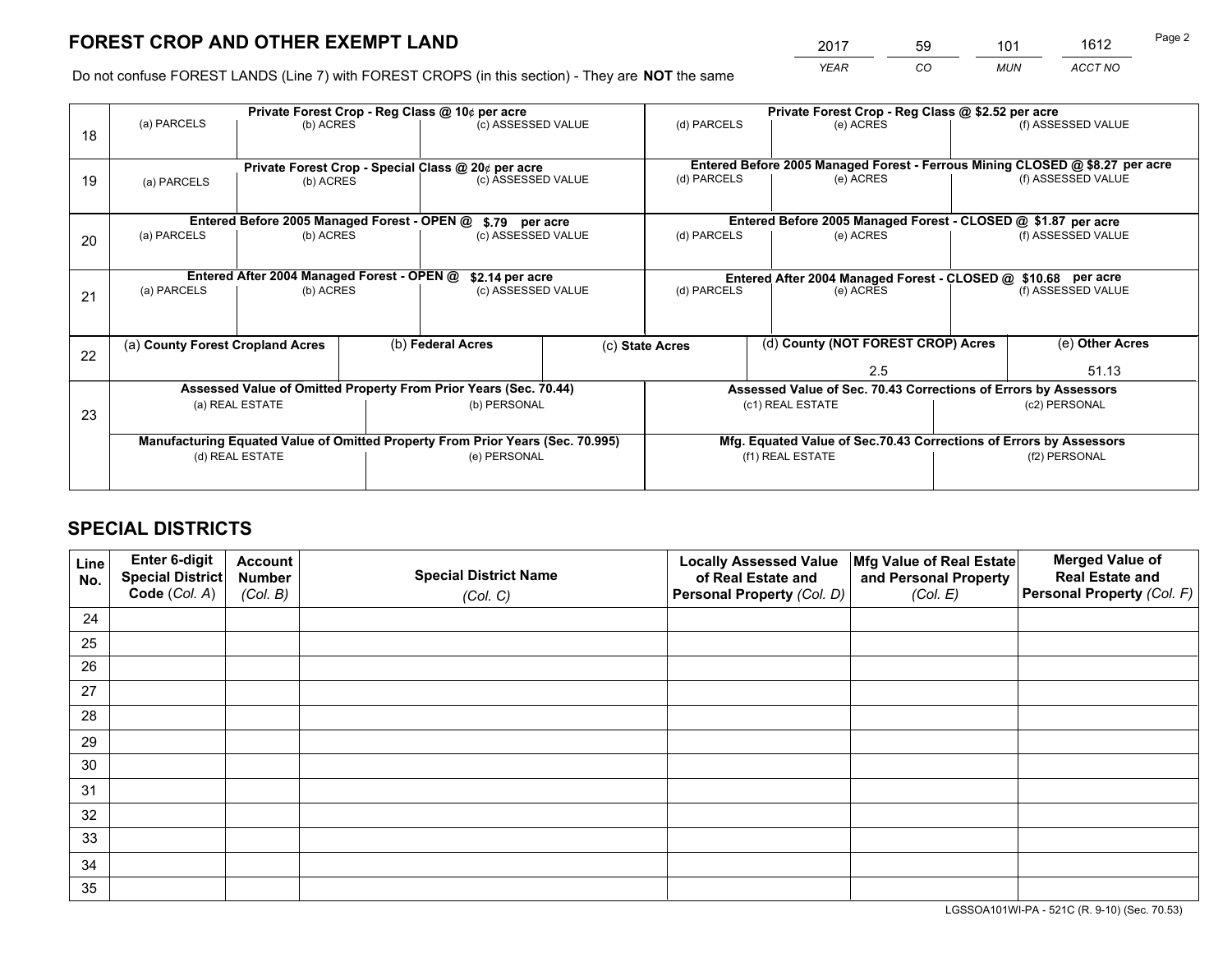# FOREST CROP AND OTHER EXEMPT LAND

| 2017 | 59 | 101 | 1612 |
|---|---|---|---|
| *YEAR* | *CO* | *MUN* | *ACCT NO* |

Do not confuse FOREST LANDS (Line 7) with FOREST CROPS (in this section) - They are **NOT** the same

| Line | Private Forest Crop - Reg Class @ 10¢ per acre | | | Private Forest Crop - Reg Class @ $2.52 per acre | | |
|---|---|---|---|---|---|---|
| 18 | (a) PARCELS | (b) ACRES | (c) ASSESSED VALUE | (d) PARCELS | (e) ACRES | (f) ASSESSED VALUE |
| | | | | | | |
| | **Private Forest Crop - Special Class @ 20¢ per acre** | | | **Entered Before 2005 Managed Forest - Ferrous Mining CLOSED @ $8.27 per acre** | | |
| 19 | (a) PARCELS | (b) ACRES | (c) ASSESSED VALUE | (d) PARCELS | (e) ACRES | (f) ASSESSED VALUE |
| | | | | | | |
| | **Entered Before 2005 Managed Forest - OPEN @ $.79 per acre** | | | **Entered Before 2005 Managed Forest - CLOSED @ $1.87 per acre** | | |
| 20 | (a) PARCELS | (b) ACRES | (c) ASSESSED VALUE | (d) PARCELS | (e) ACRES | (f) ASSESSED VALUE |
| | | | | | | |
| | **Entered After 2004 Managed Forest - OPEN @ $2.14 per acre** | | | **Entered After 2004 Managed Forest - CLOSED @ $10.68 per acre** | | |
| 21 | (a) PARCELS | (b) ACRES | (c) ASSESSED VALUE | (d) PARCELS | (e) ACRES | (f) ASSESSED VALUE |
| | | | | | | |

| Line | (a) County Forest Cropland Acres | (b) Federal Acres | (c) State Acres | (d) County (NOT FOREST CROP) Acres | (e) Other Acres |
|---|---|---|---|---|---|
| 22 | | | | 2.5 | 51.13 |

| Line | Assessed Value of Omitted Property From Prior Years (Sec. 70.44) | | Assessed Value of Sec. 70.43 Corrections of Errors by Assessors | |
|---|---|---|---|---|
| 23 | (a) REAL ESTATE | (b) PERSONAL | (c1) REAL ESTATE | (c2) PERSONAL |
| | | | | |
| | **Manufacturing Equated Value of Omitted Property From Prior Years (Sec. 70.995)** | | **Mfg. Equated Value of Sec.70.43 Corrections of Errors by Assessors** | |
| | (d) REAL ESTATE | (e) PERSONAL | (f1) REAL ESTATE | (f2) PERSONAL |
| | | | | |

# SPECIAL DISTRICTS

| Line No. | Enter 6-digit Special District Code (*Col. A*) | Account Number (*Col. B*) | Special District Name (*Col. C*) | Locally Assessed Value of Real Estate and Personal Property (*Col. D*) | Mfg Value of Real Estate and Personal Property (*Col. E*) | Merged Value of Real Estate and Personal Property (*Col. F*) |
|---|---|---|---|---|---|---|
| 24 | | | | | | |
| 25 | | | | | | |
| 26 | | | | | | |
| 27 | | | | | | |
| 28 | | | | | | |
| 29 | | | | | | |
| 30 | | | | | | |
| 31 | | | | | | |
| 32 | | | | | | |
| 33 | | | | | | |
| 34 | | | | | | |
| 35 | | | | | | |

LGSSOA101WI-PA - 521C (R. 9-10) (Sec. 70.53)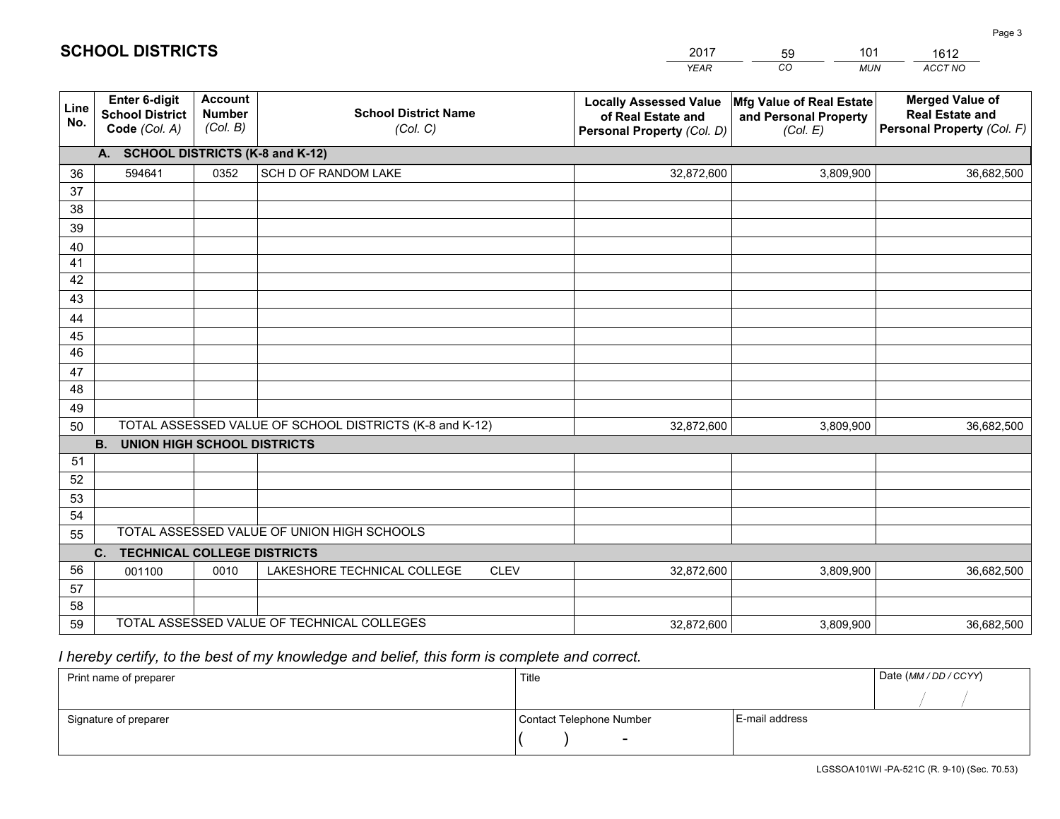# SCHOOL DISTRICTS

| 2017 | 59 | 101 | 1612 |
|---|---|---|---|
| *YEAR* | *CO* | *MUN* | *ACCT NO* |

| Line No. | Enter 6-digit School District Code *(Col. A)* | Account Number *(Col. B)* | School District Name *(Col. C)* | Locally Assessed Value of Real Estate and Personal Property *(Col. D)* | Mfg Value of Real Estate and Personal Property *(Col. E)* | Merged Value of Real Estate and Personal Property *(Col. F)* |
|---|---|---|---|---|---|---|
| | **A. SCHOOL DISTRICTS (K-8 and K-12)** | | | | | |
| 36 | 594641 | 0352 | SCH D OF RANDOM LAKE | 32,872,600 | 3,809,900 | 36,682,500 |
| 37 | | | | | | |
| 38 | | | | | | |
| 39 | | | | | | |
| 40 | | | | | | |
| 41 | | | | | | |
| 42 | | | | | | |
| 43 | | | | | | |
| 44 | | | | | | |
| 45 | | | | | | |
| 46 | | | | | | |
| 47 | | | | | | |
| 48 | | | | | | |
| 49 | | | | | | |
| 50 | TOTAL ASSESSED VALUE OF SCHOOL DISTRICTS (K-8 and K-12) | | | 32,872,600 | 3,809,900 | 36,682,500 |
| | **B. UNION HIGH SCHOOL DISTRICTS** | | | | | |
| 51 | | | | | | |
| 52 | | | | | | |
| 53 | | | | | | |
| 54 | | | | | | |
| 55 | TOTAL ASSESSED VALUE OF UNION HIGH SCHOOLS | | | | | |
| | **C. TECHNICAL COLLEGE DISTRICTS** | | | | | |
| 56 | 001100 | 0010 | LAKESHORE TECHNICAL COLLEGE CLEV | 32,872,600 | 3,809,900 | 36,682,500 |
| 57 | | | | | | |
| 58 | | | | | | |
| 59 | TOTAL ASSESSED VALUE OF TECHNICAL COLLEGES | | | 32,872,600 | 3,809,900 | 36,682,500 |

*I hereby certify, to the best of my knowledge and belief, this form is complete and correct.*

| Print name of preparer | Title | | Date *(MM / DD / CCYY)* |
|---|---|---|---|
| | | | / / |
| Signature of preparer | Contact Telephone Number | E-mail address | |
| | ( ) - | | |

LGSSOA101WI -PA-521C (R. 9-10) (Sec. 70.53)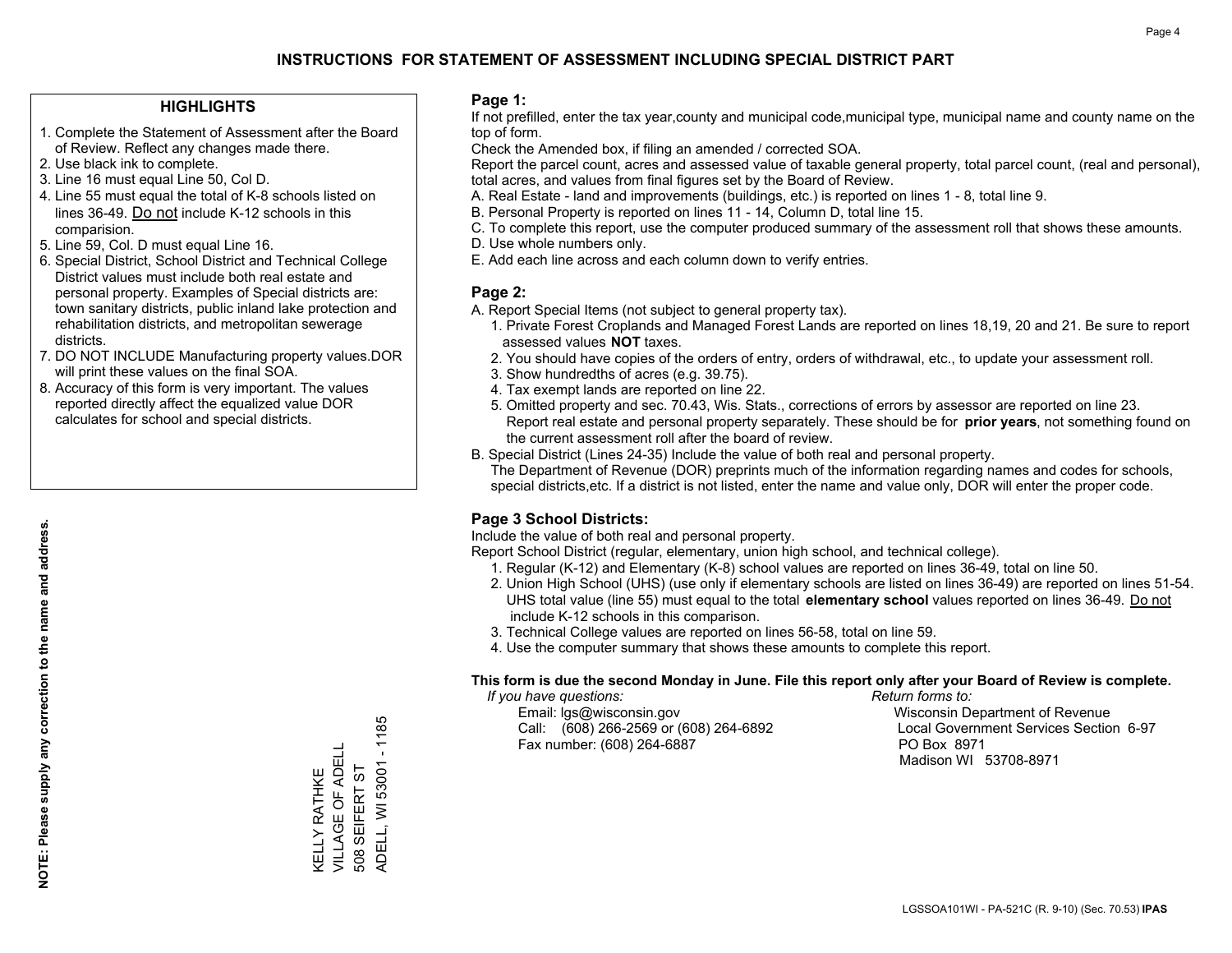# INSTRUCTIONS FOR STATEMENT OF ASSESSMENT INCLUDING SPECIAL DISTRICT PART

## HIGHLIGHTS

1. Complete the Statement of Assessment after the Board of Review. Reflect any changes made there.
2. Use black ink to complete.
3. Line 16 must equal Line 50, Col D.
4. Line 55 must equal the total of K-8 schools listed on lines 36-49. Do not include K-12 schools in this comparision.
5. Line 59, Col. D must equal Line 16.
6. Special District, School District and Technical College District values must include both real estate and personal property. Examples of Special districts are: town sanitary districts, public inland lake protection and rehabilitation districts, and metropolitan sewerage districts.
7. DO NOT INCLUDE Manufacturing property values.DOR will print these values on the final SOA.
8. Accuracy of this form is very important. The values reported directly affect the equalized value DOR calculates for school and special districts.

**NOTE: Please supply any correction to the name and address.**

KELLY RATHKE
VILLAGE OF ADELL
508 SEIFERT ST
ADELL, WI 53001 - 1185

## Page 1:

If not prefilled, enter the tax year,county and municipal code,municipal type, municipal name and county name on the top of form.

Check the Amended box, if filing an amended / corrected SOA.

Report the parcel count, acres and assessed value of taxable general property, total parcel count, (real and personal), total acres, and values from final figures set by the Board of Review.

A. Real Estate - land and improvements (buildings, etc.) is reported on lines 1 - 8, total line 9.
B. Personal Property is reported on lines 11 - 14, Column D, total line 15.
C. To complete this report, use the computer produced summary of the assessment roll that shows these amounts.
D. Use whole numbers only.
E. Add each line across and each column down to verify entries.

## Page 2:

A. Report Special Items (not subject to general property tax).
   1. Private Forest Croplands and Managed Forest Lands are reported on lines 18,19, 20 and 21. Be sure to report assessed values **NOT** taxes.
   2. You should have copies of the orders of entry, orders of withdrawal, etc., to update your assessment roll.
   3. Show hundredths of acres (e.g. 39.75).
   4. Tax exempt lands are reported on line 22.
   5. Omitted property and sec. 70.43, Wis. Stats., corrections of errors by assessor are reported on line 23. Report real estate and personal property separately. These should be for **prior years**, not something found on the current assessment roll after the board of review.
B. Special District (Lines 24-35) Include the value of both real and personal property.
   The Department of Revenue (DOR) preprints much of the information regarding names and codes for schools, special districts,etc. If a district is not listed, enter the name and value only, DOR will enter the proper code.

## Page 3 School Districts:

Include the value of both real and personal property.

Report School District (regular, elementary, union high school, and technical college).

1. Regular (K-12) and Elementary (K-8) school values are reported on lines 36-49, total on line 50.
2. Union High School (UHS) (use only if elementary schools are listed on lines 36-49) are reported on lines 51-54. UHS total value (line 55) must equal to the total **elementary school** values reported on lines 36-49. Do not include K-12 schools in this comparison.
3. Technical College values are reported on lines 56-58, total on line 59.
4. Use the computer summary that shows these amounts to complete this report.

**This form is due the second Monday in June. File this report only after your Board of Review is complete.**

*If you have questions:*
Email: lgs@wisconsin.gov
Call: (608) 266-2569 or (608) 264-6892
Fax number: (608) 264-6887

*Return forms to:*
Wisconsin Department of Revenue
Local Government Services Section 6-97
PO Box 8971
Madison WI 53708-8971

LGSSOA101WI - PA-521C (R. 9-10) (Sec. 70.53) **IPAS**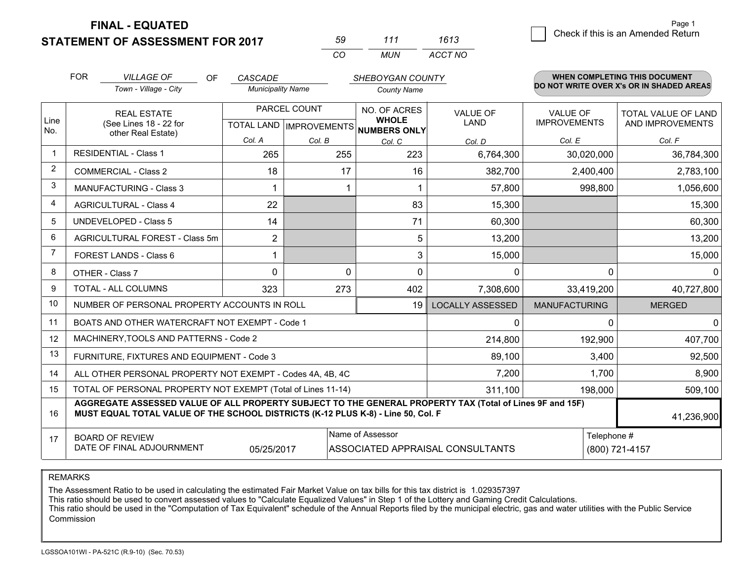# FINAL - EQUATED
## STATEMENT OF ASSESSMENT FOR 2017

| 59 | 111 | 1613 |
|---|---|---|
| CO | MUN | ACCT NO |

☐ Check if this is an Amended Return

FOR *VILLAGE OF* (Town - Village - City) OF *CASCADE* (Municipality Name) *SHEBOYGAN COUNTY* (County Name)

**WHEN COMPLETING THIS DOCUMENT DO NOT WRITE OVER X's OR IN SHADED AREAS**

| Line No. | REAL ESTATE (See Lines 18 - 22 for other Real Estate) | PARCEL COUNT TOTAL LAND Col. A | PARCEL COUNT IMPROVEMENTS Col. B | NO. OF ACRES WHOLE NUMBERS ONLY Col. C | VALUE OF LAND Col. D | VALUE OF IMPROVEMENTS Col. E | TOTAL VALUE OF LAND AND IMPROVEMENTS Col. F |
|---|---|---|---|---|---|---|---|
| 1 | RESIDENTIAL - Class 1 | 265 | 255 | 223 | 6,764,300 | 30,020,000 | 36,784,300 |
| 2 | COMMERCIAL - Class 2 | 18 | 17 | 16 | 382,700 | 2,400,400 | 2,783,100 |
| 3 | MANUFACTURING - Class 3 | 1 | 1 | 1 | 57,800 | 998,800 | 1,056,600 |
| 4 | AGRICULTURAL - Class 4 | 22 | | 83 | 15,300 | | 15,300 |
| 5 | UNDEVELOPED - Class 5 | 14 | | 71 | 60,300 | | 60,300 |
| 6 | AGRICULTURAL FOREST - Class 5m | 2 | | 5 | 13,200 | | 13,200 |
| 7 | FOREST LANDS - Class 6 | 1 | | 3 | 15,000 | | 15,000 |
| 8 | OTHER - Class 7 | 0 | 0 | 0 | 0 | 0 | 0 |
| 9 | TOTAL - ALL COLUMNS | 323 | 273 | 402 | 7,308,600 | 33,419,200 | 40,727,800 |
| 10 | NUMBER OF PERSONAL PROPERTY ACCOUNTS IN ROLL | | | 19 | LOCALLY ASSESSED | MANUFACTURING | MERGED |
| 11 | BOATS AND OTHER WATERCRAFT NOT EXEMPT - Code 1 | | | | 0 | 0 | 0 |
| 12 | MACHINERY,TOOLS AND PATTERNS - Code 2 | | | | 214,800 | 192,900 | 407,700 |
| 13 | FURNITURE, FIXTURES AND EQUIPMENT - Code 3 | | | | 89,100 | 3,400 | 92,500 |
| 14 | ALL OTHER PERSONAL PROPERTY NOT EXEMPT - Codes 4A, 4B, 4C | | | | 7,200 | 1,700 | 8,900 |
| 15 | TOTAL OF PERSONAL PROPERTY NOT EXEMPT (Total of Lines 11-14) | | | | 311,100 | 198,000 | 509,100 |
| 16 | **AGGREGATE ASSESSED VALUE OF ALL PROPERTY SUBJECT TO THE GENERAL PROPERTY TAX (Total of Lines 9F and 15F) MUST EQUAL TOTAL VALUE OF THE SCHOOL DISTRICTS (K-12 PLUS K-8) - Line 50, Col. F** | | | | | | 41,236,900 |
| 17 | BOARD OF REVIEW DATE OF FINAL ADJOURNMENT | 05/25/2017 | Name of Assessor: ASSOCIATED APPRAISAL CONSULTANTS | | | Telephone #: (800) 721-4157 | |

REMARKS

The Assessment Ratio to be used in calculating the estimated Fair Market Value on tax bills for this tax district is 1.029357397
This ratio should be used to convert assessed values to "Calculate Equalized Values" in Step 1 of the Lottery and Gaming Credit Calculations.
This ratio should be used in the "Computation of Tax Equivalent" schedule of the Annual Reports filed by the municipal electric, gas and water utilities with the Public Service Commission

LGSSOA101WI - PA-521C (R.9-10) (Sec. 70.53)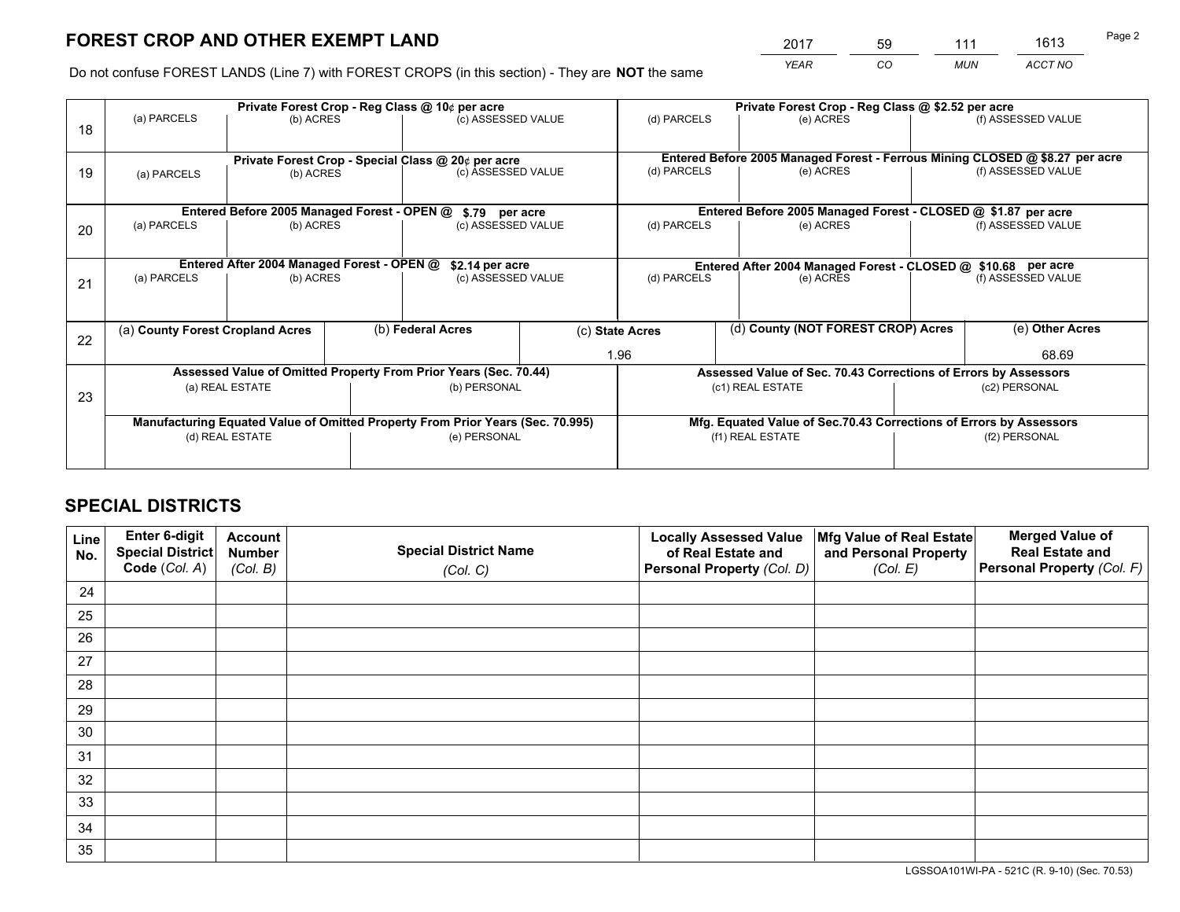# FOREST CROP AND OTHER EXEMPT LAND

| 2017 | 59 | 111 | 1613 |
|---|---|---|---|
| *YEAR* | *CO* | *MUN* | *ACCT NO* |

Do not confuse FOREST LANDS (Line 7) with FOREST CROPS (in this section) - They are **NOT** the same

| Line | Private Forest Crop - Reg Class @ 10¢ per acre | | | Private Forest Crop - Reg Class @ $2.52 per acre | | |
|---|---|---|---|---|---|---|
| 18 | (a) PARCELS | (b) ACRES | (c) ASSESSED VALUE | (d) PARCELS | (e) ACRES | (f) ASSESSED VALUE |
| | **Private Forest Crop - Special Class @ 20¢ per acre** | | | **Entered Before 2005 Managed Forest - Ferrous Mining CLOSED @ $8.27 per acre** | | |
| 19 | (a) PARCELS | (b) ACRES | (c) ASSESSED VALUE | (d) PARCELS | (e) ACRES | (f) ASSESSED VALUE |
| | **Entered Before 2005 Managed Forest - OPEN @ $.79 per acre** | | | **Entered Before 2005 Managed Forest - CLOSED @ $1.87 per acre** | | |
| 20 | (a) PARCELS | (b) ACRES | (c) ASSESSED VALUE | (d) PARCELS | (e) ACRES | (f) ASSESSED VALUE |
| | **Entered After 2004 Managed Forest - OPEN @ $2.14 per acre** | | | **Entered After 2004 Managed Forest - CLOSED @ $10.68 per acre** | | |
| 21 | (a) PARCELS | (b) ACRES | (c) ASSESSED VALUE | (d) PARCELS | (e) ACRES | (f) ASSESSED VALUE |

| Line | (a) **County Forest Cropland Acres** | (b) **Federal Acres** | (c) **State Acres** | (d) **County (NOT FOREST CROP) Acres** | (e) **Other Acres** |
|---|---|---|---|---|---|
| 22 | | | 1.96 | | 68.69 |

| Line | Assessed Value of Omitted Property From Prior Years (Sec. 70.44) | | Assessed Value of Sec. 70.43 Corrections of Errors by Assessors | |
|---|---|---|---|---|
| 23 | (a) REAL ESTATE | (b) PERSONAL | (c1) REAL ESTATE | (c2) PERSONAL |
| | **Manufacturing Equated Value of Omitted Property From Prior Years (Sec. 70.995)** | | **Mfg. Equated Value of Sec.70.43 Corrections of Errors by Assessors** | |
| | (d) REAL ESTATE | (e) PERSONAL | (f1) REAL ESTATE | (f2) PERSONAL |

# SPECIAL DISTRICTS

| Line No. | Enter 6-digit Special District Code (*Col. A*) | Account Number (*Col. B*) | Special District Name (*Col. C*) | Locally Assessed Value of Real Estate and Personal Property (*Col. D*) | Mfg Value of Real Estate and Personal Property (*Col. E*) | Merged Value of Real Estate and Personal Property (*Col. F*) |
|---|---|---|---|---|---|---|
| 24 | | | | | | |
| 25 | | | | | | |
| 26 | | | | | | |
| 27 | | | | | | |
| 28 | | | | | | |
| 29 | | | | | | |
| 30 | | | | | | |
| 31 | | | | | | |
| 32 | | | | | | |
| 33 | | | | | | |
| 34 | | | | | | |
| 35 | | | | | | |

LGSSOA101WI-PA - 521C (R. 9-10) (Sec. 70.53)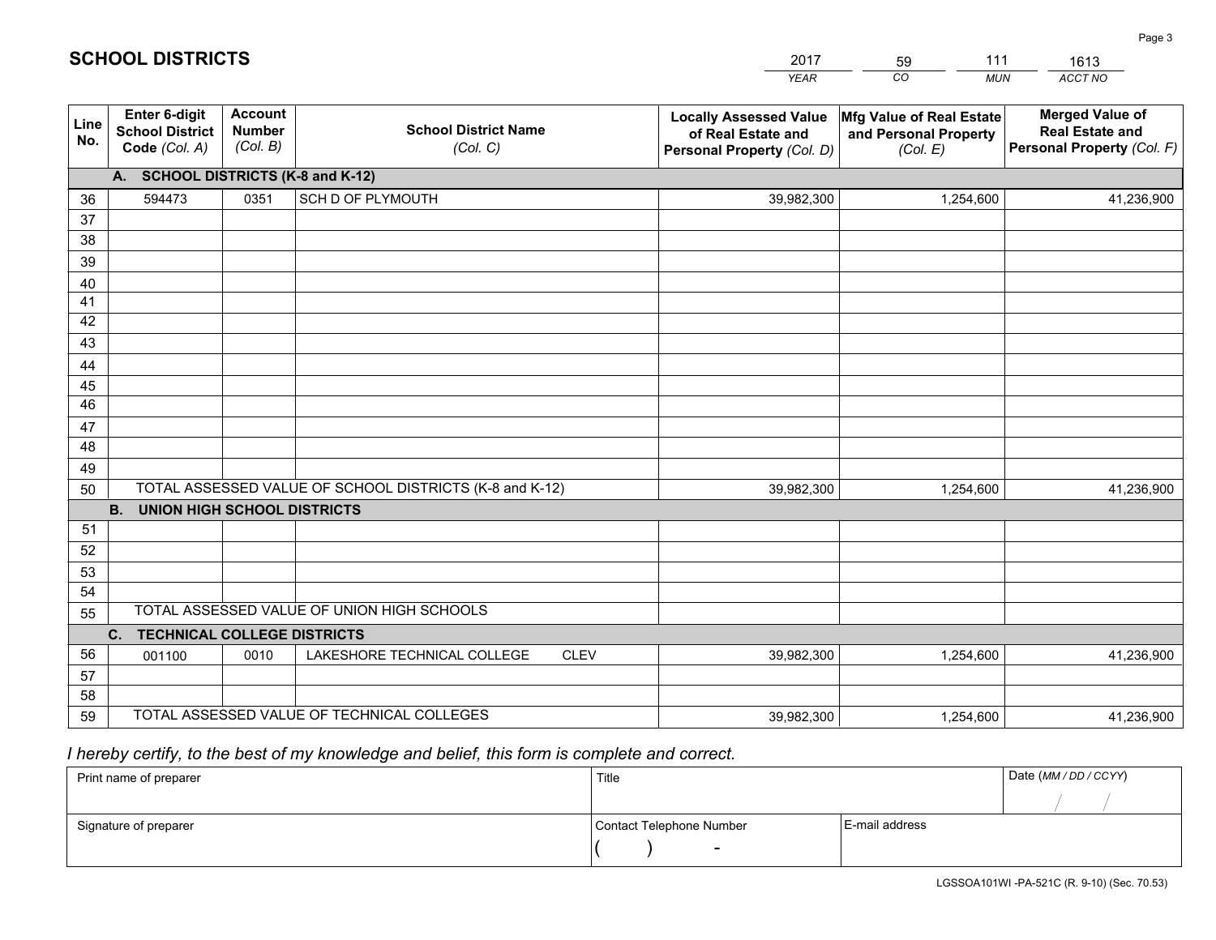# SCHOOL DISTRICTS

| 2017 | 59 | 111 | 1613 |
|---|---|---|---|
| *YEAR* | *CO* | *MUN* | *ACCT NO* |

| Line No. | Enter 6-digit School District Code *(Col. A)* | Account Number *(Col. B)* | School District Name *(Col. C)* | Locally Assessed Value of Real Estate and Personal Property *(Col. D)* | Mfg Value of Real Estate and Personal Property *(Col. E)* | Merged Value of Real Estate and Personal Property *(Col. F)* |
|---|---|---|---|---|---|---|
| | **A. SCHOOL DISTRICTS (K-8 and K-12)** | | | | | |
| 36 | 594473 | 0351 | SCH D OF PLYMOUTH | 39,982,300 | 1,254,600 | 41,236,900 |
| 37 | | | | | | |
| 38 | | | | | | |
| 39 | | | | | | |
| 40 | | | | | | |
| 41 | | | | | | |
| 42 | | | | | | |
| 43 | | | | | | |
| 44 | | | | | | |
| 45 | | | | | | |
| 46 | | | | | | |
| 47 | | | | | | |
| 48 | | | | | | |
| 49 | | | | | | |
| 50 | TOTAL ASSESSED VALUE OF SCHOOL DISTRICTS (K-8 and K-12) | | | 39,982,300 | 1,254,600 | 41,236,900 |
| | **B. UNION HIGH SCHOOL DISTRICTS** | | | | | |
| 51 | | | | | | |
| 52 | | | | | | |
| 53 | | | | | | |
| 54 | | | | | | |
| 55 | TOTAL ASSESSED VALUE OF UNION HIGH SCHOOLS | | | | | |
| | **C. TECHNICAL COLLEGE DISTRICTS** | | | | | |
| 56 | 001100 | 0010 | LAKESHORE TECHNICAL COLLEGE CLEV | 39,982,300 | 1,254,600 | 41,236,900 |
| 57 | | | | | | |
| 58 | | | | | | |
| 59 | TOTAL ASSESSED VALUE OF TECHNICAL COLLEGES | | | 39,982,300 | 1,254,600 | 41,236,900 |

*I hereby certify, to the best of my knowledge and belief, this form is complete and correct.*

| Print name of preparer | Title | | Date *(MM / DD / CCYY)* |
|---|---|---|---|
| | | | / / |
| Signature of preparer | Contact Telephone Number | E-mail address | |
| | ( ) - | | |

LGSSOA101WI -PA-521C (R. 9-10) (Sec. 70.53)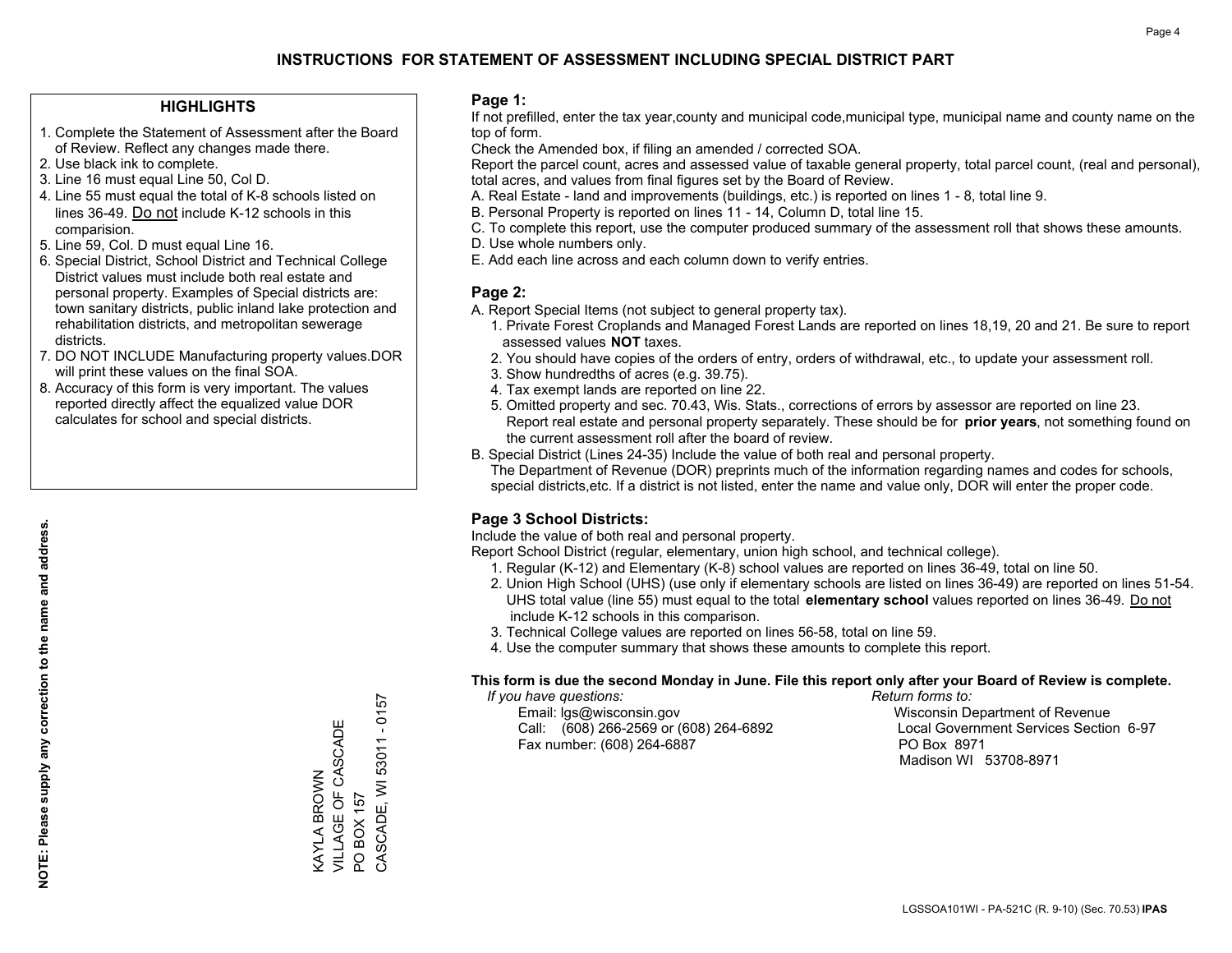# INSTRUCTIONS FOR STATEMENT OF ASSESSMENT INCLUDING SPECIAL DISTRICT PART

## HIGHLIGHTS

1. Complete the Statement of Assessment after the Board of Review. Reflect any changes made there.
2. Use black ink to complete.
3. Line 16 must equal Line 50, Col D.
4. Line 55 must equal the total of K-8 schools listed on lines 36-49. Do not include K-12 schools in this comparision.
5. Line 59, Col. D must equal Line 16.
6. Special District, School District and Technical College District values must include both real estate and personal property. Examples of Special districts are: town sanitary districts, public inland lake protection and rehabilitation districts, and metropolitan sewerage districts.
7. DO NOT INCLUDE Manufacturing property values.DOR will print these values on the final SOA.
8. Accuracy of this form is very important. The values reported directly affect the equalized value DOR calculates for school and special districts.

**NOTE: Please supply any correction to the name and address.**

KAYLA BROWN
VILLAGE OF CASCADE
PO BOX 157
CASCADE, WI 53011 - 0157

## Page 1:

If not prefilled, enter the tax year,county and municipal code,municipal type, municipal name and county name on the top of form.

Check the Amended box, if filing an amended / corrected SOA.

Report the parcel count, acres and assessed value of taxable general property, total parcel count, (real and personal), total acres, and values from final figures set by the Board of Review.

A. Real Estate - land and improvements (buildings, etc.) is reported on lines 1 - 8, total line 9.
B. Personal Property is reported on lines 11 - 14, Column D, total line 15.
C. To complete this report, use the computer produced summary of the assessment roll that shows these amounts.
D. Use whole numbers only.
E. Add each line across and each column down to verify entries.

## Page 2:

A. Report Special Items (not subject to general property tax).
   1. Private Forest Croplands and Managed Forest Lands are reported on lines 18,19, 20 and 21. Be sure to report assessed values **NOT** taxes.
   2. You should have copies of the orders of entry, orders of withdrawal, etc., to update your assessment roll.
   3. Show hundredths of acres (e.g. 39.75).
   4. Tax exempt lands are reported on line 22.
   5. Omitted property and sec. 70.43, Wis. Stats., corrections of errors by assessor are reported on line 23. Report real estate and personal property separately. These should be for **prior years**, not something found on the current assessment roll after the board of review.
B. Special District (Lines 24-35) Include the value of both real and personal property.
   The Department of Revenue (DOR) preprints much of the information regarding names and codes for schools, special districts,etc. If a district is not listed, enter the name and value only, DOR will enter the proper code.

## Page 3 School Districts:

Include the value of both real and personal property.

Report School District (regular, elementary, union high school, and technical college).

1. Regular (K-12) and Elementary (K-8) school values are reported on lines 36-49, total on line 50.
2. Union High School (UHS) (use only if elementary schools are listed on lines 36-49) are reported on lines 51-54. UHS total value (line 55) must equal to the total **elementary school** values reported on lines 36-49. Do not include K-12 schools in this comparison.
3. Technical College values are reported on lines 56-58, total on line 59.
4. Use the computer summary that shows these amounts to complete this report.

**This form is due the second Monday in June. File this report only after your Board of Review is complete.**

*If you have questions:*
Email: lgs@wisconsin.gov
Call: (608) 266-2569 or (608) 264-6892
Fax number: (608) 264-6887

*Return forms to:*
Wisconsin Department of Revenue
Local Government Services Section 6-97
PO Box 8971
Madison WI 53708-8971

LGSSOA101WI - PA-521C (R. 9-10) (Sec. 70.53) **IPAS**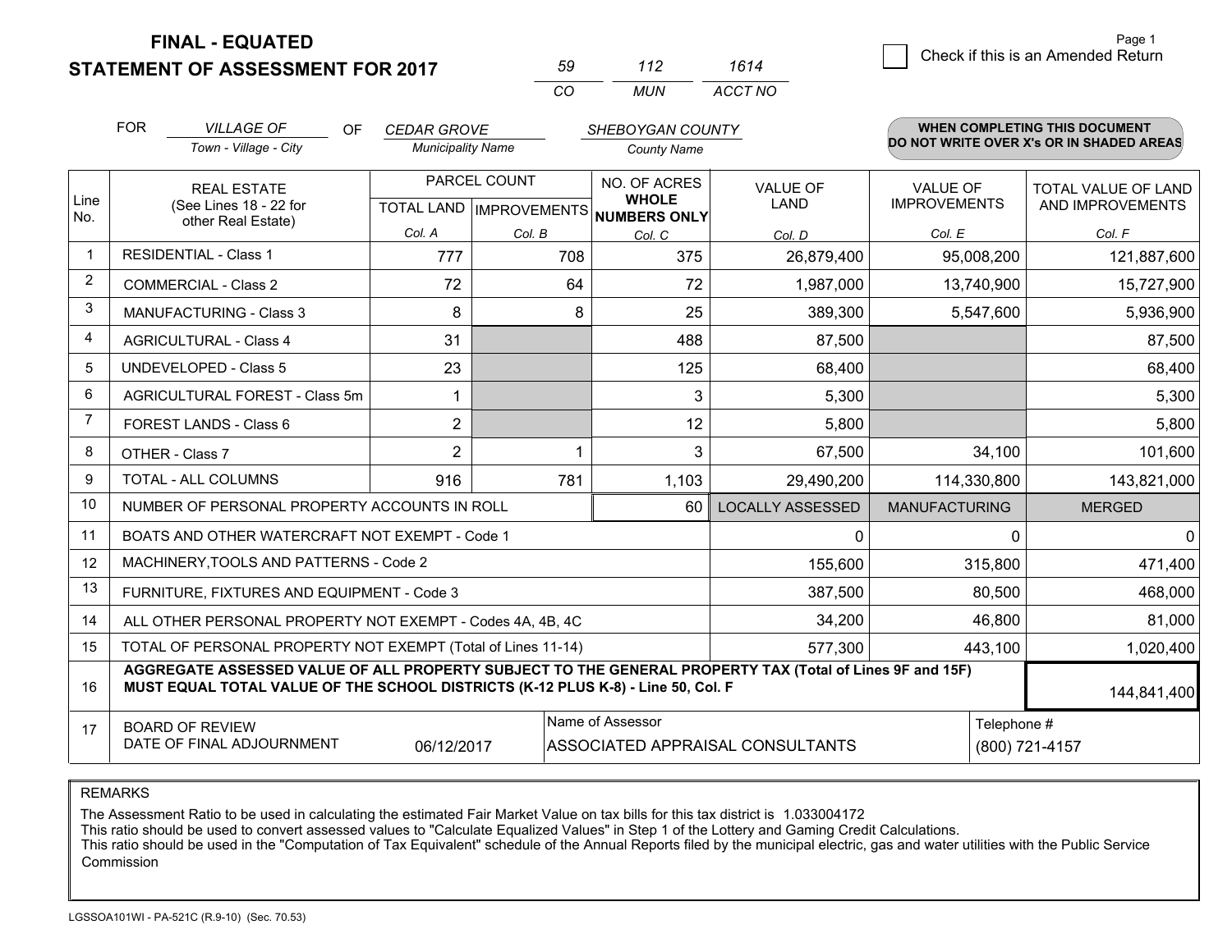# FINAL - EQUATED
## STATEMENT OF ASSESSMENT FOR 2017

| 59 | 112 | 1614 |
|---|---|---|
| CO | MUN | ACCT NO |

Check if this is an Amended Return

FOR *VILLAGE OF* (Town - Village - City) OF *CEDAR GROVE* (Municipality Name) *SHEBOYGAN COUNTY* (County Name)

**WHEN COMPLETING THIS DOCUMENT DO NOT WRITE OVER X's OR IN SHADED AREAS**

| Line No. | REAL ESTATE (See Lines 18 - 22 for other Real Estate) | PARCEL COUNT TOTAL LAND Col. A | PARCEL COUNT IMPROVEMENTS Col. B | NO. OF ACRES WHOLE NUMBERS ONLY Col. C | VALUE OF LAND Col. D | VALUE OF IMPROVEMENTS Col. E | TOTAL VALUE OF LAND AND IMPROVEMENTS Col. F |
|---|---|---|---|---|---|---|---|
| 1 | RESIDENTIAL - Class 1 | 777 | 708 | 375 | 26,879,400 | 95,008,200 | 121,887,600 |
| 2 | COMMERCIAL - Class 2 | 72 | 64 | 72 | 1,987,000 | 13,740,900 | 15,727,900 |
| 3 | MANUFACTURING - Class 3 | 8 | 8 | 25 | 389,300 | 5,547,600 | 5,936,900 |
| 4 | AGRICULTURAL - Class 4 | 31 | | 488 | 87,500 | | 87,500 |
| 5 | UNDEVELOPED - Class 5 | 23 | | 125 | 68,400 | | 68,400 |
| 6 | AGRICULTURAL FOREST - Class 5m | 1 | | 3 | 5,300 | | 5,300 |
| 7 | FOREST LANDS - Class 6 | 2 | | 12 | 5,800 | | 5,800 |
| 8 | OTHER - Class 7 | 2 | 1 | 3 | 67,500 | 34,100 | 101,600 |
| 9 | TOTAL - ALL COLUMNS | 916 | 781 | 1,103 | 29,490,200 | 114,330,800 | 143,821,000 |
| 10 | NUMBER OF PERSONAL PROPERTY ACCOUNTS IN ROLL | | | 60 | LOCALLY ASSESSED | MANUFACTURING | MERGED |
| 11 | BOATS AND OTHER WATERCRAFT NOT EXEMPT - Code 1 | | | | 0 | 0 | 0 |
| 12 | MACHINERY,TOOLS AND PATTERNS - Code 2 | | | | 155,600 | 315,800 | 471,400 |
| 13 | FURNITURE, FIXTURES AND EQUIPMENT - Code 3 | | | | 387,500 | 80,500 | 468,000 |
| 14 | ALL OTHER PERSONAL PROPERTY NOT EXEMPT - Codes 4A, 4B, 4C | | | | 34,200 | 46,800 | 81,000 |
| 15 | TOTAL OF PERSONAL PROPERTY NOT EXEMPT (Total of Lines 11-14) | | | | 577,300 | 443,100 | 1,020,400 |
| 16 | **AGGREGATE ASSESSED VALUE OF ALL PROPERTY SUBJECT TO THE GENERAL PROPERTY TAX (Total of Lines 9F and 15F) MUST EQUAL TOTAL VALUE OF THE SCHOOL DISTRICTS (K-12 PLUS K-8) - Line 50, Col. F** | | | | | | 144,841,400 |
| 17 | BOARD OF REVIEW DATE OF FINAL ADJOURNMENT | 06/12/2017 | Name of Assessor | ASSOCIATED APPRAISAL CONSULTANTS | | Telephone # | (800) 721-4157 |

REMARKS

The Assessment Ratio to be used in calculating the estimated Fair Market Value on tax bills for this tax district is 1.033004172
This ratio should be used to convert assessed values to "Calculate Equalized Values" in Step 1 of the Lottery and Gaming Credit Calculations.
This ratio should be used in the "Computation of Tax Equivalent" schedule of the Annual Reports filed by the municipal electric, gas and water utilities with the Public Service Commission

LGSSOA101WI - PA-521C (R.9-10) (Sec. 70.53)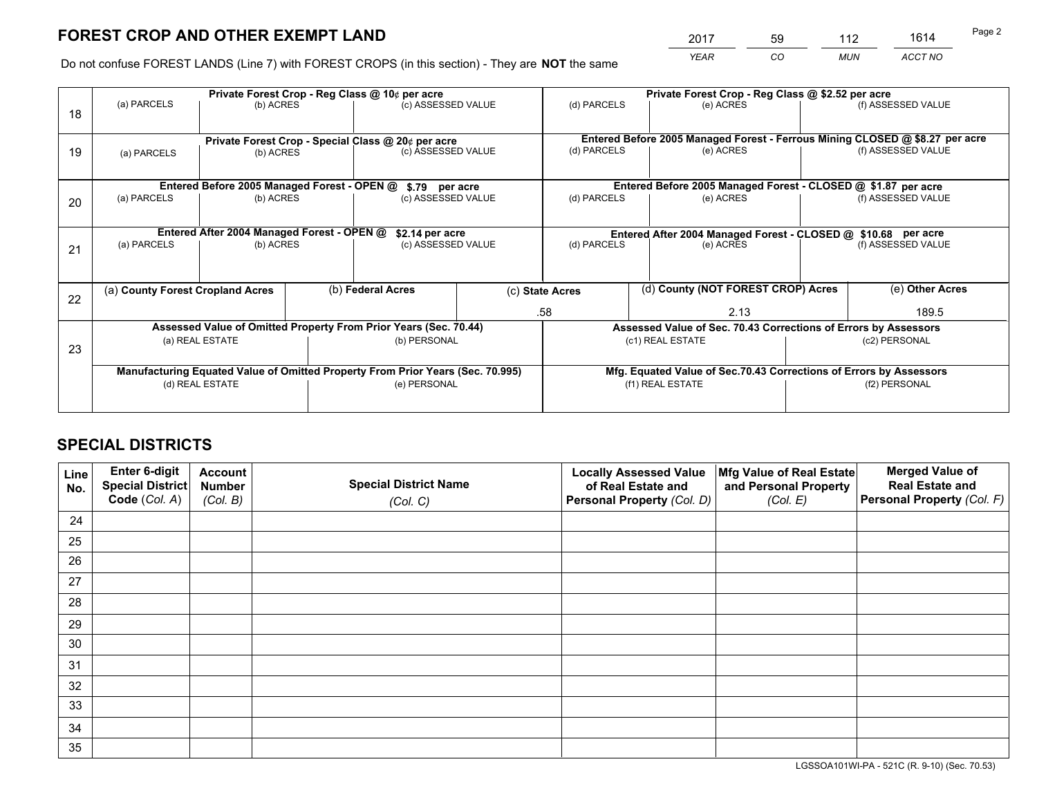# FOREST CROP AND OTHER EXEMPT LAND

| 2017 | 59 | 112 | 1614 |
|---|---|---|---|
| *YEAR* | *CO* | *MUN* | *ACCT NO* |

Do not confuse FOREST LANDS (Line 7) with FOREST CROPS (in this section) - They are **NOT** the same

| Line | Private Forest Crop - Reg Class @ 10¢ per acre | | | Private Forest Crop - Reg Class @ $2.52 per acre | | |
|---|---|---|---|---|---|---|
| 18 | (a) PARCELS | (b) ACRES | (c) ASSESSED VALUE | (d) PARCELS | (e) ACRES | (f) ASSESSED VALUE |
| | **Private Forest Crop - Special Class @ 20¢ per acre** | | | **Entered Before 2005 Managed Forest - Ferrous Mining CLOSED @ $8.27 per acre** | | |
| 19 | (a) PARCELS | (b) ACRES | (c) ASSESSED VALUE | (d) PARCELS | (e) ACRES | (f) ASSESSED VALUE |
| | **Entered Before 2005 Managed Forest - OPEN @ $.79 per acre** | | | **Entered Before 2005 Managed Forest - CLOSED @ $1.87 per acre** | | |
| 20 | (a) PARCELS | (b) ACRES | (c) ASSESSED VALUE | (d) PARCELS | (e) ACRES | (f) ASSESSED VALUE |
| | **Entered After 2004 Managed Forest - OPEN @ $2.14 per acre** | | | **Entered After 2004 Managed Forest - CLOSED @ $10.68 per acre** | | |
| 21 | (a) PARCELS | (b) ACRES | (c) ASSESSED VALUE | (d) PARCELS | (e) ACRES | (f) ASSESSED VALUE |

| Line | (a) County Forest Cropland Acres | (b) Federal Acres | (c) State Acres | (d) County (NOT FOREST CROP) Acres | (e) Other Acres |
|---|---|---|---|---|---|
| 22 | | | .58 | 2.13 | 189.5 |

| Line | Assessed Value of Omitted Property From Prior Years (Sec. 70.44) | | Assessed Value of Sec. 70.43 Corrections of Errors by Assessors | |
|---|---|---|---|---|
| 23 | (a) REAL ESTATE | (b) PERSONAL | (c1) REAL ESTATE | (c2) PERSONAL |
| | **Manufacturing Equated Value of Omitted Property From Prior Years (Sec. 70.995)** | | **Mfg. Equated Value of Sec.70.43 Corrections of Errors by Assessors** | |
| | (d) REAL ESTATE | (e) PERSONAL | (f1) REAL ESTATE | (f2) PERSONAL |

# SPECIAL DISTRICTS

| Line No. | Enter 6-digit Special District Code (*Col. A*) | Account Number (*Col. B*) | Special District Name (*Col. C*) | Locally Assessed Value of Real Estate and Personal Property (*Col. D*) | Mfg Value of Real Estate and Personal Property (*Col. E*) | Merged Value of Real Estate and Personal Property (*Col. F*) |
|---|---|---|---|---|---|---|
| 24 | | | | | | |
| 25 | | | | | | |
| 26 | | | | | | |
| 27 | | | | | | |
| 28 | | | | | | |
| 29 | | | | | | |
| 30 | | | | | | |
| 31 | | | | | | |
| 32 | | | | | | |
| 33 | | | | | | |
| 34 | | | | | | |
| 35 | | | | | | |

LGSSOA101WI-PA - 521C (R. 9-10) (Sec. 70.53)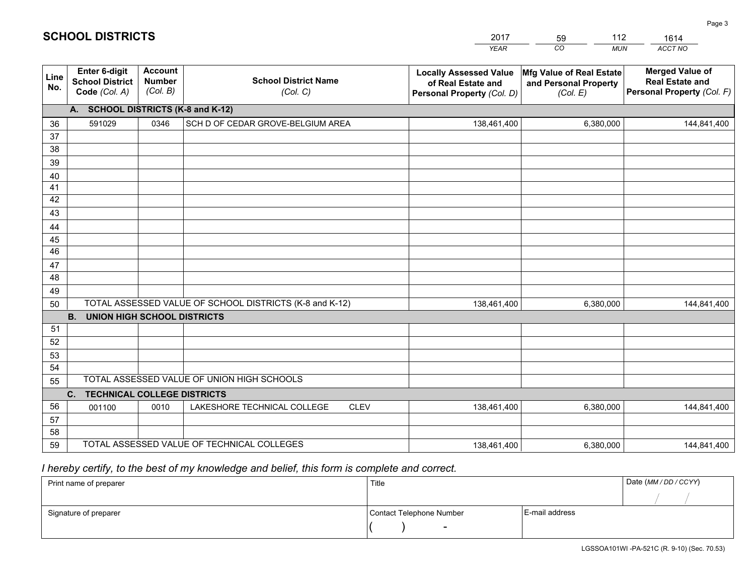# SCHOOL DISTRICTS

| 2017 | 59 | 112 | 1614 |
|---|---|---|---|
| *YEAR* | *CO* | *MUN* | *ACCT NO* |

| Line No. | Enter 6-digit School District Code *(Col. A)* | Account Number *(Col. B)* | School District Name *(Col. C)* | Locally Assessed Value of Real Estate and Personal Property *(Col. D)* | Mfg Value of Real Estate and Personal Property *(Col. E)* | Merged Value of Real Estate and Personal Property *(Col. F)* |
|---|---|---|---|---|---|---|
| **A. SCHOOL DISTRICTS (K-8 and K-12)** | | | | | | |
| 36 | 591029 | 0346 | SCH D OF CEDAR GROVE-BELGIUM AREA | 138,461,400 | 6,380,000 | 144,841,400 |
| 37 | | | | | | |
| 38 | | | | | | |
| 39 | | | | | | |
| 40 | | | | | | |
| 41 | | | | | | |
| 42 | | | | | | |
| 43 | | | | | | |
| 44 | | | | | | |
| 45 | | | | | | |
| 46 | | | | | | |
| 47 | | | | | | |
| 48 | | | | | | |
| 49 | | | | | | |
| 50 | TOTAL ASSESSED VALUE OF SCHOOL DISTRICTS (K-8 and K-12) | | | 138,461,400 | 6,380,000 | 144,841,400 |
| **B. UNION HIGH SCHOOL DISTRICTS** | | | | | | |
| 51 | | | | | | |
| 52 | | | | | | |
| 53 | | | | | | |
| 54 | | | | | | |
| 55 | TOTAL ASSESSED VALUE OF UNION HIGH SCHOOLS | | | | | |
| **C. TECHNICAL COLLEGE DISTRICTS** | | | | | | |
| 56 | 001100 | 0010 | LAKESHORE TECHNICAL COLLEGE CLEV | 138,461,400 | 6,380,000 | 144,841,400 |
| 57 | | | | | | |
| 58 | | | | | | |
| 59 | TOTAL ASSESSED VALUE OF TECHNICAL COLLEGES | | | 138,461,400 | 6,380,000 | 144,841,400 |

*I hereby certify, to the best of my knowledge and belief, this form is complete and correct.*

| Print name of preparer | Title | | Date *(MM / DD / CCYY)* |
|---|---|---|---|
| | | | / / |
| Signature of preparer | Contact Telephone Number | E-mail address | |
| | ( ) - | | |

LGSSOA101WI -PA-521C (R. 9-10) (Sec. 70.53)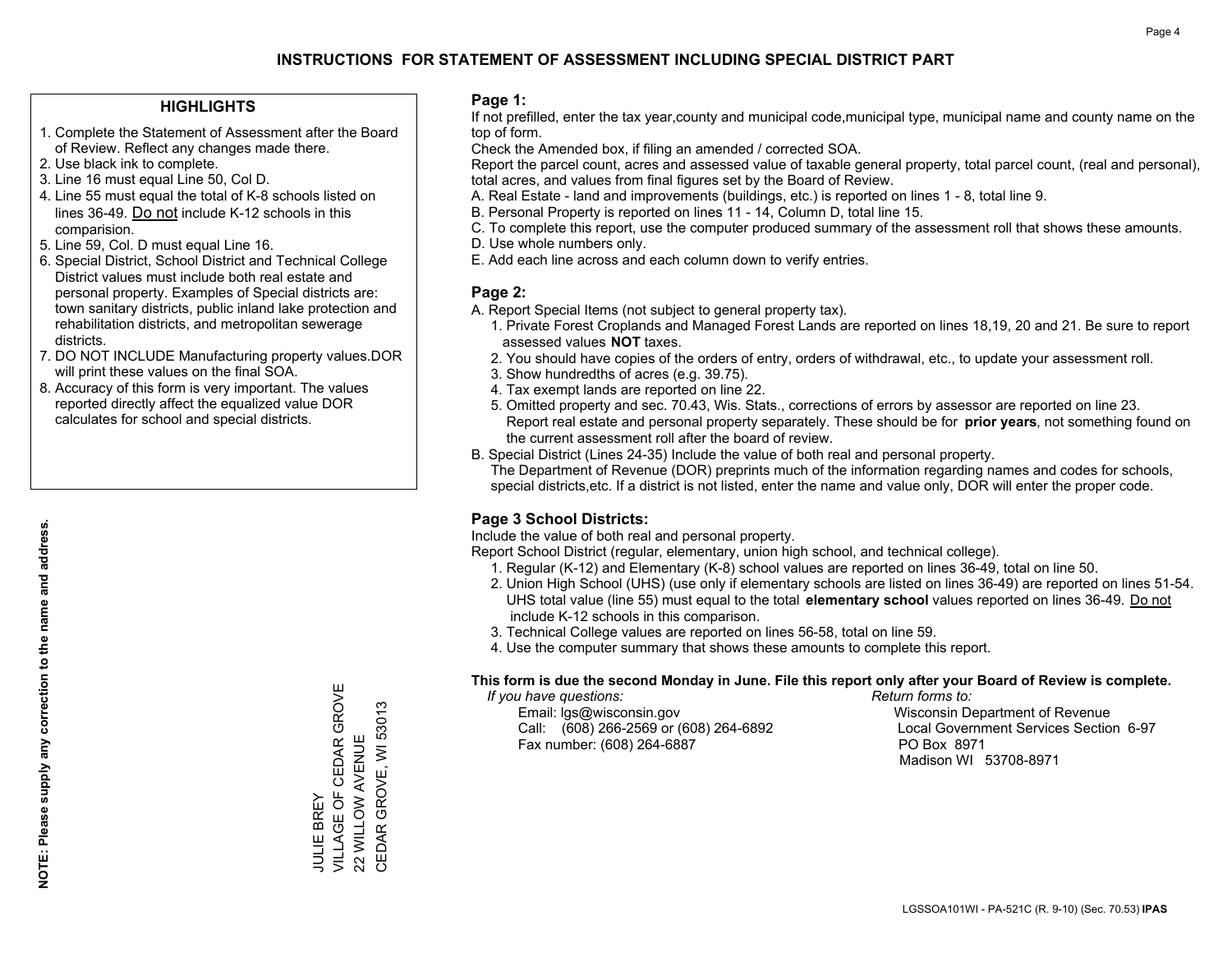# INSTRUCTIONS FOR STATEMENT OF ASSESSMENT INCLUDING SPECIAL DISTRICT PART

## HIGHLIGHTS

1. Complete the Statement of Assessment after the Board of Review. Reflect any changes made there.
2. Use black ink to complete.
3. Line 16 must equal Line 50, Col D.
4. Line 55 must equal the total of K-8 schools listed on lines 36-49. Do not include K-12 schools in this comparision.
5. Line 59, Col. D must equal Line 16.
6. Special District, School District and Technical College District values must include both real estate and personal property. Examples of Special districts are: town sanitary districts, public inland lake protection and rehabilitation districts, and metropolitan sewerage districts.
7. DO NOT INCLUDE Manufacturing property values.DOR will print these values on the final SOA.
8. Accuracy of this form is very important. The values reported directly affect the equalized value DOR calculates for school and special districts.

**NOTE: Please supply any correction to the name and address.**

JULIE BREY
VILLAGE OF CEDAR GROVE
22 WILLOW AVENUE
CEDAR GROVE, WI 53013

## Page 1:

If not prefilled, enter the tax year,county and municipal code,municipal type, municipal name and county name on the top of form.

Check the Amended box, if filing an amended / corrected SOA.

Report the parcel count, acres and assessed value of taxable general property, total parcel count, (real and personal), total acres, and values from final figures set by the Board of Review.

A. Real Estate - land and improvements (buildings, etc.) is reported on lines 1 - 8, total line 9.
B. Personal Property is reported on lines 11 - 14, Column D, total line 15.
C. To complete this report, use the computer produced summary of the assessment roll that shows these amounts.
D. Use whole numbers only.
E. Add each line across and each column down to verify entries.

## Page 2:

A. Report Special Items (not subject to general property tax).
   1. Private Forest Croplands and Managed Forest Lands are reported on lines 18,19, 20 and 21. Be sure to report assessed values **NOT** taxes.
   2. You should have copies of the orders of entry, orders of withdrawal, etc., to update your assessment roll.
   3. Show hundredths of acres (e.g. 39.75).
   4. Tax exempt lands are reported on line 22.
   5. Omitted property and sec. 70.43, Wis. Stats., corrections of errors by assessor are reported on line 23. Report real estate and personal property separately. These should be for **prior years**, not something found on the current assessment roll after the board of review.
B. Special District (Lines 24-35) Include the value of both real and personal property.
   The Department of Revenue (DOR) preprints much of the information regarding names and codes for schools, special districts,etc. If a district is not listed, enter the name and value only, DOR will enter the proper code.

## Page 3 School Districts:

Include the value of both real and personal property.

Report School District (regular, elementary, union high school, and technical college).

1. Regular (K-12) and Elementary (K-8) school values are reported on lines 36-49, total on line 50.
2. Union High School (UHS) (use only if elementary schools are listed on lines 36-49) are reported on lines 51-54. UHS total value (line 55) must equal to the total **elementary school** values reported on lines 36-49. Do not include K-12 schools in this comparison.
3. Technical College values are reported on lines 56-58, total on line 59.
4. Use the computer summary that shows these amounts to complete this report.

**This form is due the second Monday in June. File this report only after your Board of Review is complete.**

*If you have questions:*
Email: lgs@wisconsin.gov
Call: (608) 266-2569 or (608) 264-6892
Fax number: (608) 264-6887

*Return forms to:*
Wisconsin Department of Revenue
Local Government Services Section 6-97
PO Box 8971
Madison WI 53708-8971

LGSSOA101WI - PA-521C (R. 9-10) (Sec. 70.53) **IPAS**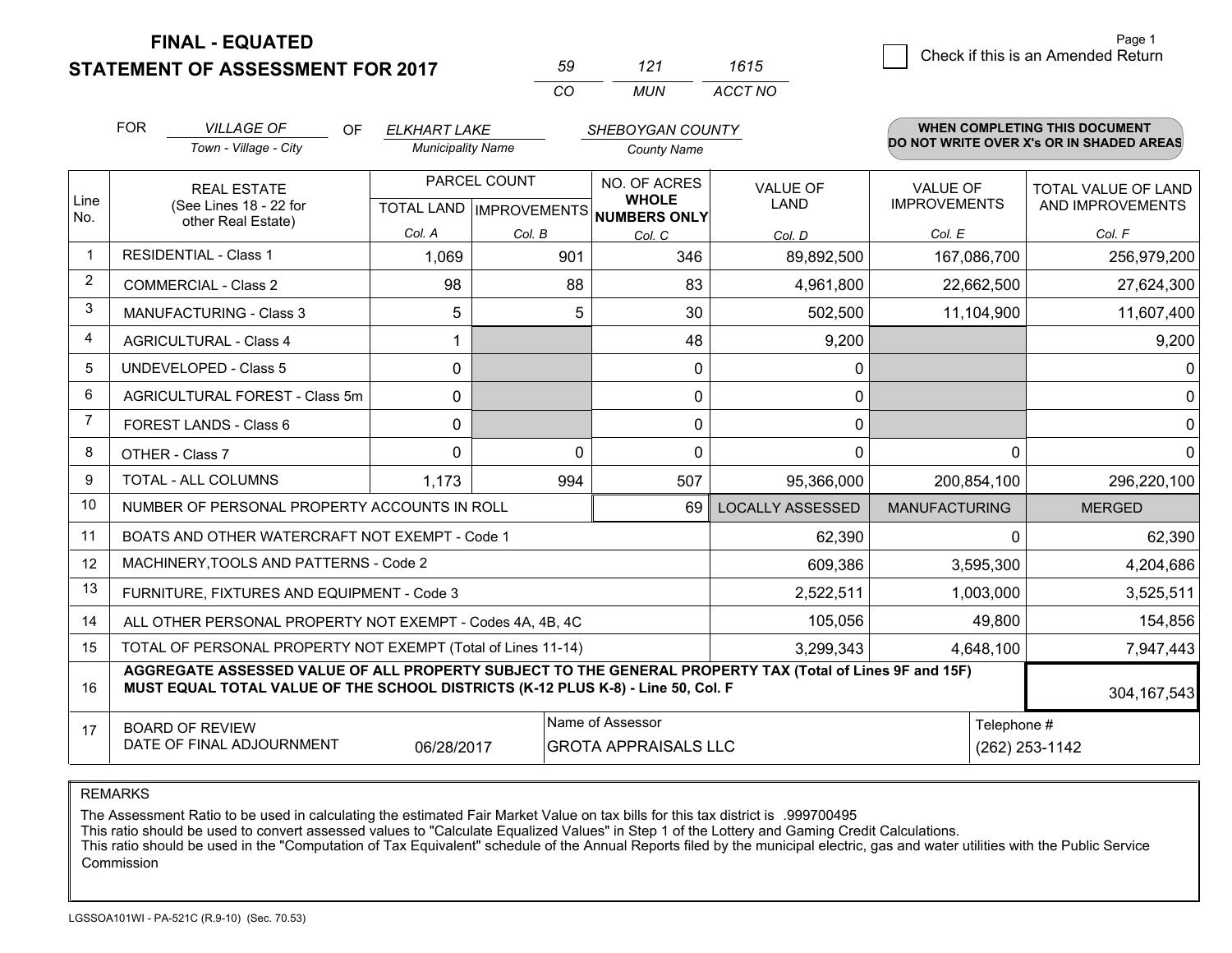**FINAL - EQUATED**
**STATEMENT OF ASSESSMENT FOR 2017**

| 59 | 121 | 1615 |
|---|---|---|
| CO | MUN | ACCT NO |

☐ Check if this is an Amended Return

FOR *VILLAGE OF* (Town - Village - City) OF *ELKHART LAKE* (Municipality Name) *SHEBOYGAN COUNTY* (County Name)

**WHEN COMPLETING THIS DOCUMENT DO NOT WRITE OVER X's OR IN SHADED AREAS**

| Line No. | REAL ESTATE (See Lines 18 - 22 for other Real Estate) | PARCEL COUNT TOTAL LAND Col. A | PARCEL COUNT IMPROVEMENTS Col. B | NO. OF ACRES WHOLE NUMBERS ONLY Col. C | VALUE OF LAND Col. D | VALUE OF IMPROVEMENTS Col. E | TOTAL VALUE OF LAND AND IMPROVEMENTS Col. F |
|---|---|---|---|---|---|---|---|
| 1 | RESIDENTIAL - Class 1 | 1,069 | 901 | 346 | 89,892,500 | 167,086,700 | 256,979,200 |
| 2 | COMMERCIAL - Class 2 | 98 | 88 | 83 | 4,961,800 | 22,662,500 | 27,624,300 |
| 3 | MANUFACTURING - Class 3 | 5 | 5 | 30 | 502,500 | 11,104,900 | 11,607,400 |
| 4 | AGRICULTURAL - Class 4 | 1 | | 48 | 9,200 | | 9,200 |
| 5 | UNDEVELOPED - Class 5 | 0 | | 0 | 0 | | 0 |
| 6 | AGRICULTURAL FOREST - Class 5m | 0 | | 0 | 0 | | 0 |
| 7 | FOREST LANDS - Class 6 | 0 | | 0 | 0 | | 0 |
| 8 | OTHER - Class 7 | 0 | 0 | 0 | 0 | 0 | 0 |
| 9 | TOTAL - ALL COLUMNS | 1,173 | 994 | 507 | 95,366,000 | 200,854,100 | 296,220,100 |
| 10 | NUMBER OF PERSONAL PROPERTY ACCOUNTS IN ROLL | | | 69 | LOCALLY ASSESSED | MANUFACTURING | MERGED |
| 11 | BOATS AND OTHER WATERCRAFT NOT EXEMPT - Code 1 | | | | 62,390 | 0 | 62,390 |
| 12 | MACHINERY,TOOLS AND PATTERNS - Code 2 | | | | 609,386 | 3,595,300 | 4,204,686 |
| 13 | FURNITURE, FIXTURES AND EQUIPMENT - Code 3 | | | | 2,522,511 | 1,003,000 | 3,525,511 |
| 14 | ALL OTHER PERSONAL PROPERTY NOT EXEMPT - Codes 4A, 4B, 4C | | | | 105,056 | 49,800 | 154,856 |
| 15 | TOTAL OF PERSONAL PROPERTY NOT EXEMPT (Total of Lines 11-14) | | | | 3,299,343 | 4,648,100 | 7,947,443 |
| 16 | **AGGREGATE ASSESSED VALUE OF ALL PROPERTY SUBJECT TO THE GENERAL PROPERTY TAX (Total of Lines 9F and 15F) MUST EQUAL TOTAL VALUE OF THE SCHOOL DISTRICTS (K-12 PLUS K-8) - Line 50, Col. F** | | | | | | 304,167,543 |
| 17 | BOARD OF REVIEW DATE OF FINAL ADJOURNMENT | 06/28/2017 | Name of Assessor: GROTA APPRAISALS LLC | | | Telephone #: (262) 253-1142 | |

REMARKS

The Assessment Ratio to be used in calculating the estimated Fair Market Value on tax bills for this tax district is .999700495
This ratio should be used to convert assessed values to "Calculate Equalized Values" in Step 1 of the Lottery and Gaming Credit Calculations.
This ratio should be used in the "Computation of Tax Equivalent" schedule of the Annual Reports filed by the municipal electric, gas and water utilities with the Public Service Commission

LGSSOA101WI - PA-521C (R.9-10) (Sec. 70.53)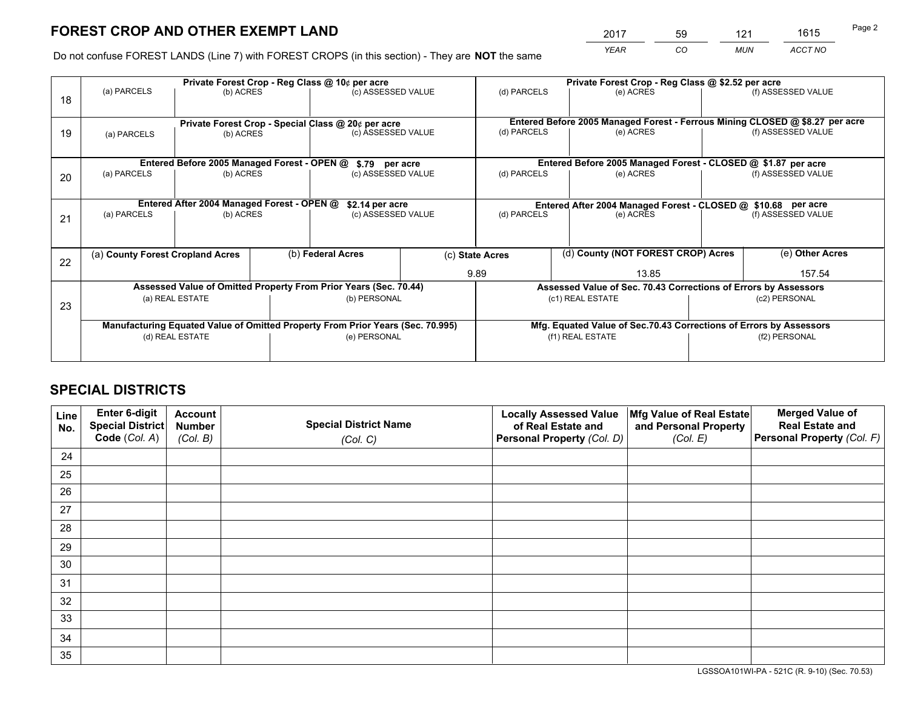# FOREST CROP AND OTHER EXEMPT LAND

| 2017 | 59 | 121 | 1615 |
|---|---|---|---|
| *YEAR* | *CO* | *MUN* | *ACCT NO* |

Do not confuse FOREST LANDS (Line 7) with FOREST CROPS (in this section) - They are **NOT** the same

| Line | Private Forest Crop - Reg Class @ 10¢ per acre | | | Private Forest Crop - Reg Class @ $2.52 per acre | | |
|---|---|---|---|---|---|---|
| 18 | (a) PARCELS | (b) ACRES | (c) ASSESSED VALUE | (d) PARCELS | (e) ACRES | (f) ASSESSED VALUE |
| | | | | | | |
| | **Private Forest Crop - Special Class @ 20¢ per acre** | | | **Entered Before 2005 Managed Forest - Ferrous Mining CLOSED @ $8.27 per acre** | | |
| 19 | (a) PARCELS | (b) ACRES | (c) ASSESSED VALUE | (d) PARCELS | (e) ACRES | (f) ASSESSED VALUE |
| | | | | | | |
| | **Entered Before 2005 Managed Forest - OPEN @ $.79 per acre** | | | **Entered Before 2005 Managed Forest - CLOSED @ $1.87 per acre** | | |
| 20 | (a) PARCELS | (b) ACRES | (c) ASSESSED VALUE | (d) PARCELS | (e) ACRES | (f) ASSESSED VALUE |
| | | | | | | |
| | **Entered After 2004 Managed Forest - OPEN @ $2.14 per acre** | | | **Entered After 2004 Managed Forest - CLOSED @ $10.68 per acre** | | |
| 21 | (a) PARCELS | (b) ACRES | (c) ASSESSED VALUE | (d) PARCELS | (e) ACRES | (f) ASSESSED VALUE |
| | | | | | | |

| Line | (a) County Forest Cropland Acres | (b) Federal Acres | (c) State Acres | (d) County (NOT FOREST CROP) Acres | (e) Other Acres |
|---|---|---|---|---|---|
| 22 | | | 9.89 | 13.85 | 157.54 |

| Line | Assessed Value of Omitted Property From Prior Years (Sec. 70.44) | | Assessed Value of Sec. 70.43 Corrections of Errors by Assessors | |
|---|---|---|---|---|
| 23 | (a) REAL ESTATE | (b) PERSONAL | (c1) REAL ESTATE | (c2) PERSONAL |
| | | | | |
| | **Manufacturing Equated Value of Omitted Property From Prior Years (Sec. 70.995)** | | **Mfg. Equated Value of Sec.70.43 Corrections of Errors by Assessors** | |
| | (d) REAL ESTATE | (e) PERSONAL | (f1) REAL ESTATE | (f2) PERSONAL |
| | | | | |

# SPECIAL DISTRICTS

| Line No. | Enter 6-digit Special District Code (Col. A) | Account Number (Col. B) | Special District Name (Col. C) | Locally Assessed Value of Real Estate and Personal Property (Col. D) | Mfg Value of Real Estate and Personal Property (Col. E) | Merged Value of Real Estate and Personal Property (Col. F) |
|---|---|---|---|---|---|---|
| 24 | | | | | | |
| 25 | | | | | | |
| 26 | | | | | | |
| 27 | | | | | | |
| 28 | | | | | | |
| 29 | | | | | | |
| 30 | | | | | | |
| 31 | | | | | | |
| 32 | | | | | | |
| 33 | | | | | | |
| 34 | | | | | | |
| 35 | | | | | | |

LGSSOA101WI-PA - 521C (R. 9-10) (Sec. 70.53)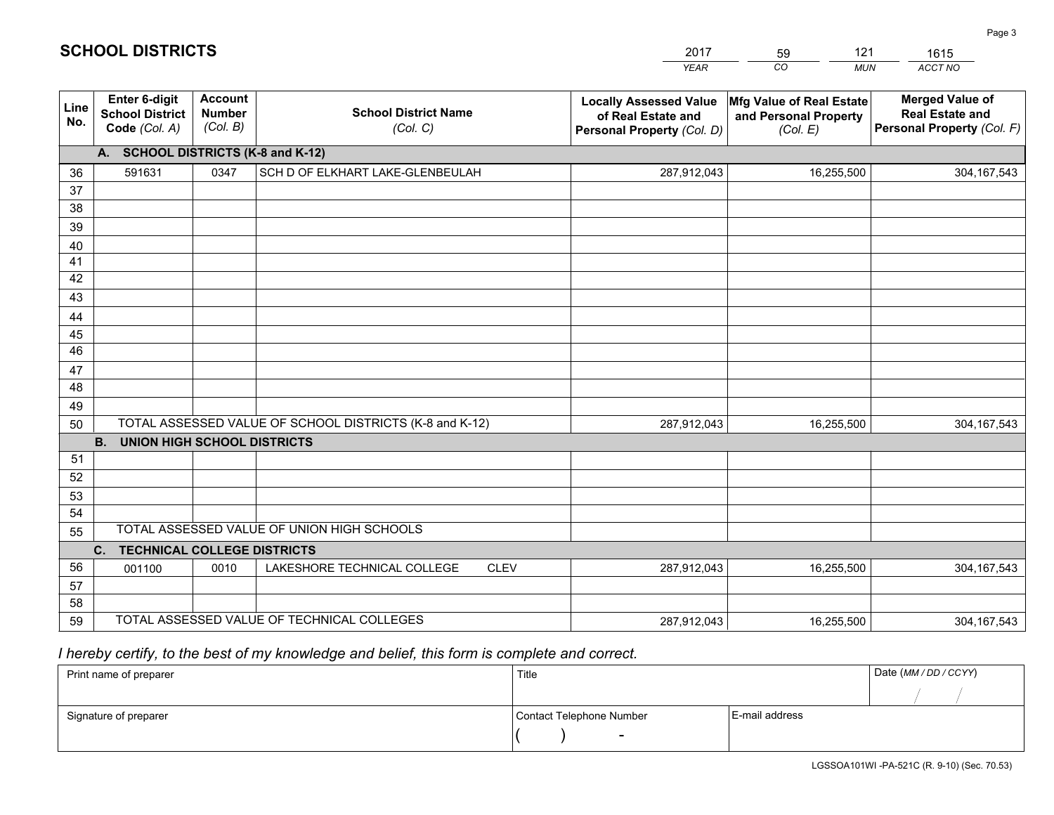# SCHOOL DISTRICTS

| 2017 | 59 | 121 | 1615 |
|---|---|---|---|
| *YEAR* | *CO* | *MUN* | *ACCT NO* |

| Line No. | Enter 6-digit School District Code *(Col. A)* | Account Number *(Col. B)* | School District Name *(Col. C)* | Locally Assessed Value of Real Estate and Personal Property *(Col. D)* | Mfg Value of Real Estate and Personal Property *(Col. E)* | Merged Value of Real Estate and Personal Property *(Col. F)* |
|---|---|---|---|---|---|---|
| **A. SCHOOL DISTRICTS (K-8 and K-12)** | | | | | | |
| 36 | 591631 | 0347 | SCH D OF ELKHART LAKE-GLENBEULAH | 287,912,043 | 16,255,500 | 304,167,543 |
| 37 | | | | | | |
| 38 | | | | | | |
| 39 | | | | | | |
| 40 | | | | | | |
| 41 | | | | | | |
| 42 | | | | | | |
| 43 | | | | | | |
| 44 | | | | | | |
| 45 | | | | | | |
| 46 | | | | | | |
| 47 | | | | | | |
| 48 | | | | | | |
| 49 | | | | | | |
| 50 | TOTAL ASSESSED VALUE OF SCHOOL DISTRICTS (K-8 and K-12) | | | 287,912,043 | 16,255,500 | 304,167,543 |
| **B. UNION HIGH SCHOOL DISTRICTS** | | | | | | |
| 51 | | | | | | |
| 52 | | | | | | |
| 53 | | | | | | |
| 54 | | | | | | |
| 55 | TOTAL ASSESSED VALUE OF UNION HIGH SCHOOLS | | | | | |
| **C. TECHNICAL COLLEGE DISTRICTS** | | | | | | |
| 56 | 001100 | 0010 | LAKESHORE TECHNICAL COLLEGE CLEV | 287,912,043 | 16,255,500 | 304,167,543 |
| 57 | | | | | | |
| 58 | | | | | | |
| 59 | TOTAL ASSESSED VALUE OF TECHNICAL COLLEGES | | | 287,912,043 | 16,255,500 | 304,167,543 |

*I hereby certify, to the best of my knowledge and belief, this form is complete and correct.*

| Print name of preparer | Title | | Date *(MM / DD / CCYY)* |
|---|---|---|---|
| | | | / / |
| Signature of preparer | Contact Telephone Number | E-mail address | |
| | ( ) - | | |

LGSSOA101WI -PA-521C (R. 9-10) (Sec. 70.53)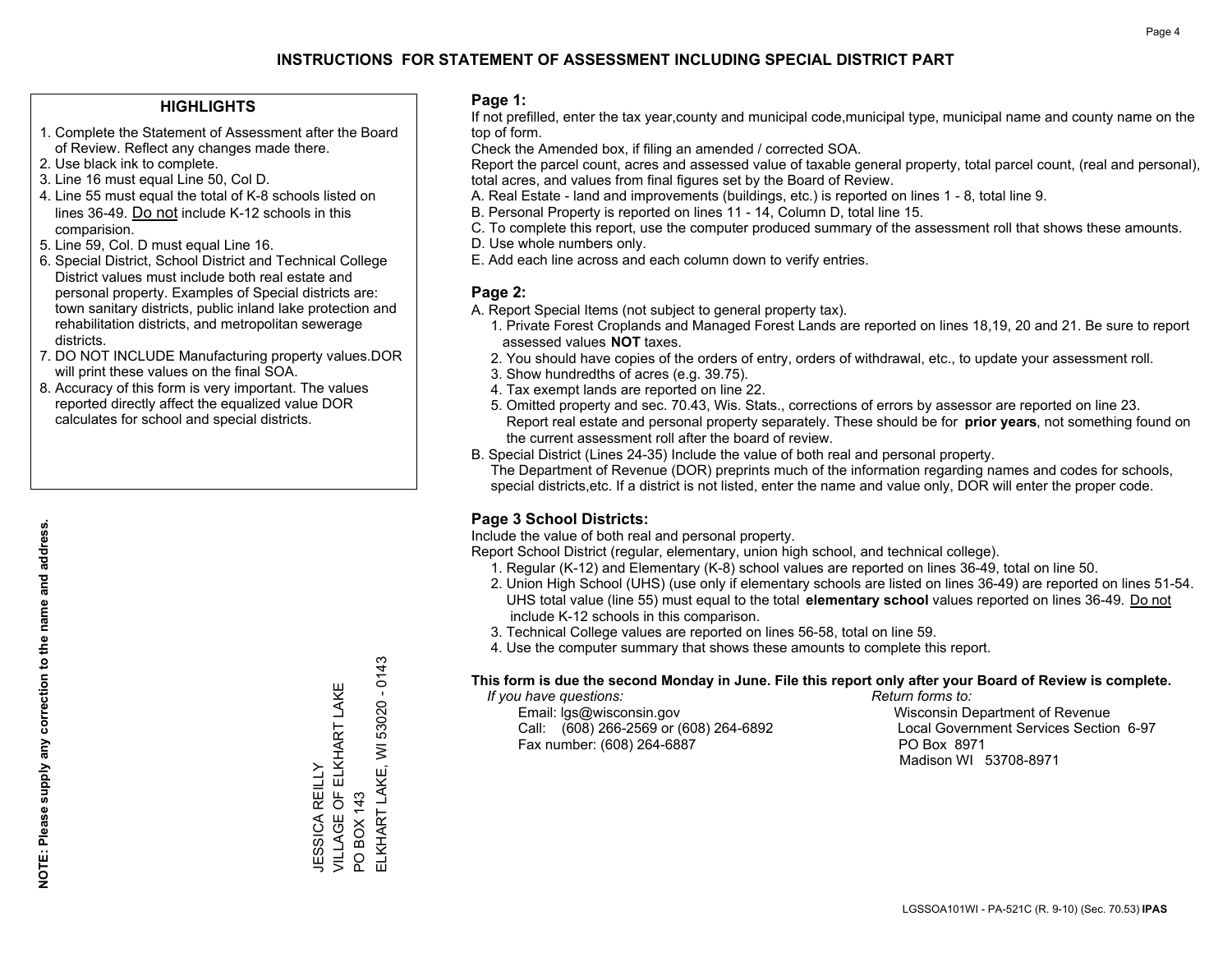# INSTRUCTIONS FOR STATEMENT OF ASSESSMENT INCLUDING SPECIAL DISTRICT PART

## HIGHLIGHTS

1. Complete the Statement of Assessment after the Board of Review. Reflect any changes made there.
2. Use black ink to complete.
3. Line 16 must equal Line 50, Col D.
4. Line 55 must equal the total of K-8 schools listed on lines 36-49. Do not include K-12 schools in this comparision.
5. Line 59, Col. D must equal Line 16.
6. Special District, School District and Technical College District values must include both real estate and personal property. Examples of Special districts are: town sanitary districts, public inland lake protection and rehabilitation districts, and metropolitan sewerage districts.
7. DO NOT INCLUDE Manufacturing property values.DOR will print these values on the final SOA.
8. Accuracy of this form is very important. The values reported directly affect the equalized value DOR calculates for school and special districts.

**NOTE: Please supply any correction to the name and address.**

JESSICA REILLY
VILLAGE OF ELKHART LAKE
PO BOX 143
ELKHART LAKE, WI 53020 - 0143

## Page 1:

If not prefilled, enter the tax year,county and municipal code,municipal type, municipal name and county name on the top of form.

Check the Amended box, if filing an amended / corrected SOA.

Report the parcel count, acres and assessed value of taxable general property, total parcel count, (real and personal), total acres, and values from final figures set by the Board of Review.

A. Real Estate - land and improvements (buildings, etc.) is reported on lines 1 - 8, total line 9.
B. Personal Property is reported on lines 11 - 14, Column D, total line 15.
C. To complete this report, use the computer produced summary of the assessment roll that shows these amounts.
D. Use whole numbers only.
E. Add each line across and each column down to verify entries.

## Page 2:

A. Report Special Items (not subject to general property tax).
   1. Private Forest Croplands and Managed Forest Lands are reported on lines 18,19, 20 and 21. Be sure to report assessed values **NOT** taxes.
   2. You should have copies of the orders of entry, orders of withdrawal, etc., to update your assessment roll.
   3. Show hundredths of acres (e.g. 39.75).
   4. Tax exempt lands are reported on line 22.
   5. Omitted property and sec. 70.43, Wis. Stats., corrections of errors by assessor are reported on line 23. Report real estate and personal property separately. These should be for **prior years**, not something found on the current assessment roll after the board of review.
B. Special District (Lines 24-35) Include the value of both real and personal property.
   The Department of Revenue (DOR) preprints much of the information regarding names and codes for schools, special districts,etc. If a district is not listed, enter the name and value only, DOR will enter the proper code.

## Page 3 School Districts:

Include the value of both real and personal property.

Report School District (regular, elementary, union high school, and technical college).

1. Regular (K-12) and Elementary (K-8) school values are reported on lines 36-49, total on line 50.
2. Union High School (UHS) (use only if elementary schools are listed on lines 36-49) are reported on lines 51-54. UHS total value (line 55) must equal to the total **elementary school** values reported on lines 36-49. Do not include K-12 schools in this comparison.
3. Technical College values are reported on lines 56-58, total on line 59.
4. Use the computer summary that shows these amounts to complete this report.

**This form is due the second Monday in June. File this report only after your Board of Review is complete.**

*If you have questions:*
Email: lgs@wisconsin.gov
Call: (608) 266-2569 or (608) 264-6892
Fax number: (608) 264-6887

*Return forms to:*
Wisconsin Department of Revenue
Local Government Services Section 6-97
PO Box 8971
Madison WI 53708-8971

LGSSOA101WI - PA-521C (R. 9-10) (Sec. 70.53) **IPAS**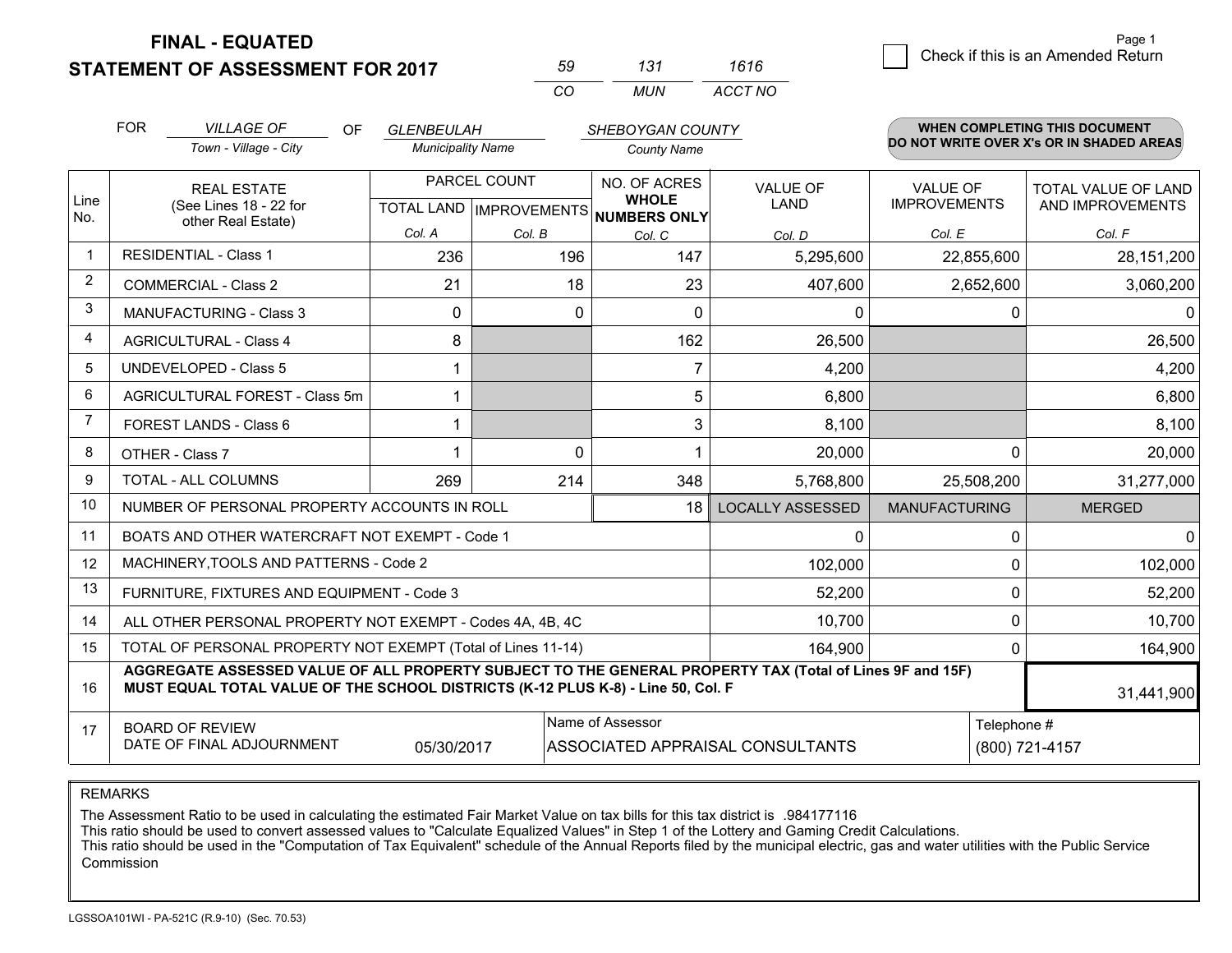# FINAL - EQUATED
## STATEMENT OF ASSESSMENT FOR 2017

| 59 | 131 | 1616 |
|---|---|---|
| CO | MUN | ACCT NO |

Check if this is an Amended Return

FOR *VILLAGE OF* (Town - Village - City) OF *GLENBEULAH* (Municipality Name) *SHEBOYGAN COUNTY* (County Name)

**WHEN COMPLETING THIS DOCUMENT DO NOT WRITE OVER X's OR IN SHADED AREAS**

| Line No. | REAL ESTATE (See Lines 18 - 22 for other Real Estate) | PARCEL COUNT TOTAL LAND Col. A | PARCEL COUNT IMPROVEMENTS Col. B | NO. OF ACRES WHOLE NUMBERS ONLY Col. C | VALUE OF LAND Col. D | VALUE OF IMPROVEMENTS Col. E | TOTAL VALUE OF LAND AND IMPROVEMENTS Col. F |
|---|---|---|---|---|---|---|---|
| 1 | RESIDENTIAL - Class 1 | 236 | 196 | 147 | 5,295,600 | 22,855,600 | 28,151,200 |
| 2 | COMMERCIAL - Class 2 | 21 | 18 | 23 | 407,600 | 2,652,600 | 3,060,200 |
| 3 | MANUFACTURING - Class 3 | 0 | 0 | 0 | 0 | 0 | 0 |
| 4 | AGRICULTURAL - Class 4 | 8 | | 162 | 26,500 | | 26,500 |
| 5 | UNDEVELOPED - Class 5 | 1 | | 7 | 4,200 | | 4,200 |
| 6 | AGRICULTURAL FOREST - Class 5m | 1 | | 5 | 6,800 | | 6,800 |
| 7 | FOREST LANDS - Class 6 | 1 | | 3 | 8,100 | | 8,100 |
| 8 | OTHER - Class 7 | 1 | 0 | 1 | 20,000 | 0 | 20,000 |
| 9 | TOTAL - ALL COLUMNS | 269 | 214 | 348 | 5,768,800 | 25,508,200 | 31,277,000 |
| 10 | NUMBER OF PERSONAL PROPERTY ACCOUNTS IN ROLL | | | 18 | LOCALLY ASSESSED | MANUFACTURING | MERGED |
| 11 | BOATS AND OTHER WATERCRAFT NOT EXEMPT - Code 1 | | | | 0 | 0 | 0 |
| 12 | MACHINERY,TOOLS AND PATTERNS - Code 2 | | | | 102,000 | 0 | 102,000 |
| 13 | FURNITURE, FIXTURES AND EQUIPMENT - Code 3 | | | | 52,200 | 0 | 52,200 |
| 14 | ALL OTHER PERSONAL PROPERTY NOT EXEMPT - Codes 4A, 4B, 4C | | | | 10,700 | 0 | 10,700 |
| 15 | TOTAL OF PERSONAL PROPERTY NOT EXEMPT (Total of Lines 11-14) | | | | 164,900 | 0 | 164,900 |
| 16 | **AGGREGATE ASSESSED VALUE OF ALL PROPERTY SUBJECT TO THE GENERAL PROPERTY TAX (Total of Lines 9F and 15F) MUST EQUAL TOTAL VALUE OF THE SCHOOL DISTRICTS (K-12 PLUS K-8) - Line 50, Col. F** | | | | | | 31,441,900 |
| 17 | BOARD OF REVIEW DATE OF FINAL ADJOURNMENT | 05/30/2017 | Name of Assessor | ASSOCIATED APPRAISAL CONSULTANTS | | Telephone # | (800) 721-4157 |

REMARKS

The Assessment Ratio to be used in calculating the estimated Fair Market Value on tax bills for this tax district is .984177116
This ratio should be used to convert assessed values to "Calculate Equalized Values" in Step 1 of the Lottery and Gaming Credit Calculations.
This ratio should be used in the "Computation of Tax Equivalent" schedule of the Annual Reports filed by the municipal electric, gas and water utilities with the Public Service Commission

LGSSOA101WI - PA-521C (R.9-10) (Sec. 70.53)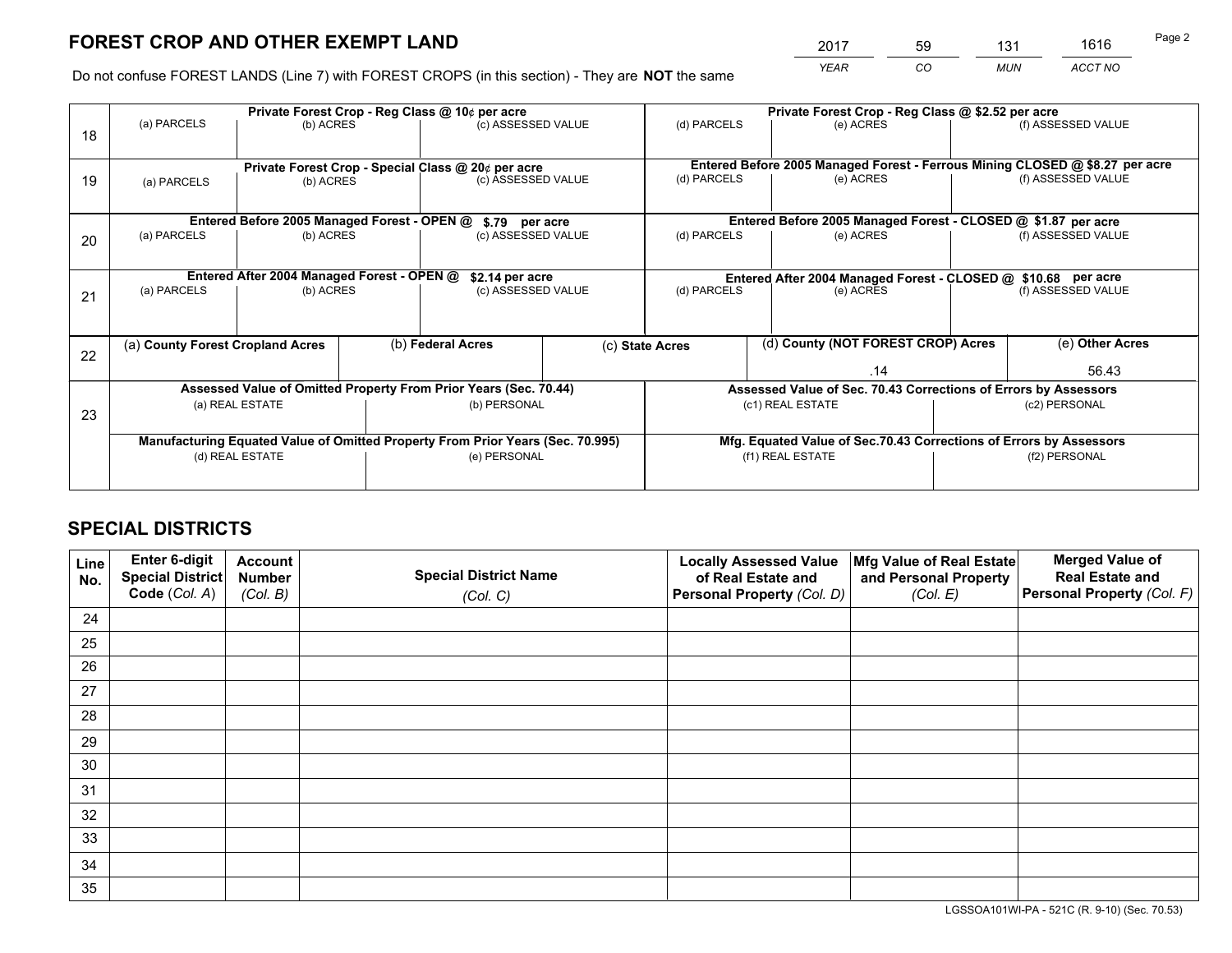# FOREST CROP AND OTHER EXEMPT LAND

| 2017 | 59 | 131 | 1616 |
|---|---|---|---|
| *YEAR* | *CO* | *MUN* | *ACCT NO* |

Do not confuse FOREST LANDS (Line 7) with FOREST CROPS (in this section) - They are **NOT** the same

| | Private Forest Crop - Reg Class @ 10¢ per acre | | | Private Forest Crop - Reg Class @ $2.52 per acre | | |
|---|---|---|---|---|---|---|
| 18 | (a) PARCELS | (b) ACRES | (c) ASSESSED VALUE | (d) PARCELS | (e) ACRES | (f) ASSESSED VALUE |
| | **Private Forest Crop - Special Class @ 20¢ per acre** | | | **Entered Before 2005 Managed Forest - Ferrous Mining CLOSED @ $8.27 per acre** | | |
| 19 | (a) PARCELS | (b) ACRES | (c) ASSESSED VALUE | (d) PARCELS | (e) ACRES | (f) ASSESSED VALUE |
| | **Entered Before 2005 Managed Forest - OPEN @ $.79 per acre** | | | **Entered Before 2005 Managed Forest - CLOSED @ $1.87 per acre** | | |
| 20 | (a) PARCELS | (b) ACRES | (c) ASSESSED VALUE | (d) PARCELS | (e) ACRES | (f) ASSESSED VALUE |
| | **Entered After 2004 Managed Forest - OPEN @ $2.14 per acre** | | | **Entered After 2004 Managed Forest - CLOSED @ $10.68 per acre** | | |
| 21 | (a) PARCELS | (b) ACRES | (c) ASSESSED VALUE | (d) PARCELS | (e) ACRES | (f) ASSESSED VALUE |

| | (a) **County Forest Cropland Acres** | (b) **Federal Acres** | (c) **State Acres** | (d) **County (NOT FOREST CROP) Acres** | (e) **Other Acres** |
|---|---|---|---|---|---|
| 22 | | | | .14 | 56.43 |

| | **Assessed Value of Omitted Property From Prior Years (Sec. 70.44)** | | **Assessed Value of Sec. 70.43 Corrections of Errors by Assessors** | |
|---|---|---|---|---|
| 23 | (a) REAL ESTATE | (b) PERSONAL | (c1) REAL ESTATE | (c2) PERSONAL |
| | **Manufacturing Equated Value of Omitted Property From Prior Years (Sec. 70.995)** | | **Mfg. Equated Value of Sec.70.43 Corrections of Errors by Assessors** | |
| | (d) REAL ESTATE | (e) PERSONAL | (f1) REAL ESTATE | (f2) PERSONAL |

# SPECIAL DISTRICTS

| Line No. | Enter 6-digit Special District Code (*Col. A*) | Account Number (*Col. B*) | Special District Name (*Col. C*) | Locally Assessed Value of Real Estate and Personal Property (*Col. D*) | Mfg Value of Real Estate and Personal Property (*Col. E*) | Merged Value of Real Estate and Personal Property (*Col. F*) |
|---|---|---|---|---|---|---|
| 24 | | | | | | |
| 25 | | | | | | |
| 26 | | | | | | |
| 27 | | | | | | |
| 28 | | | | | | |
| 29 | | | | | | |
| 30 | | | | | | |
| 31 | | | | | | |
| 32 | | | | | | |
| 33 | | | | | | |
| 34 | | | | | | |
| 35 | | | | | | |

LGSSOA101WI-PA - 521C (R. 9-10) (Sec. 70.53)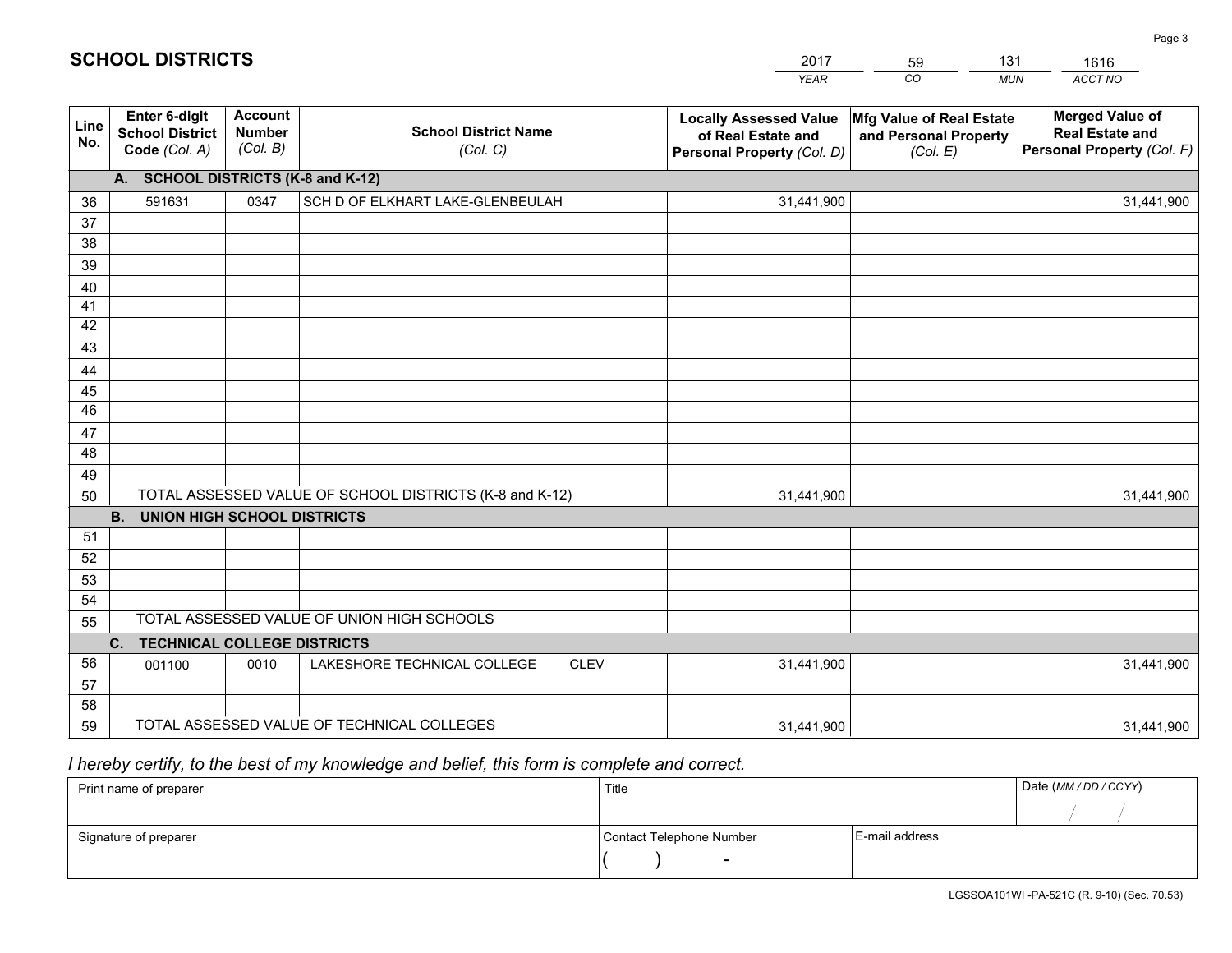# SCHOOL DISTRICTS

| 2017 | 59 | 131 | 1616 |
|---|---|---|---|
| *YEAR* | *CO* | *MUN* | *ACCT NO* |

| Line No. | Enter 6-digit School District Code *(Col. A)* | Account Number *(Col. B)* | School District Name *(Col. C)* | Locally Assessed Value of Real Estate and Personal Property *(Col. D)* | Mfg Value of Real Estate and Personal Property *(Col. E)* | Merged Value of Real Estate and Personal Property *(Col. F)* |
|---|---|---|---|---|---|---|
| **A. SCHOOL DISTRICTS (K-8 and K-12)** | | | | | | |
| 36 | 591631 | 0347 | SCH D OF ELKHART LAKE-GLENBEULAH | 31,441,900 | | 31,441,900 |
| 37 | | | | | | |
| 38 | | | | | | |
| 39 | | | | | | |
| 40 | | | | | | |
| 41 | | | | | | |
| 42 | | | | | | |
| 43 | | | | | | |
| 44 | | | | | | |
| 45 | | | | | | |
| 46 | | | | | | |
| 47 | | | | | | |
| 48 | | | | | | |
| 49 | | | | | | |
| 50 | TOTAL ASSESSED VALUE OF SCHOOL DISTRICTS (K-8 and K-12) | | | 31,441,900 | | 31,441,900 |
| **B. UNION HIGH SCHOOL DISTRICTS** | | | | | | |
| 51 | | | | | | |
| 52 | | | | | | |
| 53 | | | | | | |
| 54 | | | | | | |
| 55 | TOTAL ASSESSED VALUE OF UNION HIGH SCHOOLS | | | | | |
| **C. TECHNICAL COLLEGE DISTRICTS** | | | | | | |
| 56 | 001100 | 0010 | LAKESHORE TECHNICAL COLLEGE CLEV | 31,441,900 | | 31,441,900 |
| 57 | | | | | | |
| 58 | | | | | | |
| 59 | TOTAL ASSESSED VALUE OF TECHNICAL COLLEGES | | | 31,441,900 | | 31,441,900 |

*I hereby certify, to the best of my knowledge and belief, this form is complete and correct.*

| Print name of preparer | Title | | Date *(MM / DD / CCYY)* |
|---|---|---|---|
| | | | / / |
| Signature of preparer | Contact Telephone Number | E-mail address | |
| | ( ) - | | |

LGSSOA101WI -PA-521C (R. 9-10) (Sec. 70.53)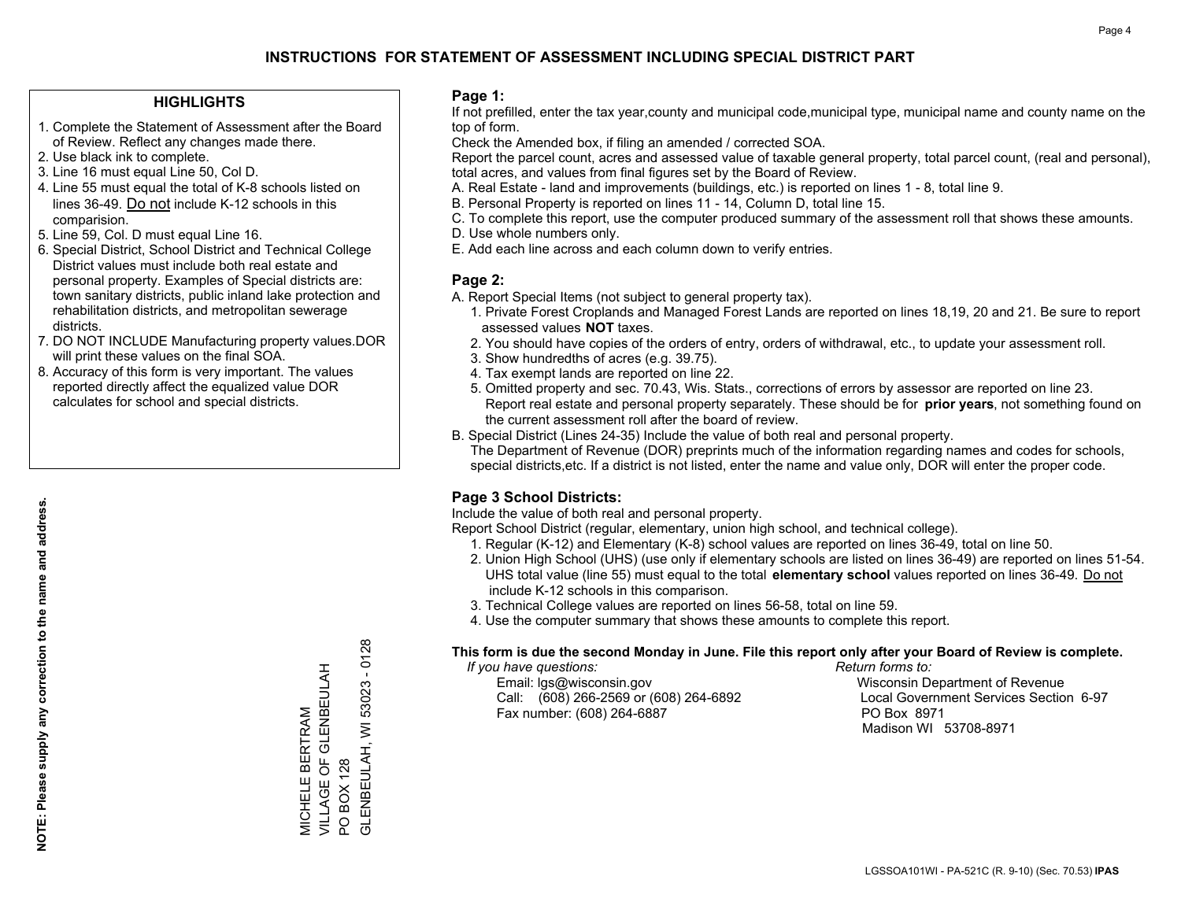# INSTRUCTIONS FOR STATEMENT OF ASSESSMENT INCLUDING SPECIAL DISTRICT PART

## HIGHLIGHTS

1. Complete the Statement of Assessment after the Board of Review. Reflect any changes made there.
2. Use black ink to complete.
3. Line 16 must equal Line 50, Col D.
4. Line 55 must equal the total of K-8 schools listed on lines 36-49. Do not include K-12 schools in this comparision.
5. Line 59, Col. D must equal Line 16.
6. Special District, School District and Technical College District values must include both real estate and personal property. Examples of Special districts are: town sanitary districts, public inland lake protection and rehabilitation districts, and metropolitan sewerage districts.
7. DO NOT INCLUDE Manufacturing property values.DOR will print these values on the final SOA.
8. Accuracy of this form is very important. The values reported directly affect the equalized value DOR calculates for school and special districts.

**NOTE: Please supply any correction to the name and address.**

MICHELE BERTRAM
VILLAGE OF GLENBEULAH
PO BOX 128
GLENBEULAH, WI 53023 - 0128

## Page 1:

If not prefilled, enter the tax year,county and municipal code,municipal type, municipal name and county name on the top of form.

Check the Amended box, if filing an amended / corrected SOA.

Report the parcel count, acres and assessed value of taxable general property, total parcel count, (real and personal), total acres, and values from final figures set by the Board of Review.

A. Real Estate - land and improvements (buildings, etc.) is reported on lines 1 - 8, total line 9.
B. Personal Property is reported on lines 11 - 14, Column D, total line 15.
C. To complete this report, use the computer produced summary of the assessment roll that shows these amounts.
D. Use whole numbers only.
E. Add each line across and each column down to verify entries.

## Page 2:

A. Report Special Items (not subject to general property tax).
   1. Private Forest Croplands and Managed Forest Lands are reported on lines 18,19, 20 and 21. Be sure to report assessed values **NOT** taxes.
   2. You should have copies of the orders of entry, orders of withdrawal, etc., to update your assessment roll.
   3. Show hundredths of acres (e.g. 39.75).
   4. Tax exempt lands are reported on line 22.
   5. Omitted property and sec. 70.43, Wis. Stats., corrections of errors by assessor are reported on line 23. Report real estate and personal property separately. These should be for **prior years**, not something found on the current assessment roll after the board of review.

B. Special District (Lines 24-35) Include the value of both real and personal property.
   The Department of Revenue (DOR) preprints much of the information regarding names and codes for schools, special districts,etc. If a district is not listed, enter the name and value only, DOR will enter the proper code.

## Page 3 School Districts:

Include the value of both real and personal property.

Report School District (regular, elementary, union high school, and technical college).

1. Regular (K-12) and Elementary (K-8) school values are reported on lines 36-49, total on line 50.
2. Union High School (UHS) (use only if elementary schools are listed on lines 36-49) are reported on lines 51-54. UHS total value (line 55) must equal to the total **elementary school** values reported on lines 36-49. Do not include K-12 schools in this comparison.
3. Technical College values are reported on lines 56-58, total on line 59.
4. Use the computer summary that shows these amounts to complete this report.

**This form is due the second Monday in June. File this report only after your Board of Review is complete.**

*If you have questions:*
Email: lgs@wisconsin.gov
Call: (608) 266-2569 or (608) 264-6892
Fax number: (608) 264-6887

*Return forms to:*
Wisconsin Department of Revenue
Local Government Services Section 6-97
PO Box 8971
Madison WI 53708-8971

LGSSOA101WI - PA-521C (R. 9-10) (Sec. 70.53) **IPAS**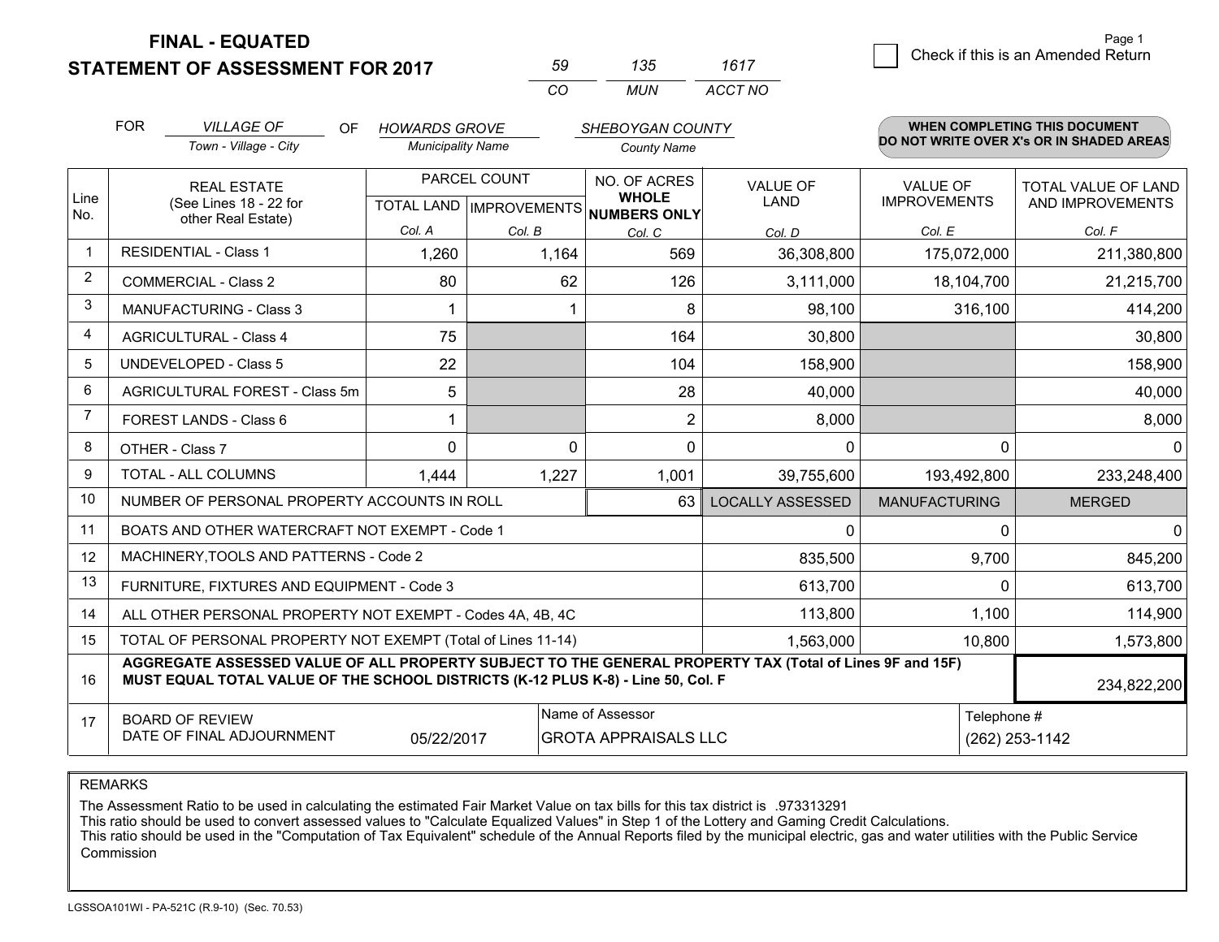**FINAL - EQUATED**
**STATEMENT OF ASSESSMENT FOR 2017**

| 59 | 135 | 1617 |
|---|---|---|
| CO | MUN | ACCT NO |

☐ Check if this is an Amended Return

| FOR | VILLAGE OF | OF | HOWARDS GROVE | SHEBOYGAN COUNTY |
|---|---|---|---|---|
| | Town - Village - City | | Municipality Name | County Name |

**WHEN COMPLETING THIS DOCUMENT DO NOT WRITE OVER X's OR IN SHADED AREAS**

| Line No. | REAL ESTATE (See Lines 18 - 22 for other Real Estate) | PARCEL COUNT TOTAL LAND Col. A | PARCEL COUNT IMPROVEMENTS Col. B | NO. OF ACRES WHOLE NUMBERS ONLY Col. C | VALUE OF LAND Col. D | VALUE OF IMPROVEMENTS Col. E | TOTAL VALUE OF LAND AND IMPROVEMENTS Col. F |
|---|---|---|---|---|---|---|---|
| 1 | RESIDENTIAL - Class 1 | 1,260 | 1,164 | 569 | 36,308,800 | 175,072,000 | 211,380,800 |
| 2 | COMMERCIAL - Class 2 | 80 | 62 | 126 | 3,111,000 | 18,104,700 | 21,215,700 |
| 3 | MANUFACTURING - Class 3 | 1 | 1 | 8 | 98,100 | 316,100 | 414,200 |
| 4 | AGRICULTURAL - Class 4 | 75 | | 164 | 30,800 | | 30,800 |
| 5 | UNDEVELOPED - Class 5 | 22 | | 104 | 158,900 | | 158,900 |
| 6 | AGRICULTURAL FOREST - Class 5m | 5 | | 28 | 40,000 | | 40,000 |
| 7 | FOREST LANDS - Class 6 | 1 | | 2 | 8,000 | | 8,000 |
| 8 | OTHER - Class 7 | 0 | 0 | 0 | 0 | 0 | 0 |
| 9 | TOTAL - ALL COLUMNS | 1,444 | 1,227 | 1,001 | 39,755,600 | 193,492,800 | 233,248,400 |
| 10 | NUMBER OF PERSONAL PROPERTY ACCOUNTS IN ROLL | | | 63 | LOCALLY ASSESSED | MANUFACTURING | MERGED |
| 11 | BOATS AND OTHER WATERCRAFT NOT EXEMPT - Code 1 | | | | 0 | 0 | 0 |
| 12 | MACHINERY,TOOLS AND PATTERNS - Code 2 | | | | 835,500 | 9,700 | 845,200 |
| 13 | FURNITURE, FIXTURES AND EQUIPMENT - Code 3 | | | | 613,700 | 0 | 613,700 |
| 14 | ALL OTHER PERSONAL PROPERTY NOT EXEMPT - Codes 4A, 4B, 4C | | | | 113,800 | 1,100 | 114,900 |
| 15 | TOTAL OF PERSONAL PROPERTY NOT EXEMPT (Total of Lines 11-14) | | | | 1,563,000 | 10,800 | 1,573,800 |
| 16 | **AGGREGATE ASSESSED VALUE OF ALL PROPERTY SUBJECT TO THE GENERAL PROPERTY TAX (Total of Lines 9F and 15F) MUST EQUAL TOTAL VALUE OF THE SCHOOL DISTRICTS (K-12 PLUS K-8) - Line 50, Col. F** | | | | | | 234,822,200 |
| 17 | BOARD OF REVIEW DATE OF FINAL ADJOURNMENT | 05/22/2017 | Name of Assessor | GROTA APPRAISALS LLC | | Telephone # | (262) 253-1142 |

REMARKS

The Assessment Ratio to be used in calculating the estimated Fair Market Value on tax bills for this tax district is .973313291
This ratio should be used to convert assessed values to "Calculate Equalized Values" in Step 1 of the Lottery and Gaming Credit Calculations.
This ratio should be used in the "Computation of Tax Equivalent" schedule of the Annual Reports filed by the municipal electric, gas and water utilities with the Public Service Commission

LGSSOA101WI - PA-521C (R.9-10) (Sec. 70.53)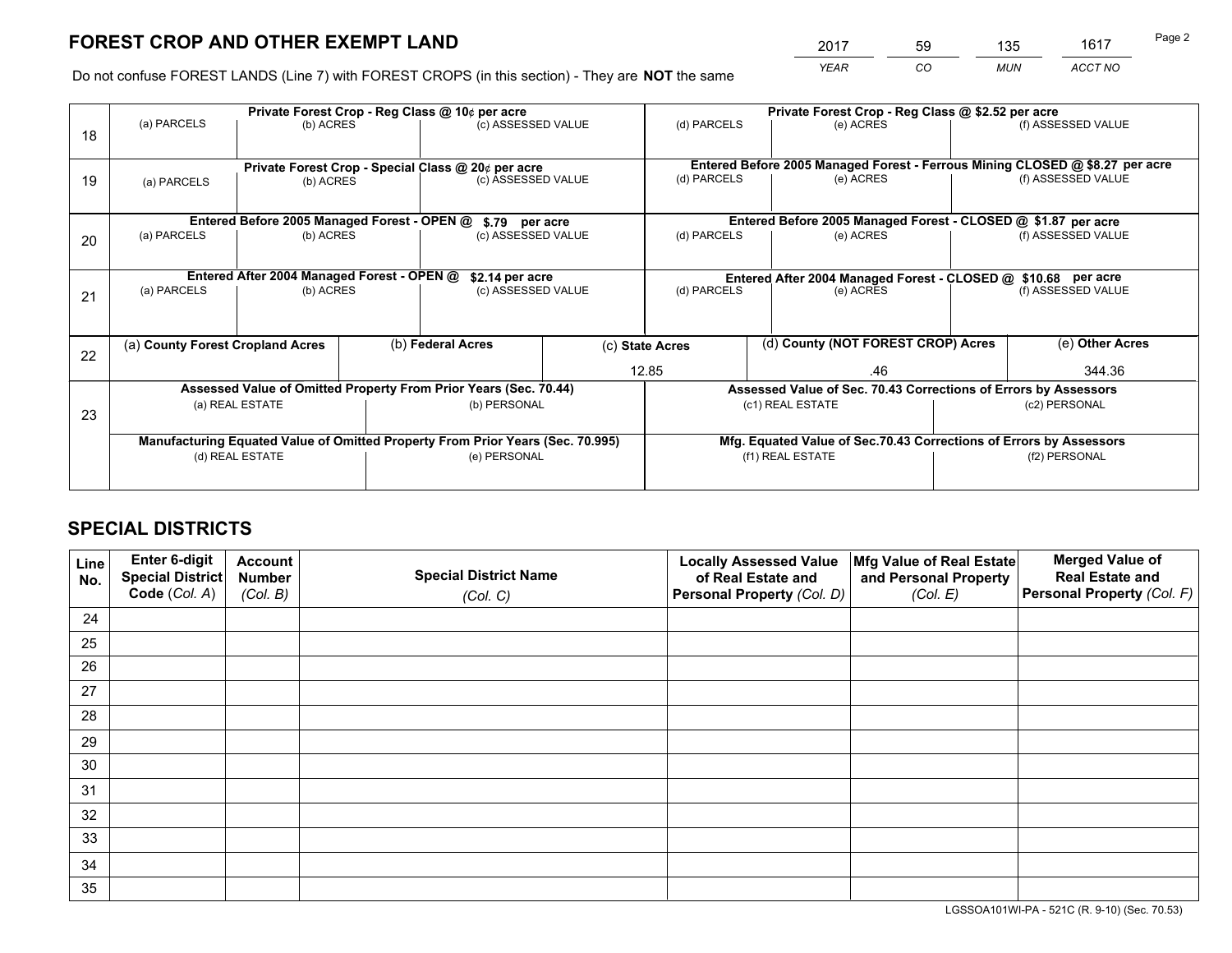# FOREST CROP AND OTHER EXEMPT LAND

| 2017 | 59 | 135 | 1617 |
|---|---|---|---|
| *YEAR* | *CO* | *MUN* | *ACCT NO* |

Do not confuse FOREST LANDS (Line 7) with FOREST CROPS (in this section) - They are **NOT** the same

| | Private Forest Crop - Reg Class @ 10¢ per acre | | | Private Forest Crop - Reg Class @ $2.52 per acre | | |
|---|---|---|---|---|---|---|
| 18 | (a) PARCELS | (b) ACRES | (c) ASSESSED VALUE | (d) PARCELS | (e) ACRES | (f) ASSESSED VALUE |
| | **Private Forest Crop - Special Class @ 20¢ per acre** | | | **Entered Before 2005 Managed Forest - Ferrous Mining CLOSED @ $8.27 per acre** | | |
| 19 | (a) PARCELS | (b) ACRES | (c) ASSESSED VALUE | (d) PARCELS | (e) ACRES | (f) ASSESSED VALUE |
| | **Entered Before 2005 Managed Forest - OPEN @ $.79 per acre** | | | **Entered Before 2005 Managed Forest - CLOSED @ $1.87 per acre** | | |
| 20 | (a) PARCELS | (b) ACRES | (c) ASSESSED VALUE | (d) PARCELS | (e) ACRES | (f) ASSESSED VALUE |
| | **Entered After 2004 Managed Forest - OPEN @ $2.14 per acre** | | | **Entered After 2004 Managed Forest - CLOSED @ $10.68 per acre** | | |
| 21 | (a) PARCELS | (b) ACRES | (c) ASSESSED VALUE | (d) PARCELS | (e) ACRES | (f) ASSESSED VALUE |

| | (a) County Forest Cropland Acres | (b) Federal Acres | (c) State Acres | (d) County (NOT FOREST CROP) Acres | (e) Other Acres |
|---|---|---|---|---|---|
| 22 | | | 12.85 | .46 | 344.36 |

| | Assessed Value of Omitted Property From Prior Years (Sec. 70.44) | | Assessed Value of Sec. 70.43 Corrections of Errors by Assessors | |
|---|---|---|---|---|
| 23 | (a) REAL ESTATE | (b) PERSONAL | (c1) REAL ESTATE | (c2) PERSONAL |
| | **Manufacturing Equated Value of Omitted Property From Prior Years (Sec. 70.995)** | | **Mfg. Equated Value of Sec.70.43 Corrections of Errors by Assessors** | |
| | (d) REAL ESTATE | (e) PERSONAL | (f1) REAL ESTATE | (f2) PERSONAL |

# SPECIAL DISTRICTS

| Line No. | Enter 6-digit Special District Code (*Col. A*) | Account Number (*Col. B*) | Special District Name (*Col. C*) | Locally Assessed Value of Real Estate and Personal Property (*Col. D*) | Mfg Value of Real Estate and Personal Property (*Col. E*) | Merged Value of Real Estate and Personal Property (*Col. F*) |
|---|---|---|---|---|---|---|
| 24 | | | | | | |
| 25 | | | | | | |
| 26 | | | | | | |
| 27 | | | | | | |
| 28 | | | | | | |
| 29 | | | | | | |
| 30 | | | | | | |
| 31 | | | | | | |
| 32 | | | | | | |
| 33 | | | | | | |
| 34 | | | | | | |
| 35 | | | | | | |

LGSSOA101WI-PA - 521C (R. 9-10) (Sec. 70.53)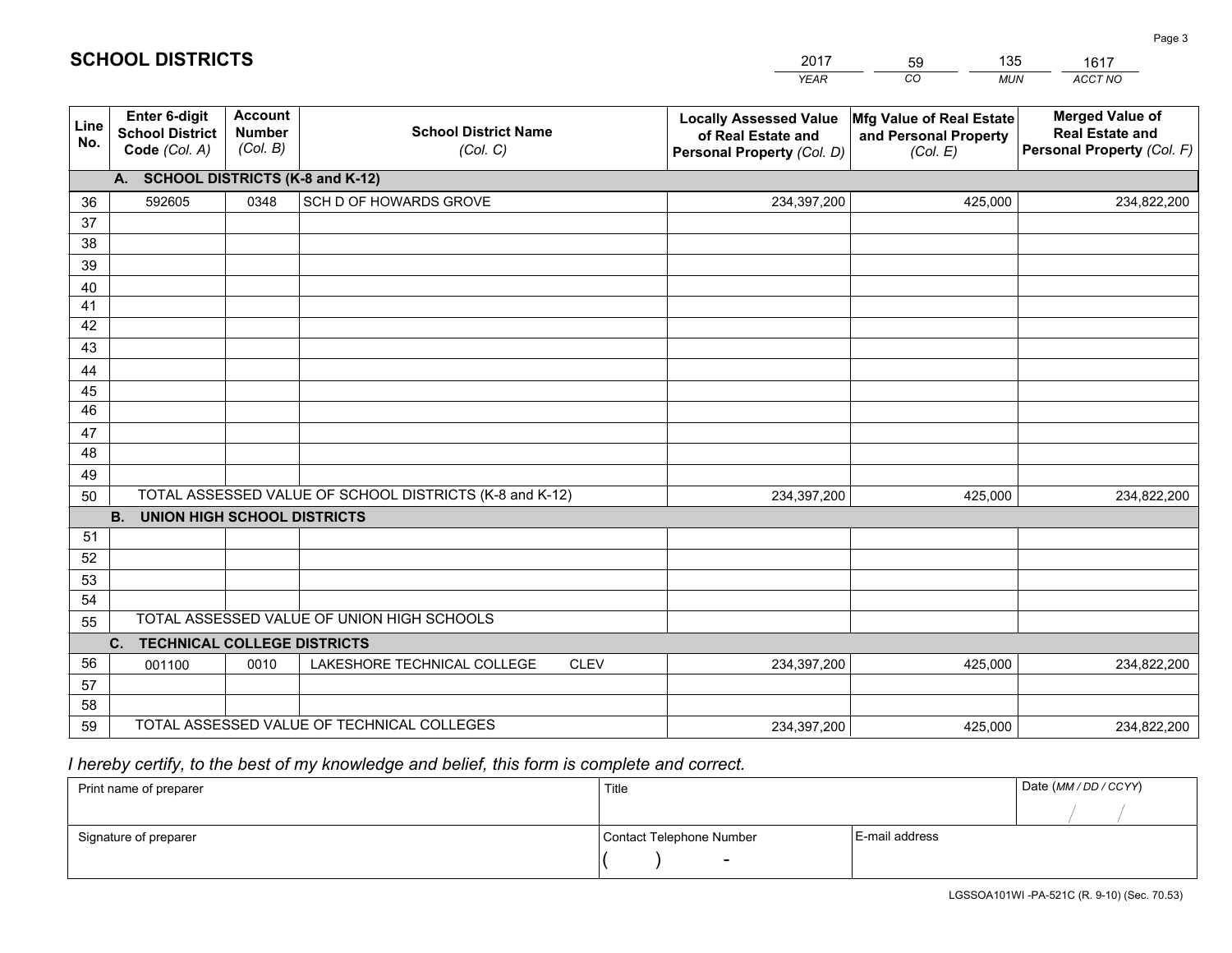## SCHOOL DISTRICTS

| 2017 | 59 | 135 | 1617 |
|---|---|---|---|
| *YEAR* | *CO* | *MUN* | *ACCT NO* |

| Line No. | Enter 6-digit School District Code *(Col. A)* | Account Number *(Col. B)* | School District Name *(Col. C)* | Locally Assessed Value of Real Estate and Personal Property *(Col. D)* | Mfg Value of Real Estate and Personal Property *(Col. E)* | Merged Value of Real Estate and Personal Property *(Col. F)* |
|---|---|---|---|---|---|---|
| **A. SCHOOL DISTRICTS (K-8 and K-12)** | | | | | | |
| 36 | 592605 | 0348 | SCH D OF HOWARDS GROVE | 234,397,200 | 425,000 | 234,822,200 |
| 37 | | | | | | |
| 38 | | | | | | |
| 39 | | | | | | |
| 40 | | | | | | |
| 41 | | | | | | |
| 42 | | | | | | |
| 43 | | | | | | |
| 44 | | | | | | |
| 45 | | | | | | |
| 46 | | | | | | |
| 47 | | | | | | |
| 48 | | | | | | |
| 49 | | | | | | |
| 50 | TOTAL ASSESSED VALUE OF SCHOOL DISTRICTS (K-8 and K-12) | | | 234,397,200 | 425,000 | 234,822,200 |
| **B. UNION HIGH SCHOOL DISTRICTS** | | | | | | |
| 51 | | | | | | |
| 52 | | | | | | |
| 53 | | | | | | |
| 54 | | | | | | |
| 55 | TOTAL ASSESSED VALUE OF UNION HIGH SCHOOLS | | | | | |
| **C. TECHNICAL COLLEGE DISTRICTS** | | | | | | |
| 56 | 001100 | 0010 | LAKESHORE TECHNICAL COLLEGE CLEV | 234,397,200 | 425,000 | 234,822,200 |
| 57 | | | | | | |
| 58 | | | | | | |
| 59 | TOTAL ASSESSED VALUE OF TECHNICAL COLLEGES | | | 234,397,200 | 425,000 | 234,822,200 |

*I hereby certify, to the best of my knowledge and belief, this form is complete and correct.*

| Print name of preparer | Title | | Date *(MM / DD / CCYY)* |
|---|---|---|---|
| | | | / / |
| Signature of preparer | Contact Telephone Number | E-mail address | |
| | ( ) - | | |

LGSSOA101WI -PA-521C (R. 9-10) (Sec. 70.53)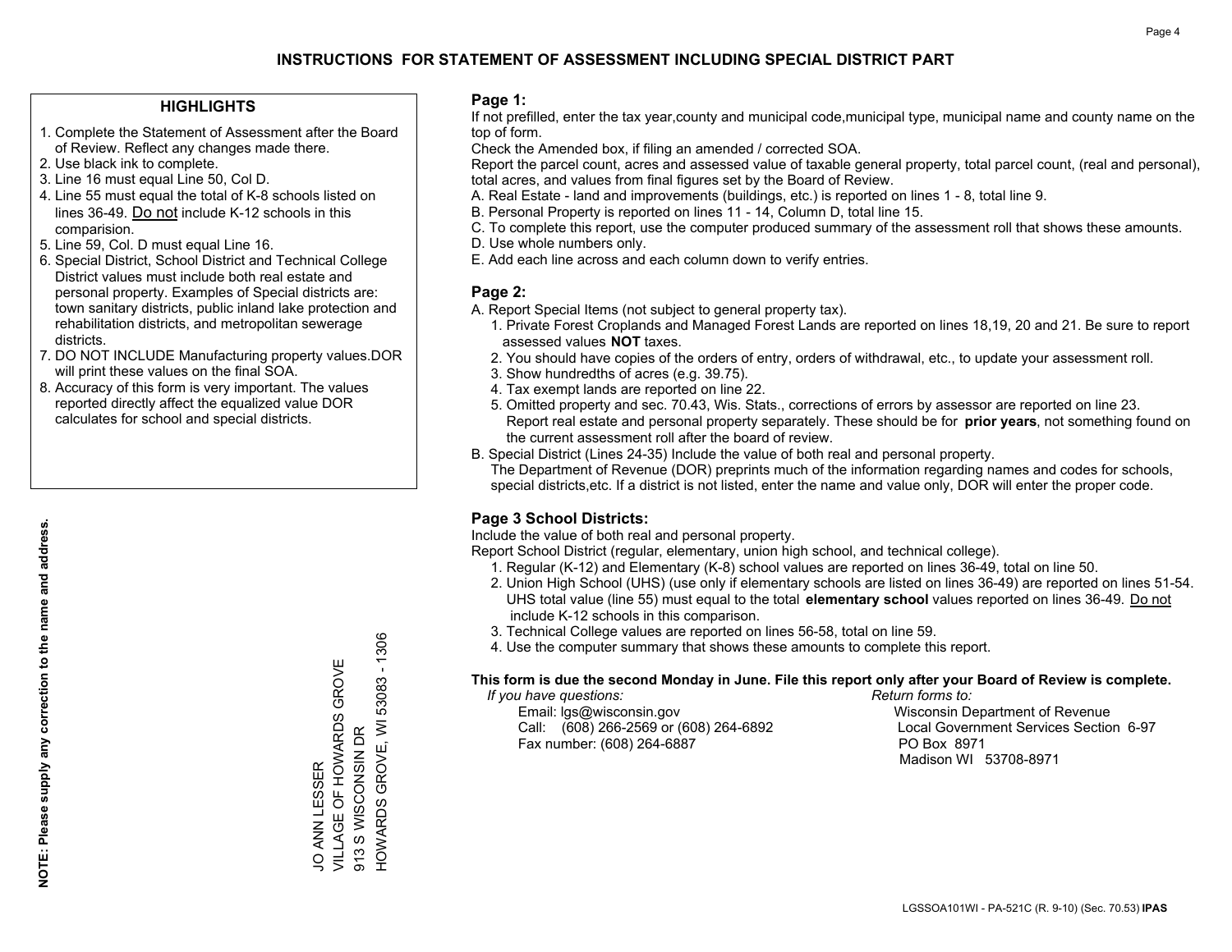# INSTRUCTIONS FOR STATEMENT OF ASSESSMENT INCLUDING SPECIAL DISTRICT PART

## HIGHLIGHTS

1. Complete the Statement of Assessment after the Board of Review. Reflect any changes made there.
2. Use black ink to complete.
3. Line 16 must equal Line 50, Col D.
4. Line 55 must equal the total of K-8 schools listed on lines 36-49. Do not include K-12 schools in this comparision.
5. Line 59, Col. D must equal Line 16.
6. Special District, School District and Technical College District values must include both real estate and personal property. Examples of Special districts are: town sanitary districts, public inland lake protection and rehabilitation districts, and metropolitan sewerage districts.
7. DO NOT INCLUDE Manufacturing property values.DOR will print these values on the final SOA.
8. Accuracy of this form is very important. The values reported directly affect the equalized value DOR calculates for school and special districts.

**NOTE: Please supply any correction to the name and address.**

JO ANN LESSER
VILLAGE OF HOWARDS GROVE
913 S WISCONSIN DR
HOWARDS GROVE, WI 53083 - 1306

## Page 1:

If not prefilled, enter the tax year,county and municipal code,municipal type, municipal name and county name on the top of form.

Check the Amended box, if filing an amended / corrected SOA.

Report the parcel count, acres and assessed value of taxable general property, total parcel count, (real and personal), total acres, and values from final figures set by the Board of Review.

A. Real Estate - land and improvements (buildings, etc.) is reported on lines 1 - 8, total line 9.
B. Personal Property is reported on lines 11 - 14, Column D, total line 15.
C. To complete this report, use the computer produced summary of the assessment roll that shows these amounts.
D. Use whole numbers only.
E. Add each line across and each column down to verify entries.

## Page 2:

A. Report Special Items (not subject to general property tax).
   1. Private Forest Croplands and Managed Forest Lands are reported on lines 18,19, 20 and 21. Be sure to report assessed values **NOT** taxes.
   2. You should have copies of the orders of entry, orders of withdrawal, etc., to update your assessment roll.
   3. Show hundredths of acres (e.g. 39.75).
   4. Tax exempt lands are reported on line 22.
   5. Omitted property and sec. 70.43, Wis. Stats., corrections of errors by assessor are reported on line 23. Report real estate and personal property separately. These should be for **prior years**, not something found on the current assessment roll after the board of review.
B. Special District (Lines 24-35) Include the value of both real and personal property.
   The Department of Revenue (DOR) preprints much of the information regarding names and codes for schools, special districts,etc. If a district is not listed, enter the name and value only, DOR will enter the proper code.

## Page 3 School Districts:

Include the value of both real and personal property.

Report School District (regular, elementary, union high school, and technical college).

1. Regular (K-12) and Elementary (K-8) school values are reported on lines 36-49, total on line 50.
2. Union High School (UHS) (use only if elementary schools are listed on lines 36-49) are reported on lines 51-54. UHS total value (line 55) must equal to the total **elementary school** values reported on lines 36-49. Do not include K-12 schools in this comparison.
3. Technical College values are reported on lines 56-58, total on line 59.
4. Use the computer summary that shows these amounts to complete this report.

**This form is due the second Monday in June. File this report only after your Board of Review is complete.**

*If you have questions:*
Email: lgs@wisconsin.gov
Call: (608) 266-2569 or (608) 264-6892
Fax number: (608) 264-6887

*Return forms to:*
Wisconsin Department of Revenue
Local Government Services Section 6-97
PO Box 8971
Madison WI 53708-8971

LGSSOA101WI - PA-521C (R. 9-10) (Sec. 70.53) **IPAS**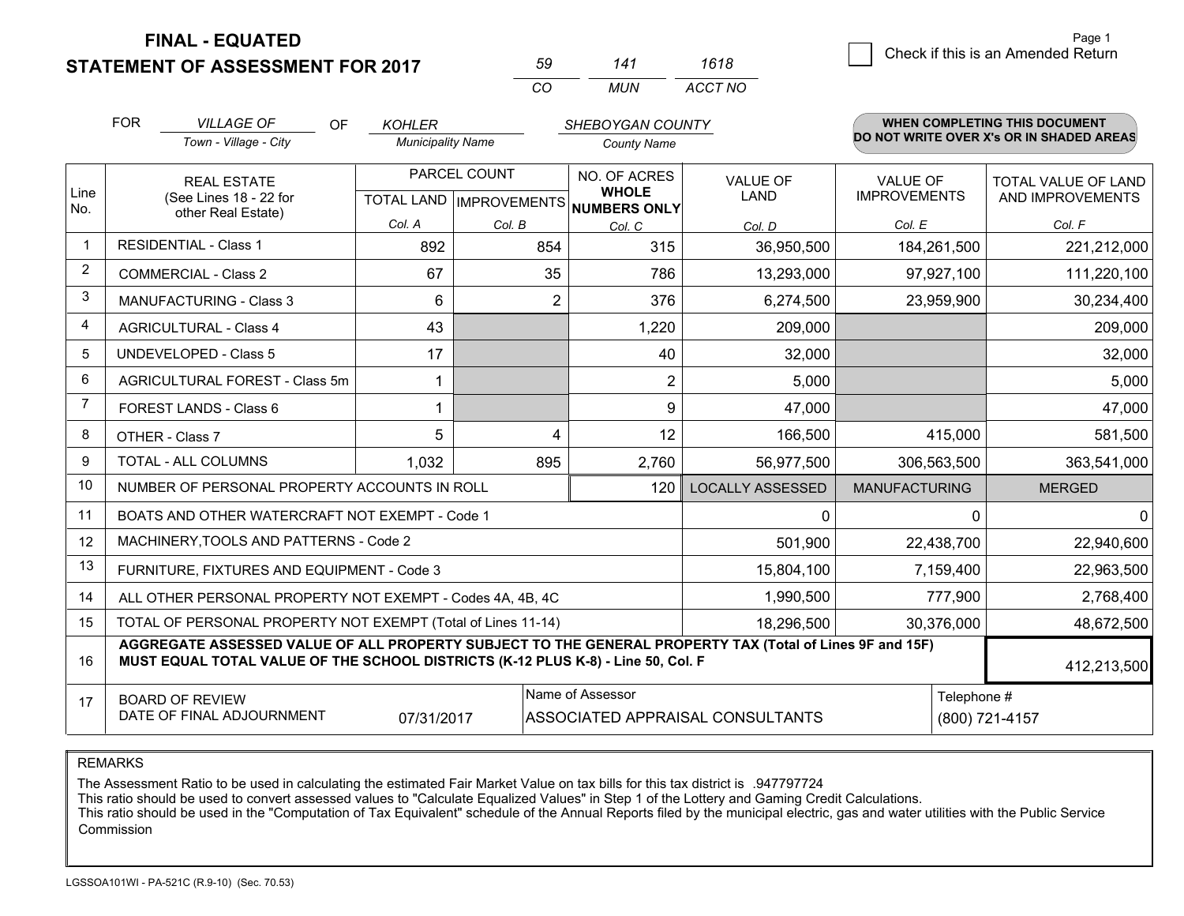# FINAL - EQUATED
# STATEMENT OF ASSESSMENT FOR 2017

| 59 | 141 | 1618 |
|---|---|---|
| CO | MUN | ACCT NO |

Check if this is an Amended Return

FOR *VILLAGE OF* (Town - Village - City) OF *KOHLER* (Municipality Name) *SHEBOYGAN COUNTY* (County Name)

**WHEN COMPLETING THIS DOCUMENT DO NOT WRITE OVER X's OR IN SHADED AREAS**

| Line No. | REAL ESTATE (See Lines 18 - 22 for other Real Estate) | PARCEL COUNT TOTAL LAND Col. A | PARCEL COUNT IMPROVEMENTS Col. B | NO. OF ACRES WHOLE NUMBERS ONLY Col. C | VALUE OF LAND Col. D | VALUE OF IMPROVEMENTS Col. E | TOTAL VALUE OF LAND AND IMPROVEMENTS Col. F |
|---|---|---|---|---|---|---|---|
| 1 | RESIDENTIAL - Class 1 | 892 | 854 | 315 | 36,950,500 | 184,261,500 | 221,212,000 |
| 2 | COMMERCIAL - Class 2 | 67 | 35 | 786 | 13,293,000 | 97,927,100 | 111,220,100 |
| 3 | MANUFACTURING - Class 3 | 6 | 2 | 376 | 6,274,500 | 23,959,900 | 30,234,400 |
| 4 | AGRICULTURAL - Class 4 | 43 | | 1,220 | 209,000 | | 209,000 |
| 5 | UNDEVELOPED - Class 5 | 17 | | 40 | 32,000 | | 32,000 |
| 6 | AGRICULTURAL FOREST - Class 5m | 1 | | 2 | 5,000 | | 5,000 |
| 7 | FOREST LANDS - Class 6 | 1 | | 9 | 47,000 | | 47,000 |
| 8 | OTHER - Class 7 | 5 | 4 | 12 | 166,500 | 415,000 | 581,500 |
| 9 | TOTAL - ALL COLUMNS | 1,032 | 895 | 2,760 | 56,977,500 | 306,563,500 | 363,541,000 |
| 10 | NUMBER OF PERSONAL PROPERTY ACCOUNTS IN ROLL | | | 120 | LOCALLY ASSESSED | MANUFACTURING | MERGED |
| 11 | BOATS AND OTHER WATERCRAFT NOT EXEMPT - Code 1 | | | | 0 | 0 | 0 |
| 12 | MACHINERY,TOOLS AND PATTERNS - Code 2 | | | | 501,900 | 22,438,700 | 22,940,600 |
| 13 | FURNITURE, FIXTURES AND EQUIPMENT - Code 3 | | | | 15,804,100 | 7,159,400 | 22,963,500 |
| 14 | ALL OTHER PERSONAL PROPERTY NOT EXEMPT - Codes 4A, 4B, 4C | | | | 1,990,500 | 777,900 | 2,768,400 |
| 15 | TOTAL OF PERSONAL PROPERTY NOT EXEMPT (Total of Lines 11-14) | | | | 18,296,500 | 30,376,000 | 48,672,500 |
| 16 | **AGGREGATE ASSESSED VALUE OF ALL PROPERTY SUBJECT TO THE GENERAL PROPERTY TAX (Total of Lines 9F and 15F) MUST EQUAL TOTAL VALUE OF THE SCHOOL DISTRICTS (K-12 PLUS K-8) - Line 50, Col. F** | | | | | | 412,213,500 |
| 17 | BOARD OF REVIEW DATE OF FINAL ADJOURNMENT | 07/31/2017 | Name of Assessor | ASSOCIATED APPRAISAL CONSULTANTS | | Telephone # | (800) 721-4157 |

REMARKS

The Assessment Ratio to be used in calculating the estimated Fair Market Value on tax bills for this tax district is .947797724
This ratio should be used to convert assessed values to "Calculate Equalized Values" in Step 1 of the Lottery and Gaming Credit Calculations.
This ratio should be used in the "Computation of Tax Equivalent" schedule of the Annual Reports filed by the municipal electric, gas and water utilities with the Public Service Commission

LGSSOA101WI - PA-521C (R.9-10) (Sec. 70.53)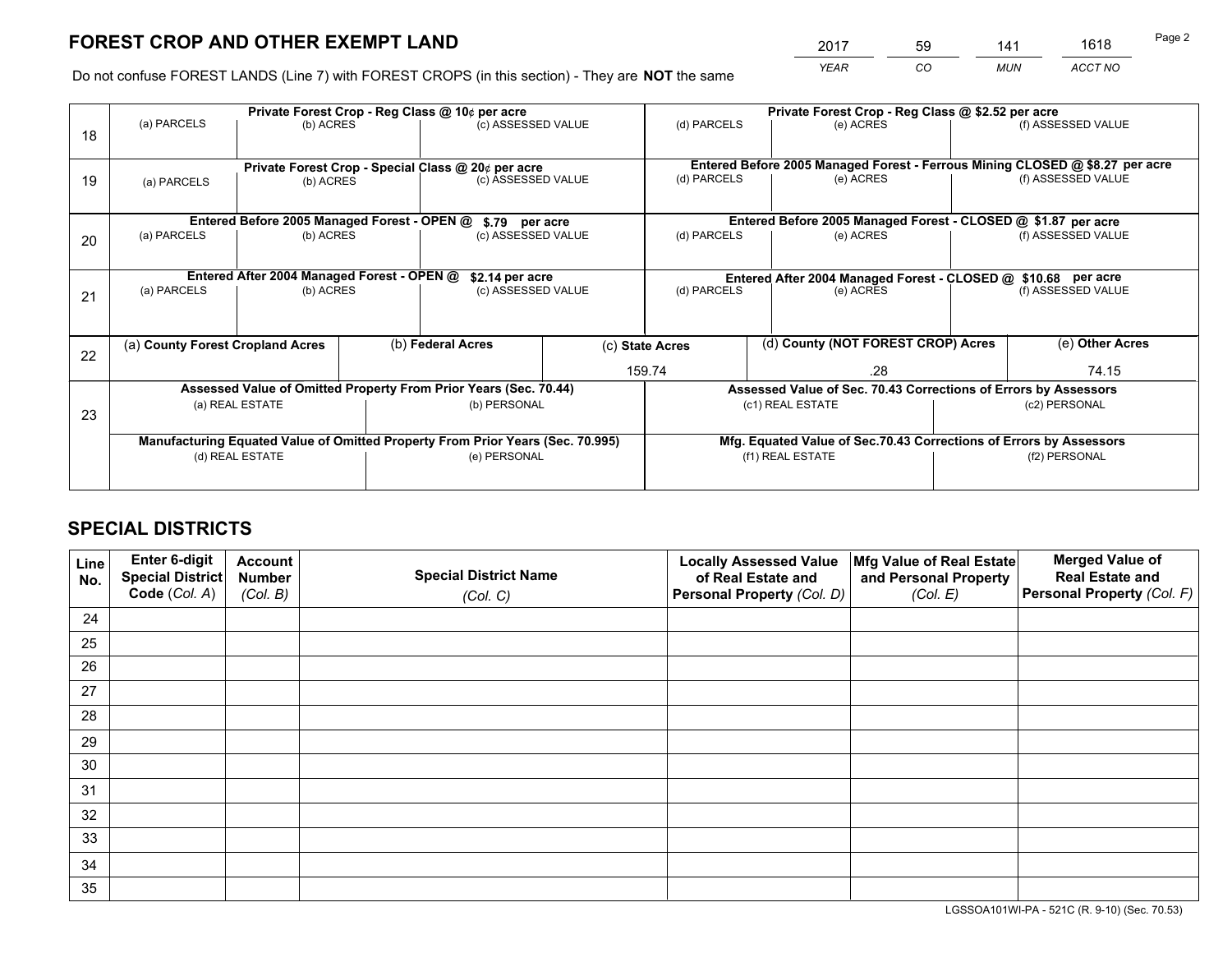# FOREST CROP AND OTHER EXEMPT LAND

| 2017 | 59 | 141 | 1618 |
|---|---|---|---|
| *YEAR* | *CO* | *MUN* | *ACCT NO* |

Do not confuse FOREST LANDS (Line 7) with FOREST CROPS (in this section) - They are **NOT** the same

| | Private Forest Crop - Reg Class @ 10¢ per acre | | | Private Forest Crop - Reg Class @ $2.52 per acre | | |
|---|---|---|---|---|---|---|
| 18 | (a) PARCELS | (b) ACRES | (c) ASSESSED VALUE | (d) PARCELS | (e) ACRES | (f) ASSESSED VALUE |
| | **Private Forest Crop - Special Class @ 20¢ per acre** | | | **Entered Before 2005 Managed Forest - Ferrous Mining CLOSED @ $8.27 per acre** | | |
| 19 | (a) PARCELS | (b) ACRES | (c) ASSESSED VALUE | (d) PARCELS | (e) ACRES | (f) ASSESSED VALUE |
| | **Entered Before 2005 Managed Forest - OPEN @ $.79 per acre** | | | **Entered Before 2005 Managed Forest - CLOSED @ $1.87 per acre** | | |
| 20 | (a) PARCELS | (b) ACRES | (c) ASSESSED VALUE | (d) PARCELS | (e) ACRES | (f) ASSESSED VALUE |
| | **Entered After 2004 Managed Forest - OPEN @ $2.14 per acre** | | | **Entered After 2004 Managed Forest - CLOSED @ $10.68 per acre** | | |
| 21 | (a) PARCELS | (b) ACRES | (c) ASSESSED VALUE | (d) PARCELS | (e) ACRES | (f) ASSESSED VALUE |

| | (a) County Forest Cropland Acres | (b) Federal Acres | (c) State Acres | (d) County (NOT FOREST CROP) Acres | (e) Other Acres |
|---|---|---|---|---|---|
| 22 | | | 159.74 | .28 | 74.15 |

| | Assessed Value of Omitted Property From Prior Years (Sec. 70.44) | | Assessed Value of Sec. 70.43 Corrections of Errors by Assessors | |
|---|---|---|---|---|
| 23 | (a) REAL ESTATE | (b) PERSONAL | (c1) REAL ESTATE | (c2) PERSONAL |
| | **Manufacturing Equated Value of Omitted Property From Prior Years (Sec. 70.995)** | | **Mfg. Equated Value of Sec.70.43 Corrections of Errors by Assessors** | |
| | (d) REAL ESTATE | (e) PERSONAL | (f1) REAL ESTATE | (f2) PERSONAL |

# SPECIAL DISTRICTS

| Line No. | Enter 6-digit Special District Code (*Col. A*) | Account Number (*Col. B*) | Special District Name (*Col. C*) | Locally Assessed Value of Real Estate and Personal Property (*Col. D*) | Mfg Value of Real Estate and Personal Property (*Col. E*) | Merged Value of Real Estate and Personal Property (*Col. F*) |
|---|---|---|---|---|---|---|
| 24 | | | | | | |
| 25 | | | | | | |
| 26 | | | | | | |
| 27 | | | | | | |
| 28 | | | | | | |
| 29 | | | | | | |
| 30 | | | | | | |
| 31 | | | | | | |
| 32 | | | | | | |
| 33 | | | | | | |
| 34 | | | | | | |
| 35 | | | | | | |

LGSSOA101WI-PA - 521C (R. 9-10) (Sec. 70.53)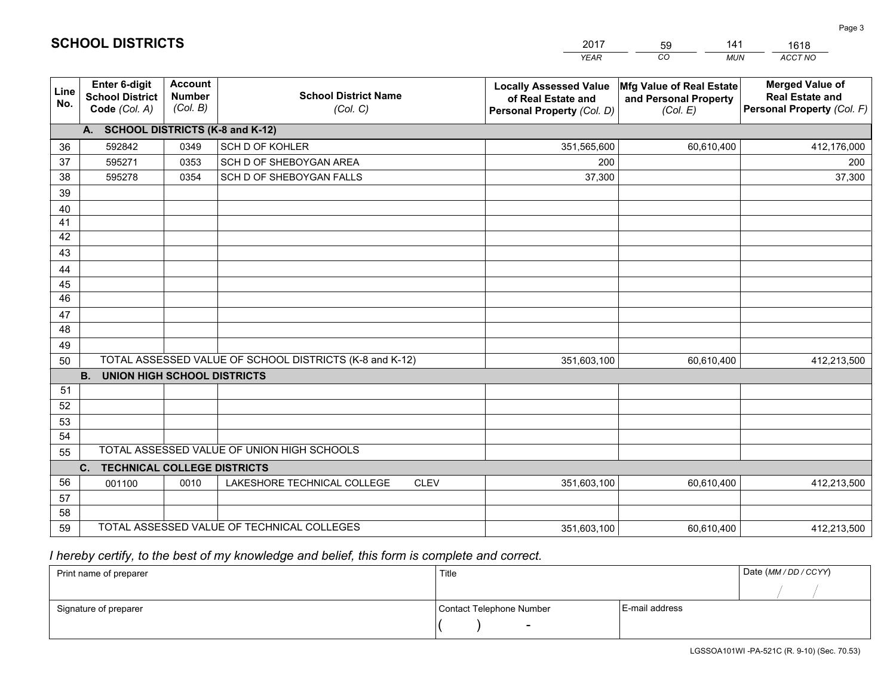# SCHOOL DISTRICTS

| 2017 | 59 | 141 | 1618 |
|---|---|---|---|
| *YEAR* | *CO* | *MUN* | *ACCT NO* |

| Line No. | Enter 6-digit School District Code *(Col. A)* | Account Number *(Col. B)* | School District Name *(Col. C)* | Locally Assessed Value of Real Estate and Personal Property *(Col. D)* | Mfg Value of Real Estate and Personal Property *(Col. E)* | Merged Value of Real Estate and Personal Property *(Col. F)* |
|---|---|---|---|---|---|---|
| | **A. SCHOOL DISTRICTS (K-8 and K-12)** | | | | | |
| 36 | 592842 | 0349 | SCH D OF KOHLER | 351,565,600 | 60,610,400 | 412,176,000 |
| 37 | 595271 | 0353 | SCH D OF SHEBOYGAN AREA | 200 | | 200 |
| 38 | 595278 | 0354 | SCH D OF SHEBOYGAN FALLS | 37,300 | | 37,300 |
| 39 | | | | | | |
| 40 | | | | | | |
| 41 | | | | | | |
| 42 | | | | | | |
| 43 | | | | | | |
| 44 | | | | | | |
| 45 | | | | | | |
| 46 | | | | | | |
| 47 | | | | | | |
| 48 | | | | | | |
| 49 | | | | | | |
| 50 | TOTAL ASSESSED VALUE OF SCHOOL DISTRICTS (K-8 and K-12) | | | 351,603,100 | 60,610,400 | 412,213,500 |
| | **B. UNION HIGH SCHOOL DISTRICTS** | | | | | |
| 51 | | | | | | |
| 52 | | | | | | |
| 53 | | | | | | |
| 54 | | | | | | |
| 55 | TOTAL ASSESSED VALUE OF UNION HIGH SCHOOLS | | | | | |
| | **C. TECHNICAL COLLEGE DISTRICTS** | | | | | |
| 56 | 001100 | 0010 | LAKESHORE TECHNICAL COLLEGE CLEV | 351,603,100 | 60,610,400 | 412,213,500 |
| 57 | | | | | | |
| 58 | | | | | | |
| 59 | TOTAL ASSESSED VALUE OF TECHNICAL COLLEGES | | | 351,603,100 | 60,610,400 | 412,213,500 |

*I hereby certify, to the best of my knowledge and belief, this form is complete and correct.*

| Print name of preparer | Title | | Date *(MM / DD / CCYY)* |
|---|---|---|---|
| | | | / / |
| Signature of preparer | Contact Telephone Number | E-mail address | |
| | ( ) - | | |

LGSSOA101WI -PA-521C (R. 9-10) (Sec. 70.53)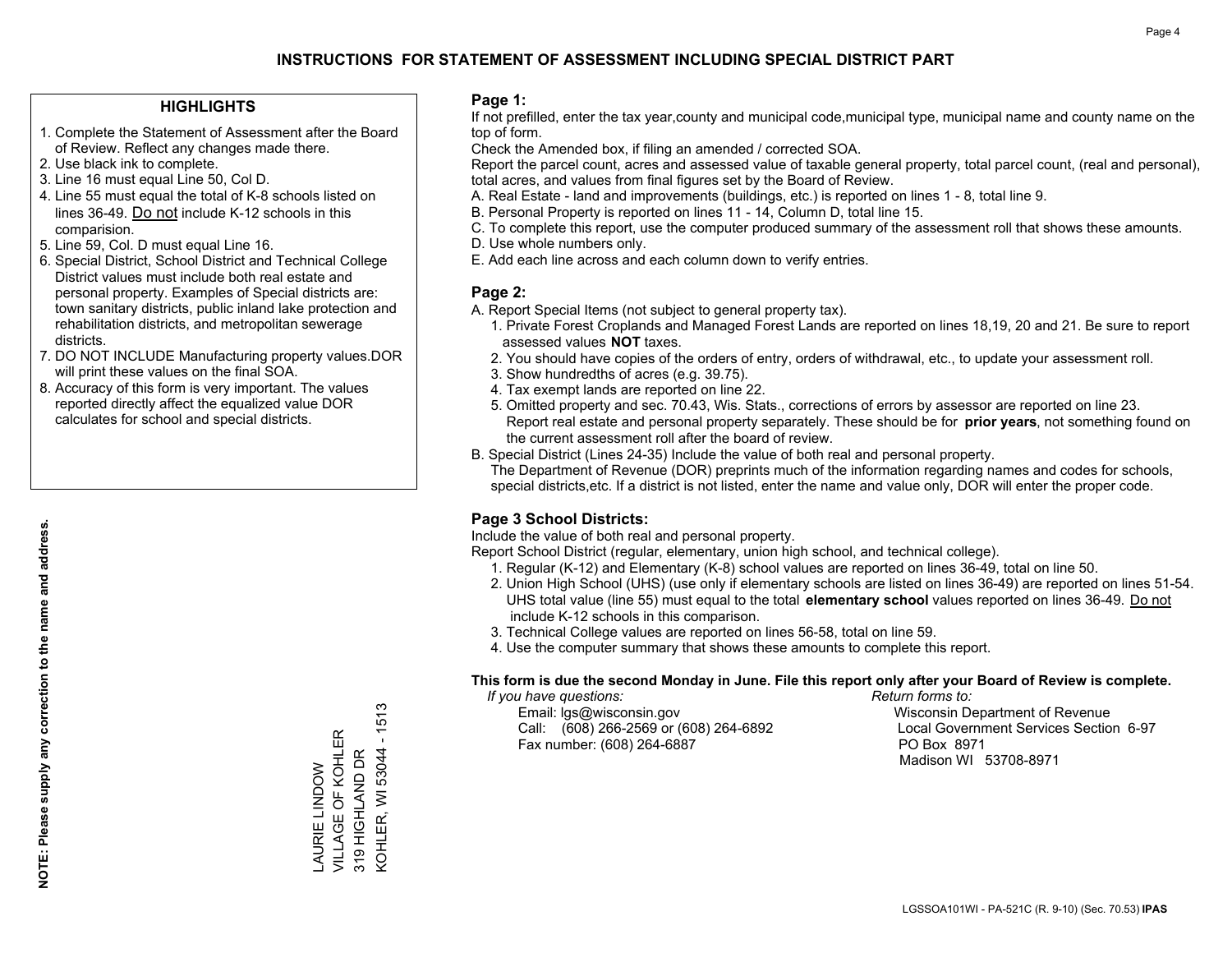# INSTRUCTIONS FOR STATEMENT OF ASSESSMENT INCLUDING SPECIAL DISTRICT PART

## HIGHLIGHTS

1. Complete the Statement of Assessment after the Board of Review. Reflect any changes made there.
2. Use black ink to complete.
3. Line 16 must equal Line 50, Col D.
4. Line 55 must equal the total of K-8 schools listed on lines 36-49. Do not include K-12 schools in this comparision.
5. Line 59, Col. D must equal Line 16.
6. Special District, School District and Technical College District values must include both real estate and personal property. Examples of Special districts are: town sanitary districts, public inland lake protection and rehabilitation districts, and metropolitan sewerage districts.
7. DO NOT INCLUDE Manufacturing property values.DOR will print these values on the final SOA.
8. Accuracy of this form is very important. The values reported directly affect the equalized value DOR calculates for school and special districts.

**NOTE: Please supply any correction to the name and address.**

LAURIE LINDOW
VILLAGE OF KOHLER
319 HIGHLAND DR
KOHLER, WI 53044 - 1513

## Page 1:

If not prefilled, enter the tax year,county and municipal code,municipal type, municipal name and county name on the top of form.

Check the Amended box, if filing an amended / corrected SOA.

Report the parcel count, acres and assessed value of taxable general property, total parcel count, (real and personal), total acres, and values from final figures set by the Board of Review.

A. Real Estate - land and improvements (buildings, etc.) is reported on lines 1 - 8, total line 9.
B. Personal Property is reported on lines 11 - 14, Column D, total line 15.
C. To complete this report, use the computer produced summary of the assessment roll that shows these amounts.
D. Use whole numbers only.
E. Add each line across and each column down to verify entries.

## Page 2:

A. Report Special Items (not subject to general property tax).
   1. Private Forest Croplands and Managed Forest Lands are reported on lines 18,19, 20 and 21. Be sure to report assessed values **NOT** taxes.
   2. You should have copies of the orders of entry, orders of withdrawal, etc., to update your assessment roll.
   3. Show hundredths of acres (e.g. 39.75).
   4. Tax exempt lands are reported on line 22.
   5. Omitted property and sec. 70.43, Wis. Stats., corrections of errors by assessor are reported on line 23. Report real estate and personal property separately. These should be for **prior years**, not something found on the current assessment roll after the board of review.
B. Special District (Lines 24-35) Include the value of both real and personal property.
   The Department of Revenue (DOR) preprints much of the information regarding names and codes for schools, special districts,etc. If a district is not listed, enter the name and value only, DOR will enter the proper code.

## Page 3 School Districts:

Include the value of both real and personal property.

Report School District (regular, elementary, union high school, and technical college).

1. Regular (K-12) and Elementary (K-8) school values are reported on lines 36-49, total on line 50.
2. Union High School (UHS) (use only if elementary schools are listed on lines 36-49) are reported on lines 51-54. UHS total value (line 55) must equal to the total **elementary school** values reported on lines 36-49. Do not include K-12 schools in this comparison.
3. Technical College values are reported on lines 56-58, total on line 59.
4. Use the computer summary that shows these amounts to complete this report.

**This form is due the second Monday in June. File this report only after your Board of Review is complete.**

*If you have questions:*
Email: lgs@wisconsin.gov
Call: (608) 266-2569 or (608) 264-6892
Fax number: (608) 264-6887

*Return forms to:*
Wisconsin Department of Revenue
Local Government Services Section 6-97
PO Box 8971
Madison WI 53708-8971

LGSSOA101WI - PA-521C (R. 9-10) (Sec. 70.53) **IPAS**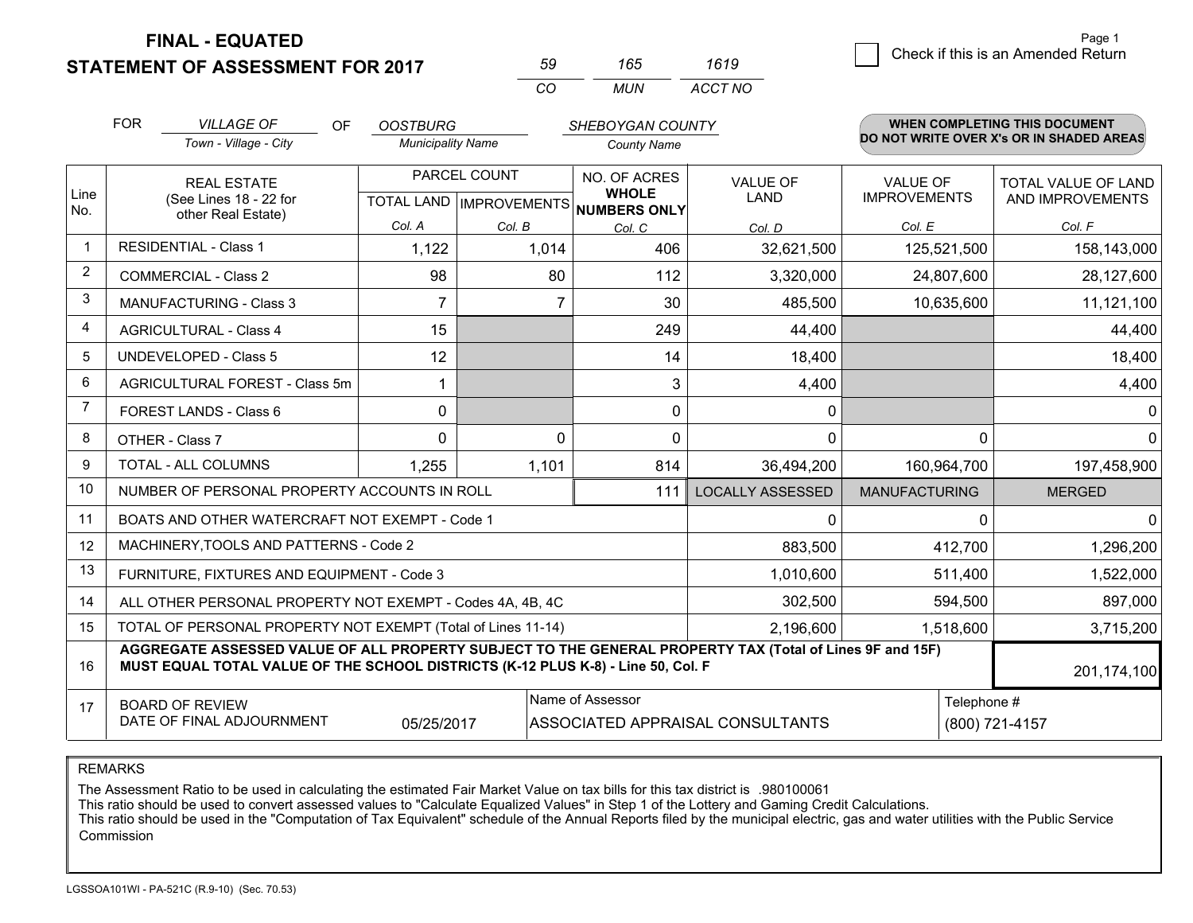# FINAL - EQUATED
# STATEMENT OF ASSESSMENT FOR 2017

| 59 | 165 | 1619 |
|---|---|---|
| CO | MUN | ACCT NO |

Page 1

☐ Check if this is an Amended Return

FOR *VILLAGE OF* (Town - Village - City) OF *OOSTBURG* (Municipality Name) *SHEBOYGAN COUNTY* (County Name)

**WHEN COMPLETING THIS DOCUMENT DO NOT WRITE OVER X's OR IN SHADED AREAS**

| Line No. | REAL ESTATE (See Lines 18 - 22 for other Real Estate) | PARCEL COUNT TOTAL LAND Col. A | PARCEL COUNT IMPROVEMENTS Col. B | NO. OF ACRES WHOLE NUMBERS ONLY Col. C | VALUE OF LAND Col. D | VALUE OF IMPROVEMENTS Col. E | TOTAL VALUE OF LAND AND IMPROVEMENTS Col. F |
|---|---|---|---|---|---|---|---|
| 1 | RESIDENTIAL - Class 1 | 1,122 | 1,014 | 406 | 32,621,500 | 125,521,500 | 158,143,000 |
| 2 | COMMERCIAL - Class 2 | 98 | 80 | 112 | 3,320,000 | 24,807,600 | 28,127,600 |
| 3 | MANUFACTURING - Class 3 | 7 | 7 | 30 | 485,500 | 10,635,600 | 11,121,100 |
| 4 | AGRICULTURAL - Class 4 | 15 | | 249 | 44,400 | | 44,400 |
| 5 | UNDEVELOPED - Class 5 | 12 | | 14 | 18,400 | | 18,400 |
| 6 | AGRICULTURAL FOREST - Class 5m | 1 | | 3 | 4,400 | | 4,400 |
| 7 | FOREST LANDS - Class 6 | 0 | | 0 | 0 | | 0 |
| 8 | OTHER - Class 7 | 0 | 0 | 0 | 0 | 0 | 0 |
| 9 | TOTAL - ALL COLUMNS | 1,255 | 1,101 | 814 | 36,494,200 | 160,964,700 | 197,458,900 |
| 10 | NUMBER OF PERSONAL PROPERTY ACCOUNTS IN ROLL | | | 111 | LOCALLY ASSESSED | MANUFACTURING | MERGED |
| 11 | BOATS AND OTHER WATERCRAFT NOT EXEMPT - Code 1 | | | | 0 | 0 | 0 |
| 12 | MACHINERY,TOOLS AND PATTERNS - Code 2 | | | | 883,500 | 412,700 | 1,296,200 |
| 13 | FURNITURE, FIXTURES AND EQUIPMENT - Code 3 | | | | 1,010,600 | 511,400 | 1,522,000 |
| 14 | ALL OTHER PERSONAL PROPERTY NOT EXEMPT - Codes 4A, 4B, 4C | | | | 302,500 | 594,500 | 897,000 |
| 15 | TOTAL OF PERSONAL PROPERTY NOT EXEMPT (Total of Lines 11-14) | | | | 2,196,600 | 1,518,600 | 3,715,200 |
| 16 | **AGGREGATE ASSESSED VALUE OF ALL PROPERTY SUBJECT TO THE GENERAL PROPERTY TAX (Total of Lines 9F and 15F) MUST EQUAL TOTAL VALUE OF THE SCHOOL DISTRICTS (K-12 PLUS K-8) - Line 50, Col. F** | | | | | | 201,174,100 |
| 17 | BOARD OF REVIEW DATE OF FINAL ADJOURNMENT | 05/25/2017 | Name of Assessor: ASSOCIATED APPRAISAL CONSULTANTS | | | Telephone #: (800) 721-4157 | |

REMARKS

The Assessment Ratio to be used in calculating the estimated Fair Market Value on tax bills for this tax district is .980100061
This ratio should be used to convert assessed values to "Calculate Equalized Values" in Step 1 of the Lottery and Gaming Credit Calculations.
This ratio should be used in the "Computation of Tax Equivalent" schedule of the Annual Reports filed by the municipal electric, gas and water utilities with the Public Service Commission

LGSSOA101WI - PA-521C (R.9-10) (Sec. 70.53)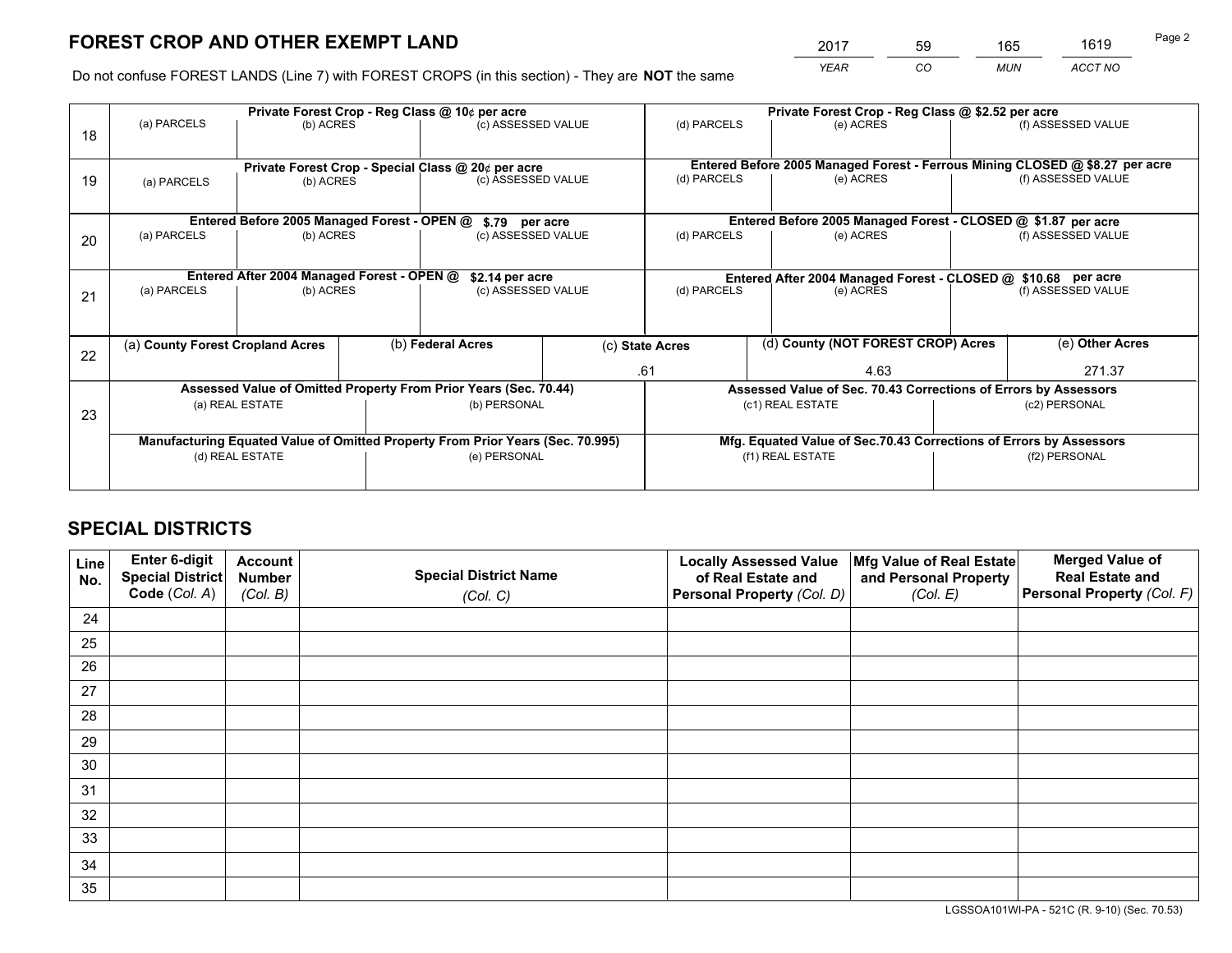# FOREST CROP AND OTHER EXEMPT LAND

| 2017 | 59 | 165 | 1619 |
|---|---|---|---|
| *YEAR* | *CO* | *MUN* | *ACCT NO* |

Do not confuse FOREST LANDS (Line 7) with FOREST CROPS (in this section) - They are **NOT** the same

| | Private Forest Crop - Reg Class @ 10¢ per acre | | | Private Forest Crop - Reg Class @ $2.52 per acre | | |
|---|---|---|---|---|---|---|
| 18 | (a) PARCELS | (b) ACRES | (c) ASSESSED VALUE | (d) PARCELS | (e) ACRES | (f) ASSESSED VALUE |
| | **Private Forest Crop - Special Class @ 20¢ per acre** | | | **Entered Before 2005 Managed Forest - Ferrous Mining CLOSED @ $8.27 per acre** | | |
| 19 | (a) PARCELS | (b) ACRES | (c) ASSESSED VALUE | (d) PARCELS | (e) ACRES | (f) ASSESSED VALUE |
| | **Entered Before 2005 Managed Forest - OPEN @ $.79 per acre** | | | **Entered Before 2005 Managed Forest - CLOSED @ $1.87 per acre** | | |
| 20 | (a) PARCELS | (b) ACRES | (c) ASSESSED VALUE | (d) PARCELS | (e) ACRES | (f) ASSESSED VALUE |
| | **Entered After 2004 Managed Forest - OPEN @ $2.14 per acre** | | | **Entered After 2004 Managed Forest - CLOSED @ $10.68 per acre** | | |
| 21 | (a) PARCELS | (b) ACRES | (c) ASSESSED VALUE | (d) PARCELS | (e) ACRES | (f) ASSESSED VALUE |

| | (a) **County Forest Cropland Acres** | (b) **Federal Acres** | (c) **State Acres** | (d) **County (NOT FOREST CROP) Acres** | (e) **Other Acres** |
|---|---|---|---|---|---|
| 22 | | | .61 | 4.63 | 271.37 |

| | Assessed Value of Omitted Property From Prior Years (Sec. 70.44) | | Assessed Value of Sec. 70.43 Corrections of Errors by Assessors | |
|---|---|---|---|---|
| 23 | (a) REAL ESTATE | (b) PERSONAL | (c1) REAL ESTATE | (c2) PERSONAL |
| | **Manufacturing Equated Value of Omitted Property From Prior Years (Sec. 70.995)** | | **Mfg. Equated Value of Sec.70.43 Corrections of Errors by Assessors** | |
| | (d) REAL ESTATE | (e) PERSONAL | (f1) REAL ESTATE | (f2) PERSONAL |

# SPECIAL DISTRICTS

| Line No. | Enter 6-digit Special District Code (*Col. A*) | Account Number (*Col. B*) | Special District Name (*Col. C*) | Locally Assessed Value of Real Estate and Personal Property (*Col. D*) | Mfg Value of Real Estate and Personal Property (*Col. E*) | Merged Value of Real Estate and Personal Property (*Col. F*) |
|---|---|---|---|---|---|---|
| 24 | | | | | | |
| 25 | | | | | | |
| 26 | | | | | | |
| 27 | | | | | | |
| 28 | | | | | | |
| 29 | | | | | | |
| 30 | | | | | | |
| 31 | | | | | | |
| 32 | | | | | | |
| 33 | | | | | | |
| 34 | | | | | | |
| 35 | | | | | | |

LGSSOA101WI-PA - 521C (R. 9-10) (Sec. 70.53)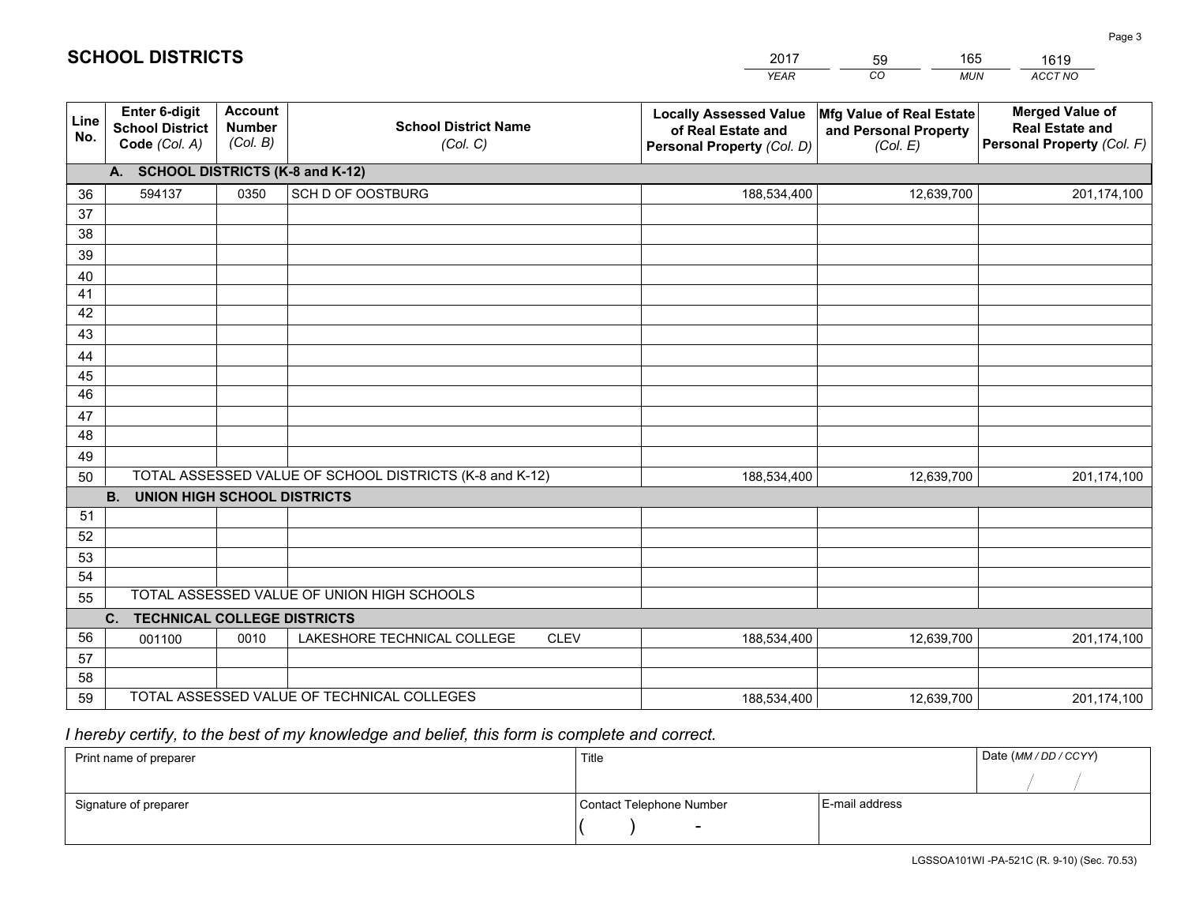## SCHOOL DISTRICTS

| YEAR | CO | MUN | ACCT NO |
|---|---|---|---|
| 2017 | 59 | 165 | 1619 |

| Line No. | Enter 6-digit School District Code (Col. A) | Account Number (Col. B) | School District Name (Col. C) | Locally Assessed Value of Real Estate and Personal Property (Col. D) | Mfg Value of Real Estate and Personal Property (Col. E) | Merged Value of Real Estate and Personal Property (Col. F) |
|---|---|---|---|---|---|---|
| **A. SCHOOL DISTRICTS (K-8 and K-12)** | | | | | | |
| 36 | 594137 | 0350 | SCH D OF OOSTBURG | 188,534,400 | 12,639,700 | 201,174,100 |
| 37 | | | | | | |
| 38 | | | | | | |
| 39 | | | | | | |
| 40 | | | | | | |
| 41 | | | | | | |
| 42 | | | | | | |
| 43 | | | | | | |
| 44 | | | | | | |
| 45 | | | | | | |
| 46 | | | | | | |
| 47 | | | | | | |
| 48 | | | | | | |
| 49 | | | | | | |
| 50 | TOTAL ASSESSED VALUE OF SCHOOL DISTRICTS (K-8 and K-12) | | | 188,534,400 | 12,639,700 | 201,174,100 |
| **B. UNION HIGH SCHOOL DISTRICTS** | | | | | | |
| 51 | | | | | | |
| 52 | | | | | | |
| 53 | | | | | | |
| 54 | | | | | | |
| 55 | TOTAL ASSESSED VALUE OF UNION HIGH SCHOOLS | | | | | |
| **C. TECHNICAL COLLEGE DISTRICTS** | | | | | | |
| 56 | 001100 | 0010 | LAKESHORE TECHNICAL COLLEGE CLEV | 188,534,400 | 12,639,700 | 201,174,100 |
| 57 | | | | | | |
| 58 | | | | | | |
| 59 | TOTAL ASSESSED VALUE OF TECHNICAL COLLEGES | | | 188,534,400 | 12,639,700 | 201,174,100 |

*I hereby certify, to the best of my knowledge and belief, this form is complete and correct.*

| Print name of preparer | Title | | Date (MM / DD / CCYY) |
|---|---|---|---|
| | | | / / |
| **Signature of preparer** | **Contact Telephone Number** | **E-mail address** | |
| | ( ) - | | |

LGSSOA101WI -PA-521C (R. 9-10) (Sec. 70.53)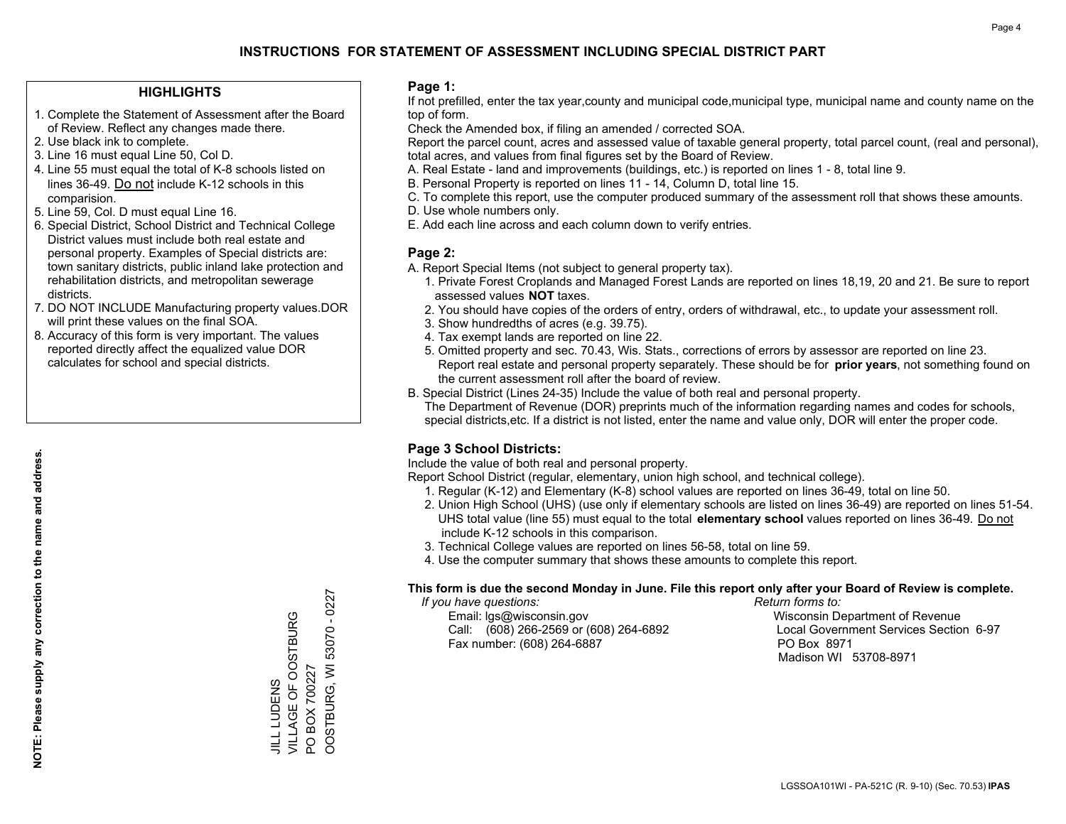# INSTRUCTIONS FOR STATEMENT OF ASSESSMENT INCLUDING SPECIAL DISTRICT PART

## HIGHLIGHTS

1. Complete the Statement of Assessment after the Board of Review. Reflect any changes made there.
2. Use black ink to complete.
3. Line 16 must equal Line 50, Col D.
4. Line 55 must equal the total of K-8 schools listed on lines 36-49. Do not include K-12 schools in this comparision.
5. Line 59, Col. D must equal Line 16.
6. Special District, School District and Technical College District values must include both real estate and personal property. Examples of Special districts are: town sanitary districts, public inland lake protection and rehabilitation districts, and metropolitan sewerage districts.
7. DO NOT INCLUDE Manufacturing property values.DOR will print these values on the final SOA.
8. Accuracy of this form is very important. The values reported directly affect the equalized value DOR calculates for school and special districts.

**NOTE: Please supply any correction to the name and address.**

JILL LUDENS
VILLAGE OF OOSTBURG
PO BOX 700227
OOSTBURG, WI 53070 - 0227

## Page 1:

If not prefilled, enter the tax year,county and municipal code,municipal type, municipal name and county name on the top of form.

Check the Amended box, if filing an amended / corrected SOA.

Report the parcel count, acres and assessed value of taxable general property, total parcel count, (real and personal), total acres, and values from final figures set by the Board of Review.

A. Real Estate - land and improvements (buildings, etc.) is reported on lines 1 - 8, total line 9.
B. Personal Property is reported on lines 11 - 14, Column D, total line 15.
C. To complete this report, use the computer produced summary of the assessment roll that shows these amounts.
D. Use whole numbers only.
E. Add each line across and each column down to verify entries.

## Page 2:

A. Report Special Items (not subject to general property tax).
   1. Private Forest Croplands and Managed Forest Lands are reported on lines 18,19, 20 and 21. Be sure to report assessed values **NOT** taxes.
   2. You should have copies of the orders of entry, orders of withdrawal, etc., to update your assessment roll.
   3. Show hundredths of acres (e.g. 39.75).
   4. Tax exempt lands are reported on line 22.
   5. Omitted property and sec. 70.43, Wis. Stats., corrections of errors by assessor are reported on line 23. Report real estate and personal property separately. These should be for **prior years**, not something found on the current assessment roll after the board of review.
B. Special District (Lines 24-35) Include the value of both real and personal property.
   The Department of Revenue (DOR) preprints much of the information regarding names and codes for schools, special districts,etc. If a district is not listed, enter the name and value only, DOR will enter the proper code.

## Page 3 School Districts:

Include the value of both real and personal property.

Report School District (regular, elementary, union high school, and technical college).

1. Regular (K-12) and Elementary (K-8) school values are reported on lines 36-49, total on line 50.
2. Union High School (UHS) (use only if elementary schools are listed on lines 36-49) are reported on lines 51-54. UHS total value (line 55) must equal to the total **elementary school** values reported on lines 36-49. Do not include K-12 schools in this comparison.
3. Technical College values are reported on lines 56-58, total on line 59.
4. Use the computer summary that shows these amounts to complete this report.

**This form is due the second Monday in June. File this report only after your Board of Review is complete.**

*If you have questions:*
Email: lgs@wisconsin.gov
Call: (608) 266-2569 or (608) 264-6892
Fax number: (608) 264-6887

*Return forms to:*
Wisconsin Department of Revenue
Local Government Services Section 6-97
PO Box 8971
Madison WI 53708-8971

LGSSOA101WI - PA-521C (R. 9-10) (Sec. 70.53) **IPAS**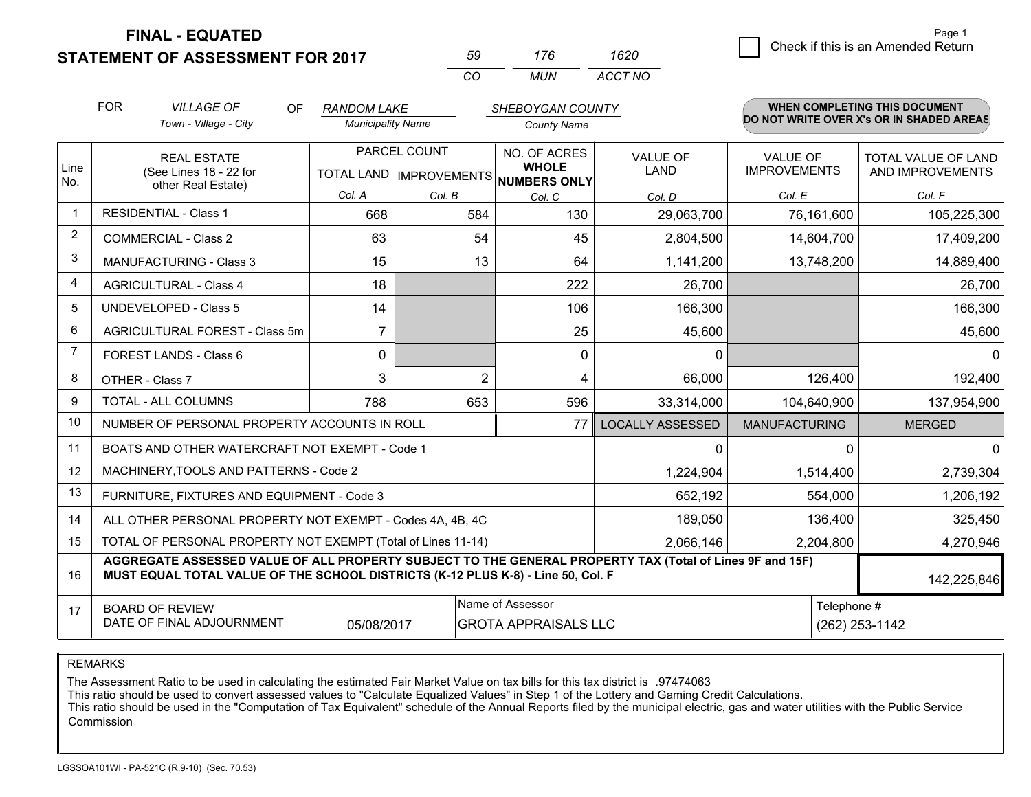**FINAL - EQUATED**
**STATEMENT OF ASSESSMENT FOR 2017**

| 59 | 176 | 1620 |
|---|---|---|
| CO | MUN | ACCT NO |

☐ Check if this is an Amended Return

FOR *VILLAGE OF* (Town - Village - City) OF *RANDOM LAKE* (Municipality Name) *SHEBOYGAN COUNTY* (County Name)

**WHEN COMPLETING THIS DOCUMENT DO NOT WRITE OVER X's OR IN SHADED AREAS**

| Line No. | REAL ESTATE (See Lines 18 - 22 for other Real Estate) | PARCEL COUNT TOTAL LAND Col. A | PARCEL COUNT IMPROVEMENTS Col. B | NO. OF ACRES WHOLE NUMBERS ONLY Col. C | VALUE OF LAND Col. D | VALUE OF IMPROVEMENTS Col. E | TOTAL VALUE OF LAND AND IMPROVEMENTS Col. F |
|---|---|---|---|---|---|---|---|
| 1 | RESIDENTIAL - Class 1 | 668 | 584 | 130 | 29,063,700 | 76,161,600 | 105,225,300 |
| 2 | COMMERCIAL - Class 2 | 63 | 54 | 45 | 2,804,500 | 14,604,700 | 17,409,200 |
| 3 | MANUFACTURING - Class 3 | 15 | 13 | 64 | 1,141,200 | 13,748,200 | 14,889,400 |
| 4 | AGRICULTURAL - Class 4 | 18 | | 222 | 26,700 | | 26,700 |
| 5 | UNDEVELOPED - Class 5 | 14 | | 106 | 166,300 | | 166,300 |
| 6 | AGRICULTURAL FOREST - Class 5m | 7 | | 25 | 45,600 | | 45,600 |
| 7 | FOREST LANDS - Class 6 | 0 | | 0 | 0 | | 0 |
| 8 | OTHER - Class 7 | 3 | 2 | 4 | 66,000 | 126,400 | 192,400 |
| 9 | TOTAL - ALL COLUMNS | 788 | 653 | 596 | 33,314,000 | 104,640,900 | 137,954,900 |
| 10 | NUMBER OF PERSONAL PROPERTY ACCOUNTS IN ROLL | | | 77 | LOCALLY ASSESSED | MANUFACTURING | MERGED |
| 11 | BOATS AND OTHER WATERCRAFT NOT EXEMPT - Code 1 | | | | 0 | 0 | 0 |
| 12 | MACHINERY,TOOLS AND PATTERNS - Code 2 | | | | 1,224,904 | 1,514,400 | 2,739,304 |
| 13 | FURNITURE, FIXTURES AND EQUIPMENT - Code 3 | | | | 652,192 | 554,000 | 1,206,192 |
| 14 | ALL OTHER PERSONAL PROPERTY NOT EXEMPT - Codes 4A, 4B, 4C | | | | 189,050 | 136,400 | 325,450 |
| 15 | TOTAL OF PERSONAL PROPERTY NOT EXEMPT (Total of Lines 11-14) | | | | 2,066,146 | 2,204,800 | 4,270,946 |
| 16 | **AGGREGATE ASSESSED VALUE OF ALL PROPERTY SUBJECT TO THE GENERAL PROPERTY TAX (Total of Lines 9F and 15F) MUST EQUAL TOTAL VALUE OF THE SCHOOL DISTRICTS (K-12 PLUS K-8) - Line 50, Col. F** | | | | | | 142,225,846 |
| 17 | BOARD OF REVIEW DATE OF FINAL ADJOURNMENT | 05/08/2017 | Name of Assessor: GROTA APPRAISALS LLC | | | Telephone #: (262) 253-1142 | |

REMARKS

The Assessment Ratio to be used in calculating the estimated Fair Market Value on tax bills for this tax district is .97474063
This ratio should be used to convert assessed values to "Calculate Equalized Values" in Step 1 of the Lottery and Gaming Credit Calculations.
This ratio should be used in the "Computation of Tax Equivalent" schedule of the Annual Reports filed by the municipal electric, gas and water utilities with the Public Service Commission

LGSSOA101WI - PA-521C (R.9-10) (Sec. 70.53)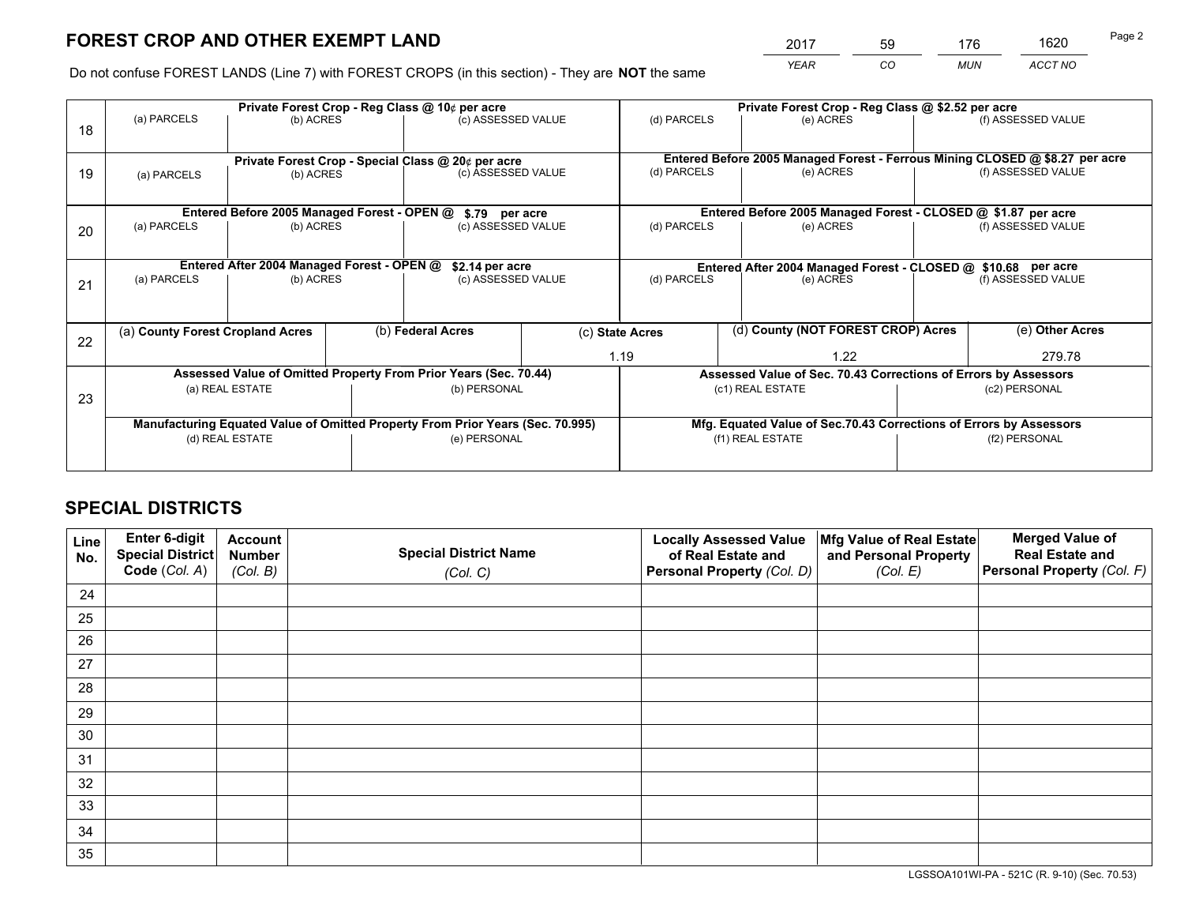# FOREST CROP AND OTHER EXEMPT LAND

| 2017 | 59 | 176 | 1620 |
|---|---|---|---|
| *YEAR* | *CO* | *MUN* | *ACCT NO* |

Do not confuse FOREST LANDS (Line 7) with FOREST CROPS (in this section) - They are **NOT** the same

| Line | Private Forest Crop - Reg Class @ 10¢ per acre | | | Private Forest Crop - Reg Class @ $2.52 per acre | | |
|---|---|---|---|---|---|---|
| 18 | (a) PARCELS | (b) ACRES | (c) ASSESSED VALUE | (d) PARCELS | (e) ACRES | (f) ASSESSED VALUE |
| | **Private Forest Crop - Special Class @ 20¢ per acre** | | | **Entered Before 2005 Managed Forest - Ferrous Mining CLOSED @ $8.27 per acre** | | |
| 19 | (a) PARCELS | (b) ACRES | (c) ASSESSED VALUE | (d) PARCELS | (e) ACRES | (f) ASSESSED VALUE |
| | **Entered Before 2005 Managed Forest - OPEN @ $.79 per acre** | | | **Entered Before 2005 Managed Forest - CLOSED @ $1.87 per acre** | | |
| 20 | (a) PARCELS | (b) ACRES | (c) ASSESSED VALUE | (d) PARCELS | (e) ACRES | (f) ASSESSED VALUE |
| | **Entered After 2004 Managed Forest - OPEN @ $2.14 per acre** | | | **Entered After 2004 Managed Forest - CLOSED @ $10.68 per acre** | | |
| 21 | (a) PARCELS | (b) ACRES | (c) ASSESSED VALUE | (d) PARCELS | (e) ACRES | (f) ASSESSED VALUE |

| Line | (a) County Forest Cropland Acres | (b) Federal Acres | (c) State Acres | (d) County (NOT FOREST CROP) Acres | (e) Other Acres |
|---|---|---|---|---|---|
| 22 | | | 1.19 | 1.22 | 279.78 |

| Line | Assessed Value of Omitted Property From Prior Years (Sec. 70.44) | | Assessed Value of Sec. 70.43 Corrections of Errors by Assessors | |
|---|---|---|---|---|
| 23 | (a) REAL ESTATE | (b) PERSONAL | (c1) REAL ESTATE | (c2) PERSONAL |
| | **Manufacturing Equated Value of Omitted Property From Prior Years (Sec. 70.995)** | | **Mfg. Equated Value of Sec.70.43 Corrections of Errors by Assessors** | |
| | (d) REAL ESTATE | (e) PERSONAL | (f1) REAL ESTATE | (f2) PERSONAL |

# SPECIAL DISTRICTS

| Line No. | Enter 6-digit Special District Code (*Col. A*) | Account Number (*Col. B*) | Special District Name (*Col. C*) | Locally Assessed Value of Real Estate and Personal Property (*Col. D*) | Mfg Value of Real Estate and Personal Property (*Col. E*) | Merged Value of Real Estate and Personal Property (*Col. F*) |
|---|---|---|---|---|---|---|
| 24 | | | | | | |
| 25 | | | | | | |
| 26 | | | | | | |
| 27 | | | | | | |
| 28 | | | | | | |
| 29 | | | | | | |
| 30 | | | | | | |
| 31 | | | | | | |
| 32 | | | | | | |
| 33 | | | | | | |
| 34 | | | | | | |
| 35 | | | | | | |

LGSSOA101WI-PA - 521C (R. 9-10) (Sec. 70.53)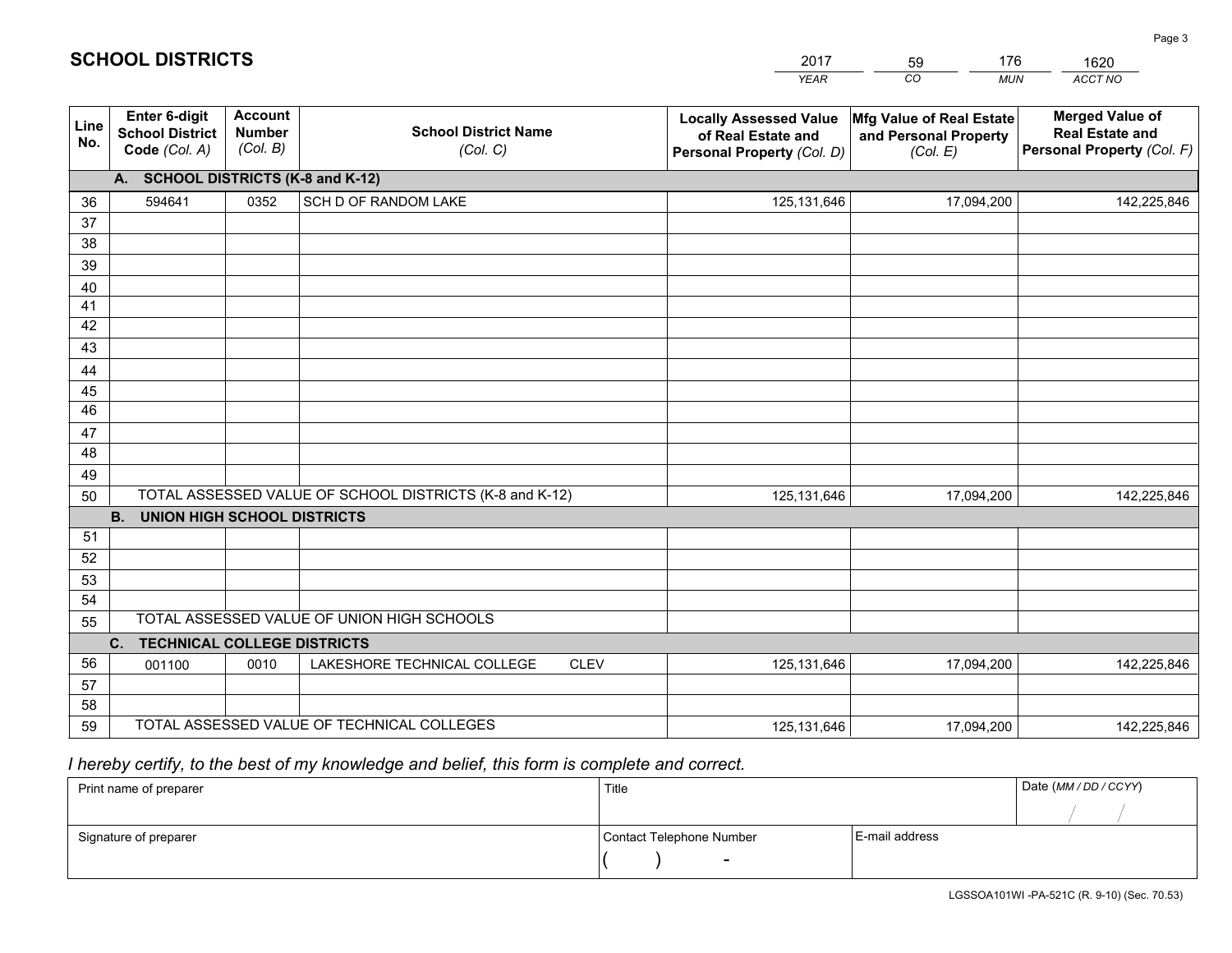# SCHOOL DISTRICTS

| 2017 | 59 | 176 | 1620 |
|---|---|---|---|
| *YEAR* | *CO* | *MUN* | *ACCT NO* |

| Line No. | Enter 6-digit School District Code *(Col. A)* | Account Number *(Col. B)* | School District Name *(Col. C)* | Locally Assessed Value of Real Estate and Personal Property *(Col. D)* | Mfg Value of Real Estate and Personal Property *(Col. E)* | Merged Value of Real Estate and Personal Property *(Col. F)* |
|---|---|---|---|---|---|---|
| **A. SCHOOL DISTRICTS (K-8 and K-12)** | | | | | | |
| 36 | 594641 | 0352 | SCH D OF RANDOM LAKE | 125,131,646 | 17,094,200 | 142,225,846 |
| 37 | | | | | | |
| 38 | | | | | | |
| 39 | | | | | | |
| 40 | | | | | | |
| 41 | | | | | | |
| 42 | | | | | | |
| 43 | | | | | | |
| 44 | | | | | | |
| 45 | | | | | | |
| 46 | | | | | | |
| 47 | | | | | | |
| 48 | | | | | | |
| 49 | | | | | | |
| 50 | TOTAL ASSESSED VALUE OF SCHOOL DISTRICTS (K-8 and K-12) | | | 125,131,646 | 17,094,200 | 142,225,846 |
| **B. UNION HIGH SCHOOL DISTRICTS** | | | | | | |
| 51 | | | | | | |
| 52 | | | | | | |
| 53 | | | | | | |
| 54 | | | | | | |
| 55 | TOTAL ASSESSED VALUE OF UNION HIGH SCHOOLS | | | | | |
| **C. TECHNICAL COLLEGE DISTRICTS** | | | | | | |
| 56 | 001100 | 0010 | LAKESHORE TECHNICAL COLLEGE CLEV | 125,131,646 | 17,094,200 | 142,225,846 |
| 57 | | | | | | |
| 58 | | | | | | |
| 59 | TOTAL ASSESSED VALUE OF TECHNICAL COLLEGES | | | 125,131,646 | 17,094,200 | 142,225,846 |

*I hereby certify, to the best of my knowledge and belief, this form is complete and correct.*

| Print name of preparer | Title | | Date *(MM / DD / CCYY)* |
|---|---|---|---|
| | | | / / |
| Signature of preparer | Contact Telephone Number | E-mail address | |
| | ( ) - | | |

LGSSOA101WI -PA-521C (R. 9-10) (Sec. 70.53)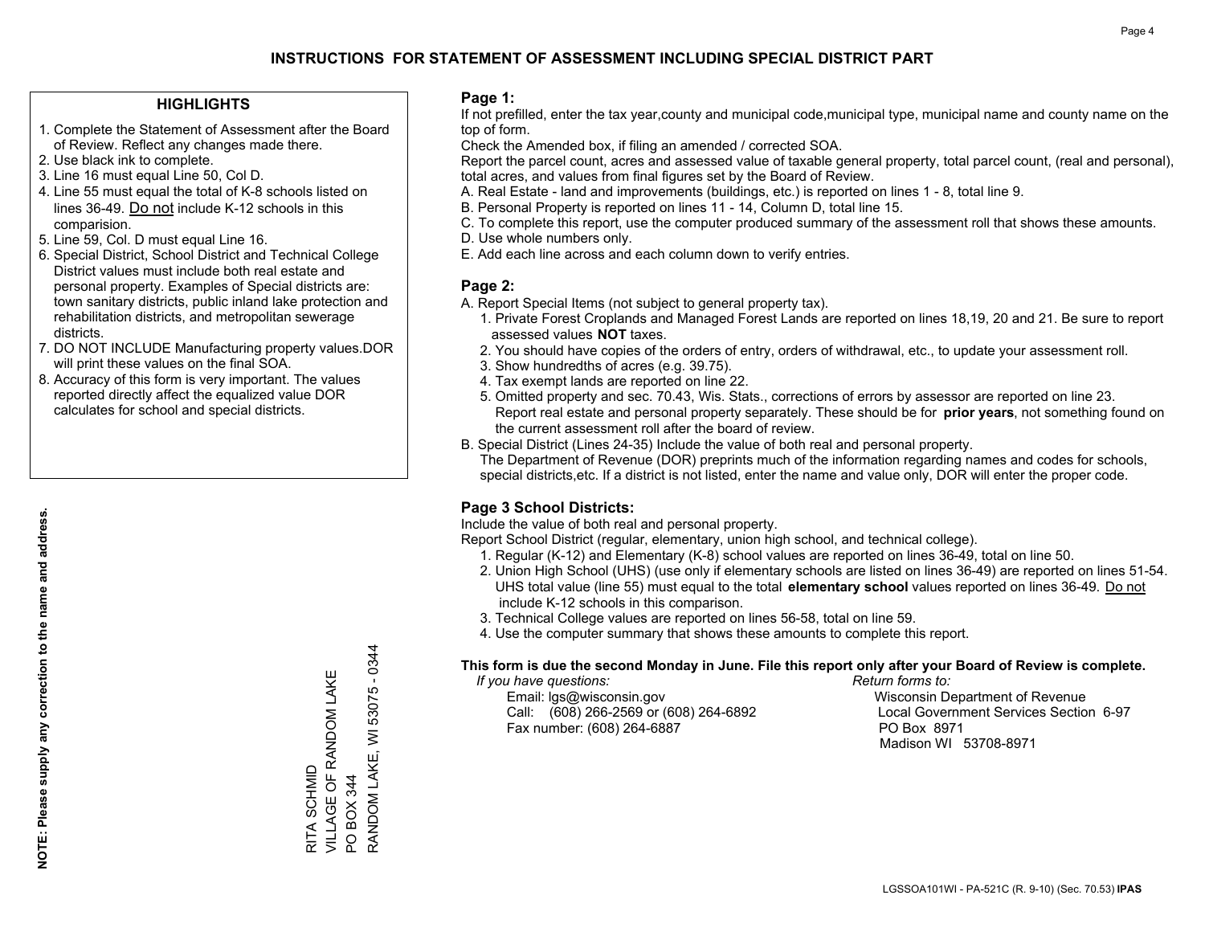# INSTRUCTIONS FOR STATEMENT OF ASSESSMENT INCLUDING SPECIAL DISTRICT PART

## HIGHLIGHTS

1. Complete the Statement of Assessment after the Board of Review. Reflect any changes made there.
2. Use black ink to complete.
3. Line 16 must equal Line 50, Col D.
4. Line 55 must equal the total of K-8 schools listed on lines 36-49. Do not include K-12 schools in this comparision.
5. Line 59, Col. D must equal Line 16.
6. Special District, School District and Technical College District values must include both real estate and personal property. Examples of Special districts are: town sanitary districts, public inland lake protection and rehabilitation districts, and metropolitan sewerage districts.
7. DO NOT INCLUDE Manufacturing property values.DOR will print these values on the final SOA.
8. Accuracy of this form is very important. The values reported directly affect the equalized value DOR calculates for school and special districts.

**NOTE: Please supply any correction to the name and address.**

RITA SCHMID
VILLAGE OF RANDOM LAKE
PO BOX 344
RANDOM LAKE, WI 53075 - 0344

## Page 1:

If not prefilled, enter the tax year,county and municipal code,municipal type, municipal name and county name on the top of form.

Check the Amended box, if filing an amended / corrected SOA.

Report the parcel count, acres and assessed value of taxable general property, total parcel count, (real and personal), total acres, and values from final figures set by the Board of Review.

A. Real Estate - land and improvements (buildings, etc.) is reported on lines 1 - 8, total line 9.
B. Personal Property is reported on lines 11 - 14, Column D, total line 15.
C. To complete this report, use the computer produced summary of the assessment roll that shows these amounts.
D. Use whole numbers only.
E. Add each line across and each column down to verify entries.

## Page 2:

A. Report Special Items (not subject to general property tax).
   1. Private Forest Croplands and Managed Forest Lands are reported on lines 18,19, 20 and 21. Be sure to report assessed values **NOT** taxes.
   2. You should have copies of the orders of entry, orders of withdrawal, etc., to update your assessment roll.
   3. Show hundredths of acres (e.g. 39.75).
   4. Tax exempt lands are reported on line 22.
   5. Omitted property and sec. 70.43, Wis. Stats., corrections of errors by assessor are reported on line 23. Report real estate and personal property separately. These should be for **prior years**, not something found on the current assessment roll after the board of review.

B. Special District (Lines 24-35) Include the value of both real and personal property.
   The Department of Revenue (DOR) preprints much of the information regarding names and codes for schools, special districts,etc. If a district is not listed, enter the name and value only, DOR will enter the proper code.

## Page 3 School Districts:

Include the value of both real and personal property.

Report School District (regular, elementary, union high school, and technical college).

1. Regular (K-12) and Elementary (K-8) school values are reported on lines 36-49, total on line 50.
2. Union High School (UHS) (use only if elementary schools are listed on lines 36-49) are reported on lines 51-54. UHS total value (line 55) must equal to the total **elementary school** values reported on lines 36-49. Do not include K-12 schools in this comparison.
3. Technical College values are reported on lines 56-58, total on line 59.
4. Use the computer summary that shows these amounts to complete this report.

**This form is due the second Monday in June. File this report only after your Board of Review is complete.**

*If you have questions:*
Email: lgs@wisconsin.gov
Call: (608) 266-2569 or (608) 264-6892
Fax number: (608) 264-6887

*Return forms to:*
Wisconsin Department of Revenue
Local Government Services Section 6-97
PO Box 8971
Madison WI 53708-8971

LGSSOA101WI - PA-521C (R. 9-10) (Sec. 70.53) **IPAS**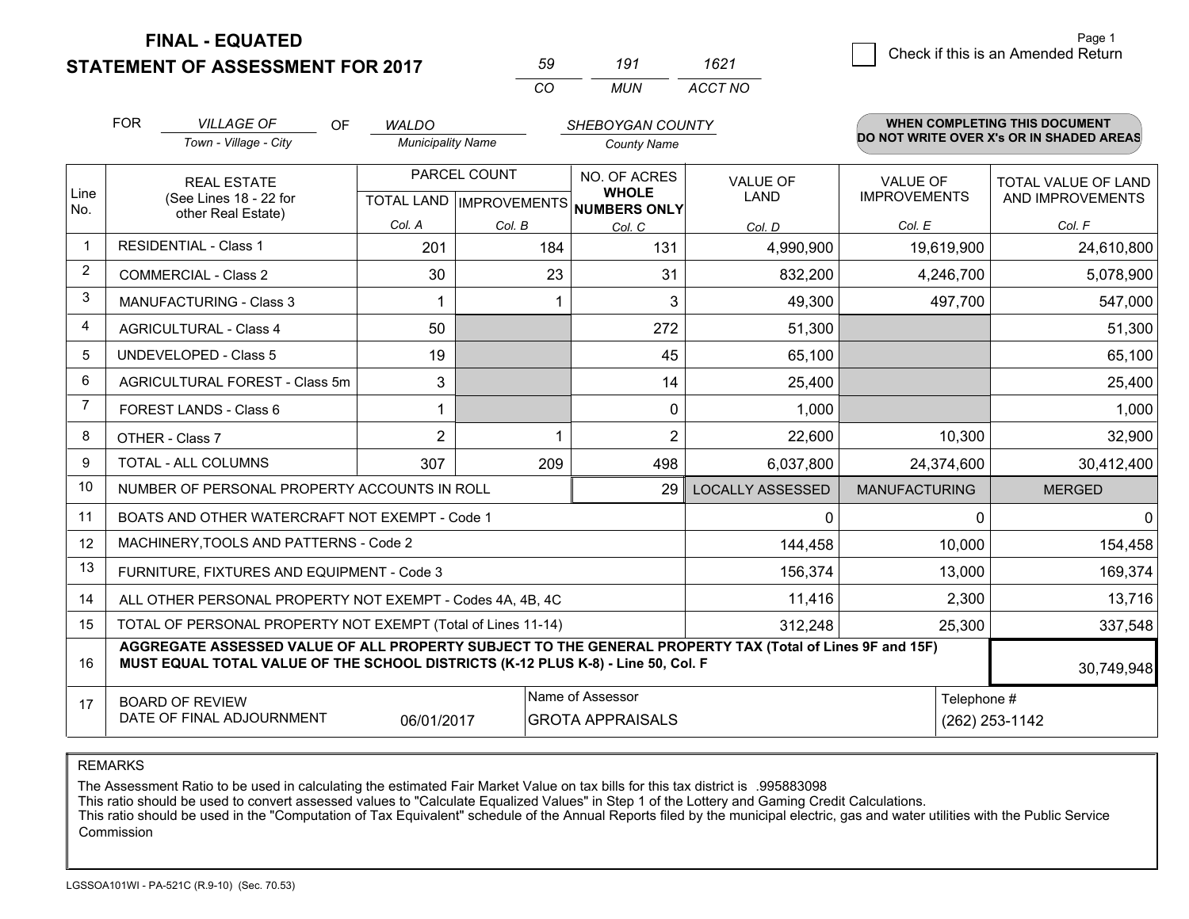# FINAL - EQUATED
# STATEMENT OF ASSESSMENT FOR 2017

| 59 | 191 | 1621 |
|---|---|---|
| CO | MUN | ACCT NO |

☐ Check if this is an Amended Return

| FOR | VILLAGE OF | OF | WALDO | SHEBOYGAN COUNTY |
|---|---|---|---|---|
| | Town - Village - City | | Municipality Name | County Name |

**WHEN COMPLETING THIS DOCUMENT DO NOT WRITE OVER X's OR IN SHADED AREAS**

| Line No. | REAL ESTATE (See Lines 18 - 22 for other Real Estate) | PARCEL COUNT TOTAL LAND Col. A | PARCEL COUNT IMPROVEMENTS Col. B | NO. OF ACRES WHOLE NUMBERS ONLY Col. C | VALUE OF LAND Col. D | VALUE OF IMPROVEMENTS Col. E | TOTAL VALUE OF LAND AND IMPROVEMENTS Col. F |
|---|---|---|---|---|---|---|---|
| 1 | RESIDENTIAL - Class 1 | 201 | 184 | 131 | 4,990,900 | 19,619,900 | 24,610,800 |
| 2 | COMMERCIAL - Class 2 | 30 | 23 | 31 | 832,200 | 4,246,700 | 5,078,900 |
| 3 | MANUFACTURING - Class 3 | 1 | 1 | 3 | 49,300 | 497,700 | 547,000 |
| 4 | AGRICULTURAL - Class 4 | 50 | | 272 | 51,300 | | 51,300 |
| 5 | UNDEVELOPED - Class 5 | 19 | | 45 | 65,100 | | 65,100 |
| 6 | AGRICULTURAL FOREST - Class 5m | 3 | | 14 | 25,400 | | 25,400 |
| 7 | FOREST LANDS - Class 6 | 1 | | 0 | 1,000 | | 1,000 |
| 8 | OTHER - Class 7 | 2 | 1 | 2 | 22,600 | 10,300 | 32,900 |
| 9 | TOTAL - ALL COLUMNS | 307 | 209 | 498 | 6,037,800 | 24,374,600 | 30,412,400 |
| 10 | NUMBER OF PERSONAL PROPERTY ACCOUNTS IN ROLL | | | 29 | LOCALLY ASSESSED | MANUFACTURING | MERGED |
| 11 | BOATS AND OTHER WATERCRAFT NOT EXEMPT - Code 1 | | | | 0 | 0 | 0 |
| 12 | MACHINERY,TOOLS AND PATTERNS - Code 2 | | | | 144,458 | 10,000 | 154,458 |
| 13 | FURNITURE, FIXTURES AND EQUIPMENT - Code 3 | | | | 156,374 | 13,000 | 169,374 |
| 14 | ALL OTHER PERSONAL PROPERTY NOT EXEMPT - Codes 4A, 4B, 4C | | | | 11,416 | 2,300 | 13,716 |
| 15 | TOTAL OF PERSONAL PROPERTY NOT EXEMPT (Total of Lines 11-14) | | | | 312,248 | 25,300 | 337,548 |
| 16 | **AGGREGATE ASSESSED VALUE OF ALL PROPERTY SUBJECT TO THE GENERAL PROPERTY TAX (Total of Lines 9F and 15F) MUST EQUAL TOTAL VALUE OF THE SCHOOL DISTRICTS (K-12 PLUS K-8) - Line 50, Col. F** | | | | | | 30,749,948 |
| 17 | BOARD OF REVIEW DATE OF FINAL ADJOURNMENT | 06/01/2017 | Name of Assessor: GROTA APPRAISALS | | | Telephone #: (262) 253-1142 | |

REMARKS

The Assessment Ratio to be used in calculating the estimated Fair Market Value on tax bills for this tax district is .995883098
This ratio should be used to convert assessed values to "Calculate Equalized Values" in Step 1 of the Lottery and Gaming Credit Calculations.
This ratio should be used in the "Computation of Tax Equivalent" schedule of the Annual Reports filed by the municipal electric, gas and water utilities with the Public Service Commission

LGSSOA101WI - PA-521C (R.9-10) (Sec. 70.53)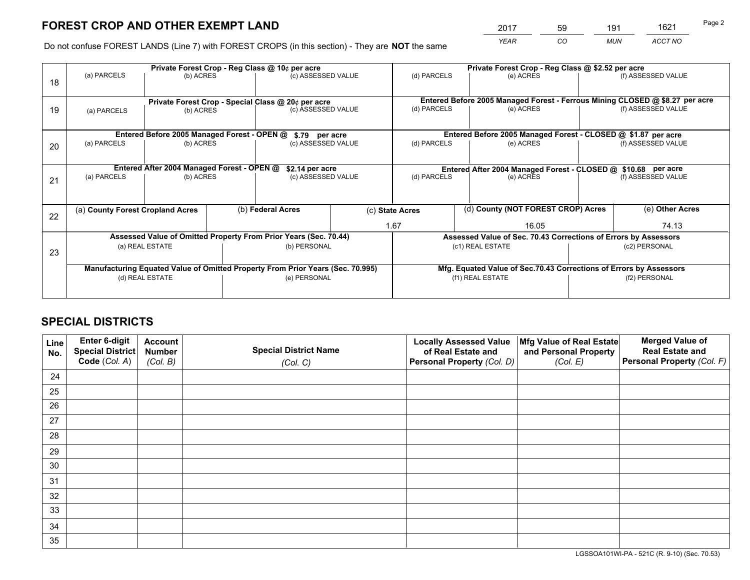## FOREST CROP AND OTHER EXEMPT LAND

| 2017 | 59 | 191 | 1621 |
|---|---|---|---|
| *YEAR* | *CO* | *MUN* | *ACCT NO* |

Do not confuse FOREST LANDS (Line 7) with FOREST CROPS (in this section) - They are **NOT** the same

| Line | Private Forest Crop - Reg Class @ 10¢ per acre | | | Private Forest Crop - Reg Class @ $2.52 per acre | | |
|---|---|---|---|---|---|---|
| | (a) PARCELS | (b) ACRES | (c) ASSESSED VALUE | (d) PARCELS | (e) ACRES | (f) ASSESSED VALUE |
| 18 | | | | | | |
| | **Private Forest Crop - Special Class @ 20¢ per acre** | | | **Entered Before 2005 Managed Forest - Ferrous Mining CLOSED @ $8.27 per acre** | | |
| 19 | (a) PARCELS | (b) ACRES | (c) ASSESSED VALUE | (d) PARCELS | (e) ACRES | (f) ASSESSED VALUE |
| | **Entered Before 2005 Managed Forest - OPEN @ $.79 per acre** | | | **Entered Before 2005 Managed Forest - CLOSED @ $1.87 per acre** | | |
| 20 | (a) PARCELS | (b) ACRES | (c) ASSESSED VALUE | (d) PARCELS | (e) ACRES | (f) ASSESSED VALUE |
| | **Entered After 2004 Managed Forest - OPEN @ $2.14 per acre** | | | **Entered After 2004 Managed Forest - CLOSED @ $10.68 per acre** | | |
| 21 | (a) PARCELS | (b) ACRES | (c) ASSESSED VALUE | (d) PARCELS | (e) ACRES | (f) ASSESSED VALUE |

| Line | (a) County Forest Cropland Acres | (b) Federal Acres | (c) State Acres | (d) County (NOT FOREST CROP) Acres | (e) Other Acres |
|---|---|---|---|---|---|
| 22 | | | 1.67 | 16.05 | 74.13 |

| Line | Assessed Value of Omitted Property From Prior Years (Sec. 70.44) | | Assessed Value of Sec. 70.43 Corrections of Errors by Assessors | |
|---|---|---|---|---|
| 23 | (a) REAL ESTATE | (b) PERSONAL | (c1) REAL ESTATE | (c2) PERSONAL |
| | **Manufacturing Equated Value of Omitted Property From Prior Years (Sec. 70.995)** | | **Mfg. Equated Value of Sec.70.43 Corrections of Errors by Assessors** | |
| | (d) REAL ESTATE | (e) PERSONAL | (f1) REAL ESTATE | (f2) PERSONAL |

## SPECIAL DISTRICTS

| Line No. | Enter 6-digit Special District Code (*Col. A*) | Account Number (*Col. B*) | Special District Name (*Col. C*) | Locally Assessed Value of Real Estate and Personal Property (*Col. D*) | Mfg Value of Real Estate and Personal Property (*Col. E*) | Merged Value of Real Estate and Personal Property (*Col. F*) |
|---|---|---|---|---|---|---|
| 24 | | | | | | |
| 25 | | | | | | |
| 26 | | | | | | |
| 27 | | | | | | |
| 28 | | | | | | |
| 29 | | | | | | |
| 30 | | | | | | |
| 31 | | | | | | |
| 32 | | | | | | |
| 33 | | | | | | |
| 34 | | | | | | |
| 35 | | | | | | |

LGSSOA101WI-PA - 521C (R. 9-10) (Sec. 70.53)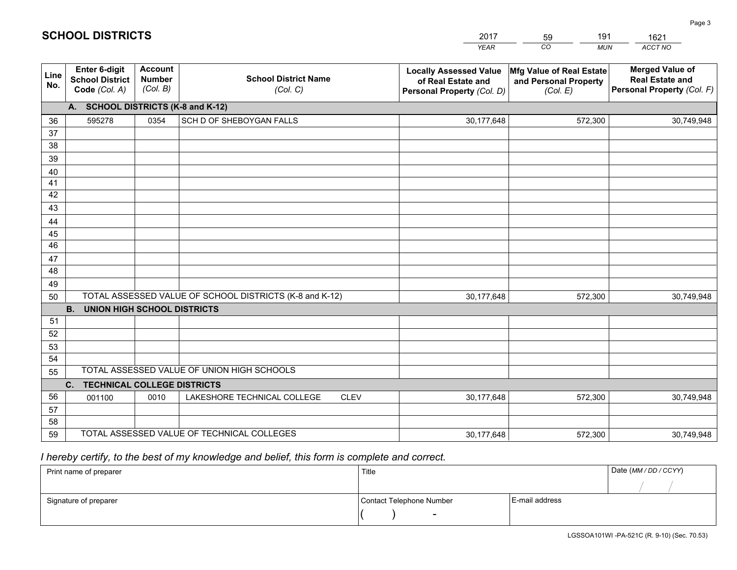# SCHOOL DISTRICTS

| 2017 | 59 | 191 | 1621 |
|---|---|---|---|
| YEAR | CO | MUN | ACCT NO |

| Line No. | Enter 6-digit School District Code (Col. A) | Account Number (Col. B) | School District Name (Col. C) | Locally Assessed Value of Real Estate and Personal Property (Col. D) | Mfg Value of Real Estate and Personal Property (Col. E) | Merged Value of Real Estate and Personal Property (Col. F) |
|---|---|---|---|---|---|---|
| **A. SCHOOL DISTRICTS (K-8 and K-12)** | | | | | | |
| 36 | 595278 | 0354 | SCH D OF SHEBOYGAN FALLS | 30,177,648 | 572,300 | 30,749,948 |
| 37 | | | | | | |
| 38 | | | | | | |
| 39 | | | | | | |
| 40 | | | | | | |
| 41 | | | | | | |
| 42 | | | | | | |
| 43 | | | | | | |
| 44 | | | | | | |
| 45 | | | | | | |
| 46 | | | | | | |
| 47 | | | | | | |
| 48 | | | | | | |
| 49 | | | | | | |
| 50 | TOTAL ASSESSED VALUE OF SCHOOL DISTRICTS (K-8 and K-12) | | | 30,177,648 | 572,300 | 30,749,948 |
| **B. UNION HIGH SCHOOL DISTRICTS** | | | | | | |
| 51 | | | | | | |
| 52 | | | | | | |
| 53 | | | | | | |
| 54 | | | | | | |
| 55 | TOTAL ASSESSED VALUE OF UNION HIGH SCHOOLS | | | | | |
| **C. TECHNICAL COLLEGE DISTRICTS** | | | | | | |
| 56 | 001100 | 0010 | LAKESHORE TECHNICAL COLLEGE CLEV | 30,177,648 | 572,300 | 30,749,948 |
| 57 | | | | | | |
| 58 | | | | | | |
| 59 | TOTAL ASSESSED VALUE OF TECHNICAL COLLEGES | | | 30,177,648 | 572,300 | 30,749,948 |

*I hereby certify, to the best of my knowledge and belief, this form is complete and correct.*

| Print name of preparer | Title | | Date (MM / DD / CCYY) |
|---|---|---|---|
| | | | / / |
| Signature of preparer | Contact Telephone Number | E-mail address | |
| | ( ) - | | |

LGSSOA101WI -PA-521C (R. 9-10) (Sec. 70.53)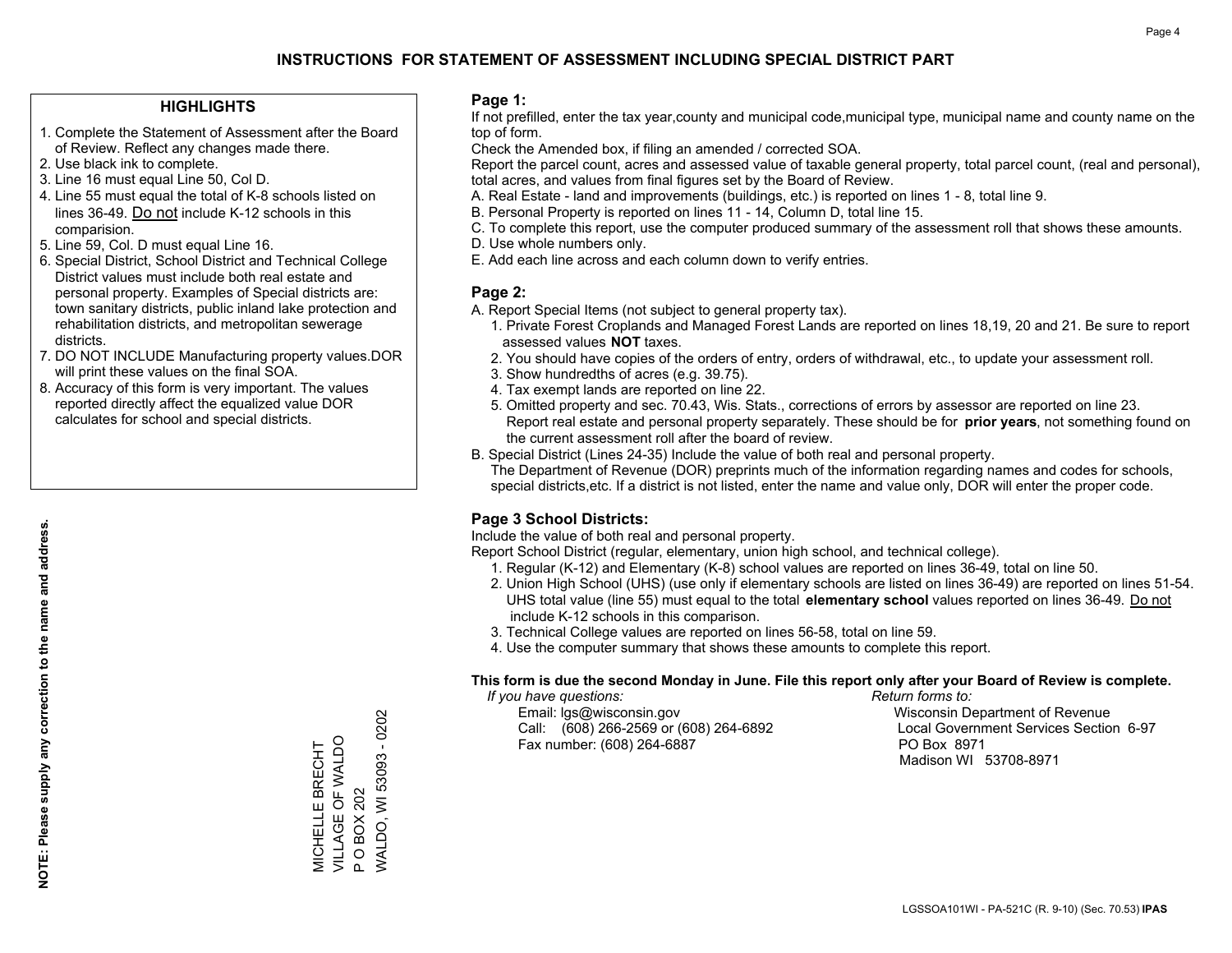# INSTRUCTIONS FOR STATEMENT OF ASSESSMENT INCLUDING SPECIAL DISTRICT PART

## HIGHLIGHTS

1. Complete the Statement of Assessment after the Board of Review. Reflect any changes made there.
2. Use black ink to complete.
3. Line 16 must equal Line 50, Col D.
4. Line 55 must equal the total of K-8 schools listed on lines 36-49. Do not include K-12 schools in this comparision.
5. Line 59, Col. D must equal Line 16.
6. Special District, School District and Technical College District values must include both real estate and personal property. Examples of Special districts are: town sanitary districts, public inland lake protection and rehabilitation districts, and metropolitan sewerage districts.
7. DO NOT INCLUDE Manufacturing property values.DOR will print these values on the final SOA.
8. Accuracy of this form is very important. The values reported directly affect the equalized value DOR calculates for school and special districts.

**NOTE: Please supply any correction to the name and address.**

MICHELLE BRECHT
VILLAGE OF WALDO
P O BOX 202
WALDO, WI 53093 - 0202

## Page 1:

If not prefilled, enter the tax year,county and municipal code,municipal type, municipal name and county name on the top of form.

Check the Amended box, if filing an amended / corrected SOA.

Report the parcel count, acres and assessed value of taxable general property, total parcel count, (real and personal), total acres, and values from final figures set by the Board of Review.

A. Real Estate - land and improvements (buildings, etc.) is reported on lines 1 - 8, total line 9.
B. Personal Property is reported on lines 11 - 14, Column D, total line 15.
C. To complete this report, use the computer produced summary of the assessment roll that shows these amounts.
D. Use whole numbers only.
E. Add each line across and each column down to verify entries.

## Page 2:

A. Report Special Items (not subject to general property tax).
   1. Private Forest Croplands and Managed Forest Lands are reported on lines 18,19, 20 and 21. Be sure to report assessed values **NOT** taxes.
   2. You should have copies of the orders of entry, orders of withdrawal, etc., to update your assessment roll.
   3. Show hundredths of acres (e.g. 39.75).
   4. Tax exempt lands are reported on line 22.
   5. Omitted property and sec. 70.43, Wis. Stats., corrections of errors by assessor are reported on line 23. Report real estate and personal property separately. These should be for **prior years**, not something found on the current assessment roll after the board of review.
B. Special District (Lines 24-35) Include the value of both real and personal property.
   The Department of Revenue (DOR) preprints much of the information regarding names and codes for schools, special districts,etc. If a district is not listed, enter the name and value only, DOR will enter the proper code.

## Page 3 School Districts:

Include the value of both real and personal property.

Report School District (regular, elementary, union high school, and technical college).

1. Regular (K-12) and Elementary (K-8) school values are reported on lines 36-49, total on line 50.
2. Union High School (UHS) (use only if elementary schools are listed on lines 36-49) are reported on lines 51-54. UHS total value (line 55) must equal to the total **elementary school** values reported on lines 36-49. Do not include K-12 schools in this comparison.
3. Technical College values are reported on lines 56-58, total on line 59.
4. Use the computer summary that shows these amounts to complete this report.

**This form is due the second Monday in June. File this report only after your Board of Review is complete.**

*If you have questions:*
Email: lgs@wisconsin.gov
Call: (608) 266-2569 or (608) 264-6892
Fax number: (608) 264-6887

*Return forms to:*
Wisconsin Department of Revenue
Local Government Services Section 6-97
PO Box 8971
Madison WI 53708-8971

LGSSOA101WI - PA-521C (R. 9-10) (Sec. 70.53) **IPAS**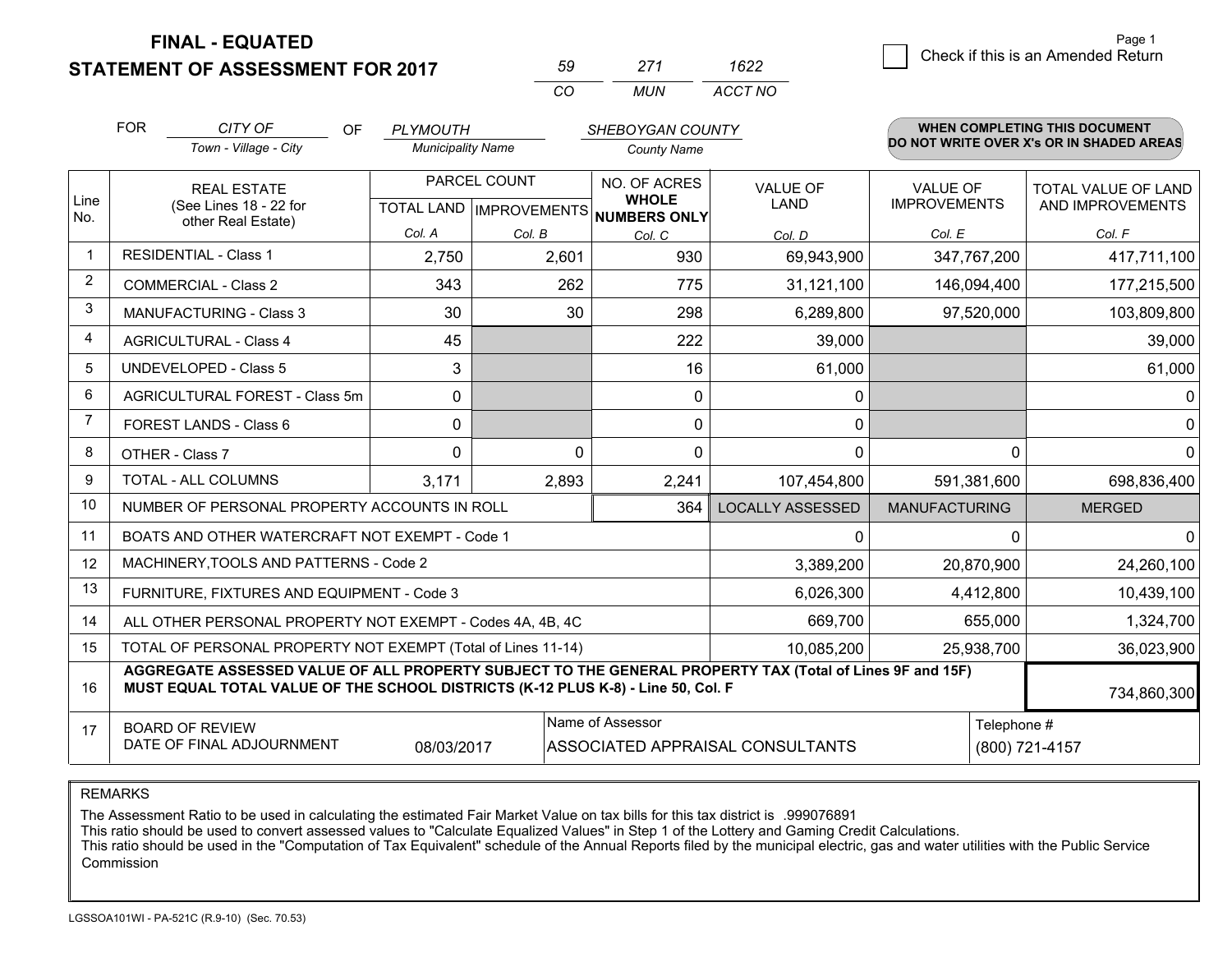**FINAL - EQUATED**
**STATEMENT OF ASSESSMENT FOR 2017**

| 59 | 271 | 1622 |
|---|---|---|
| CO | MUN | ACCT NO |

Page 1

☐ Check if this is an Amended Return

FOR *CITY OF* OF *PLYMOUTH* *SHEBOYGAN COUNTY*

Town - Village - City | Municipality Name | County Name

**WHEN COMPLETING THIS DOCUMENT DO NOT WRITE OVER X's OR IN SHADED AREAS**

| Line No. | REAL ESTATE (See Lines 18 - 22 for other Real Estate) | PARCEL COUNT TOTAL LAND Col. A | PARCEL COUNT IMPROVEMENTS Col. B | NO. OF ACRES WHOLE NUMBERS ONLY Col. C | VALUE OF LAND Col. D | VALUE OF IMPROVEMENTS Col. E | TOTAL VALUE OF LAND AND IMPROVEMENTS Col. F |
|---|---|---|---|---|---|---|---|
| 1 | RESIDENTIAL - Class 1 | 2,750 | 2,601 | 930 | 69,943,900 | 347,767,200 | 417,711,100 |
| 2 | COMMERCIAL - Class 2 | 343 | 262 | 775 | 31,121,100 | 146,094,400 | 177,215,500 |
| 3 | MANUFACTURING - Class 3 | 30 | 30 | 298 | 6,289,800 | 97,520,000 | 103,809,800 |
| 4 | AGRICULTURAL - Class 4 | 45 | | 222 | 39,000 | | 39,000 |
| 5 | UNDEVELOPED - Class 5 | 3 | | 16 | 61,000 | | 61,000 |
| 6 | AGRICULTURAL FOREST - Class 5m | 0 | | 0 | 0 | | 0 |
| 7 | FOREST LANDS - Class 6 | 0 | | 0 | 0 | | 0 |
| 8 | OTHER - Class 7 | 0 | 0 | 0 | 0 | 0 | 0 |
| 9 | TOTAL - ALL COLUMNS | 3,171 | 2,893 | 2,241 | 107,454,800 | 591,381,600 | 698,836,400 |
| 10 | NUMBER OF PERSONAL PROPERTY ACCOUNTS IN ROLL | | | 364 | LOCALLY ASSESSED | MANUFACTURING | MERGED |
| 11 | BOATS AND OTHER WATERCRAFT NOT EXEMPT - Code 1 | | | | 0 | 0 | 0 |
| 12 | MACHINERY,TOOLS AND PATTERNS - Code 2 | | | | 3,389,200 | 20,870,900 | 24,260,100 |
| 13 | FURNITURE, FIXTURES AND EQUIPMENT - Code 3 | | | | 6,026,300 | 4,412,800 | 10,439,100 |
| 14 | ALL OTHER PERSONAL PROPERTY NOT EXEMPT - Codes 4A, 4B, 4C | | | | 669,700 | 655,000 | 1,324,700 |
| 15 | TOTAL OF PERSONAL PROPERTY NOT EXEMPT (Total of Lines 11-14) | | | | 10,085,200 | 25,938,700 | 36,023,900 |
| 16 | **AGGREGATE ASSESSED VALUE OF ALL PROPERTY SUBJECT TO THE GENERAL PROPERTY TAX (Total of Lines 9F and 15F) MUST EQUAL TOTAL VALUE OF THE SCHOOL DISTRICTS (K-12 PLUS K-8) - Line 50, Col. F** | | | | | | 734,860,300 |
| 17 | BOARD OF REVIEW DATE OF FINAL ADJOURNMENT | 08/03/2017 | Name of Assessor: ASSOCIATED APPRAISAL CONSULTANTS | | | Telephone #: (800) 721-4157 | |

REMARKS

The Assessment Ratio to be used in calculating the estimated Fair Market Value on tax bills for this tax district is .999076891
This ratio should be used to convert assessed values to "Calculate Equalized Values" in Step 1 of the Lottery and Gaming Credit Calculations.
This ratio should be used in the "Computation of Tax Equivalent" schedule of the Annual Reports filed by the municipal electric, gas and water utilities with the Public Service Commission

LGSSOA101WI - PA-521C (R.9-10) (Sec. 70.53)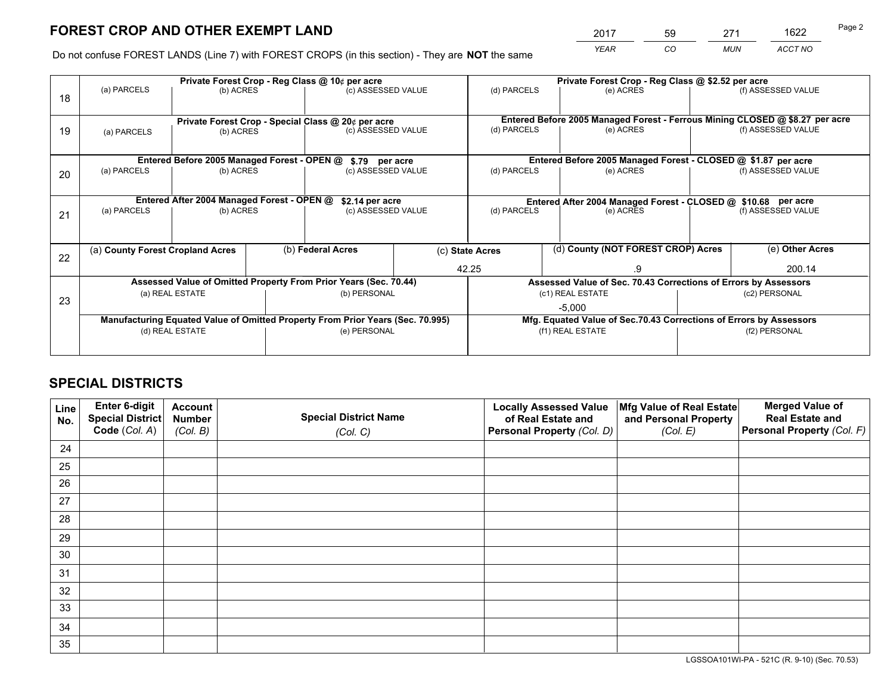# FOREST CROP AND OTHER EXEMPT LAND

| 2017 | 59 | 271 | 1622 |
|---|---|---|---|
| *YEAR* | *CO* | *MUN* | *ACCT NO* |

Do not confuse FOREST LANDS (Line 7) with FOREST CROPS (in this section) - They are **NOT** the same

| Line | Private Forest Crop - Reg Class @ 10¢ per acre | | | Private Forest Crop - Reg Class @ $2.52 per acre | | |
|---|---|---|---|---|---|---|
| 18 | (a) PARCELS | (b) ACRES | (c) ASSESSED VALUE | (d) PARCELS | (e) ACRES | (f) ASSESSED VALUE |
| | | | | | | |
| | **Private Forest Crop - Special Class @ 20¢ per acre** | | | **Entered Before 2005 Managed Forest - Ferrous Mining CLOSED @ $8.27 per acre** | | |
| 19 | (a) PARCELS | (b) ACRES | (c) ASSESSED VALUE | (d) PARCELS | (e) ACRES | (f) ASSESSED VALUE |
| | | | | | | |
| | **Entered Before 2005 Managed Forest - OPEN @ $.79 per acre** | | | **Entered Before 2005 Managed Forest - CLOSED @ $1.87 per acre** | | |
| 20 | (a) PARCELS | (b) ACRES | (c) ASSESSED VALUE | (d) PARCELS | (e) ACRES | (f) ASSESSED VALUE |
| | | | | | | |
| | **Entered After 2004 Managed Forest - OPEN @ $2.14 per acre** | | | **Entered After 2004 Managed Forest - CLOSED @ $10.68 per acre** | | |
| 21 | (a) PARCELS | (b) ACRES | (c) ASSESSED VALUE | (d) PARCELS | (e) ACRES | (f) ASSESSED VALUE |
| | | | | | | |

| Line | (a) County Forest Cropland Acres | (b) Federal Acres | (c) State Acres | (d) County (NOT FOREST CROP) Acres | (e) Other Acres |
|---|---|---|---|---|---|
| 22 | | | 42.25 | .9 | 200.14 |

| Line | Assessed Value of Omitted Property From Prior Years (Sec. 70.44) | | Assessed Value of Sec. 70.43 Corrections of Errors by Assessors | |
|---|---|---|---|---|
| 23 | (a) REAL ESTATE | (b) PERSONAL | (c1) REAL ESTATE | (c2) PERSONAL |
| | | | -5,000 | |
| | **Manufacturing Equated Value of Omitted Property From Prior Years (Sec. 70.995)** | | **Mfg. Equated Value of Sec.70.43 Corrections of Errors by Assessors** | |
| | (d) REAL ESTATE | (e) PERSONAL | (f1) REAL ESTATE | (f2) PERSONAL |
| | | | | |

# SPECIAL DISTRICTS

| Line No. | Enter 6-digit Special District Code (*Col. A*) | Account Number (*Col. B*) | Special District Name (*Col. C*) | Locally Assessed Value of Real Estate and Personal Property (*Col. D*) | Mfg Value of Real Estate and Personal Property (*Col. E*) | Merged Value of Real Estate and Personal Property (*Col. F*) |
|---|---|---|---|---|---|---|
| 24 | | | | | | |
| 25 | | | | | | |
| 26 | | | | | | |
| 27 | | | | | | |
| 28 | | | | | | |
| 29 | | | | | | |
| 30 | | | | | | |
| 31 | | | | | | |
| 32 | | | | | | |
| 33 | | | | | | |
| 34 | | | | | | |
| 35 | | | | | | |

LGSSOA101WI-PA - 521C (R. 9-10) (Sec. 70.53)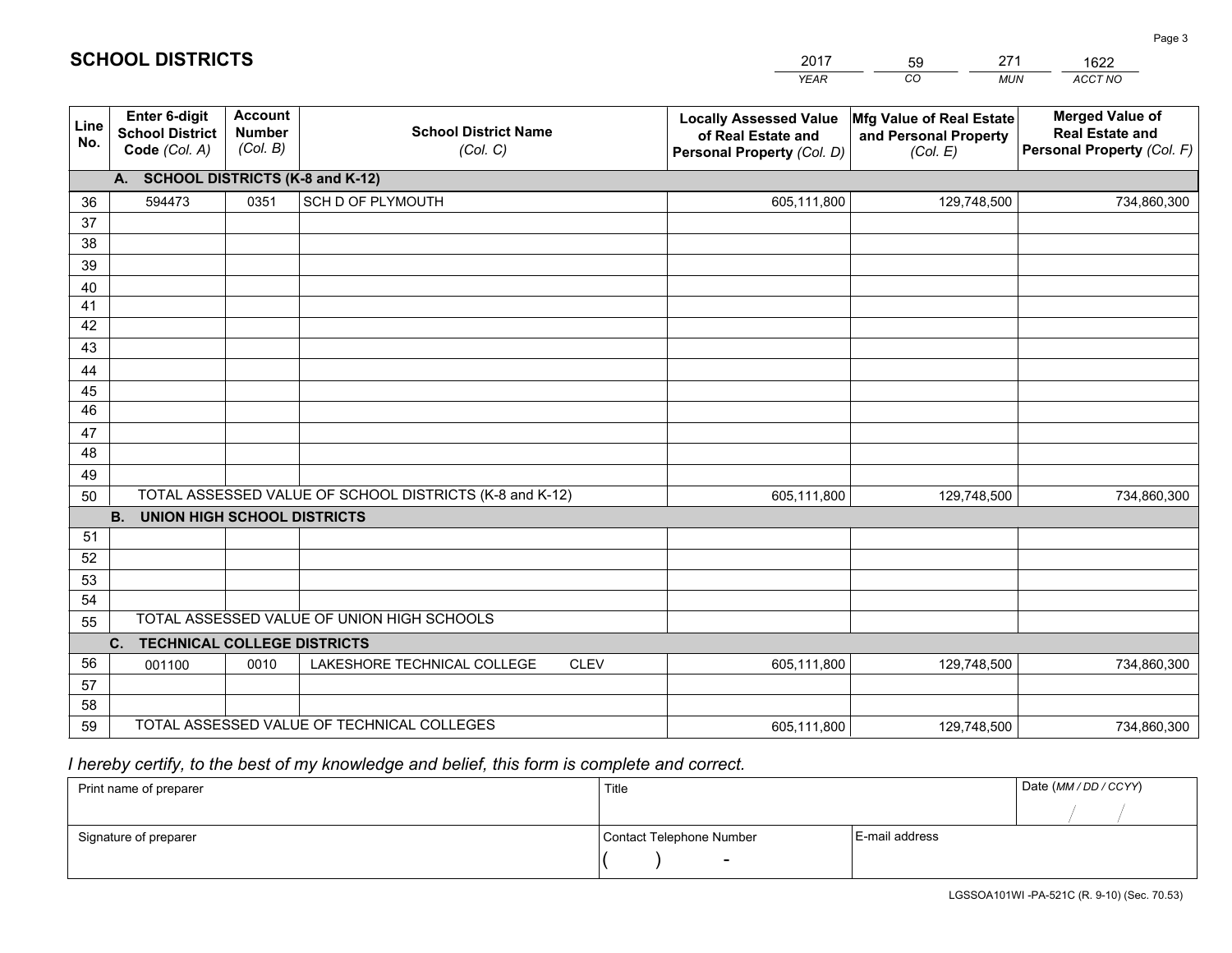# SCHOOL DISTRICTS

| 2017 | 59 | 271 | 1622 |
|---|---|---|---|
| *YEAR* | *CO* | *MUN* | *ACCT NO* |

| Line No. | Enter 6-digit School District Code *(Col. A)* | Account Number *(Col. B)* | School District Name *(Col. C)* | Locally Assessed Value of Real Estate and Personal Property *(Col. D)* | Mfg Value of Real Estate and Personal Property *(Col. E)* | Merged Value of Real Estate and Personal Property *(Col. F)* |
|---|---|---|---|---|---|---|
| | **A. SCHOOL DISTRICTS (K-8 and K-12)** | | | | | |
| 36 | 594473 | 0351 | SCH D OF PLYMOUTH | 605,111,800 | 129,748,500 | 734,860,300 |
| 37 | | | | | | |
| 38 | | | | | | |
| 39 | | | | | | |
| 40 | | | | | | |
| 41 | | | | | | |
| 42 | | | | | | |
| 43 | | | | | | |
| 44 | | | | | | |
| 45 | | | | | | |
| 46 | | | | | | |
| 47 | | | | | | |
| 48 | | | | | | |
| 49 | | | | | | |
| 50 | TOTAL ASSESSED VALUE OF SCHOOL DISTRICTS (K-8 and K-12) | | | 605,111,800 | 129,748,500 | 734,860,300 |
| | **B. UNION HIGH SCHOOL DISTRICTS** | | | | | |
| 51 | | | | | | |
| 52 | | | | | | |
| 53 | | | | | | |
| 54 | | | | | | |
| 55 | TOTAL ASSESSED VALUE OF UNION HIGH SCHOOLS | | | | | |
| | **C. TECHNICAL COLLEGE DISTRICTS** | | | | | |
| 56 | 001100 | 0010 | LAKESHORE TECHNICAL COLLEGE CLEV | 605,111,800 | 129,748,500 | 734,860,300 |
| 57 | | | | | | |
| 58 | | | | | | |
| 59 | TOTAL ASSESSED VALUE OF TECHNICAL COLLEGES | | | 605,111,800 | 129,748,500 | 734,860,300 |

*I hereby certify, to the best of my knowledge and belief, this form is complete and correct.*

| Print name of preparer | Title | | Date *(MM / DD / CCYY)* |
|---|---|---|---|
| | | | / / |
| Signature of preparer | Contact Telephone Number | E-mail address | |
| | ( ) - | | |

LGSSOA101WI -PA-521C (R. 9-10) (Sec. 70.53)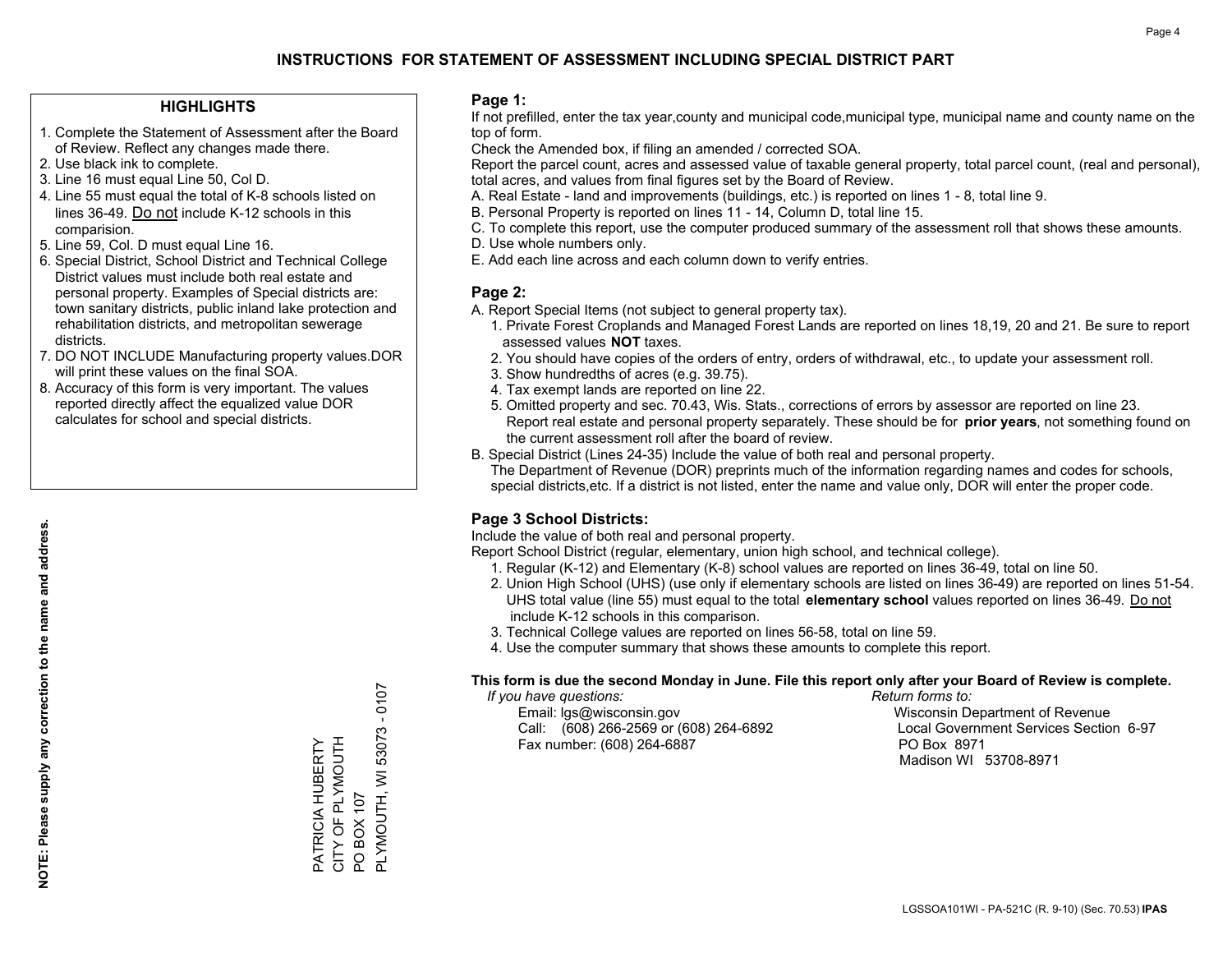# INSTRUCTIONS FOR STATEMENT OF ASSESSMENT INCLUDING SPECIAL DISTRICT PART

## HIGHLIGHTS

1. Complete the Statement of Assessment after the Board of Review. Reflect any changes made there.
2. Use black ink to complete.
3. Line 16 must equal Line 50, Col D.
4. Line 55 must equal the total of K-8 schools listed on lines 36-49. Do not include K-12 schools in this comparision.
5. Line 59, Col. D must equal Line 16.
6. Special District, School District and Technical College District values must include both real estate and personal property. Examples of Special districts are: town sanitary districts, public inland lake protection and rehabilitation districts, and metropolitan sewerage districts.
7. DO NOT INCLUDE Manufacturing property values.DOR will print these values on the final SOA.
8. Accuracy of this form is very important. The values reported directly affect the equalized value DOR calculates for school and special districts.

**NOTE: Please supply any correction to the name and address.**

PATRICIA HUBERTY
CITY OF PLYMOUTH
PO BOX 107
PLYMOUTH, WI 53073 - 0107

## Page 1:

If not prefilled, enter the tax year,county and municipal code,municipal type, municipal name and county name on the top of form.

Check the Amended box, if filing an amended / corrected SOA.

Report the parcel count, acres and assessed value of taxable general property, total parcel count, (real and personal), total acres, and values from final figures set by the Board of Review.

A. Real Estate - land and improvements (buildings, etc.) is reported on lines 1 - 8, total line 9.
B. Personal Property is reported on lines 11 - 14, Column D, total line 15.
C. To complete this report, use the computer produced summary of the assessment roll that shows these amounts.
D. Use whole numbers only.
E. Add each line across and each column down to verify entries.

## Page 2:

A. Report Special Items (not subject to general property tax).
   1. Private Forest Croplands and Managed Forest Lands are reported on lines 18,19, 20 and 21. Be sure to report assessed values **NOT** taxes.
   2. You should have copies of the orders of entry, orders of withdrawal, etc., to update your assessment roll.
   3. Show hundredths of acres (e.g. 39.75).
   4. Tax exempt lands are reported on line 22.
   5. Omitted property and sec. 70.43, Wis. Stats., corrections of errors by assessor are reported on line 23. Report real estate and personal property separately. These should be for **prior years**, not something found on the current assessment roll after the board of review.

B. Special District (Lines 24-35) Include the value of both real and personal property.
   The Department of Revenue (DOR) preprints much of the information regarding names and codes for schools, special districts,etc. If a district is not listed, enter the name and value only, DOR will enter the proper code.

## Page 3 School Districts:

Include the value of both real and personal property.

Report School District (regular, elementary, union high school, and technical college).

1. Regular (K-12) and Elementary (K-8) school values are reported on lines 36-49, total on line 50.
2. Union High School (UHS) (use only if elementary schools are listed on lines 36-49) are reported on lines 51-54. UHS total value (line 55) must equal to the total **elementary school** values reported on lines 36-49. Do not include K-12 schools in this comparison.
3. Technical College values are reported on lines 56-58, total on line 59.
4. Use the computer summary that shows these amounts to complete this report.

**This form is due the second Monday in June. File this report only after your Board of Review is complete.**

*If you have questions:*
Email: lgs@wisconsin.gov
Call: (608) 266-2569 or (608) 264-6892
Fax number: (608) 264-6887

*Return forms to:*
Wisconsin Department of Revenue
Local Government Services Section 6-97
PO Box 8971
Madison WI 53708-8971

LGSSOA101WI - PA-521C (R. 9-10) (Sec. 70.53) **IPAS**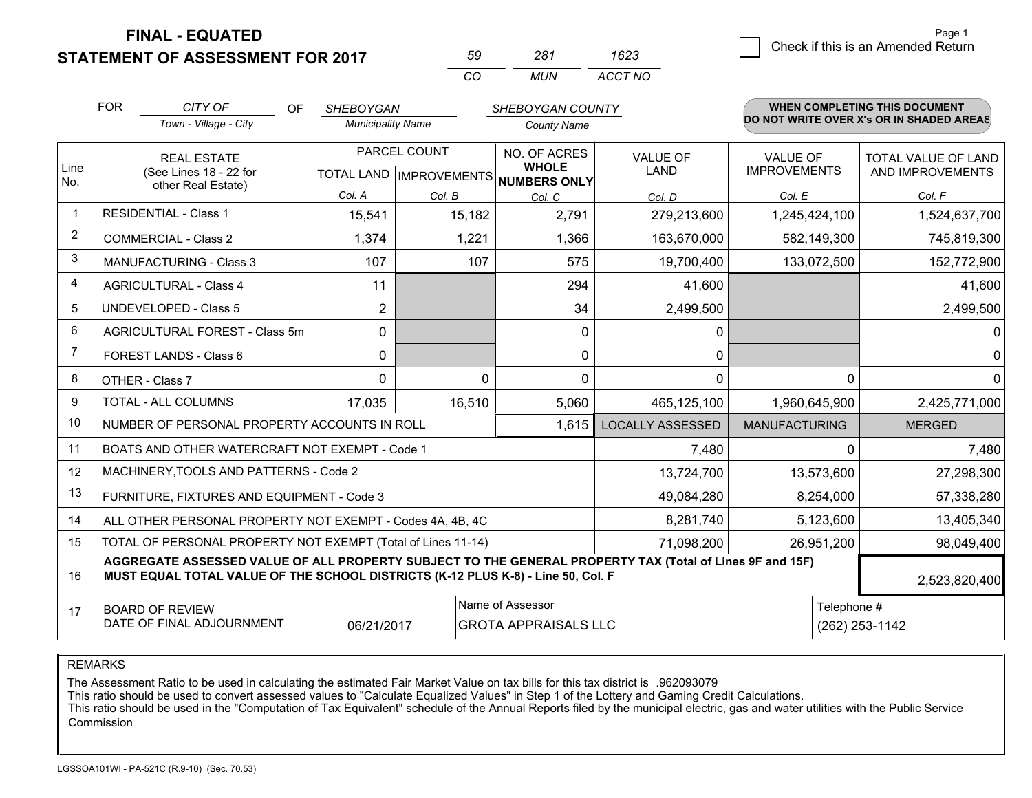# FINAL - EQUATED
## STATEMENT OF ASSESSMENT FOR 2017

| 59 | 281 | 1623 |
|---|---|---|
| CO | MUN | ACCT NO |

☐ Check if this is an Amended Return

| FOR | CITY OF | OF | SHEBOYGAN | SHEBOYGAN COUNTY |
|---|---|---|---|---|
| | Town - Village - City | | Municipality Name | County Name |

**WHEN COMPLETING THIS DOCUMENT DO NOT WRITE OVER X's OR IN SHADED AREAS**

| Line No. | REAL ESTATE (See Lines 18 - 22 for other Real Estate) | PARCEL COUNT | | NO. OF ACRES WHOLE NUMBERS ONLY | VALUE OF LAND | VALUE OF IMPROVEMENTS | TOTAL VALUE OF LAND AND IMPROVEMENTS |
|---|---|---|---|---|---|---|---|
| | | TOTAL LAND | IMPROVEMENTS | | | | |
| | | Col. A | Col. B | Col. C | Col. D | Col. E | Col. F |
| 1 | RESIDENTIAL - Class 1 | 15,541 | 15,182 | 2,791 | 279,213,600 | 1,245,424,100 | 1,524,637,700 |
| 2 | COMMERCIAL - Class 2 | 1,374 | 1,221 | 1,366 | 163,670,000 | 582,149,300 | 745,819,300 |
| 3 | MANUFACTURING - Class 3 | 107 | 107 | 575 | 19,700,400 | 133,072,500 | 152,772,900 |
| 4 | AGRICULTURAL - Class 4 | 11 | | 294 | 41,600 | | 41,600 |
| 5 | UNDEVELOPED - Class 5 | 2 | | 34 | 2,499,500 | | 2,499,500 |
| 6 | AGRICULTURAL FOREST - Class 5m | 0 | | 0 | 0 | | 0 |
| 7 | FOREST LANDS - Class 6 | 0 | | 0 | 0 | | 0 |
| 8 | OTHER - Class 7 | 0 | 0 | 0 | 0 | 0 | 0 |
| 9 | TOTAL - ALL COLUMNS | 17,035 | 16,510 | 5,060 | 465,125,100 | 1,960,645,900 | 2,425,771,000 |
| 10 | NUMBER OF PERSONAL PROPERTY ACCOUNTS IN ROLL | | | 1,615 | LOCALLY ASSESSED | MANUFACTURING | MERGED |
| 11 | BOATS AND OTHER WATERCRAFT NOT EXEMPT - Code 1 | | | | 7,480 | 0 | 7,480 |
| 12 | MACHINERY,TOOLS AND PATTERNS - Code 2 | | | | 13,724,700 | 13,573,600 | 27,298,300 |
| 13 | FURNITURE, FIXTURES AND EQUIPMENT - Code 3 | | | | 49,084,280 | 8,254,000 | 57,338,280 |
| 14 | ALL OTHER PERSONAL PROPERTY NOT EXEMPT - Codes 4A, 4B, 4C | | | | 8,281,740 | 5,123,600 | 13,405,340 |
| 15 | TOTAL OF PERSONAL PROPERTY NOT EXEMPT (Total of Lines 11-14) | | | | 71,098,200 | 26,951,200 | 98,049,400 |
| 16 | **AGGREGATE ASSESSED VALUE OF ALL PROPERTY SUBJECT TO THE GENERAL PROPERTY TAX (Total of Lines 9F and 15F) MUST EQUAL TOTAL VALUE OF THE SCHOOL DISTRICTS (K-12 PLUS K-8) - Line 50, Col. F** | | | | | | 2,523,820,400 |
| 17 | BOARD OF REVIEW DATE OF FINAL ADJOURNMENT | 06/21/2017 | | Name of Assessor: GROTA APPRAISALS LLC | | Telephone #: (262) 253-1142 | |

REMARKS

The Assessment Ratio to be used in calculating the estimated Fair Market Value on tax bills for this tax district is .962093079
This ratio should be used to convert assessed values to "Calculate Equalized Values" in Step 1 of the Lottery and Gaming Credit Calculations.
This ratio should be used in the "Computation of Tax Equivalent" schedule of the Annual Reports filed by the municipal electric, gas and water utilities with the Public Service Commission

LGSSOA101WI - PA-521C (R.9-10) (Sec. 70.53)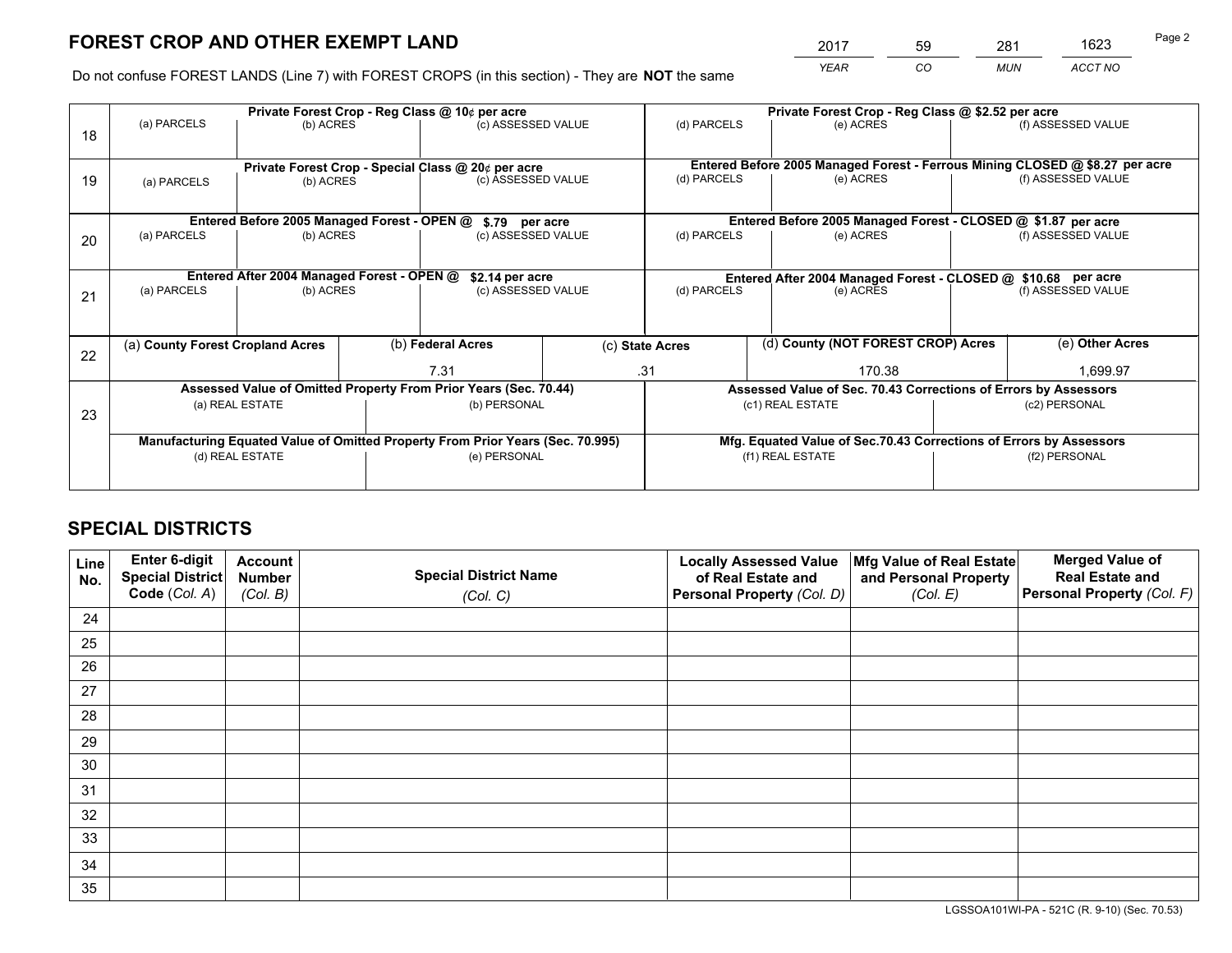# FOREST CROP AND OTHER EXEMPT LAND

| 2017 | 59 | 281 | 1623 |
|---|---|---|---|
| YEAR | CO | MUN | ACCT NO |

Do not confuse FOREST LANDS (Line 7) with FOREST CROPS (in this section) - They are **NOT** the same

| Line | Private Forest Crop - Reg Class @ 10¢ per acre | | | Private Forest Crop - Reg Class @ $2.52 per acre | | |
|---|---|---|---|---|---|---|
| 18 | (a) PARCELS | (b) ACRES | (c) ASSESSED VALUE | (d) PARCELS | (e) ACRES | (f) ASSESSED VALUE |
| | | | | | | |
| | **Private Forest Crop - Special Class @ 20¢ per acre** | | | **Entered Before 2005 Managed Forest - Ferrous Mining CLOSED @ $8.27 per acre** | | |
| 19 | (a) PARCELS | (b) ACRES | (c) ASSESSED VALUE | (d) PARCELS | (e) ACRES | (f) ASSESSED VALUE |
| | | | | | | |
| | **Entered Before 2005 Managed Forest - OPEN @ $.79 per acre** | | | **Entered Before 2005 Managed Forest - CLOSED @ $1.87 per acre** | | |
| 20 | (a) PARCELS | (b) ACRES | (c) ASSESSED VALUE | (d) PARCELS | (e) ACRES | (f) ASSESSED VALUE |
| | | | | | | |
| | **Entered After 2004 Managed Forest - OPEN @ $2.14 per acre** | | | **Entered After 2004 Managed Forest - CLOSED @ $10.68 per acre** | | |
| 21 | (a) PARCELS | (b) ACRES | (c) ASSESSED VALUE | (d) PARCELS | (e) ACRES | (f) ASSESSED VALUE |
| | | | | | | |

| Line | (a) County Forest Cropland Acres | (b) Federal Acres | (c) State Acres | (d) County (NOT FOREST CROP) Acres | (e) Other Acres |
|---|---|---|---|---|---|
| 22 | | 7.31 | .31 | 170.38 | 1,699.97 |

| Line | Assessed Value of Omitted Property From Prior Years (Sec. 70.44) | | Assessed Value of Sec. 70.43 Corrections of Errors by Assessors | |
|---|---|---|---|---|
| 23 | (a) REAL ESTATE | (b) PERSONAL | (c1) REAL ESTATE | (c2) PERSONAL |
| | | | | |
| | **Manufacturing Equated Value of Omitted Property From Prior Years (Sec. 70.995)** | | **Mfg. Equated Value of Sec.70.43 Corrections of Errors by Assessors** | |
| | (d) REAL ESTATE | (e) PERSONAL | (f1) REAL ESTATE | (f2) PERSONAL |
| | | | | |

# SPECIAL DISTRICTS

| Line No. | Enter 6-digit Special District Code (Col. A) | Account Number (Col. B) | Special District Name (Col. C) | Locally Assessed Value of Real Estate and Personal Property (Col. D) | Mfg Value of Real Estate and Personal Property (Col. E) | Merged Value of Real Estate and Personal Property (Col. F) |
|---|---|---|---|---|---|---|
| 24 | | | | | | |
| 25 | | | | | | |
| 26 | | | | | | |
| 27 | | | | | | |
| 28 | | | | | | |
| 29 | | | | | | |
| 30 | | | | | | |
| 31 | | | | | | |
| 32 | | | | | | |
| 33 | | | | | | |
| 34 | | | | | | |
| 35 | | | | | | |

LGSSOA101WI-PA - 521C (R. 9-10) (Sec. 70.53)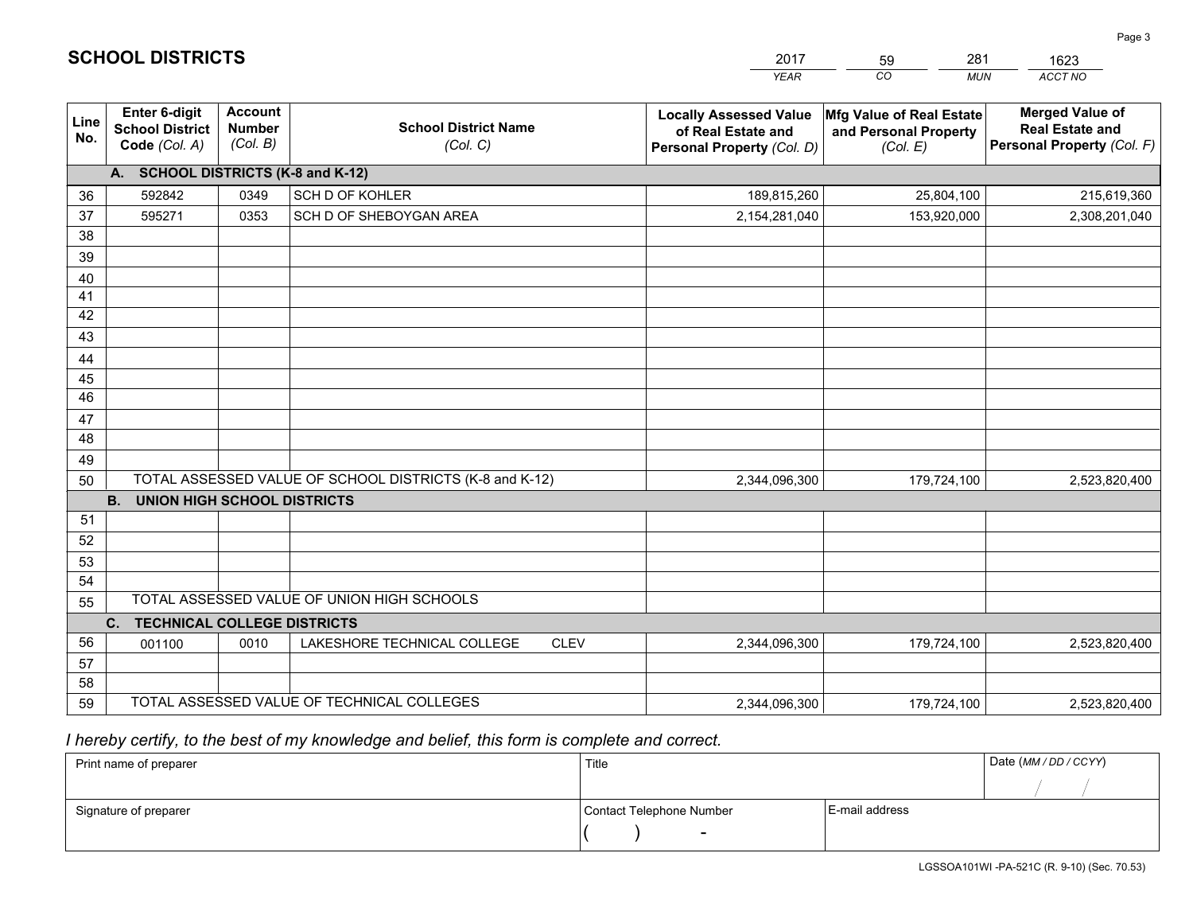# SCHOOL DISTRICTS

| 2017 | 59 | 281 | 1623 |
|---|---|---|---|
| *YEAR* | *CO* | *MUN* | *ACCT NO* |

| Line No. | Enter 6-digit School District Code *(Col. A)* | Account Number *(Col. B)* | School District Name *(Col. C)* | Locally Assessed Value of Real Estate and Personal Property *(Col. D)* | Mfg Value of Real Estate and Personal Property *(Col. E)* | Merged Value of Real Estate and Personal Property *(Col. F)* |
|---|---|---|---|---|---|---|
| | **A. SCHOOL DISTRICTS (K-8 and K-12)** | | | | | |
| 36 | 592842 | 0349 | SCH D OF KOHLER | 189,815,260 | 25,804,100 | 215,619,360 |
| 37 | 595271 | 0353 | SCH D OF SHEBOYGAN AREA | 2,154,281,040 | 153,920,000 | 2,308,201,040 |
| 38 | | | | | | |
| 39 | | | | | | |
| 40 | | | | | | |
| 41 | | | | | | |
| 42 | | | | | | |
| 43 | | | | | | |
| 44 | | | | | | |
| 45 | | | | | | |
| 46 | | | | | | |
| 47 | | | | | | |
| 48 | | | | | | |
| 49 | | | | | | |
| 50 | TOTAL ASSESSED VALUE OF SCHOOL DISTRICTS (K-8 and K-12) | | | 2,344,096,300 | 179,724,100 | 2,523,820,400 |
| | **B. UNION HIGH SCHOOL DISTRICTS** | | | | | |
| 51 | | | | | | |
| 52 | | | | | | |
| 53 | | | | | | |
| 54 | | | | | | |
| 55 | TOTAL ASSESSED VALUE OF UNION HIGH SCHOOLS | | | | | |
| | **C. TECHNICAL COLLEGE DISTRICTS** | | | | | |
| 56 | 001100 | 0010 | LAKESHORE TECHNICAL COLLEGE CLEV | 2,344,096,300 | 179,724,100 | 2,523,820,400 |
| 57 | | | | | | |
| 58 | | | | | | |
| 59 | TOTAL ASSESSED VALUE OF TECHNICAL COLLEGES | | | 2,344,096,300 | 179,724,100 | 2,523,820,400 |

*I hereby certify, to the best of my knowledge and belief, this form is complete and correct.*

| Print name of preparer | Title | | Date *(MM / DD / CCYY)* |
|---|---|---|---|
| | | | / / |
| Signature of preparer | Contact Telephone Number | E-mail address | |
| | ( ) - | | |

LGSSOA101WI -PA-521C (R. 9-10) (Sec. 70.53)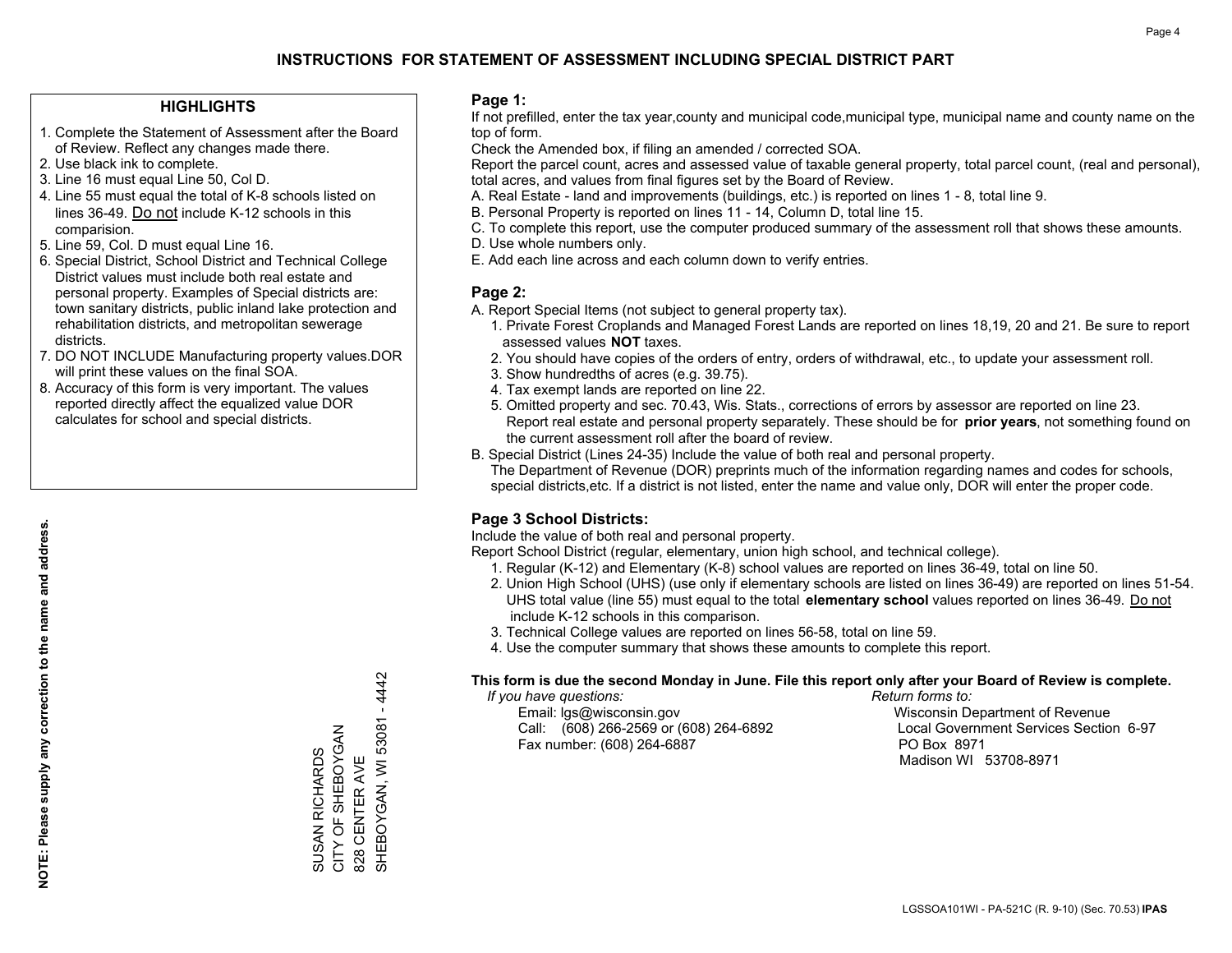# INSTRUCTIONS FOR STATEMENT OF ASSESSMENT INCLUDING SPECIAL DISTRICT PART

## HIGHLIGHTS

1. Complete the Statement of Assessment after the Board of Review. Reflect any changes made there.
2. Use black ink to complete.
3. Line 16 must equal Line 50, Col D.
4. Line 55 must equal the total of K-8 schools listed on lines 36-49. Do not include K-12 schools in this comparision.
5. Line 59, Col. D must equal Line 16.
6. Special District, School District and Technical College District values must include both real estate and personal property. Examples of Special districts are: town sanitary districts, public inland lake protection and rehabilitation districts, and metropolitan sewerage districts.
7. DO NOT INCLUDE Manufacturing property values.DOR will print these values on the final SOA.
8. Accuracy of this form is very important. The values reported directly affect the equalized value DOR calculates for school and special districts.

**NOTE: Please supply any correction to the name and address.**

SUSAN RICHARDS
CITY OF SHEBOYGAN
828 CENTER AVE
SHEBOYGAN, WI 53081 - 4442

## Page 1:

If not prefilled, enter the tax year,county and municipal code,municipal type, municipal name and county name on the top of form.

Check the Amended box, if filing an amended / corrected SOA.

Report the parcel count, acres and assessed value of taxable general property, total parcel count, (real and personal), total acres, and values from final figures set by the Board of Review.

A. Real Estate - land and improvements (buildings, etc.) is reported on lines 1 - 8, total line 9.
B. Personal Property is reported on lines 11 - 14, Column D, total line 15.
C. To complete this report, use the computer produced summary of the assessment roll that shows these amounts.
D. Use whole numbers only.
E. Add each line across and each column down to verify entries.

## Page 2:

A. Report Special Items (not subject to general property tax).
   1. Private Forest Croplands and Managed Forest Lands are reported on lines 18,19, 20 and 21. Be sure to report assessed values **NOT** taxes.
   2. You should have copies of the orders of entry, orders of withdrawal, etc., to update your assessment roll.
   3. Show hundredths of acres (e.g. 39.75).
   4. Tax exempt lands are reported on line 22.
   5. Omitted property and sec. 70.43, Wis. Stats., corrections of errors by assessor are reported on line 23. Report real estate and personal property separately. These should be for **prior years**, not something found on the current assessment roll after the board of review.
B. Special District (Lines 24-35) Include the value of both real and personal property.
   The Department of Revenue (DOR) preprints much of the information regarding names and codes for schools, special districts,etc. If a district is not listed, enter the name and value only, DOR will enter the proper code.

## Page 3 School Districts:

Include the value of both real and personal property.

Report School District (regular, elementary, union high school, and technical college).

1. Regular (K-12) and Elementary (K-8) school values are reported on lines 36-49, total on line 50.
2. Union High School (UHS) (use only if elementary schools are listed on lines 36-49) are reported on lines 51-54. UHS total value (line 55) must equal to the total **elementary school** values reported on lines 36-49. Do not include K-12 schools in this comparison.
3. Technical College values are reported on lines 56-58, total on line 59.
4. Use the computer summary that shows these amounts to complete this report.

**This form is due the second Monday in June. File this report only after your Board of Review is complete.**

*If you have questions:*
Email: lgs@wisconsin.gov
Call: (608) 266-2569 or (608) 264-6892
Fax number: (608) 264-6887

*Return forms to:*
Wisconsin Department of Revenue
Local Government Services Section 6-97
PO Box 8971
Madison WI 53708-8971

LGSSOA101WI - PA-521C (R. 9-10) (Sec. 70.53) **IPAS**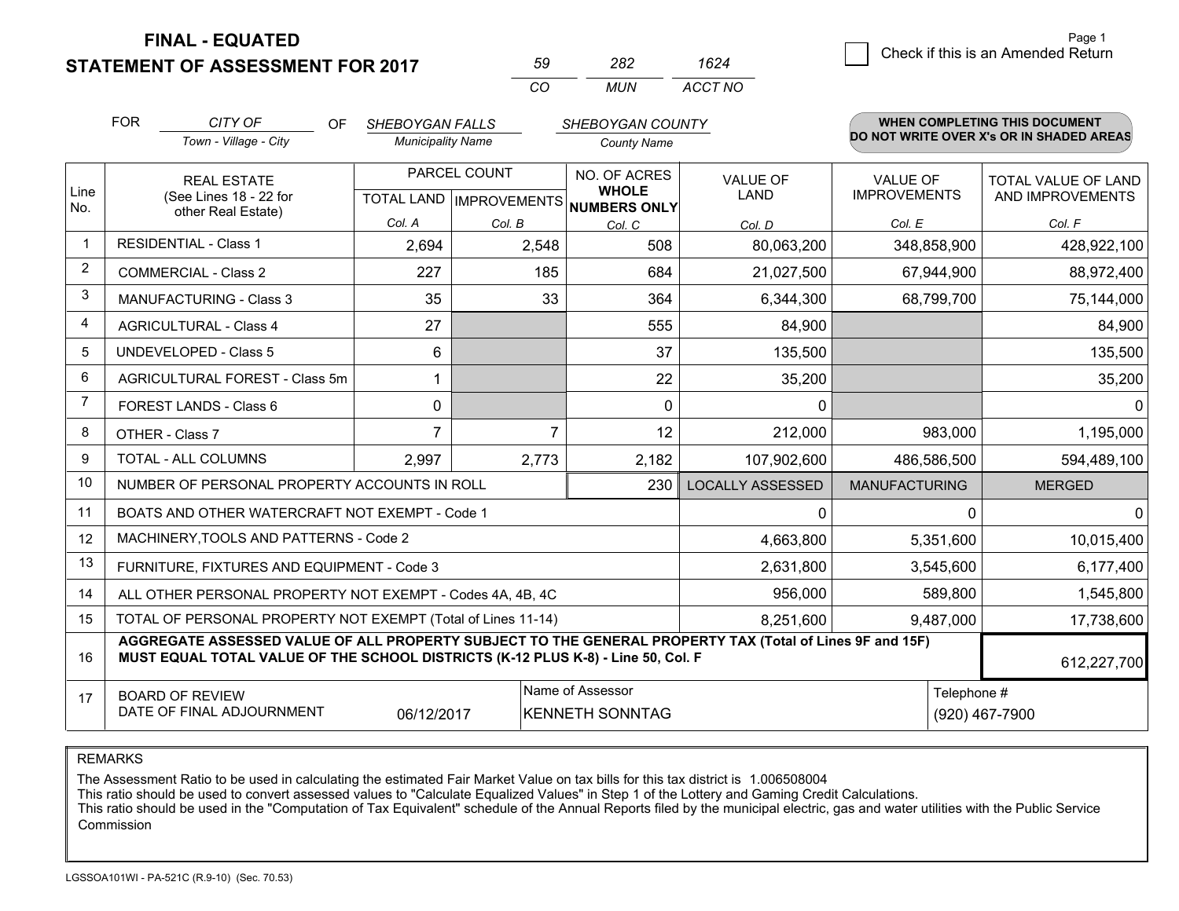# FINAL - EQUATED
## STATEMENT OF ASSESSMENT FOR 2017

| 59 | 282 | 1624 |
|---|---|---|
| CO | MUN | ACCT NO |

Page 1

☐ Check if this is an Amended Return

FOR *CITY OF* (Town - Village - City) OF *SHEBOYGAN FALLS* (Municipality Name) *SHEBOYGAN COUNTY* (County Name)

**WHEN COMPLETING THIS DOCUMENT DO NOT WRITE OVER X's OR IN SHADED AREAS**

| Line No. | REAL ESTATE (See Lines 18 - 22 for other Real Estate) | PARCEL COUNT TOTAL LAND Col. A | PARCEL COUNT IMPROVEMENTS Col. B | NO. OF ACRES WHOLE NUMBERS ONLY Col. C | VALUE OF LAND Col. D | VALUE OF IMPROVEMENTS Col. E | TOTAL VALUE OF LAND AND IMPROVEMENTS Col. F |
|---|---|---|---|---|---|---|---|
| 1 | RESIDENTIAL - Class 1 | 2,694 | 2,548 | 508 | 80,063,200 | 348,858,900 | 428,922,100 |
| 2 | COMMERCIAL - Class 2 | 227 | 185 | 684 | 21,027,500 | 67,944,900 | 88,972,400 |
| 3 | MANUFACTURING - Class 3 | 35 | 33 | 364 | 6,344,300 | 68,799,700 | 75,144,000 |
| 4 | AGRICULTURAL - Class 4 | 27 | | 555 | 84,900 | | 84,900 |
| 5 | UNDEVELOPED - Class 5 | 6 | | 37 | 135,500 | | 135,500 |
| 6 | AGRICULTURAL FOREST - Class 5m | 1 | | 22 | 35,200 | | 35,200 |
| 7 | FOREST LANDS - Class 6 | 0 | | 0 | 0 | | 0 |
| 8 | OTHER - Class 7 | 7 | 7 | 12 | 212,000 | 983,000 | 1,195,000 |
| 9 | TOTAL - ALL COLUMNS | 2,997 | 2,773 | 2,182 | 107,902,600 | 486,586,500 | 594,489,100 |
| 10 | NUMBER OF PERSONAL PROPERTY ACCOUNTS IN ROLL | | | 230 | LOCALLY ASSESSED | MANUFACTURING | MERGED |
| 11 | BOATS AND OTHER WATERCRAFT NOT EXEMPT - Code 1 | | | | 0 | 0 | 0 |
| 12 | MACHINERY,TOOLS AND PATTERNS - Code 2 | | | | 4,663,800 | 5,351,600 | 10,015,400 |
| 13 | FURNITURE, FIXTURES AND EQUIPMENT - Code 3 | | | | 2,631,800 | 3,545,600 | 6,177,400 |
| 14 | ALL OTHER PERSONAL PROPERTY NOT EXEMPT - Codes 4A, 4B, 4C | | | | 956,000 | 589,800 | 1,545,800 |
| 15 | TOTAL OF PERSONAL PROPERTY NOT EXEMPT (Total of Lines 11-14) | | | | 8,251,600 | 9,487,000 | 17,738,600 |
| 16 | **AGGREGATE ASSESSED VALUE OF ALL PROPERTY SUBJECT TO THE GENERAL PROPERTY TAX (Total of Lines 9F and 15F) MUST EQUAL TOTAL VALUE OF THE SCHOOL DISTRICTS (K-12 PLUS K-8) - Line 50, Col. F** | | | | | | 612,227,700 |
| 17 | BOARD OF REVIEW DATE OF FINAL ADJOURNMENT | 06/12/2017 | | Name of Assessor: KENNETH SONNTAG | | | Telephone #: (920) 467-7900 |

REMARKS

The Assessment Ratio to be used in calculating the estimated Fair Market Value on tax bills for this tax district is 1.006508004
This ratio should be used to convert assessed values to "Calculate Equalized Values" in Step 1 of the Lottery and Gaming Credit Calculations.
This ratio should be used in the "Computation of Tax Equivalent" schedule of the Annual Reports filed by the municipal electric, gas and water utilities with the Public Service Commission

LGSSOA101WI - PA-521C (R.9-10) (Sec. 70.53)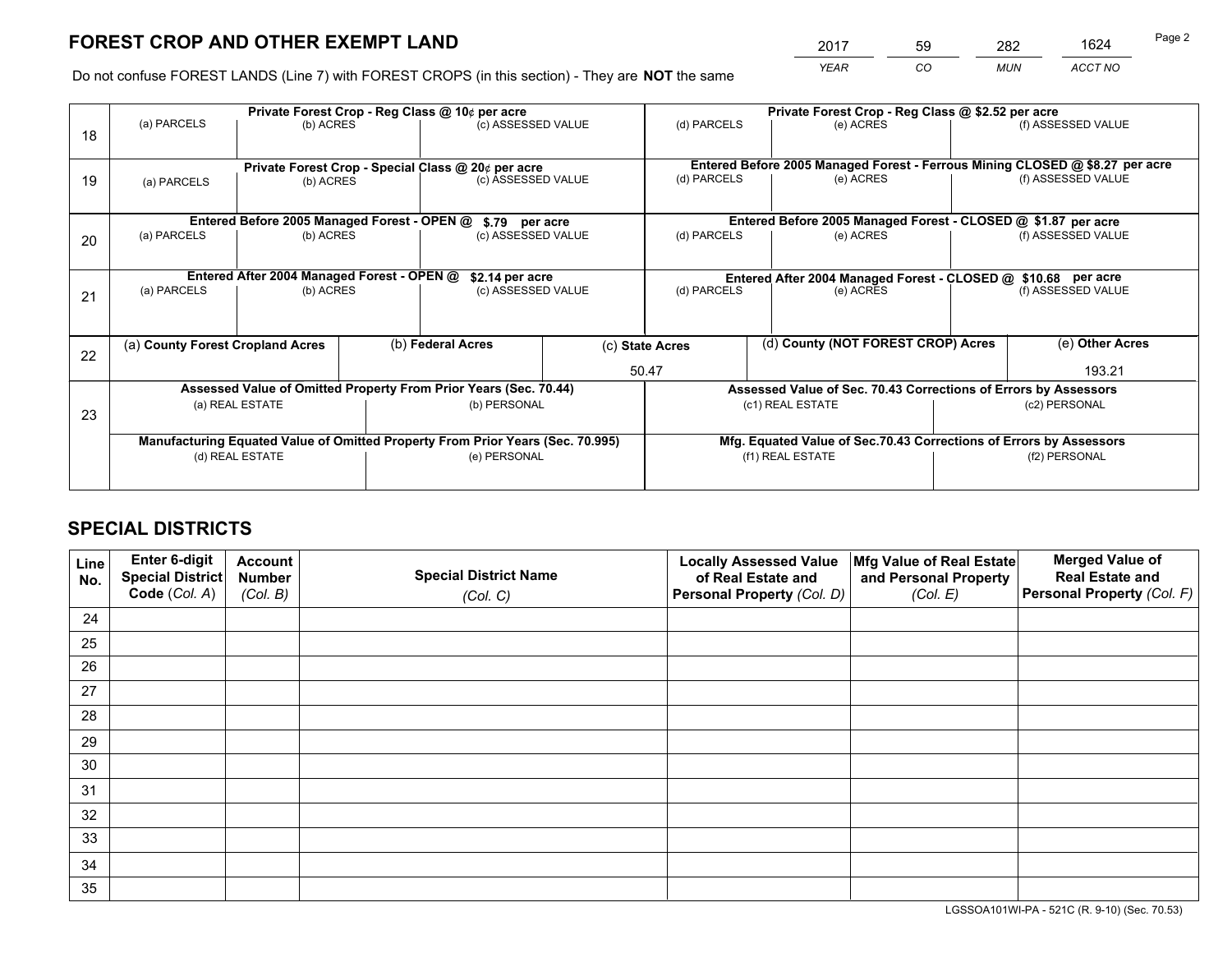# FOREST CROP AND OTHER EXEMPT LAND

| 2017 | 59 | 282 | 1624 |
|---|---|---|---|
| YEAR | CO | MUN | ACCT NO |

Do not confuse FOREST LANDS (Line 7) with FOREST CROPS (in this section) - They are **NOT** the same

| Line | Private Forest Crop - Reg Class @ 10¢ per acre | | | Private Forest Crop - Reg Class @ $2.52 per acre | | |
|---|---|---|---|---|---|---|
| 18 | (a) PARCELS | (b) ACRES | (c) ASSESSED VALUE | (d) PARCELS | (e) ACRES | (f) ASSESSED VALUE |
| | **Private Forest Crop - Special Class @ 20¢ per acre** | | | **Entered Before 2005 Managed Forest - Ferrous Mining CLOSED @ $8.27 per acre** | | |
| 19 | (a) PARCELS | (b) ACRES | (c) ASSESSED VALUE | (d) PARCELS | (e) ACRES | (f) ASSESSED VALUE |
| | **Entered Before 2005 Managed Forest - OPEN @ $.79 per acre** | | | **Entered Before 2005 Managed Forest - CLOSED @ $1.87 per acre** | | |
| 20 | (a) PARCELS | (b) ACRES | (c) ASSESSED VALUE | (d) PARCELS | (e) ACRES | (f) ASSESSED VALUE |
| | **Entered After 2004 Managed Forest - OPEN @ $2.14 per acre** | | | **Entered After 2004 Managed Forest - CLOSED @ $10.68 per acre** | | |
| 21 | (a) PARCELS | (b) ACRES | (c) ASSESSED VALUE | (d) PARCELS | (e) ACRES | (f) ASSESSED VALUE |

| Line | (a) County Forest Cropland Acres | (b) Federal Acres | (c) State Acres | (d) County (NOT FOREST CROP) Acres | (e) Other Acres |
|---|---|---|---|---|---|
| 22 | | | 50.47 | | 193.21 |

| Line | Assessed Value of Omitted Property From Prior Years (Sec. 70.44) | | Assessed Value of Sec. 70.43 Corrections of Errors by Assessors | |
|---|---|---|---|---|
| 23 | (a) REAL ESTATE | (b) PERSONAL | (c1) REAL ESTATE | (c2) PERSONAL |
| | **Manufacturing Equated Value of Omitted Property From Prior Years (Sec. 70.995)** | | **Mfg. Equated Value of Sec.70.43 Corrections of Errors by Assessors** | |
| | (d) REAL ESTATE | (e) PERSONAL | (f1) REAL ESTATE | (f2) PERSONAL |

# SPECIAL DISTRICTS

| Line No. | Enter 6-digit Special District Code (Col. A) | Account Number (Col. B) | Special District Name (Col. C) | Locally Assessed Value of Real Estate and Personal Property (Col. D) | Mfg Value of Real Estate and Personal Property (Col. E) | Merged Value of Real Estate and Personal Property (Col. F) |
|---|---|---|---|---|---|---|
| 24 | | | | | | |
| 25 | | | | | | |
| 26 | | | | | | |
| 27 | | | | | | |
| 28 | | | | | | |
| 29 | | | | | | |
| 30 | | | | | | |
| 31 | | | | | | |
| 32 | | | | | | |
| 33 | | | | | | |
| 34 | | | | | | |
| 35 | | | | | | |

LGSSOA101WI-PA - 521C (R. 9-10) (Sec. 70.53)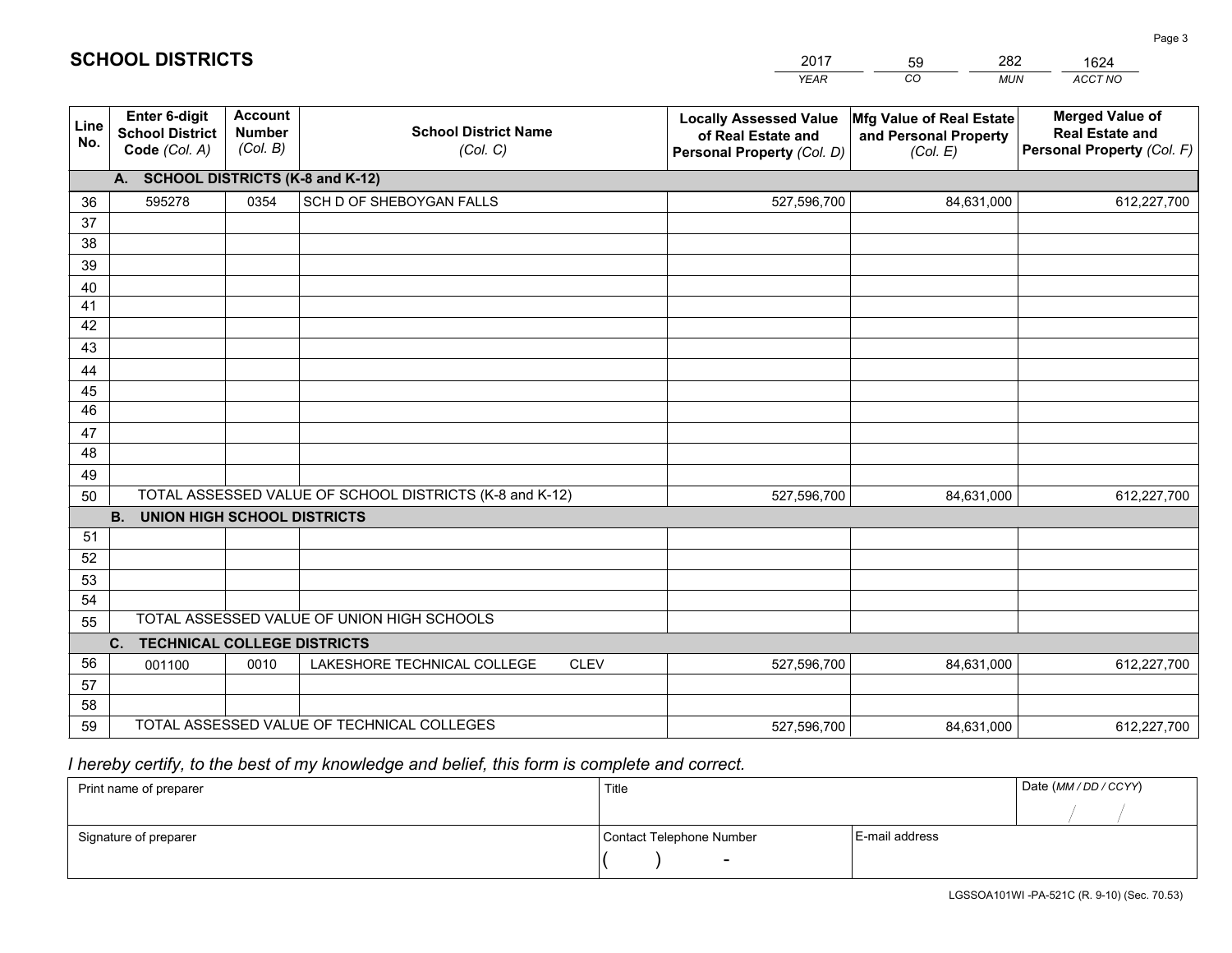# SCHOOL DISTRICTS

| 2017 | 59 | 282 | 1624 |
|---|---|---|---|
| *YEAR* | *CO* | *MUN* | *ACCT NO* |

| Line No. | Enter 6-digit School District Code *(Col. A)* | Account Number *(Col. B)* | School District Name *(Col. C)* | Locally Assessed Value of Real Estate and Personal Property *(Col. D)* | Mfg Value of Real Estate and Personal Property *(Col. E)* | Merged Value of Real Estate and Personal Property *(Col. F)* |
|---|---|---|---|---|---|---|
| **A. SCHOOL DISTRICTS (K-8 and K-12)** | | | | | | |
| 36 | 595278 | 0354 | SCH D OF SHEBOYGAN FALLS | 527,596,700 | 84,631,000 | 612,227,700 |
| 37 | | | | | | |
| 38 | | | | | | |
| 39 | | | | | | |
| 40 | | | | | | |
| 41 | | | | | | |
| 42 | | | | | | |
| 43 | | | | | | |
| 44 | | | | | | |
| 45 | | | | | | |
| 46 | | | | | | |
| 47 | | | | | | |
| 48 | | | | | | |
| 49 | | | | | | |
| 50 | TOTAL ASSESSED VALUE OF SCHOOL DISTRICTS (K-8 and K-12) | | | 527,596,700 | 84,631,000 | 612,227,700 |
| **B. UNION HIGH SCHOOL DISTRICTS** | | | | | | |
| 51 | | | | | | |
| 52 | | | | | | |
| 53 | | | | | | |
| 54 | | | | | | |
| 55 | TOTAL ASSESSED VALUE OF UNION HIGH SCHOOLS | | | | | |
| **C. TECHNICAL COLLEGE DISTRICTS** | | | | | | |
| 56 | 001100 | 0010 | LAKESHORE TECHNICAL COLLEGE CLEV | 527,596,700 | 84,631,000 | 612,227,700 |
| 57 | | | | | | |
| 58 | | | | | | |
| 59 | TOTAL ASSESSED VALUE OF TECHNICAL COLLEGES | | | 527,596,700 | 84,631,000 | 612,227,700 |

*I hereby certify, to the best of my knowledge and belief, this form is complete and correct.*

| Print name of preparer | Title | | Date *(MM / DD / CCYY)* |
|---|---|---|---|
| | | | / / |
| Signature of preparer | Contact Telephone Number | E-mail address | |
| | ( ) - | | |

LGSSOA101WI -PA-521C (R. 9-10) (Sec. 70.53)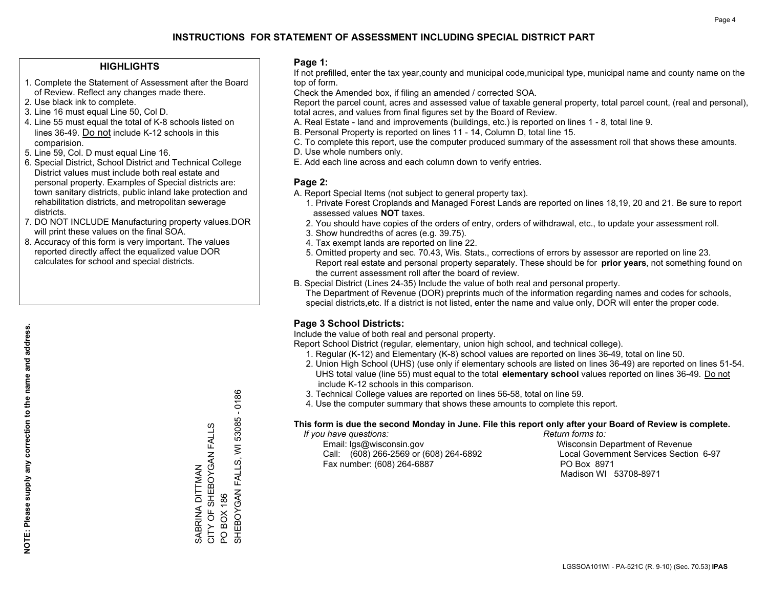# INSTRUCTIONS FOR STATEMENT OF ASSESSMENT INCLUDING SPECIAL DISTRICT PART

## HIGHLIGHTS

1. Complete the Statement of Assessment after the Board of Review. Reflect any changes made there.
2. Use black ink to complete.
3. Line 16 must equal Line 50, Col D.
4. Line 55 must equal the total of K-8 schools listed on lines 36-49. Do not include K-12 schools in this comparision.
5. Line 59, Col. D must equal Line 16.
6. Special District, School District and Technical College District values must include both real estate and personal property. Examples of Special districts are: town sanitary districts, public inland lake protection and rehabilitation districts, and metropolitan sewerage districts.
7. DO NOT INCLUDE Manufacturing property values.DOR will print these values on the final SOA.
8. Accuracy of this form is very important. The values reported directly affect the equalized value DOR calculates for school and special districts.

**NOTE: Please supply any correction to the name and address.**

SABRINA DITTMAN
CITY OF SHEBOYGAN FALLS
PO BOX 186
SHEBOYGAN FALLS, WI 53085 - 0186

## Page 1:

If not prefilled, enter the tax year,county and municipal code,municipal type, municipal name and county name on the top of form.

Check the Amended box, if filing an amended / corrected SOA.

Report the parcel count, acres and assessed value of taxable general property, total parcel count, (real and personal), total acres, and values from final figures set by the Board of Review.

A. Real Estate - land and improvements (buildings, etc.) is reported on lines 1 - 8, total line 9.
B. Personal Property is reported on lines 11 - 14, Column D, total line 15.
C. To complete this report, use the computer produced summary of the assessment roll that shows these amounts.
D. Use whole numbers only.
E. Add each line across and each column down to verify entries.

## Page 2:

A. Report Special Items (not subject to general property tax).
   1. Private Forest Croplands and Managed Forest Lands are reported on lines 18,19, 20 and 21. Be sure to report assessed values **NOT** taxes.
   2. You should have copies of the orders of entry, orders of withdrawal, etc., to update your assessment roll.
   3. Show hundredths of acres (e.g. 39.75).
   4. Tax exempt lands are reported on line 22.
   5. Omitted property and sec. 70.43, Wis. Stats., corrections of errors by assessor are reported on line 23. Report real estate and personal property separately. These should be for **prior years**, not something found on the current assessment roll after the board of review.

B. Special District (Lines 24-35) Include the value of both real and personal property.
   The Department of Revenue (DOR) preprints much of the information regarding names and codes for schools, special districts,etc. If a district is not listed, enter the name and value only, DOR will enter the proper code.

## Page 3 School Districts:

Include the value of both real and personal property.

Report School District (regular, elementary, union high school, and technical college).

1. Regular (K-12) and Elementary (K-8) school values are reported on lines 36-49, total on line 50.
2. Union High School (UHS) (use only if elementary schools are listed on lines 36-49) are reported on lines 51-54. UHS total value (line 55) must equal to the total **elementary school** values reported on lines 36-49. Do not include K-12 schools in this comparison.
3. Technical College values are reported on lines 56-58, total on line 59.
4. Use the computer summary that shows these amounts to complete this report.

**This form is due the second Monday in June. File this report only after your Board of Review is complete.**

*If you have questions:*
Email: lgs@wisconsin.gov
Call: (608) 266-2569 or (608) 264-6892
Fax number: (608) 264-6887

*Return forms to:*
Wisconsin Department of Revenue
Local Government Services Section 6-97
PO Box 8971
Madison WI 53708-8971

LGSSOA101WI - PA-521C (R. 9-10) (Sec. 70.53) **IPAS**